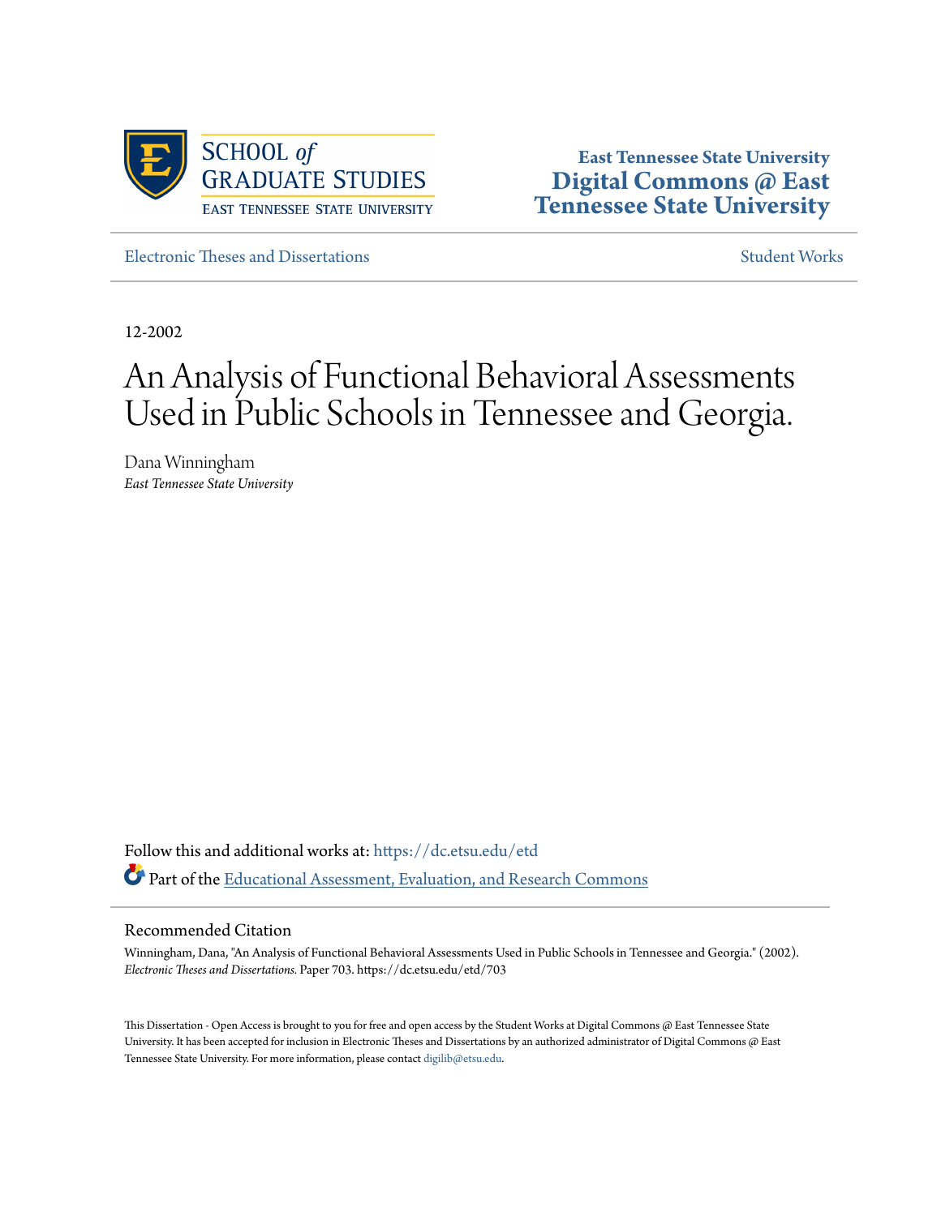SCHOOL *of* GRADUATE STUDIES
EAST TENNESSEE STATE UNIVERSITY

**East Tennessee State University**
**Digital Commons @ East Tennessee State University**

Electronic Theses and Dissertations | Student Works

12-2002

# An Analysis of Functional Behavioral Assessments Used in Public Schools in Tennessee and Georgia.

Dana Winningham
*East Tennessee State University*

Follow this and additional works at: https://dc.etsu.edu/etd

Part of the Educational Assessment, Evaluation, and Research Commons

## Recommended Citation

Winningham, Dana, "An Analysis of Functional Behavioral Assessments Used in Public Schools in Tennessee and Georgia." (2002). *Electronic Theses and Dissertations.* Paper 703. https://dc.etsu.edu/etd/703

This Dissertation - Open Access is brought to you for free and open access by the Student Works at Digital Commons @ East Tennessee State University. It has been accepted for inclusion in Electronic Theses and Dissertations by an authorized administrator of Digital Commons @ East Tennessee State University. For more information, please contact digilib@etsu.edu.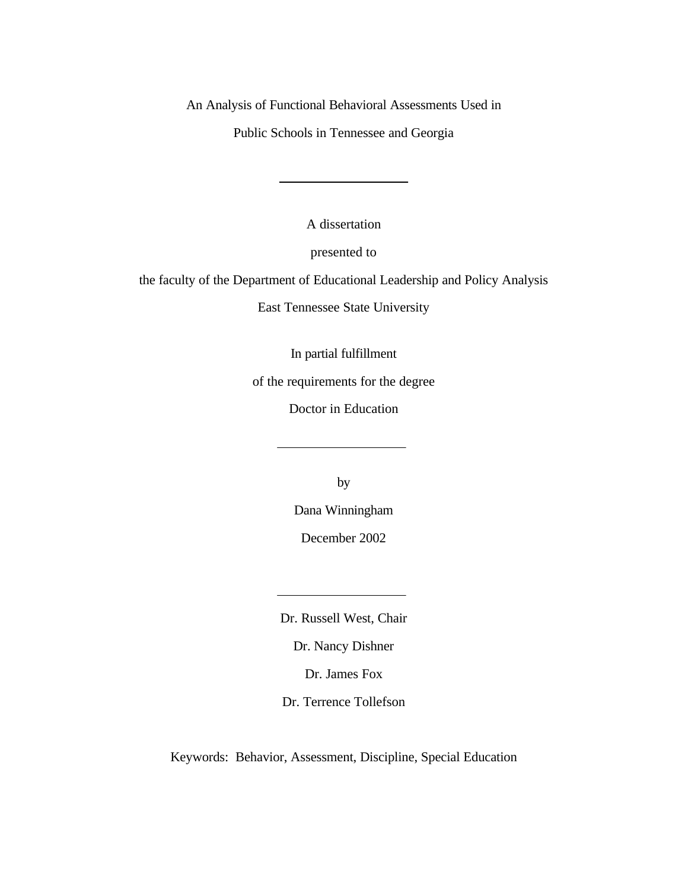# An Analysis of Functional Behavioral Assessments Used in Public Schools in Tennessee and Georgia

---

A dissertation

presented to

the faculty of the Department of Educational Leadership and Policy Analysis

East Tennessee State University

In partial fulfillment

of the requirements for the degree

Doctor in Education

---

by

Dana Winningham

December 2002

---

Dr. Russell West, Chair

Dr. Nancy Dishner

Dr. James Fox

Dr. Terrence Tollefson

Keywords: Behavior, Assessment, Discipline, Special Education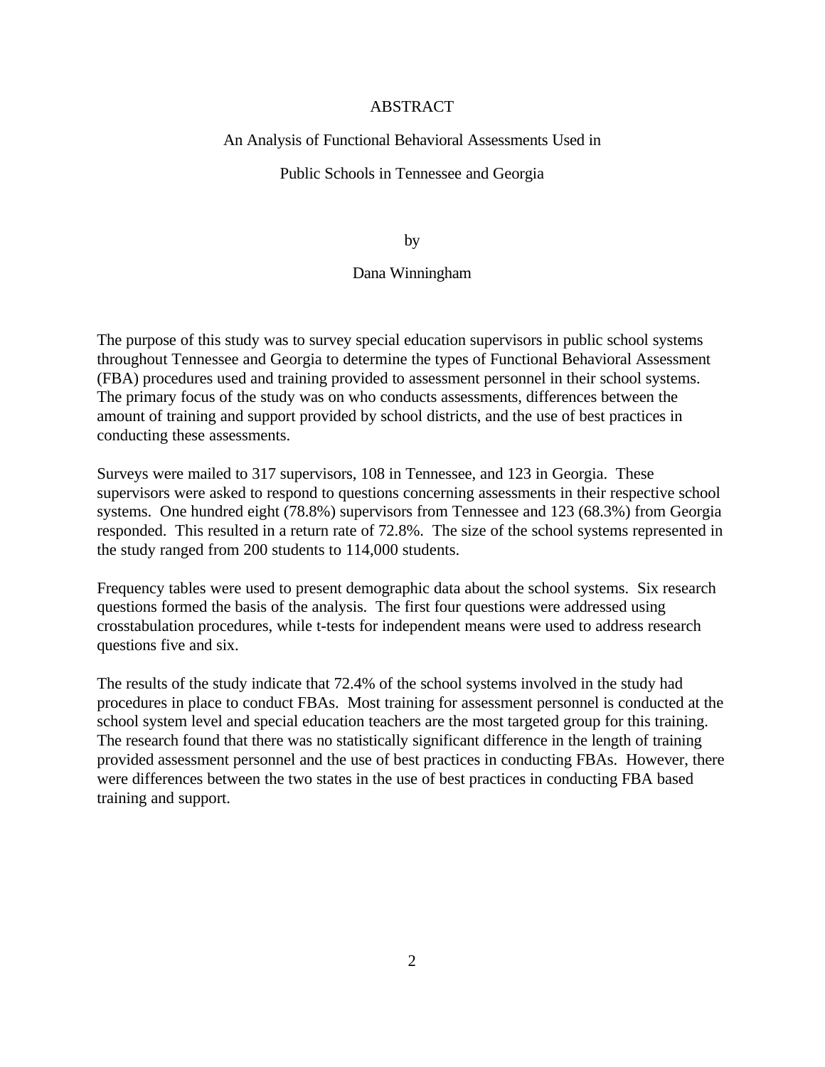# ABSTRACT

## An Analysis of Functional Behavioral Assessments Used in Public Schools in Tennessee and Georgia

by

Dana Winningham

The purpose of this study was to survey special education supervisors in public school systems throughout Tennessee and Georgia to determine the types of Functional Behavioral Assessment (FBA) procedures used and training provided to assessment personnel in their school systems. The primary focus of the study was on who conducts assessments, differences between the amount of training and support provided by school districts, and the use of best practices in conducting these assessments.

Surveys were mailed to 317 supervisors, 108 in Tennessee, and 123 in Georgia. These supervisors were asked to respond to questions concerning assessments in their respective school systems. One hundred eight (78.8%) supervisors from Tennessee and 123 (68.3%) from Georgia responded. This resulted in a return rate of 72.8%. The size of the school systems represented in the study ranged from 200 students to 114,000 students.

Frequency tables were used to present demographic data about the school systems. Six research questions formed the basis of the analysis. The first four questions were addressed using crosstabulation procedures, while t-tests for independent means were used to address research questions five and six.

The results of the study indicate that 72.4% of the school systems involved in the study had procedures in place to conduct FBAs. Most training for assessment personnel is conducted at the school system level and special education teachers are the most targeted group for this training. The research found that there was no statistically significant difference in the length of training provided assessment personnel and the use of best practices in conducting FBAs. However, there were differences between the two states in the use of best practices in conducting FBA based training and support.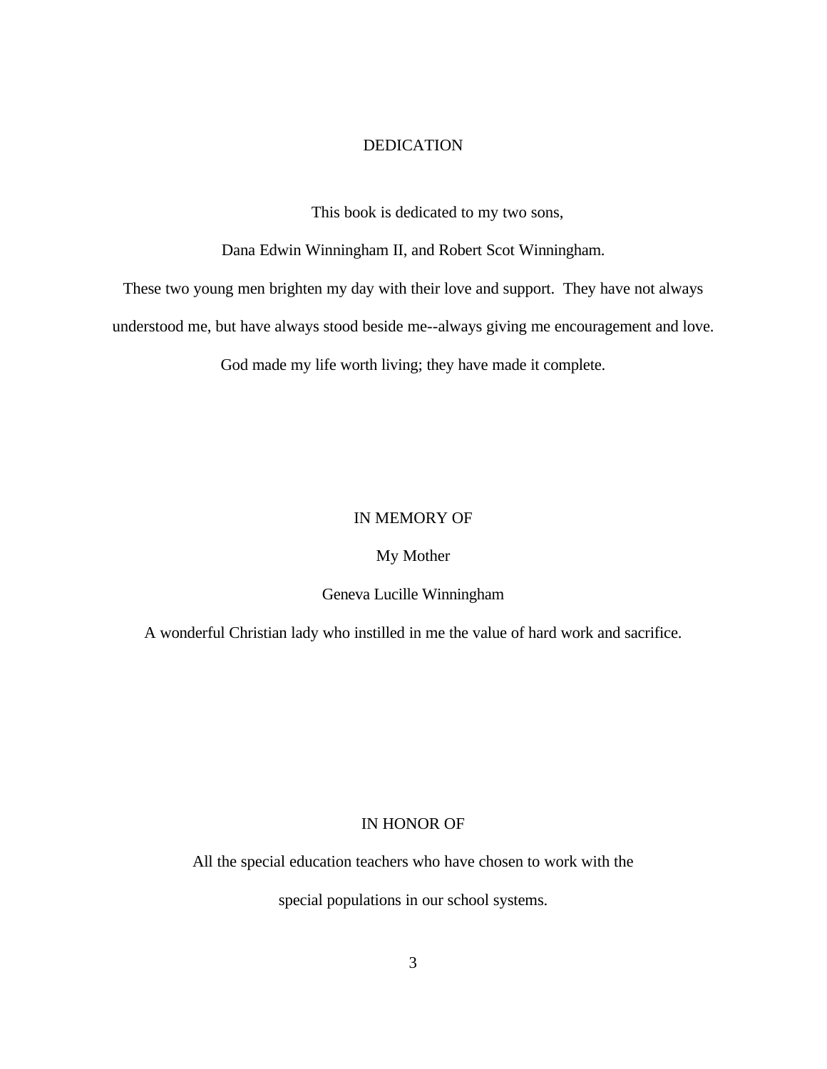# DEDICATION

This book is dedicated to my two sons,

Dana Edwin Winningham II, and Robert Scot Winningham.

These two young men brighten my day with their love and support. They have not always understood me, but have always stood beside me--always giving me encouragement and love. God made my life worth living; they have made it complete.

# IN MEMORY OF

My Mother

Geneva Lucille Winningham

A wonderful Christian lady who instilled in me the value of hard work and sacrifice.

# IN HONOR OF

All the special education teachers who have chosen to work with the special populations in our school systems.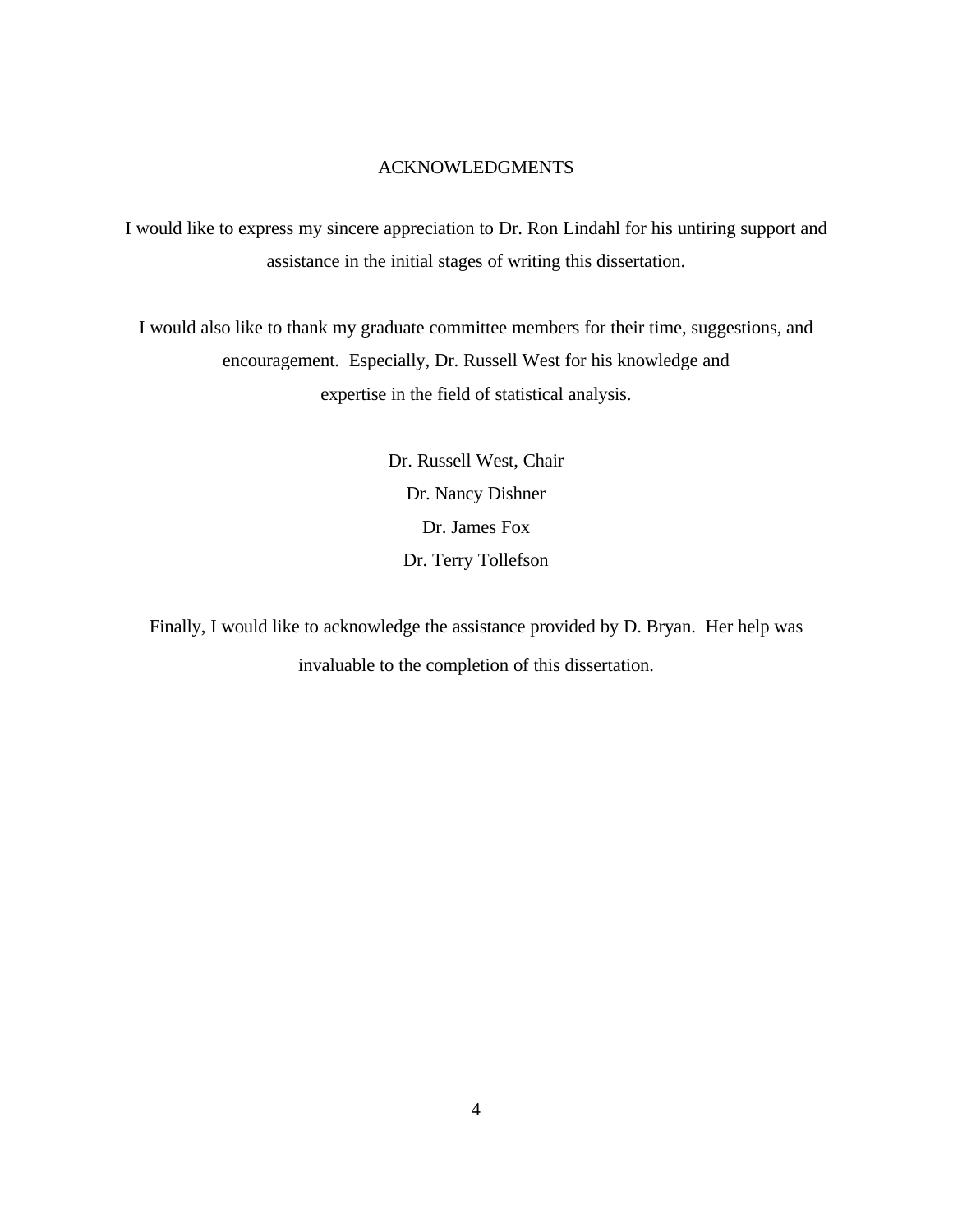# ACKNOWLEDGMENTS

I would like to express my sincere appreciation to Dr. Ron Lindahl for his untiring support and assistance in the initial stages of writing this dissertation.

I would also like to thank my graduate committee members for their time, suggestions, and encouragement. Especially, Dr. Russell West for his knowledge and expertise in the field of statistical analysis.

Dr. Russell West, Chair
Dr. Nancy Dishner
Dr. James Fox
Dr. Terry Tollefson

Finally, I would like to acknowledge the assistance provided by D. Bryan. Her help was invaluable to the completion of this dissertation.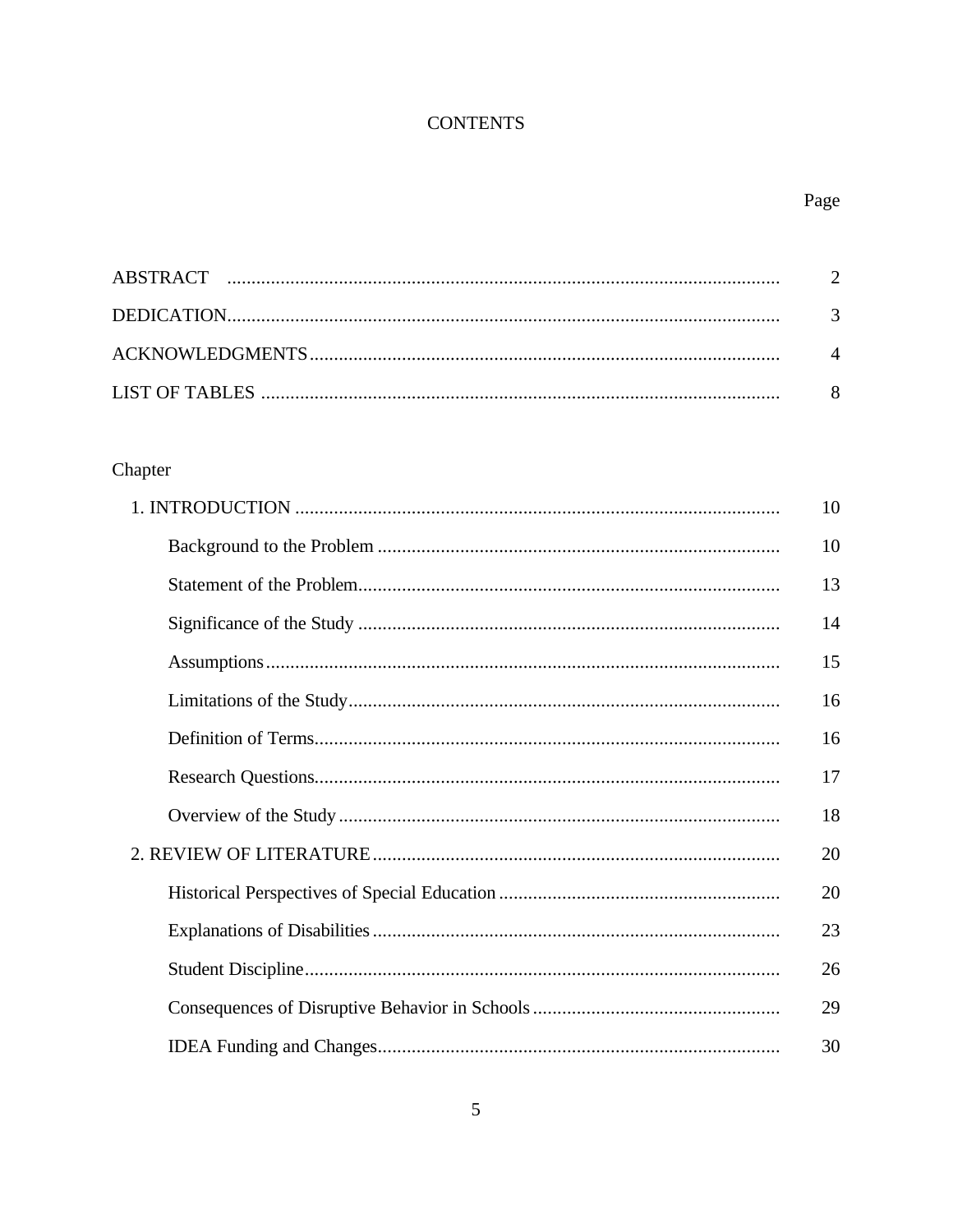# CONTENTS

| | Page |
|---|---|
| ABSTRACT | 2 |
| DEDICATION | 3 |
| ACKNOWLEDGMENTS | 4 |
| LIST OF TABLES | 8 |

Chapter

| | |
|---|---|
| 1. INTRODUCTION | 10 |
| Background to the Problem | 10 |
| Statement of the Problem | 13 |
| Significance of the Study | 14 |
| Assumptions | 15 |
| Limitations of the Study | 16 |
| Definition of Terms | 16 |
| Research Questions | 17 |
| Overview of the Study | 18 |
| 2. REVIEW OF LITERATURE | 20 |
| Historical Perspectives of Special Education | 20 |
| Explanations of Disabilities | 23 |
| Student Discipline | 26 |
| Consequences of Disruptive Behavior in Schools | 29 |
| IDEA Funding and Changes | 30 |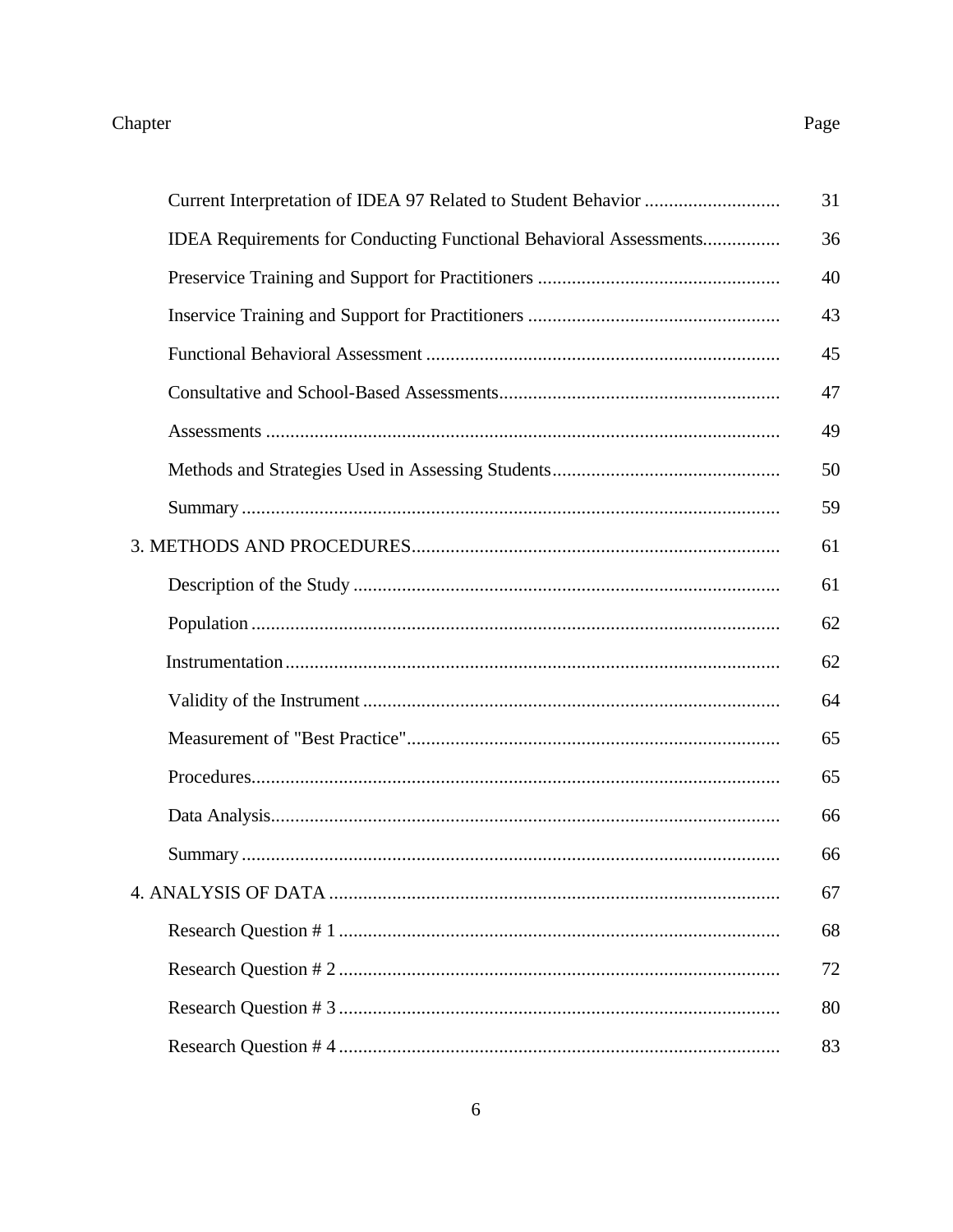| Chapter | Page |
| --- | --- |
| Current Interpretation of IDEA 97 Related to Student Behavior | 31 |
| IDEA Requirements for Conducting Functional Behavioral Assessments | 36 |
| Preservice Training and Support for Practitioners | 40 |
| Inservice Training and Support for Practitioners | 43 |
| Functional Behavioral Assessment | 45 |
| Consultative and School-Based Assessments | 47 |
| Assessments | 49 |
| Methods and Strategies Used in Assessing Students | 50 |
| Summary | 59 |
| 3. METHODS AND PROCEDURES | 61 |
| Description of the Study | 61 |
| Population | 62 |
| Instrumentation | 62 |
| Validity of the Instrument | 64 |
| Measurement of "Best Practice" | 65 |
| Procedures | 65 |
| Data Analysis | 66 |
| Summary | 66 |
| 4. ANALYSIS OF DATA | 67 |
| Research Question # 1 | 68 |
| Research Question # 2 | 72 |
| Research Question # 3 | 80 |
| Research Question # 4 | 83 |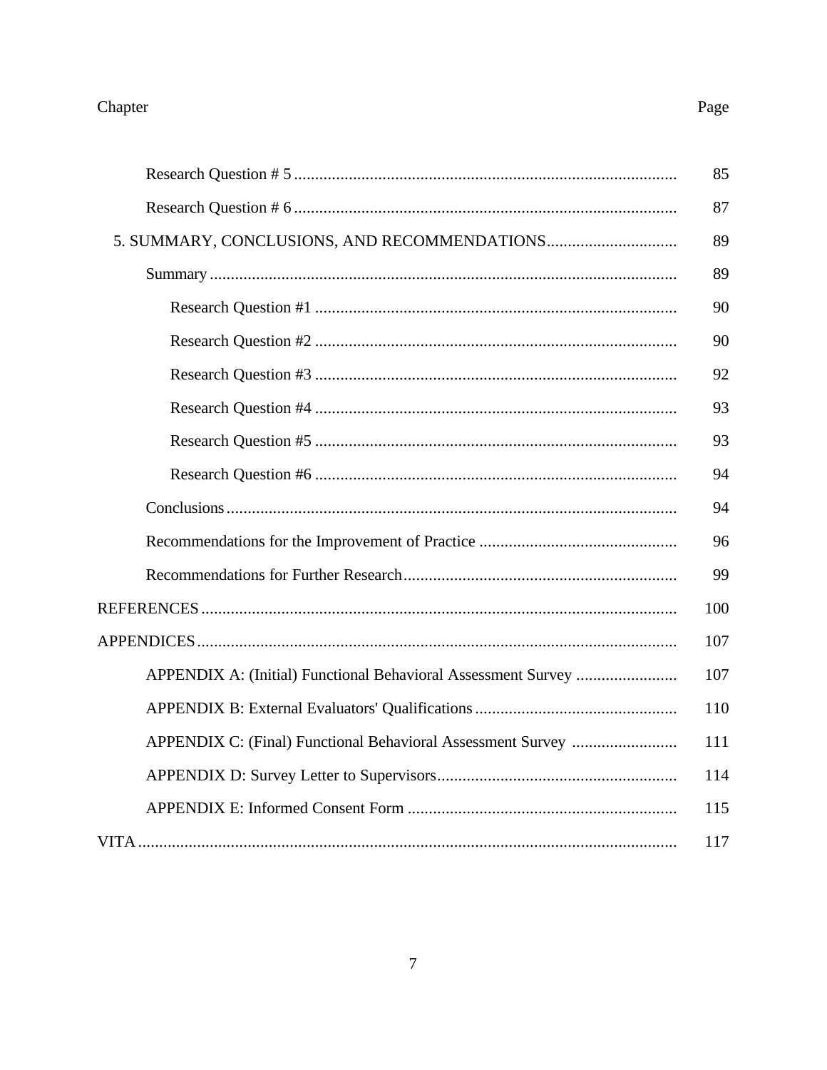| Chapter | Page |
| --- | --- |
| Research Question # 5 | 85 |
| Research Question # 6 | 87 |
| 5. SUMMARY, CONCLUSIONS, AND RECOMMENDATIONS | 89 |
| Summary | 89 |
| Research Question #1 | 90 |
| Research Question #2 | 90 |
| Research Question #3 | 92 |
| Research Question #4 | 93 |
| Research Question #5 | 93 |
| Research Question #6 | 94 |
| Conclusions | 94 |
| Recommendations for the Improvement of Practice | 96 |
| Recommendations for Further Research | 99 |
| REFERENCES | 100 |
| APPENDICES | 107 |
| APPENDIX A: (Initial) Functional Behavioral Assessment Survey | 107 |
| APPENDIX B: External Evaluators' Qualifications | 110 |
| APPENDIX C: (Final) Functional Behavioral Assessment Survey | 111 |
| APPENDIX D: Survey Letter to Supervisors | 114 |
| APPENDIX E: Informed Consent Form | 115 |
| VITA | 117 |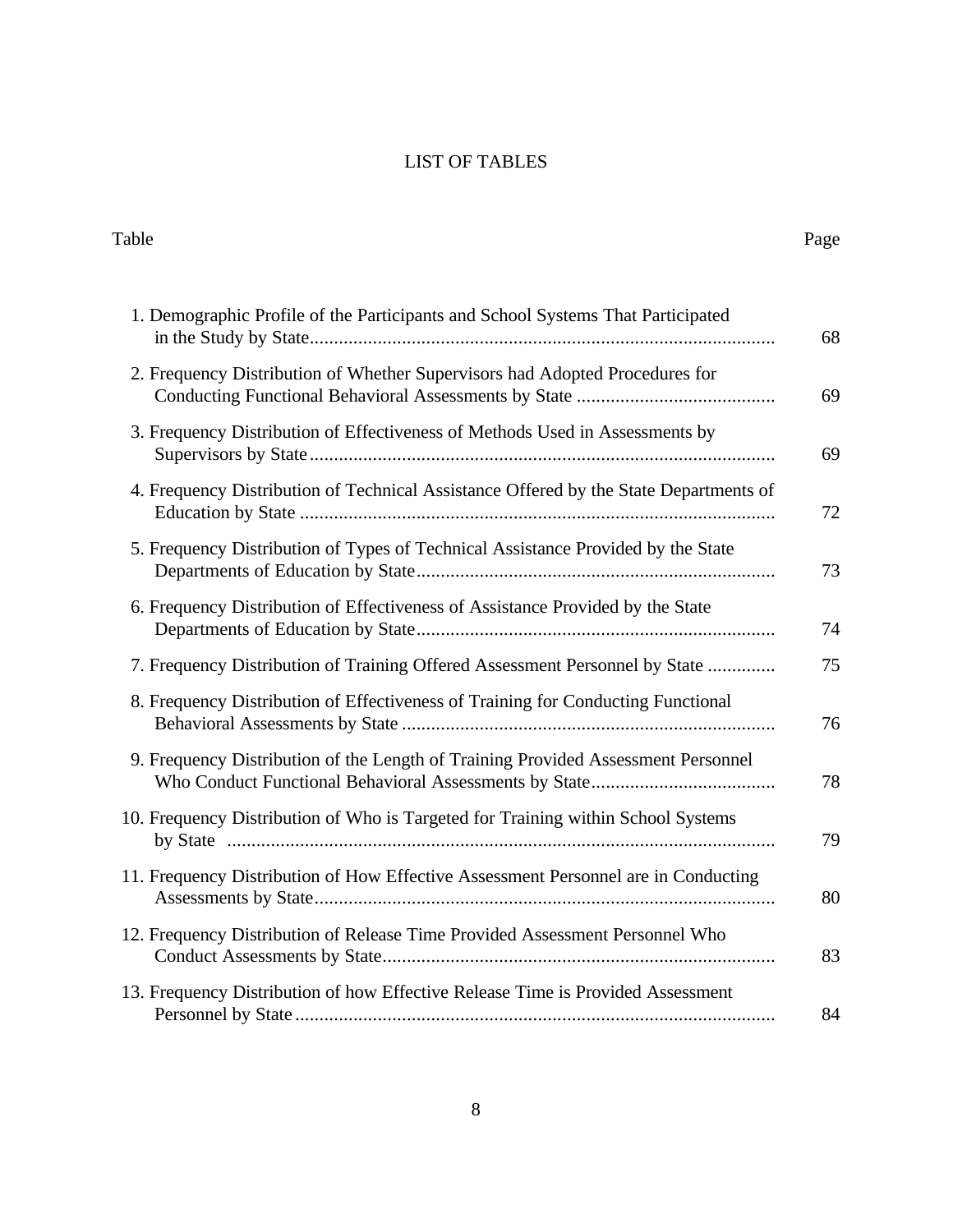# LIST OF TABLES

| Table | Page |
|---|---|
| 1. Demographic Profile of the Participants and School Systems That Participated in the Study by State | 68 |
| 2. Frequency Distribution of Whether Supervisors had Adopted Procedures for Conducting Functional Behavioral Assessments by State | 69 |
| 3. Frequency Distribution of Effectiveness of Methods Used in Assessments by Supervisors by State | 69 |
| 4. Frequency Distribution of Technical Assistance Offered by the State Departments of Education by State | 72 |
| 5. Frequency Distribution of Types of Technical Assistance Provided by the State Departments of Education by State | 73 |
| 6. Frequency Distribution of Effectiveness of Assistance Provided by the State Departments of Education by State | 74 |
| 7. Frequency Distribution of Training Offered Assessment Personnel by State | 75 |
| 8. Frequency Distribution of Effectiveness of Training for Conducting Functional Behavioral Assessments by State | 76 |
| 9. Frequency Distribution of the Length of Training Provided Assessment Personnel Who Conduct Functional Behavioral Assessments by State | 78 |
| 10. Frequency Distribution of Who is Targeted for Training within School Systems by State | 79 |
| 11. Frequency Distribution of How Effective Assessment Personnel are in Conducting Assessments by State | 80 |
| 12. Frequency Distribution of Release Time Provided Assessment Personnel Who Conduct Assessments by State | 83 |
| 13. Frequency Distribution of how Effective Release Time is Provided Assessment Personnel by State | 84 |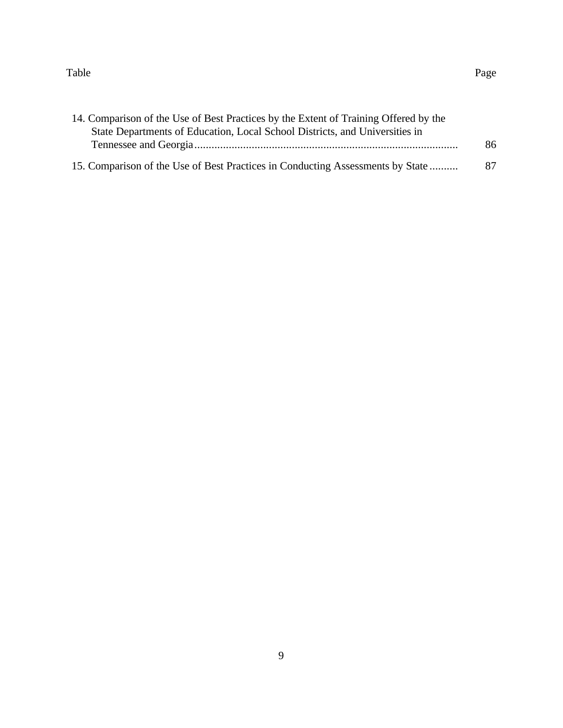| Table | Page |
| --- | --- |
| 14. Comparison of the Use of Best Practices by the Extent of Training Offered by the State Departments of Education, Local School Districts, and Universities in Tennessee and Georgia | 86 |
| 15. Comparison of the Use of Best Practices in Conducting Assessments by State | 87 |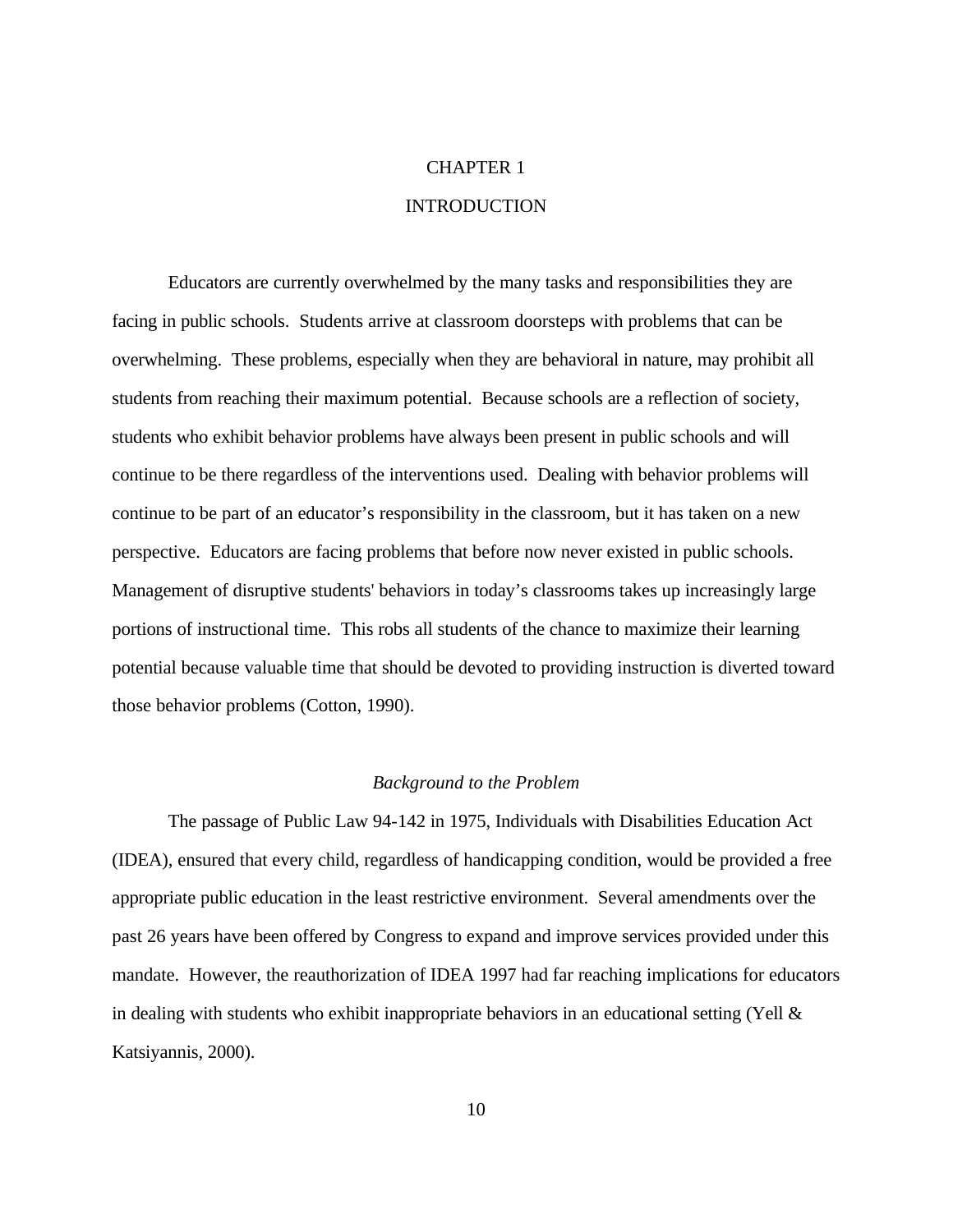# CHAPTER 1

# INTRODUCTION

Educators are currently overwhelmed by the many tasks and responsibilities they are facing in public schools. Students arrive at classroom doorsteps with problems that can be overwhelming. These problems, especially when they are behavioral in nature, may prohibit all students from reaching their maximum potential. Because schools are a reflection of society, students who exhibit behavior problems have always been present in public schools and will continue to be there regardless of the interventions used. Dealing with behavior problems will continue to be part of an educator's responsibility in the classroom, but it has taken on a new perspective. Educators are facing problems that before now never existed in public schools. Management of disruptive students' behaviors in today's classrooms takes up increasingly large portions of instructional time. This robs all students of the chance to maximize their learning potential because valuable time that should be devoted to providing instruction is diverted toward those behavior problems (Cotton, 1990).

## *Background to the Problem*

The passage of Public Law 94-142 in 1975, Individuals with Disabilities Education Act (IDEA), ensured that every child, regardless of handicapping condition, would be provided a free appropriate public education in the least restrictive environment. Several amendments over the past 26 years have been offered by Congress to expand and improve services provided under this mandate. However, the reauthorization of IDEA 1997 had far reaching implications for educators in dealing with students who exhibit inappropriate behaviors in an educational setting (Yell & Katsiyannis, 2000).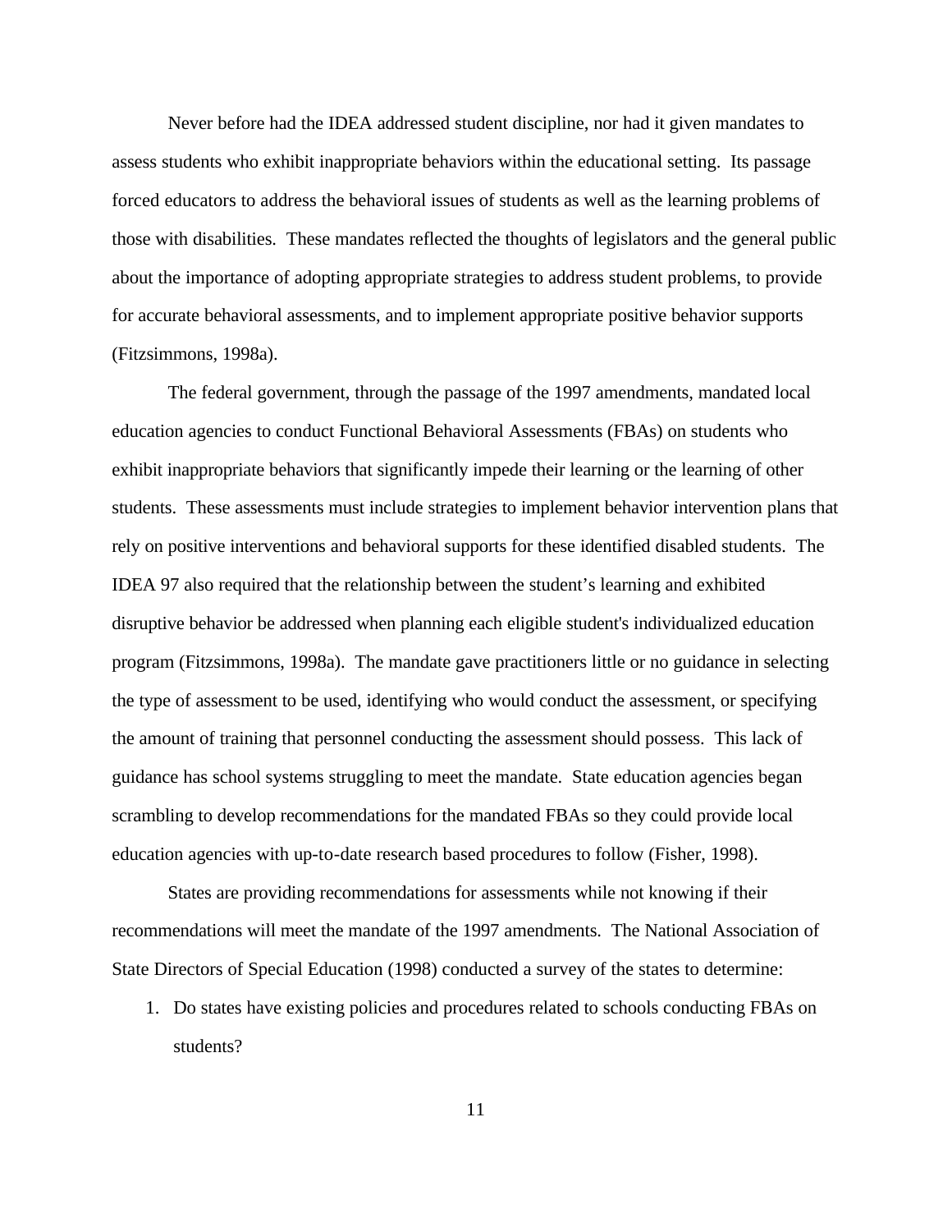Never before had the IDEA addressed student discipline, nor had it given mandates to assess students who exhibit inappropriate behaviors within the educational setting. Its passage forced educators to address the behavioral issues of students as well as the learning problems of those with disabilities. These mandates reflected the thoughts of legislators and the general public about the importance of adopting appropriate strategies to address student problems, to provide for accurate behavioral assessments, and to implement appropriate positive behavior supports (Fitzsimmons, 1998a).

The federal government, through the passage of the 1997 amendments, mandated local education agencies to conduct Functional Behavioral Assessments (FBAs) on students who exhibit inappropriate behaviors that significantly impede their learning or the learning of other students. These assessments must include strategies to implement behavior intervention plans that rely on positive interventions and behavioral supports for these identified disabled students. The IDEA 97 also required that the relationship between the student's learning and exhibited disruptive behavior be addressed when planning each eligible student's individualized education program (Fitzsimmons, 1998a). The mandate gave practitioners little or no guidance in selecting the type of assessment to be used, identifying who would conduct the assessment, or specifying the amount of training that personnel conducting the assessment should possess. This lack of guidance has school systems struggling to meet the mandate. State education agencies began scrambling to develop recommendations for the mandated FBAs so they could provide local education agencies with up-to-date research based procedures to follow (Fisher, 1998).

States are providing recommendations for assessments while not knowing if their recommendations will meet the mandate of the 1997 amendments. The National Association of State Directors of Special Education (1998) conducted a survey of the states to determine:

1. Do states have existing policies and procedures related to schools conducting FBAs on students?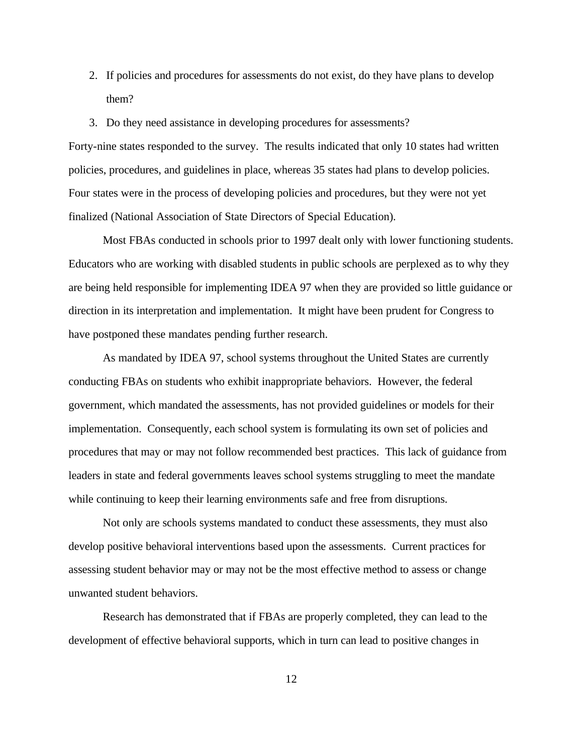2. If policies and procedures for assessments do not exist, do they have plans to develop them?
3. Do they need assistance in developing procedures for assessments?

Forty-nine states responded to the survey. The results indicated that only 10 states had written policies, procedures, and guidelines in place, whereas 35 states had plans to develop policies. Four states were in the process of developing policies and procedures, but they were not yet finalized (National Association of State Directors of Special Education).

Most FBAs conducted in schools prior to 1997 dealt only with lower functioning students. Educators who are working with disabled students in public schools are perplexed as to why they are being held responsible for implementing IDEA 97 when they are provided so little guidance or direction in its interpretation and implementation. It might have been prudent for Congress to have postponed these mandates pending further research.

As mandated by IDEA 97, school systems throughout the United States are currently conducting FBAs on students who exhibit inappropriate behaviors. However, the federal government, which mandated the assessments, has not provided guidelines or models for their implementation. Consequently, each school system is formulating its own set of policies and procedures that may or may not follow recommended best practices. This lack of guidance from leaders in state and federal governments leaves school systems struggling to meet the mandate while continuing to keep their learning environments safe and free from disruptions.

Not only are schools systems mandated to conduct these assessments, they must also develop positive behavioral interventions based upon the assessments. Current practices for assessing student behavior may or may not be the most effective method to assess or change unwanted student behaviors.

Research has demonstrated that if FBAs are properly completed, they can lead to the development of effective behavioral supports, which in turn can lead to positive changes in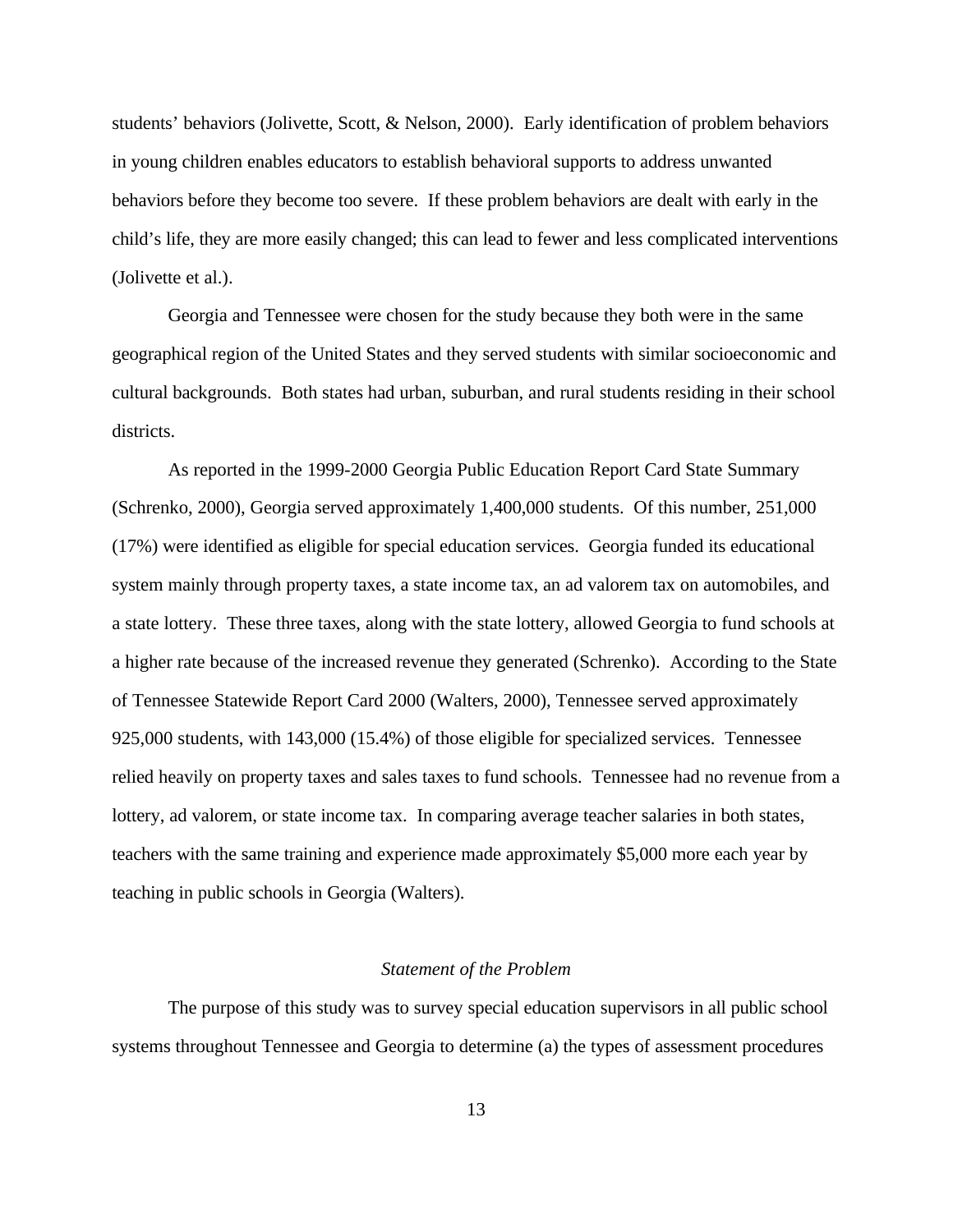students' behaviors (Jolivette, Scott, & Nelson, 2000). Early identification of problem behaviors in young children enables educators to establish behavioral supports to address unwanted behaviors before they become too severe. If these problem behaviors are dealt with early in the child's life, they are more easily changed; this can lead to fewer and less complicated interventions (Jolivette et al.).

Georgia and Tennessee were chosen for the study because they both were in the same geographical region of the United States and they served students with similar socioeconomic and cultural backgrounds. Both states had urban, suburban, and rural students residing in their school districts.

As reported in the 1999-2000 Georgia Public Education Report Card State Summary (Schrenko, 2000), Georgia served approximately 1,400,000 students. Of this number, 251,000 (17%) were identified as eligible for special education services. Georgia funded its educational system mainly through property taxes, a state income tax, an ad valorem tax on automobiles, and a state lottery. These three taxes, along with the state lottery, allowed Georgia to fund schools at a higher rate because of the increased revenue they generated (Schrenko). According to the State of Tennessee Statewide Report Card 2000 (Walters, 2000), Tennessee served approximately 925,000 students, with 143,000 (15.4%) of those eligible for specialized services. Tennessee relied heavily on property taxes and sales taxes to fund schools. Tennessee had no revenue from a lottery, ad valorem, or state income tax. In comparing average teacher salaries in both states, teachers with the same training and experience made approximately $5,000 more each year by teaching in public schools in Georgia (Walters).

### *Statement of the Problem*

The purpose of this study was to survey special education supervisors in all public school systems throughout Tennessee and Georgia to determine (a) the types of assessment procedures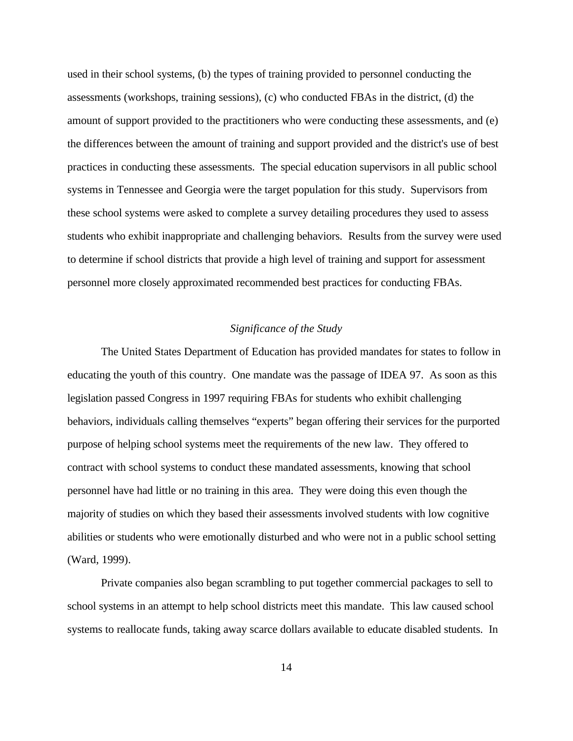used in their school systems, (b) the types of training provided to personnel conducting the assessments (workshops, training sessions), (c) who conducted FBAs in the district, (d) the amount of support provided to the practitioners who were conducting these assessments, and (e) the differences between the amount of training and support provided and the district's use of best practices in conducting these assessments. The special education supervisors in all public school systems in Tennessee and Georgia were the target population for this study. Supervisors from these school systems were asked to complete a survey detailing procedures they used to assess students who exhibit inappropriate and challenging behaviors. Results from the survey were used to determine if school districts that provide a high level of training and support for assessment personnel more closely approximated recommended best practices for conducting FBAs.

### *Significance of the Study*

The United States Department of Education has provided mandates for states to follow in educating the youth of this country. One mandate was the passage of IDEA 97. As soon as this legislation passed Congress in 1997 requiring FBAs for students who exhibit challenging behaviors, individuals calling themselves "experts" began offering their services for the purported purpose of helping school systems meet the requirements of the new law. They offered to contract with school systems to conduct these mandated assessments, knowing that school personnel have had little or no training in this area. They were doing this even though the majority of studies on which they based their assessments involved students with low cognitive abilities or students who were emotionally disturbed and who were not in a public school setting (Ward, 1999).

Private companies also began scrambling to put together commercial packages to sell to school systems in an attempt to help school districts meet this mandate. This law caused school systems to reallocate funds, taking away scarce dollars available to educate disabled students. In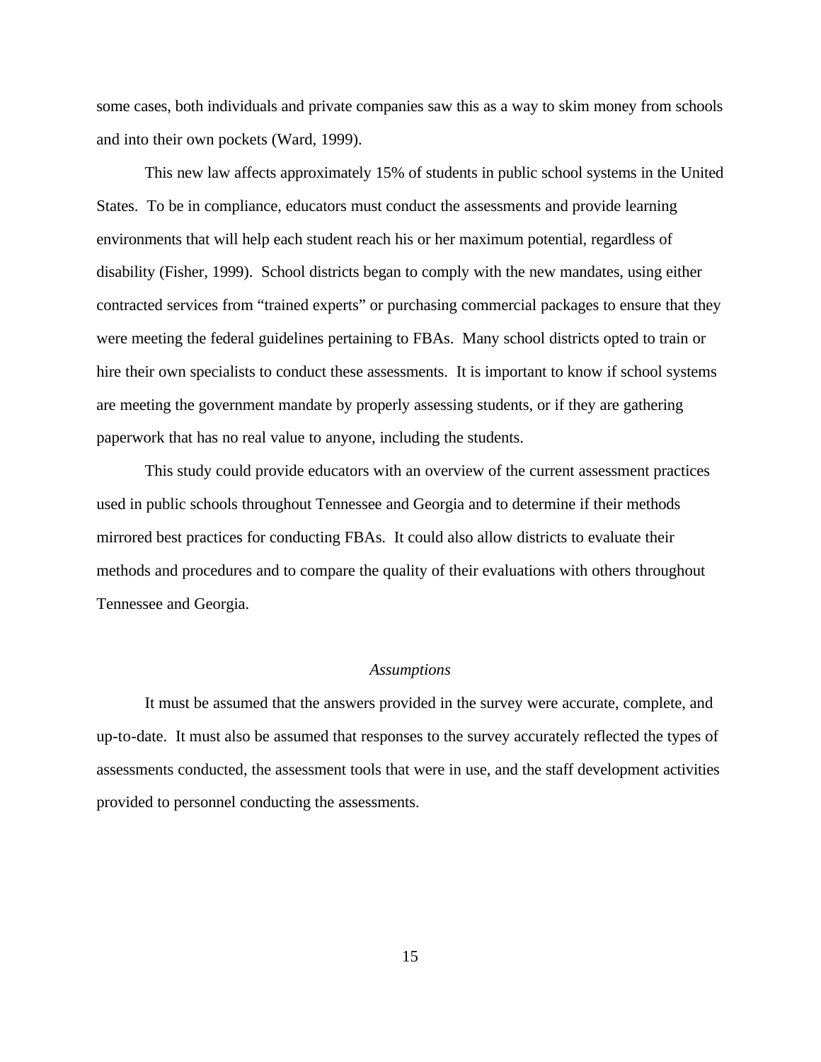some cases, both individuals and private companies saw this as a way to skim money from schools and into their own pockets (Ward, 1999).

This new law affects approximately 15% of students in public school systems in the United States.  To be in compliance, educators must conduct the assessments and provide learning environments that will help each student reach his or her maximum potential, regardless of disability (Fisher, 1999).  School districts began to comply with the new mandates, using either contracted services from "trained experts" or purchasing commercial packages to ensure that they were meeting the federal guidelines pertaining to FBAs.  Many school districts opted to train or hire their own specialists to conduct these assessments.  It is important to know if school systems are meeting the government mandate by properly assessing students, or if they are gathering paperwork that has no real value to anyone, including the students.

This study could provide educators with an overview of the current assessment practices used in public schools throughout Tennessee and Georgia and to determine if their methods mirrored best practices for conducting FBAs.  It could also allow districts to evaluate their methods and procedures and to compare the quality of their evaluations with others throughout Tennessee and Georgia.

### *Assumptions*

It must be assumed that the answers provided in the survey were accurate, complete, and up-to-date.  It must also be assumed that responses to the survey accurately reflected the types of assessments conducted, the assessment tools that were in use, and the staff development activities provided to personnel conducting the assessments.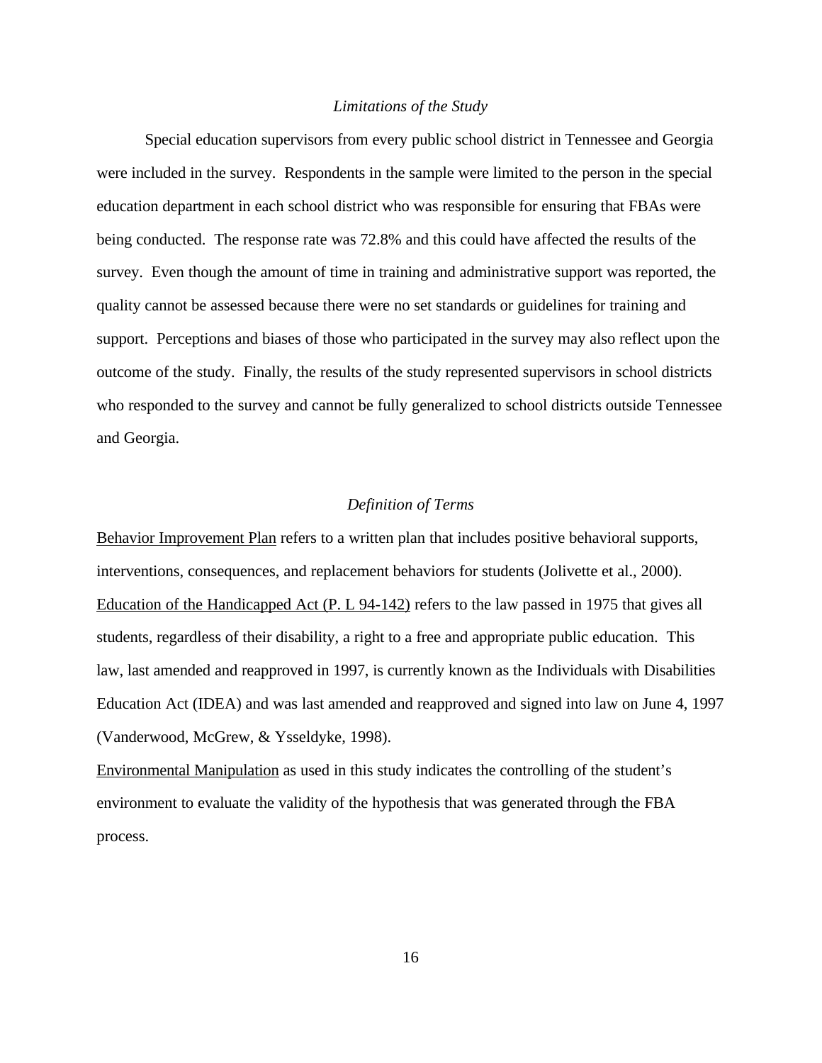### *Limitations of the Study*

Special education supervisors from every public school district in Tennessee and Georgia were included in the survey. Respondents in the sample were limited to the person in the special education department in each school district who was responsible for ensuring that FBAs were being conducted. The response rate was 72.8% and this could have affected the results of the survey. Even though the amount of time in training and administrative support was reported, the quality cannot be assessed because there were no set standards or guidelines for training and support. Perceptions and biases of those who participated in the survey may also reflect upon the outcome of the study. Finally, the results of the study represented supervisors in school districts who responded to the survey and cannot be fully generalized to school districts outside Tennessee and Georgia.

### *Definition of Terms*

<u>Behavior Improvement Plan</u> refers to a written plan that includes positive behavioral supports, interventions, consequences, and replacement behaviors for students (Jolivette et al., 2000).

<u>Education of the Handicapped Act (P. L 94-142)</u> refers to the law passed in 1975 that gives all students, regardless of their disability, a right to a free and appropriate public education. This law, last amended and reapproved in 1997, is currently known as the Individuals with Disabilities Education Act (IDEA) and was last amended and reapproved and signed into law on June 4, 1997 (Vanderwood, McGrew, & Ysseldyke, 1998).

<u>Environmental Manipulation</u> as used in this study indicates the controlling of the student's environment to evaluate the validity of the hypothesis that was generated through the FBA process.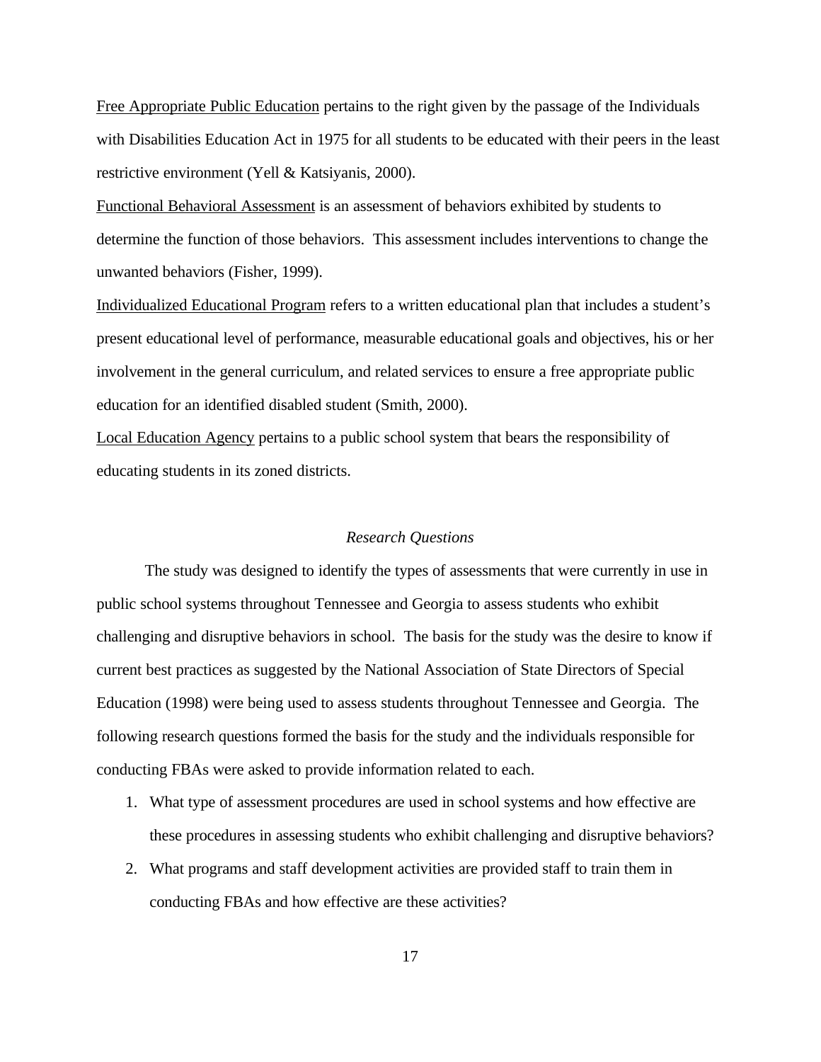<u>Free Appropriate Public Education</u> pertains to the right given by the passage of the Individuals with Disabilities Education Act in 1975 for all students to be educated with their peers in the least restrictive environment (Yell & Katsiyanis, 2000).

<u>Functional Behavioral Assessment</u> is an assessment of behaviors exhibited by students to determine the function of those behaviors. This assessment includes interventions to change the unwanted behaviors (Fisher, 1999).

<u>Individualized Educational Program</u> refers to a written educational plan that includes a student's present educational level of performance, measurable educational goals and objectives, his or her involvement in the general curriculum, and related services to ensure a free appropriate public education for an identified disabled student (Smith, 2000).

<u>Local Education Agency</u> pertains to a public school system that bears the responsibility of educating students in its zoned districts.

### *Research Questions*

The study was designed to identify the types of assessments that were currently in use in public school systems throughout Tennessee and Georgia to assess students who exhibit challenging and disruptive behaviors in school. The basis for the study was the desire to know if current best practices as suggested by the National Association of State Directors of Special Education (1998) were being used to assess students throughout Tennessee and Georgia. The following research questions formed the basis for the study and the individuals responsible for conducting FBAs were asked to provide information related to each.

1. What type of assessment procedures are used in school systems and how effective are these procedures in assessing students who exhibit challenging and disruptive behaviors?
2. What programs and staff development activities are provided staff to train them in conducting FBAs and how effective are these activities?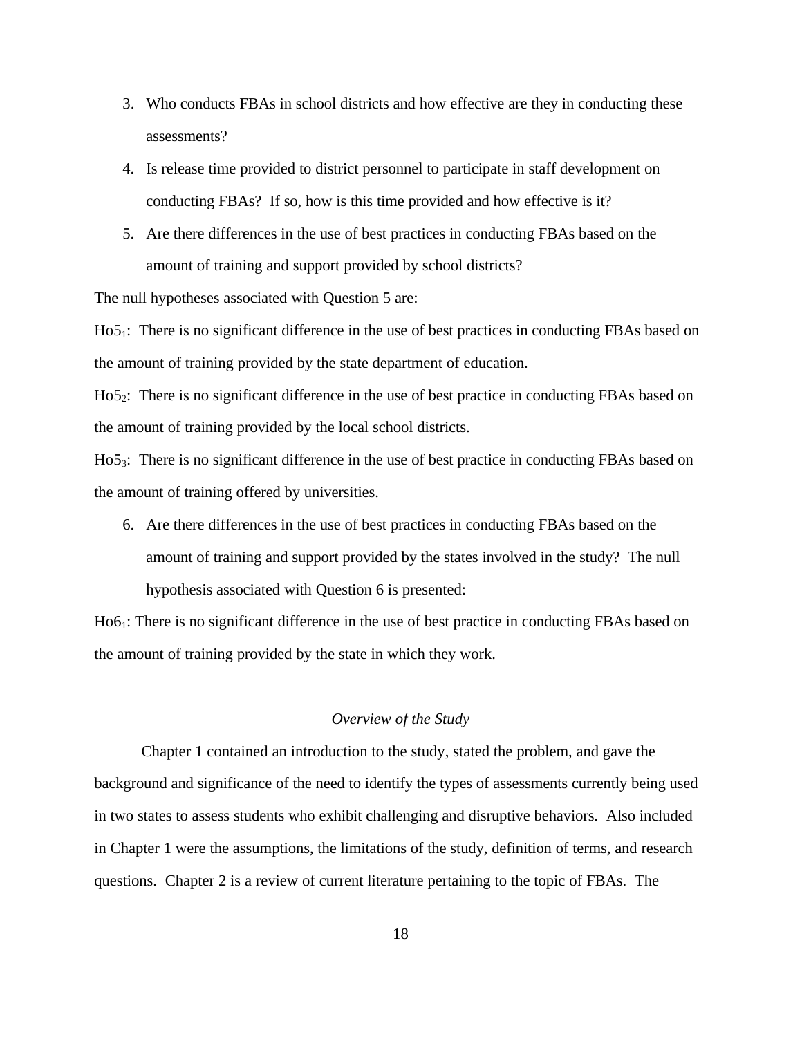3. Who conducts FBAs in school districts and how effective are they in conducting these assessments?
4. Is release time provided to district personnel to participate in staff development on conducting FBAs? If so, how is this time provided and how effective is it?
5. Are there differences in the use of best practices in conducting FBAs based on the amount of training and support provided by school districts?

The null hypotheses associated with Question 5 are:

$Ho5_1$: There is no significant difference in the use of best practices in conducting FBAs based on the amount of training provided by the state department of education.

$Ho5_2$: There is no significant difference in the use of best practice in conducting FBAs based on the amount of training provided by the local school districts.

$Ho5_3$: There is no significant difference in the use of best practice in conducting FBAs based on the amount of training offered by universities.

6. Are there differences in the use of best practices in conducting FBAs based on the amount of training and support provided by the states involved in the study? The null hypothesis associated with Question 6 is presented:

$Ho6_1$: There is no significant difference in the use of best practice in conducting FBAs based on the amount of training provided by the state in which they work.

*Overview of the Study*

Chapter 1 contained an introduction to the study, stated the problem, and gave the background and significance of the need to identify the types of assessments currently being used in two states to assess students who exhibit challenging and disruptive behaviors. Also included in Chapter 1 were the assumptions, the limitations of the study, definition of terms, and research questions. Chapter 2 is a review of current literature pertaining to the topic of FBAs. The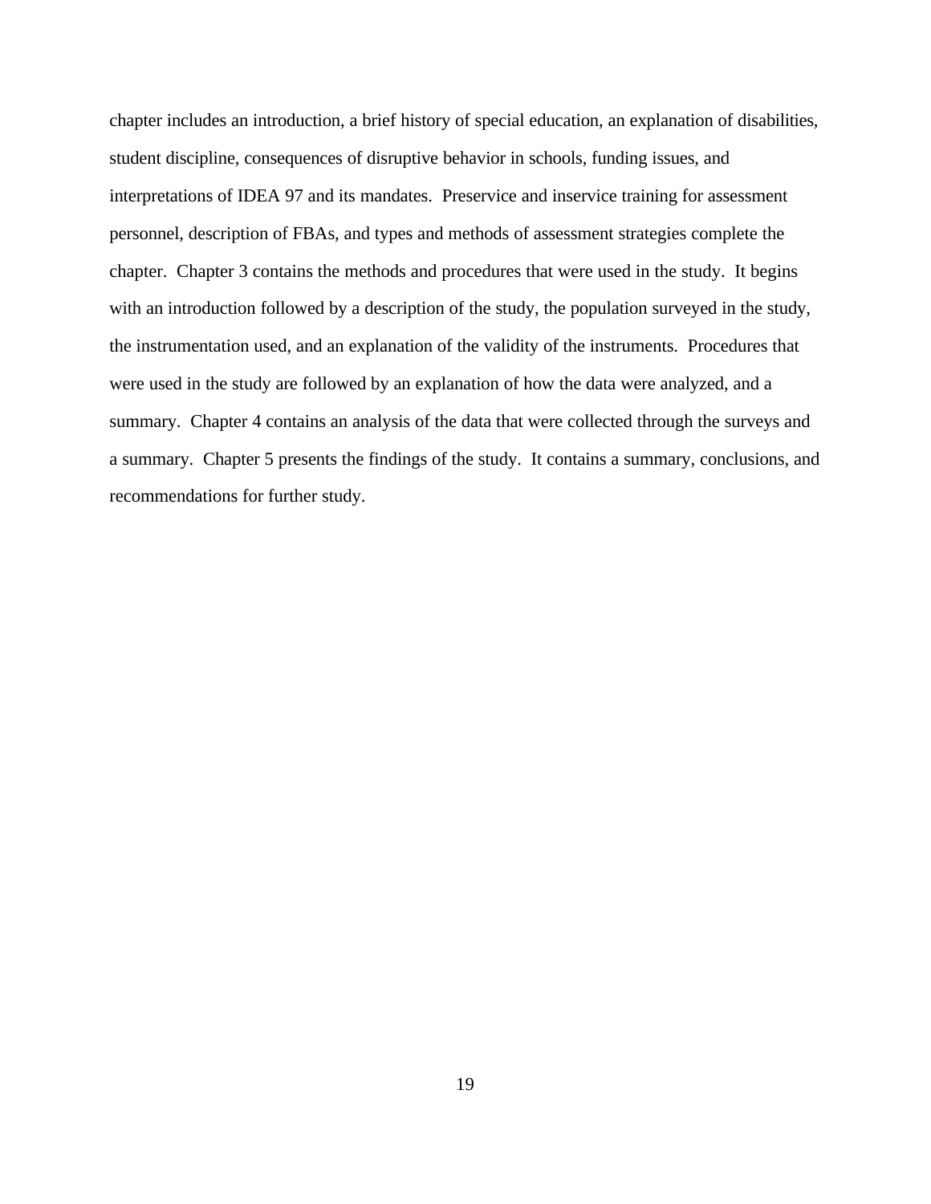chapter includes an introduction, a brief history of special education, an explanation of disabilities, student discipline, consequences of disruptive behavior in schools, funding issues, and interpretations of IDEA 97 and its mandates. Preservice and inservice training for assessment personnel, description of FBAs, and types and methods of assessment strategies complete the chapter. Chapter 3 contains the methods and procedures that were used in the study. It begins with an introduction followed by a description of the study, the population surveyed in the study, the instrumentation used, and an explanation of the validity of the instruments. Procedures that were used in the study are followed by an explanation of how the data were analyzed, and a summary. Chapter 4 contains an analysis of the data that were collected through the surveys and a summary. Chapter 5 presents the findings of the study. It contains a summary, conclusions, and recommendations for further study.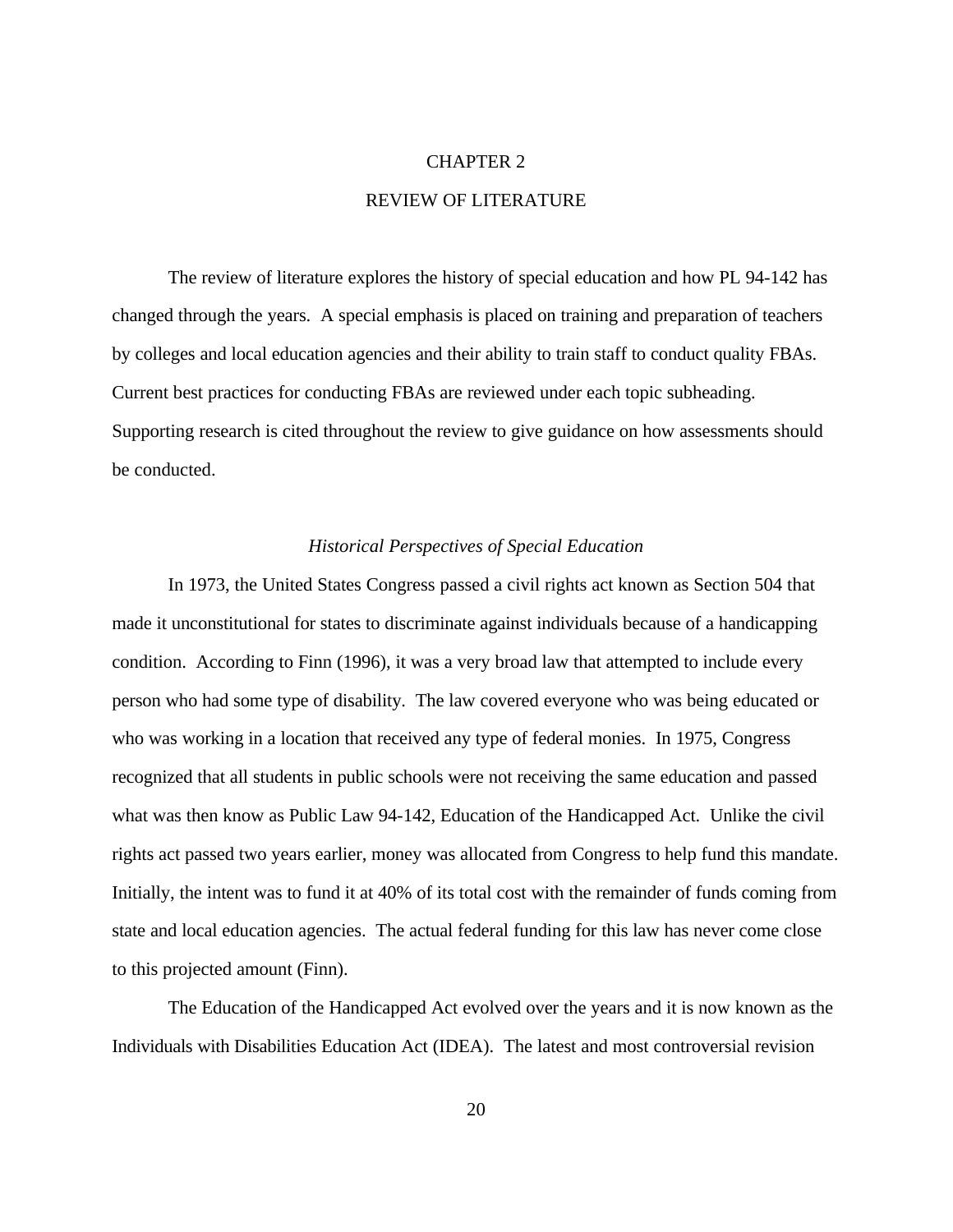# CHAPTER 2

# REVIEW OF LITERATURE

The review of literature explores the history of special education and how PL 94-142 has changed through the years. A special emphasis is placed on training and preparation of teachers by colleges and local education agencies and their ability to train staff to conduct quality FBAs. Current best practices for conducting FBAs are reviewed under each topic subheading. Supporting research is cited throughout the review to give guidance on how assessments should be conducted.

## *Historical Perspectives of Special Education*

In 1973, the United States Congress passed a civil rights act known as Section 504 that made it unconstitutional for states to discriminate against individuals because of a handicapping condition. According to Finn (1996), it was a very broad law that attempted to include every person who had some type of disability. The law covered everyone who was being educated or who was working in a location that received any type of federal monies. In 1975, Congress recognized that all students in public schools were not receiving the same education and passed what was then know as Public Law 94-142, Education of the Handicapped Act. Unlike the civil rights act passed two years earlier, money was allocated from Congress to help fund this mandate. Initially, the intent was to fund it at 40% of its total cost with the remainder of funds coming from state and local education agencies. The actual federal funding for this law has never come close to this projected amount (Finn).

The Education of the Handicapped Act evolved over the years and it is now known as the Individuals with Disabilities Education Act (IDEA). The latest and most controversial revision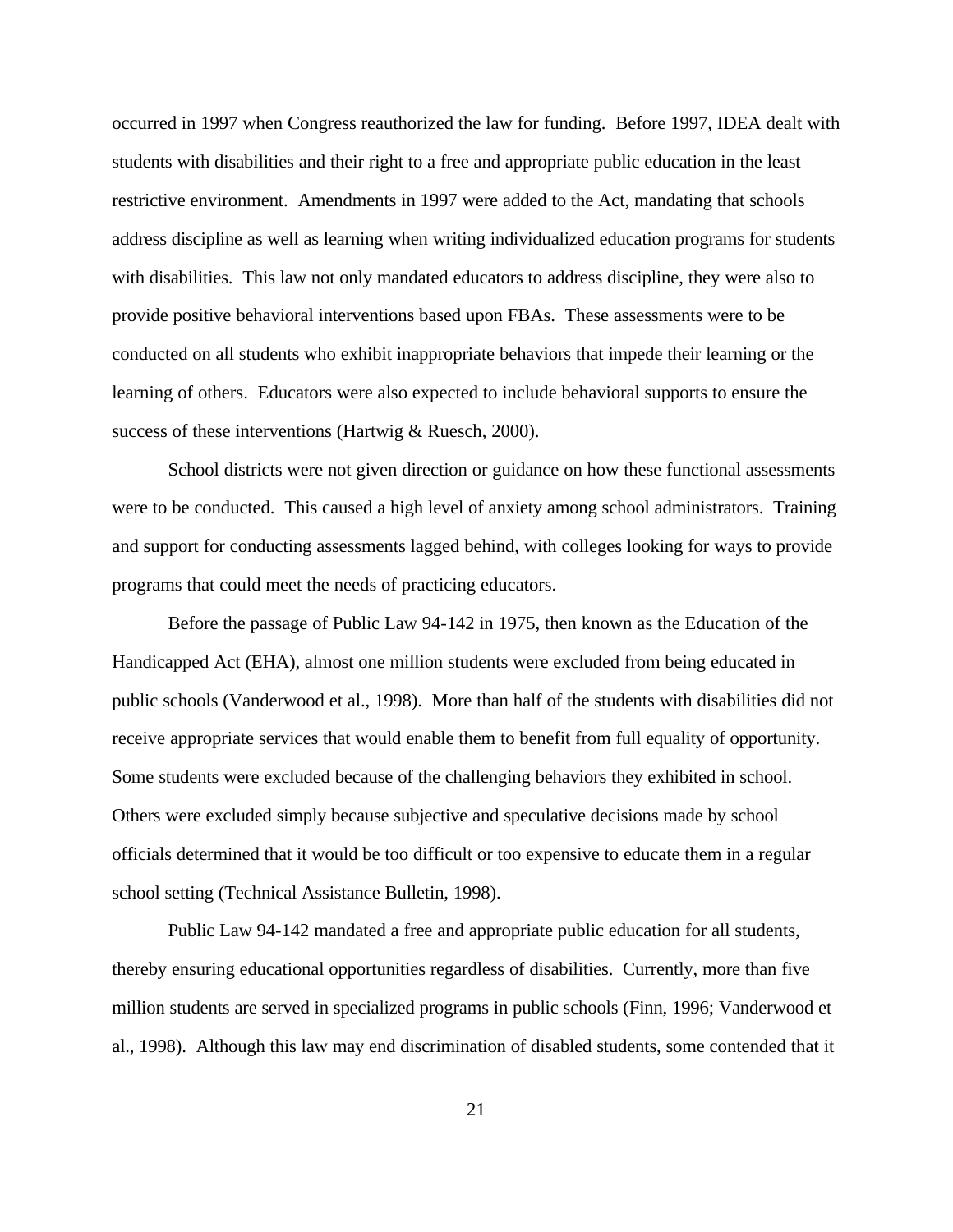occurred in 1997 when Congress reauthorized the law for funding. Before 1997, IDEA dealt with students with disabilities and their right to a free and appropriate public education in the least restrictive environment. Amendments in 1997 were added to the Act, mandating that schools address discipline as well as learning when writing individualized education programs for students with disabilities. This law not only mandated educators to address discipline, they were also to provide positive behavioral interventions based upon FBAs. These assessments were to be conducted on all students who exhibit inappropriate behaviors that impede their learning or the learning of others. Educators were also expected to include behavioral supports to ensure the success of these interventions (Hartwig & Ruesch, 2000).

School districts were not given direction or guidance on how these functional assessments were to be conducted. This caused a high level of anxiety among school administrators. Training and support for conducting assessments lagged behind, with colleges looking for ways to provide programs that could meet the needs of practicing educators.

Before the passage of Public Law 94-142 in 1975, then known as the Education of the Handicapped Act (EHA), almost one million students were excluded from being educated in public schools (Vanderwood et al., 1998). More than half of the students with disabilities did not receive appropriate services that would enable them to benefit from full equality of opportunity. Some students were excluded because of the challenging behaviors they exhibited in school. Others were excluded simply because subjective and speculative decisions made by school officials determined that it would be too difficult or too expensive to educate them in a regular school setting (Technical Assistance Bulletin, 1998).

Public Law 94-142 mandated a free and appropriate public education for all students, thereby ensuring educational opportunities regardless of disabilities. Currently, more than five million students are served in specialized programs in public schools (Finn, 1996; Vanderwood et al., 1998). Although this law may end discrimination of disabled students, some contended that it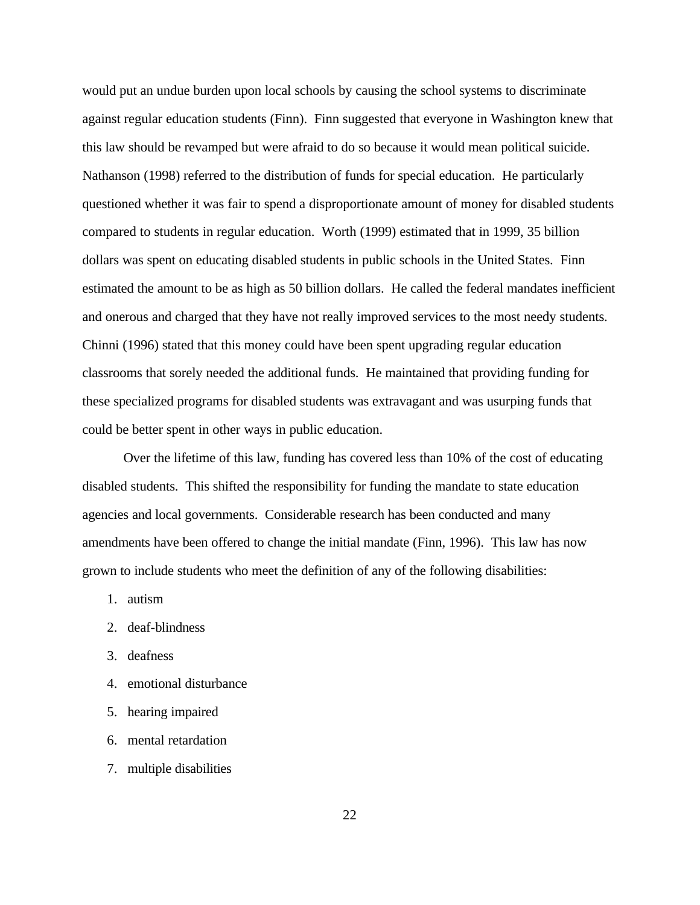would put an undue burden upon local schools by causing the school systems to discriminate against regular education students (Finn). Finn suggested that everyone in Washington knew that this law should be revamped but were afraid to do so because it would mean political suicide. Nathanson (1998) referred to the distribution of funds for special education. He particularly questioned whether it was fair to spend a disproportionate amount of money for disabled students compared to students in regular education. Worth (1999) estimated that in 1999, 35 billion dollars was spent on educating disabled students in public schools in the United States. Finn estimated the amount to be as high as 50 billion dollars. He called the federal mandates inefficient and onerous and charged that they have not really improved services to the most needy students. Chinni (1996) stated that this money could have been spent upgrading regular education classrooms that sorely needed the additional funds. He maintained that providing funding for these specialized programs for disabled students was extravagant and was usurping funds that could be better spent in other ways in public education.

Over the lifetime of this law, funding has covered less than 10% of the cost of educating disabled students. This shifted the responsibility for funding the mandate to state education agencies and local governments. Considerable research has been conducted and many amendments have been offered to change the initial mandate (Finn, 1996). This law has now grown to include students who meet the definition of any of the following disabilities:

1. autism
2. deaf-blindness
3. deafness
4. emotional disturbance
5. hearing impaired
6. mental retardation
7. multiple disabilities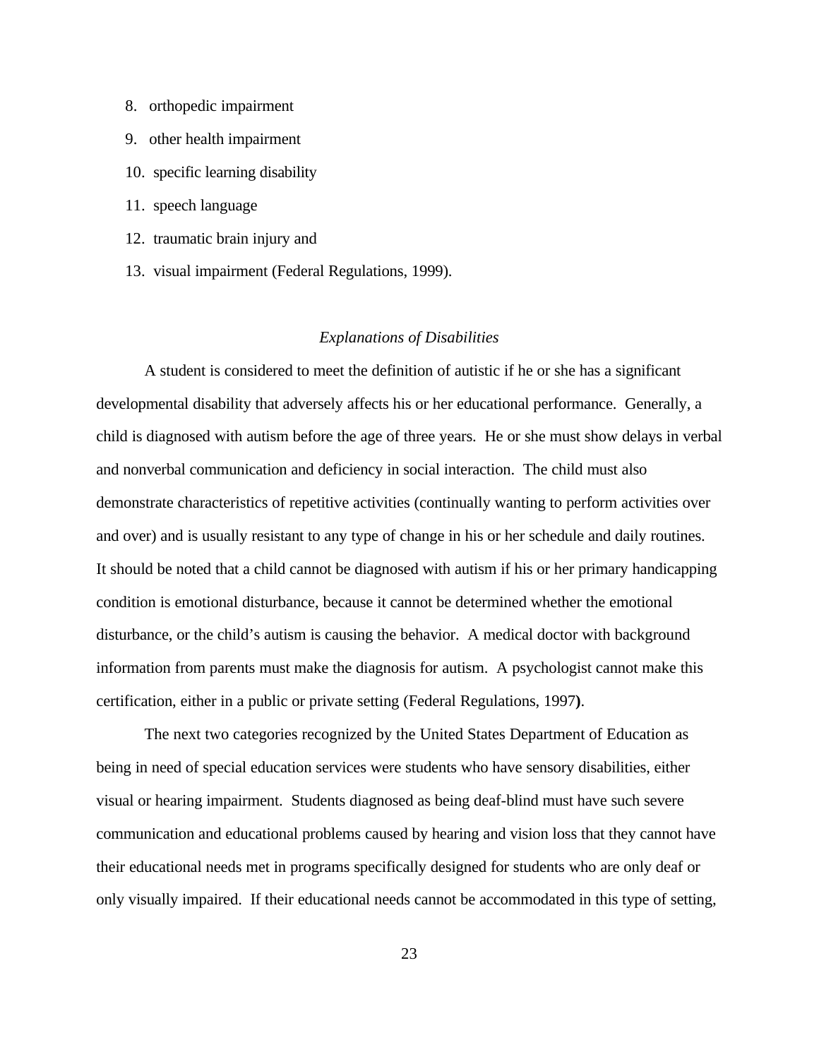8. orthopedic impairment
9. other health impairment
10. specific learning disability
11. speech language
12. traumatic brain injury and
13. visual impairment (Federal Regulations, 1999).

*Explanations of Disabilities*

A student is considered to meet the definition of autistic if he or she has a significant developmental disability that adversely affects his or her educational performance. Generally, a child is diagnosed with autism before the age of three years. He or she must show delays in verbal and nonverbal communication and deficiency in social interaction. The child must also demonstrate characteristics of repetitive activities (continually wanting to perform activities over and over) and is usually resistant to any type of change in his or her schedule and daily routines. It should be noted that a child cannot be diagnosed with autism if his or her primary handicapping condition is emotional disturbance, because it cannot be determined whether the emotional disturbance, or the child's autism is causing the behavior. A medical doctor with background information from parents must make the diagnosis for autism. A psychologist cannot make this certification, either in a public or private setting (Federal Regulations, 1997**)**.

The next two categories recognized by the United States Department of Education as being in need of special education services were students who have sensory disabilities, either visual or hearing impairment. Students diagnosed as being deaf-blind must have such severe communication and educational problems caused by hearing and vision loss that they cannot have their educational needs met in programs specifically designed for students who are only deaf or only visually impaired. If their educational needs cannot be accommodated in this type of setting,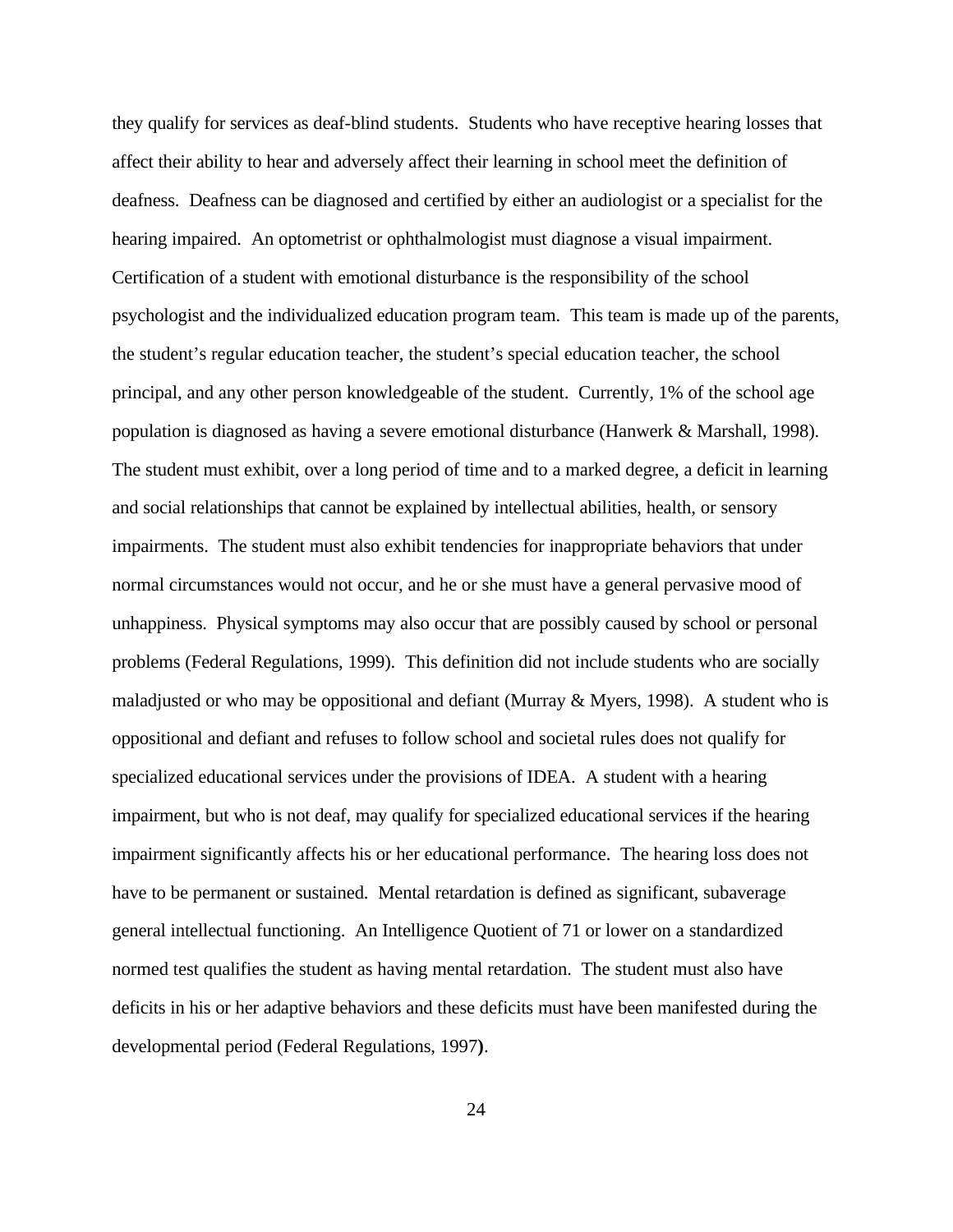they qualify for services as deaf-blind students. Students who have receptive hearing losses that affect their ability to hear and adversely affect their learning in school meet the definition of deafness. Deafness can be diagnosed and certified by either an audiologist or a specialist for the hearing impaired. An optometrist or ophthalmologist must diagnose a visual impairment. Certification of a student with emotional disturbance is the responsibility of the school psychologist and the individualized education program team. This team is made up of the parents, the student's regular education teacher, the student's special education teacher, the school principal, and any other person knowledgeable of the student. Currently, 1% of the school age population is diagnosed as having a severe emotional disturbance (Hanwerk & Marshall, 1998). The student must exhibit, over a long period of time and to a marked degree, a deficit in learning and social relationships that cannot be explained by intellectual abilities, health, or sensory impairments. The student must also exhibit tendencies for inappropriate behaviors that under normal circumstances would not occur, and he or she must have a general pervasive mood of unhappiness. Physical symptoms may also occur that are possibly caused by school or personal problems (Federal Regulations, 1999). This definition did not include students who are socially maladjusted or who may be oppositional and defiant (Murray & Myers, 1998). A student who is oppositional and defiant and refuses to follow school and societal rules does not qualify for specialized educational services under the provisions of IDEA. A student with a hearing impairment, but who is not deaf, may qualify for specialized educational services if the hearing impairment significantly affects his or her educational performance. The hearing loss does not have to be permanent or sustained. Mental retardation is defined as significant, subaverage general intellectual functioning. An Intelligence Quotient of 71 or lower on a standardized normed test qualifies the student as having mental retardation. The student must also have deficits in his or her adaptive behaviors and these deficits must have been manifested during the developmental period (Federal Regulations, 1997**)**.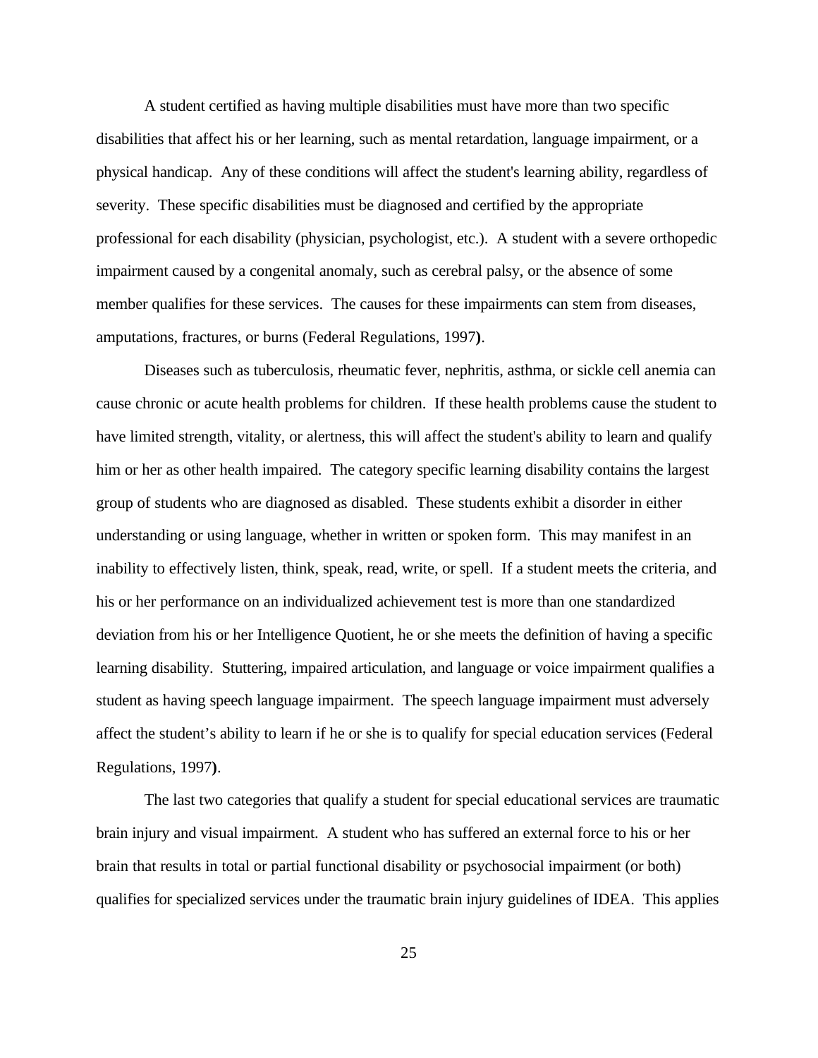A student certified as having multiple disabilities must have more than two specific disabilities that affect his or her learning, such as mental retardation, language impairment, or a physical handicap. Any of these conditions will affect the student's learning ability, regardless of severity. These specific disabilities must be diagnosed and certified by the appropriate professional for each disability (physician, psychologist, etc.). A student with a severe orthopedic impairment caused by a congenital anomaly, such as cerebral palsy, or the absence of some member qualifies for these services. The causes for these impairments can stem from diseases, amputations, fractures, or burns (Federal Regulations, 1997**)**.

Diseases such as tuberculosis, rheumatic fever, nephritis, asthma, or sickle cell anemia can cause chronic or acute health problems for children. If these health problems cause the student to have limited strength, vitality, or alertness, this will affect the student's ability to learn and qualify him or her as other health impaired. The category specific learning disability contains the largest group of students who are diagnosed as disabled. These students exhibit a disorder in either understanding or using language, whether in written or spoken form. This may manifest in an inability to effectively listen, think, speak, read, write, or spell. If a student meets the criteria, and his or her performance on an individualized achievement test is more than one standardized deviation from his or her Intelligence Quotient, he or she meets the definition of having a specific learning disability. Stuttering, impaired articulation, and language or voice impairment qualifies a student as having speech language impairment. The speech language impairment must adversely affect the student's ability to learn if he or she is to qualify for special education services (Federal Regulations, 1997**)**.

The last two categories that qualify a student for special educational services are traumatic brain injury and visual impairment. A student who has suffered an external force to his or her brain that results in total or partial functional disability or psychosocial impairment (or both) qualifies for specialized services under the traumatic brain injury guidelines of IDEA. This applies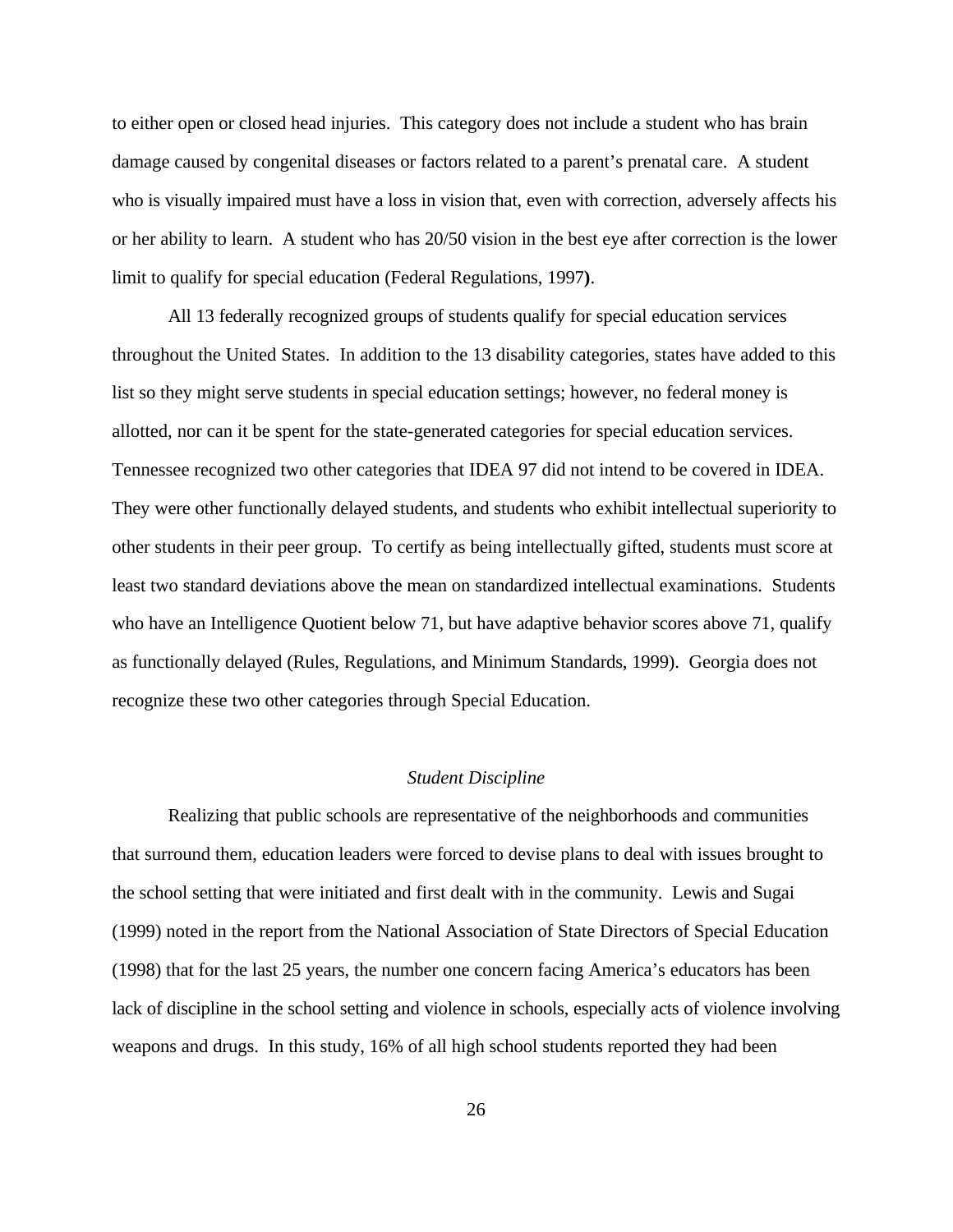to either open or closed head injuries. This category does not include a student who has brain damage caused by congenital diseases or factors related to a parent's prenatal care. A student who is visually impaired must have a loss in vision that, even with correction, adversely affects his or her ability to learn. A student who has 20/50 vision in the best eye after correction is the lower limit to qualify for special education (Federal Regulations, 1997**)**.

All 13 federally recognized groups of students qualify for special education services throughout the United States. In addition to the 13 disability categories, states have added to this list so they might serve students in special education settings; however, no federal money is allotted, nor can it be spent for the state-generated categories for special education services. Tennessee recognized two other categories that IDEA 97 did not intend to be covered in IDEA. They were other functionally delayed students, and students who exhibit intellectual superiority to other students in their peer group. To certify as being intellectually gifted, students must score at least two standard deviations above the mean on standardized intellectual examinations. Students who have an Intelligence Quotient below 71, but have adaptive behavior scores above 71, qualify as functionally delayed (Rules, Regulations, and Minimum Standards, 1999). Georgia does not recognize these two other categories through Special Education.

### *Student Discipline*

Realizing that public schools are representative of the neighborhoods and communities that surround them, education leaders were forced to devise plans to deal with issues brought to the school setting that were initiated and first dealt with in the community. Lewis and Sugai (1999) noted in the report from the National Association of State Directors of Special Education (1998) that for the last 25 years, the number one concern facing America's educators has been lack of discipline in the school setting and violence in schools, especially acts of violence involving weapons and drugs. In this study, 16% of all high school students reported they had been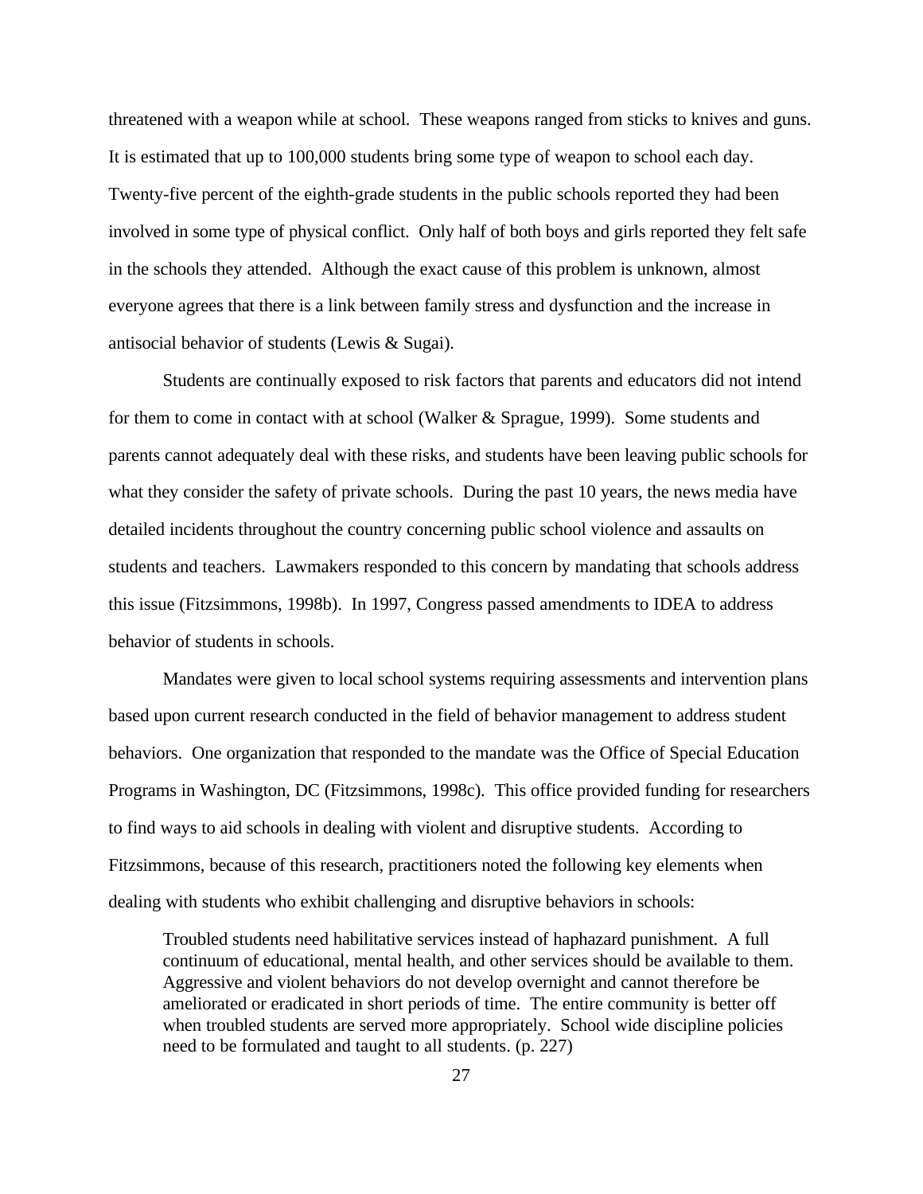threatened with a weapon while at school. These weapons ranged from sticks to knives and guns. It is estimated that up to 100,000 students bring some type of weapon to school each day. Twenty-five percent of the eighth-grade students in the public schools reported they had been involved in some type of physical conflict. Only half of both boys and girls reported they felt safe in the schools they attended. Although the exact cause of this problem is unknown, almost everyone agrees that there is a link between family stress and dysfunction and the increase in antisocial behavior of students (Lewis & Sugai).

Students are continually exposed to risk factors that parents and educators did not intend for them to come in contact with at school (Walker & Sprague, 1999). Some students and parents cannot adequately deal with these risks, and students have been leaving public schools for what they consider the safety of private schools. During the past 10 years, the news media have detailed incidents throughout the country concerning public school violence and assaults on students and teachers. Lawmakers responded to this concern by mandating that schools address this issue (Fitzsimmons, 1998b). In 1997, Congress passed amendments to IDEA to address behavior of students in schools.

Mandates were given to local school systems requiring assessments and intervention plans based upon current research conducted in the field of behavior management to address student behaviors. One organization that responded to the mandate was the Office of Special Education Programs in Washington, DC (Fitzsimmons, 1998c). This office provided funding for researchers to find ways to aid schools in dealing with violent and disruptive students. According to Fitzsimmons, because of this research, practitioners noted the following key elements when dealing with students who exhibit challenging and disruptive behaviors in schools:

> Troubled students need habilitative services instead of haphazard punishment. A full continuum of educational, mental health, and other services should be available to them. Aggressive and violent behaviors do not develop overnight and cannot therefore be ameliorated or eradicated in short periods of time. The entire community is better off when troubled students are served more appropriately. School wide discipline policies need to be formulated and taught to all students. (p. 227)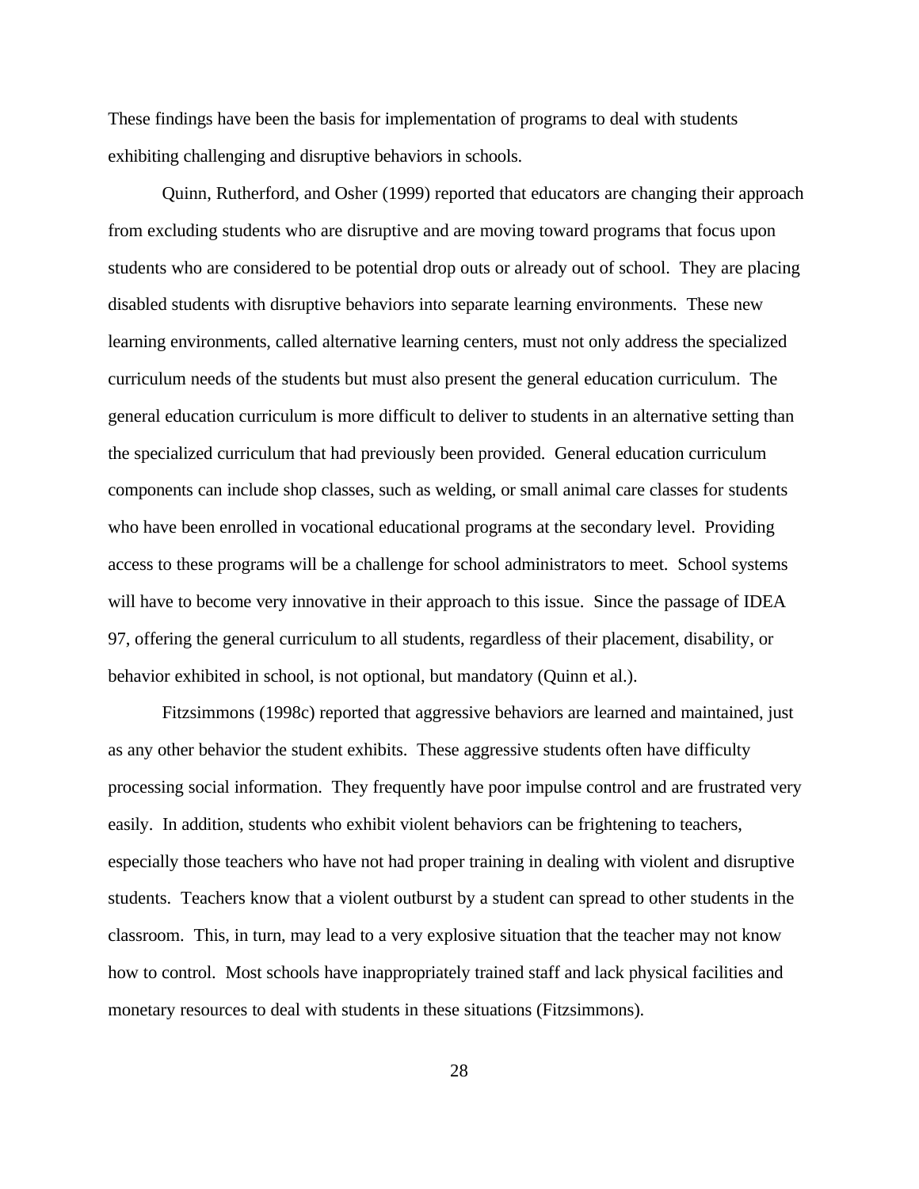These findings have been the basis for implementation of programs to deal with students exhibiting challenging and disruptive behaviors in schools.

Quinn, Rutherford, and Osher (1999) reported that educators are changing their approach from excluding students who are disruptive and are moving toward programs that focus upon students who are considered to be potential drop outs or already out of school. They are placing disabled students with disruptive behaviors into separate learning environments. These new learning environments, called alternative learning centers, must not only address the specialized curriculum needs of the students but must also present the general education curriculum. The general education curriculum is more difficult to deliver to students in an alternative setting than the specialized curriculum that had previously been provided. General education curriculum components can include shop classes, such as welding, or small animal care classes for students who have been enrolled in vocational educational programs at the secondary level. Providing access to these programs will be a challenge for school administrators to meet. School systems will have to become very innovative in their approach to this issue. Since the passage of IDEA 97, offering the general curriculum to all students, regardless of their placement, disability, or behavior exhibited in school, is not optional, but mandatory (Quinn et al.).

Fitzsimmons (1998c) reported that aggressive behaviors are learned and maintained, just as any other behavior the student exhibits. These aggressive students often have difficulty processing social information. They frequently have poor impulse control and are frustrated very easily. In addition, students who exhibit violent behaviors can be frightening to teachers, especially those teachers who have not had proper training in dealing with violent and disruptive students. Teachers know that a violent outburst by a student can spread to other students in the classroom. This, in turn, may lead to a very explosive situation that the teacher may not know how to control. Most schools have inappropriately trained staff and lack physical facilities and monetary resources to deal with students in these situations (Fitzsimmons).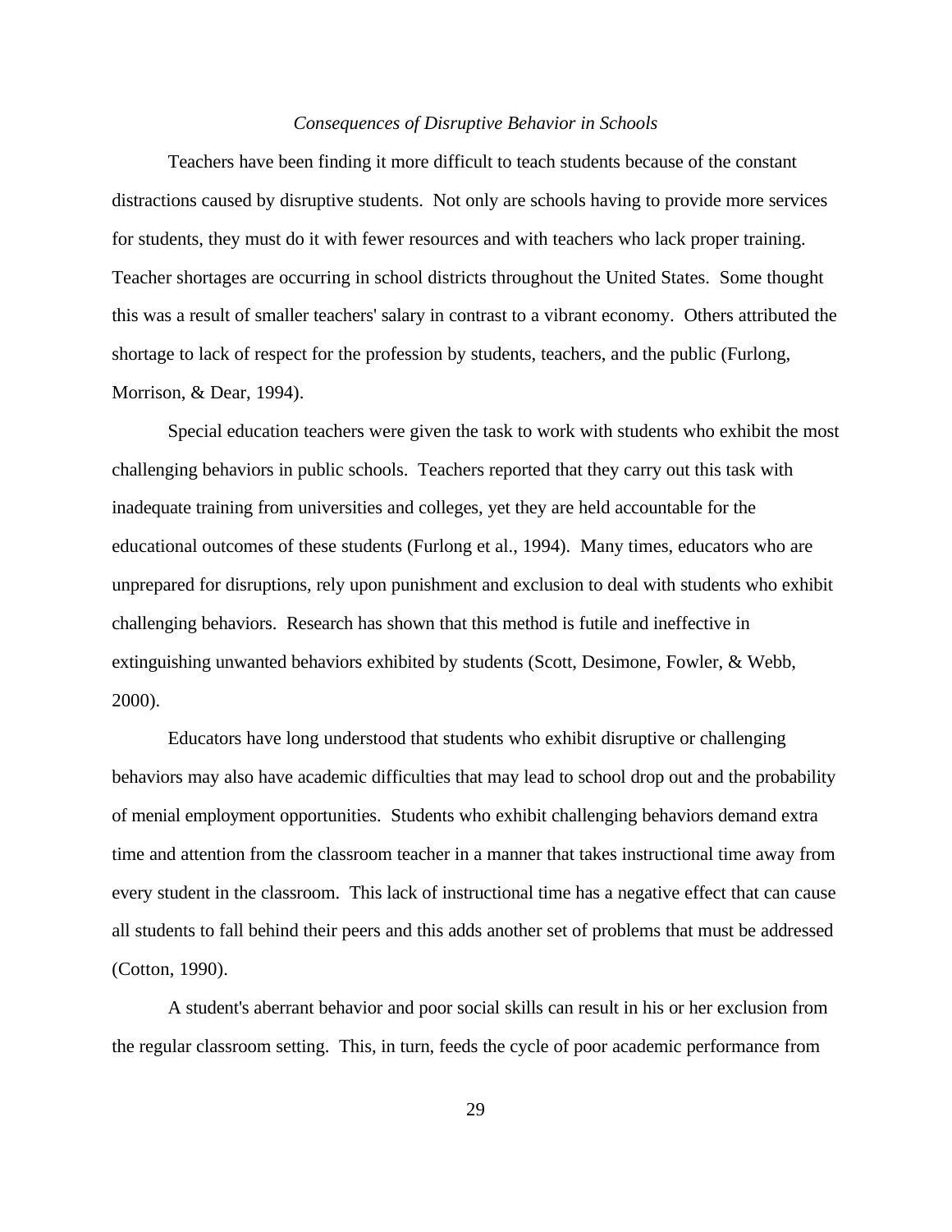### *Consequences of Disruptive Behavior in Schools*

Teachers have been finding it more difficult to teach students because of the constant distractions caused by disruptive students. Not only are schools having to provide more services for students, they must do it with fewer resources and with teachers who lack proper training. Teacher shortages are occurring in school districts throughout the United States. Some thought this was a result of smaller teachers' salary in contrast to a vibrant economy. Others attributed the shortage to lack of respect for the profession by students, teachers, and the public (Furlong, Morrison, & Dear, 1994).

Special education teachers were given the task to work with students who exhibit the most challenging behaviors in public schools. Teachers reported that they carry out this task with inadequate training from universities and colleges, yet they are held accountable for the educational outcomes of these students (Furlong et al., 1994). Many times, educators who are unprepared for disruptions, rely upon punishment and exclusion to deal with students who exhibit challenging behaviors. Research has shown that this method is futile and ineffective in extinguishing unwanted behaviors exhibited by students (Scott, Desimone, Fowler, & Webb, 2000).

Educators have long understood that students who exhibit disruptive or challenging behaviors may also have academic difficulties that may lead to school drop out and the probability of menial employment opportunities. Students who exhibit challenging behaviors demand extra time and attention from the classroom teacher in a manner that takes instructional time away from every student in the classroom. This lack of instructional time has a negative effect that can cause all students to fall behind their peers and this adds another set of problems that must be addressed (Cotton, 1990).

A student's aberrant behavior and poor social skills can result in his or her exclusion from the regular classroom setting. This, in turn, feeds the cycle of poor academic performance from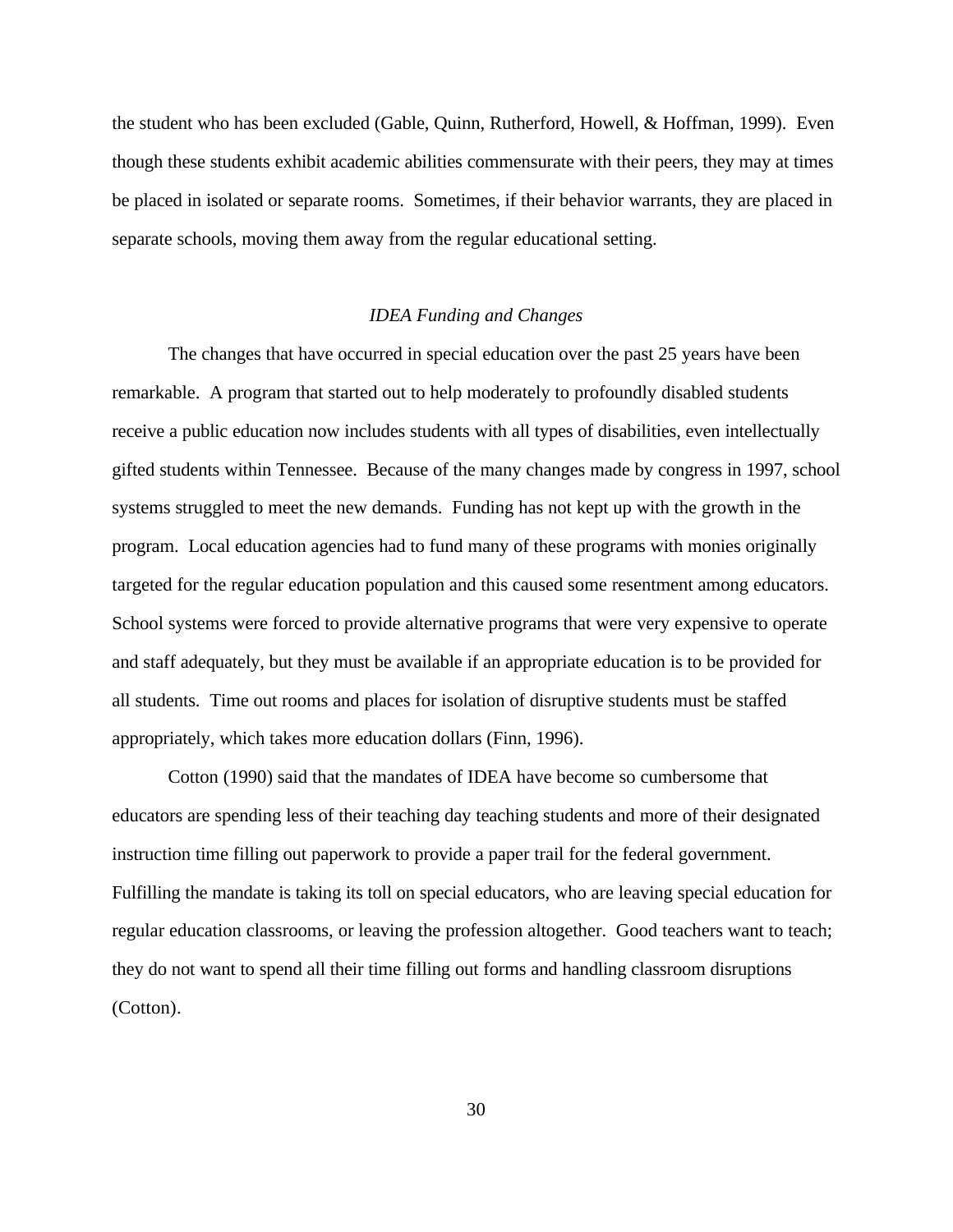the student who has been excluded (Gable, Quinn, Rutherford, Howell, & Hoffman, 1999). Even though these students exhibit academic abilities commensurate with their peers, they may at times be placed in isolated or separate rooms. Sometimes, if their behavior warrants, they are placed in separate schools, moving them away from the regular educational setting.

### *IDEA Funding and Changes*

The changes that have occurred in special education over the past 25 years have been remarkable. A program that started out to help moderately to profoundly disabled students receive a public education now includes students with all types of disabilities, even intellectually gifted students within Tennessee. Because of the many changes made by congress in 1997, school systems struggled to meet the new demands. Funding has not kept up with the growth in the program. Local education agencies had to fund many of these programs with monies originally targeted for the regular education population and this caused some resentment among educators. School systems were forced to provide alternative programs that were very expensive to operate and staff adequately, but they must be available if an appropriate education is to be provided for all students. Time out rooms and places for isolation of disruptive students must be staffed appropriately, which takes more education dollars (Finn, 1996).

Cotton (1990) said that the mandates of IDEA have become so cumbersome that educators are spending less of their teaching day teaching students and more of their designated instruction time filling out paperwork to provide a paper trail for the federal government. Fulfilling the mandate is taking its toll on special educators, who are leaving special education for regular education classrooms, or leaving the profession altogether. Good teachers want to teach; they do not want to spend all their time filling out forms and handling classroom disruptions (Cotton).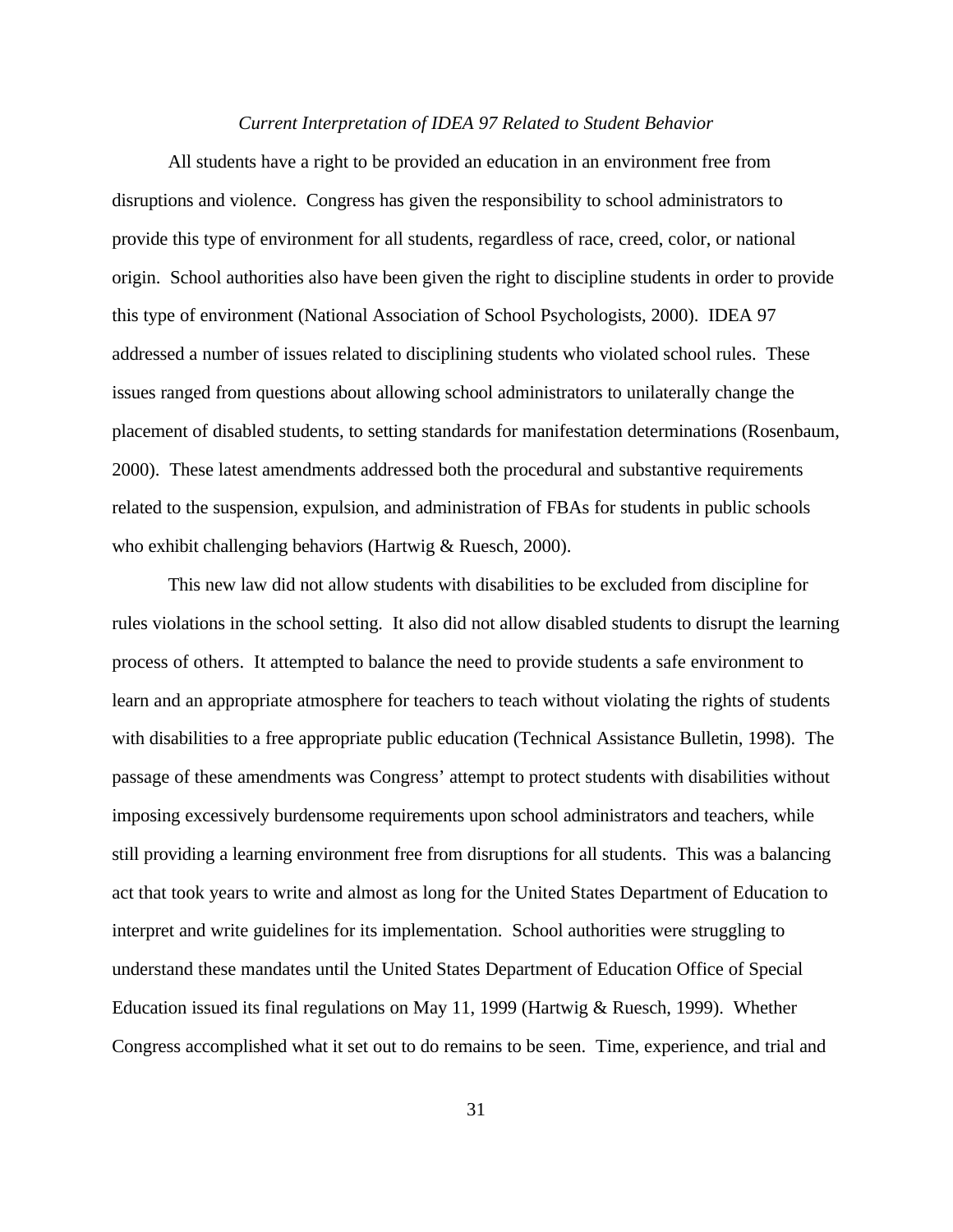*Current Interpretation of IDEA 97 Related to Student Behavior*

All students have a right to be provided an education in an environment free from disruptions and violence. Congress has given the responsibility to school administrators to provide this type of environment for all students, regardless of race, creed, color, or national origin. School authorities also have been given the right to discipline students in order to provide this type of environment (National Association of School Psychologists, 2000). IDEA 97 addressed a number of issues related to disciplining students who violated school rules. These issues ranged from questions about allowing school administrators to unilaterally change the placement of disabled students, to setting standards for manifestation determinations (Rosenbaum, 2000). These latest amendments addressed both the procedural and substantive requirements related to the suspension, expulsion, and administration of FBAs for students in public schools who exhibit challenging behaviors (Hartwig & Ruesch, 2000).

This new law did not allow students with disabilities to be excluded from discipline for rules violations in the school setting. It also did not allow disabled students to disrupt the learning process of others. It attempted to balance the need to provide students a safe environment to learn and an appropriate atmosphere for teachers to teach without violating the rights of students with disabilities to a free appropriate public education (Technical Assistance Bulletin, 1998). The passage of these amendments was Congress' attempt to protect students with disabilities without imposing excessively burdensome requirements upon school administrators and teachers, while still providing a learning environment free from disruptions for all students. This was a balancing act that took years to write and almost as long for the United States Department of Education to interpret and write guidelines for its implementation. School authorities were struggling to understand these mandates until the United States Department of Education Office of Special Education issued its final regulations on May 11, 1999 (Hartwig & Ruesch, 1999). Whether Congress accomplished what it set out to do remains to be seen. Time, experience, and trial and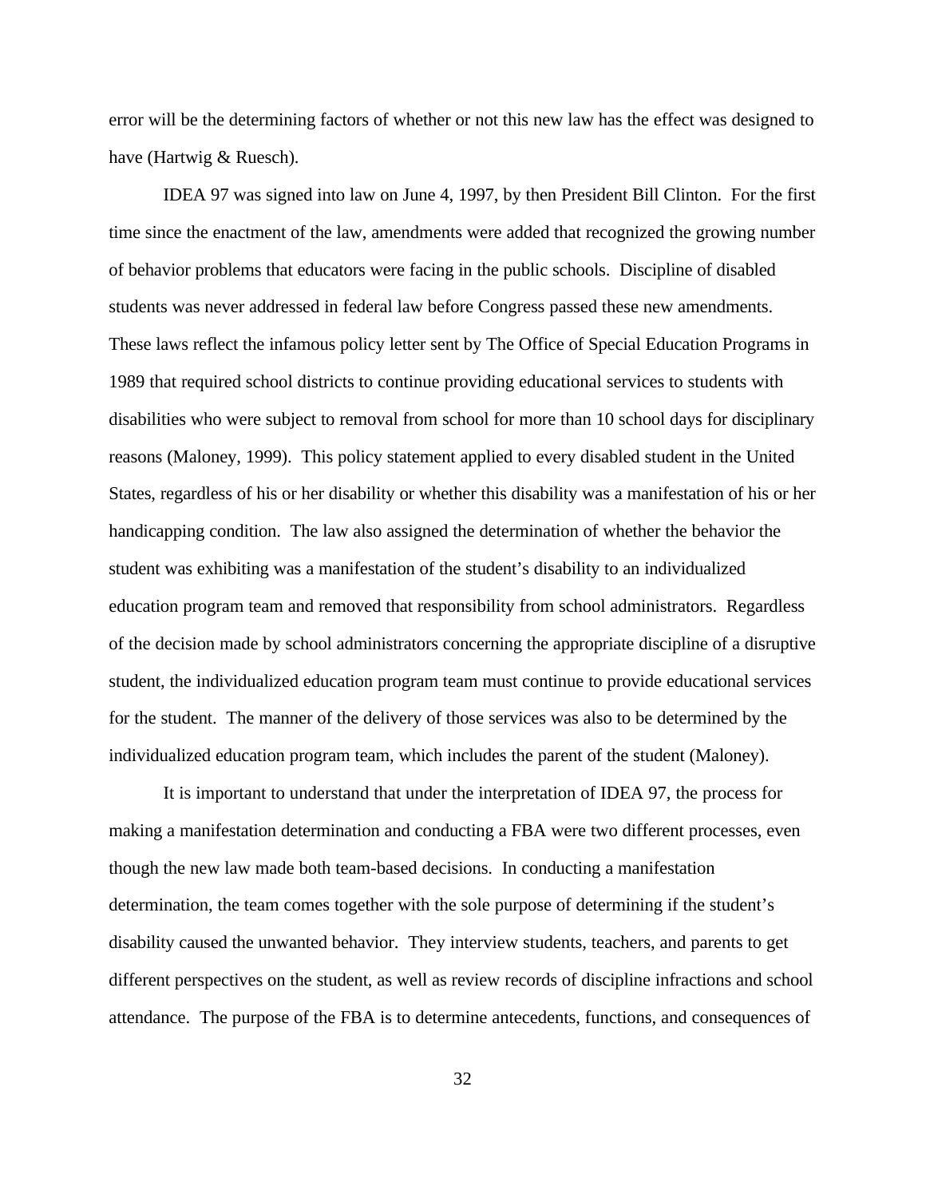error will be the determining factors of whether or not this new law has the effect was designed to have (Hartwig & Ruesch).

IDEA 97 was signed into law on June 4, 1997, by then President Bill Clinton. For the first time since the enactment of the law, amendments were added that recognized the growing number of behavior problems that educators were facing in the public schools. Discipline of disabled students was never addressed in federal law before Congress passed these new amendments. These laws reflect the infamous policy letter sent by The Office of Special Education Programs in 1989 that required school districts to continue providing educational services to students with disabilities who were subject to removal from school for more than 10 school days for disciplinary reasons (Maloney, 1999). This policy statement applied to every disabled student in the United States, regardless of his or her disability or whether this disability was a manifestation of his or her handicapping condition. The law also assigned the determination of whether the behavior the student was exhibiting was a manifestation of the student's disability to an individualized education program team and removed that responsibility from school administrators. Regardless of the decision made by school administrators concerning the appropriate discipline of a disruptive student, the individualized education program team must continue to provide educational services for the student. The manner of the delivery of those services was also to be determined by the individualized education program team, which includes the parent of the student (Maloney).

It is important to understand that under the interpretation of IDEA 97, the process for making a manifestation determination and conducting a FBA were two different processes, even though the new law made both team-based decisions. In conducting a manifestation determination, the team comes together with the sole purpose of determining if the student's disability caused the unwanted behavior. They interview students, teachers, and parents to get different perspectives on the student, as well as review records of discipline infractions and school attendance. The purpose of the FBA is to determine antecedents, functions, and consequences of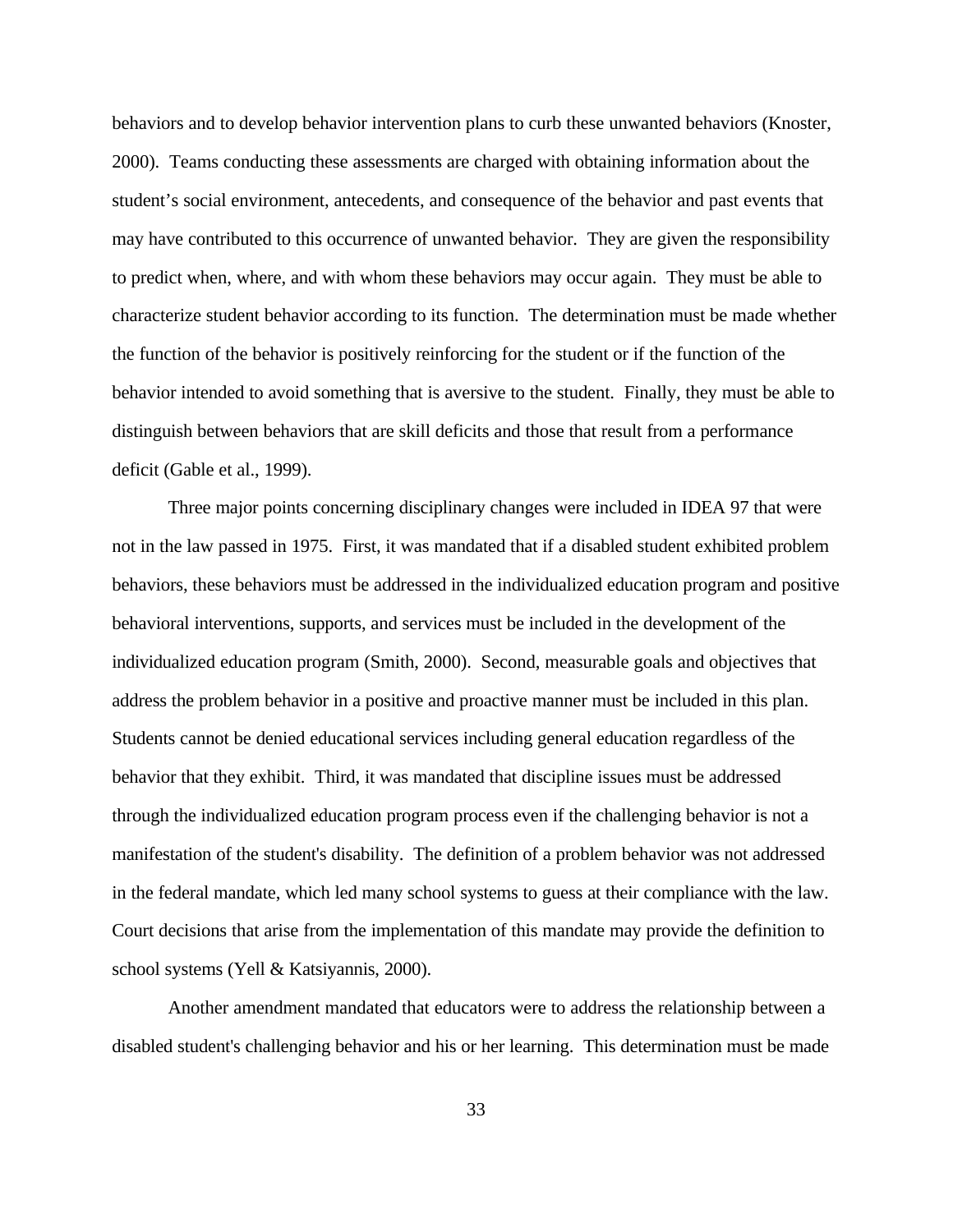behaviors and to develop behavior intervention plans to curb these unwanted behaviors (Knoster, 2000). Teams conducting these assessments are charged with obtaining information about the student's social environment, antecedents, and consequence of the behavior and past events that may have contributed to this occurrence of unwanted behavior. They are given the responsibility to predict when, where, and with whom these behaviors may occur again. They must be able to characterize student behavior according to its function. The determination must be made whether the function of the behavior is positively reinforcing for the student or if the function of the behavior intended to avoid something that is aversive to the student. Finally, they must be able to distinguish between behaviors that are skill deficits and those that result from a performance deficit (Gable et al., 1999).

Three major points concerning disciplinary changes were included in IDEA 97 that were not in the law passed in 1975. First, it was mandated that if a disabled student exhibited problem behaviors, these behaviors must be addressed in the individualized education program and positive behavioral interventions, supports, and services must be included in the development of the individualized education program (Smith, 2000). Second, measurable goals and objectives that address the problem behavior in a positive and proactive manner must be included in this plan. Students cannot be denied educational services including general education regardless of the behavior that they exhibit. Third, it was mandated that discipline issues must be addressed through the individualized education program process even if the challenging behavior is not a manifestation of the student's disability. The definition of a problem behavior was not addressed in the federal mandate, which led many school systems to guess at their compliance with the law. Court decisions that arise from the implementation of this mandate may provide the definition to school systems (Yell & Katsiyannis, 2000).

Another amendment mandated that educators were to address the relationship between a disabled student's challenging behavior and his or her learning. This determination must be made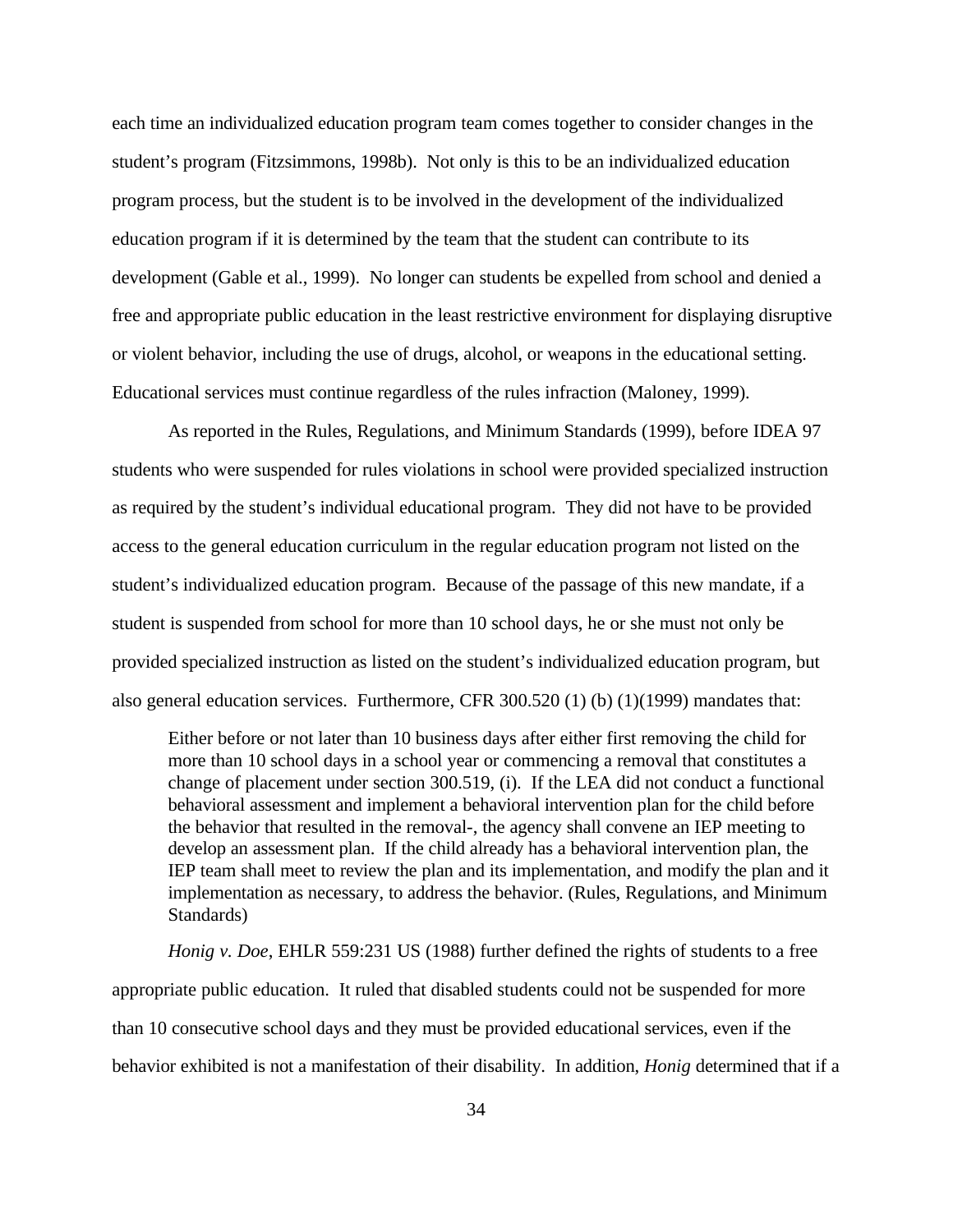each time an individualized education program team comes together to consider changes in the student's program (Fitzsimmons, 1998b). Not only is this to be an individualized education program process, but the student is to be involved in the development of the individualized education program if it is determined by the team that the student can contribute to its development (Gable et al., 1999). No longer can students be expelled from school and denied a free and appropriate public education in the least restrictive environment for displaying disruptive or violent behavior, including the use of drugs, alcohol, or weapons in the educational setting. Educational services must continue regardless of the rules infraction (Maloney, 1999).

As reported in the Rules, Regulations, and Minimum Standards (1999), before IDEA 97 students who were suspended for rules violations in school were provided specialized instruction as required by the student's individual educational program. They did not have to be provided access to the general education curriculum in the regular education program not listed on the student's individualized education program. Because of the passage of this new mandate, if a student is suspended from school for more than 10 school days, he or she must not only be provided specialized instruction as listed on the student's individualized education program, but also general education services. Furthermore, CFR 300.520 (1) (b) (1)(1999) mandates that:

> Either before or not later than 10 business days after either first removing the child for more than 10 school days in a school year or commencing a removal that constitutes a change of placement under section 300.519, (i). If the LEA did not conduct a functional behavioral assessment and implement a behavioral intervention plan for the child before the behavior that resulted in the removal-, the agency shall convene an IEP meeting to develop an assessment plan. If the child already has a behavioral intervention plan, the IEP team shall meet to review the plan and its implementation, and modify the plan and it implementation as necessary, to address the behavior. (Rules, Regulations, and Minimum Standards)

*Honig v. Doe*, EHLR 559:231 US (1988) further defined the rights of students to a free appropriate public education. It ruled that disabled students could not be suspended for more than 10 consecutive school days and they must be provided educational services, even if the behavior exhibited is not a manifestation of their disability. In addition, *Honig* determined that if a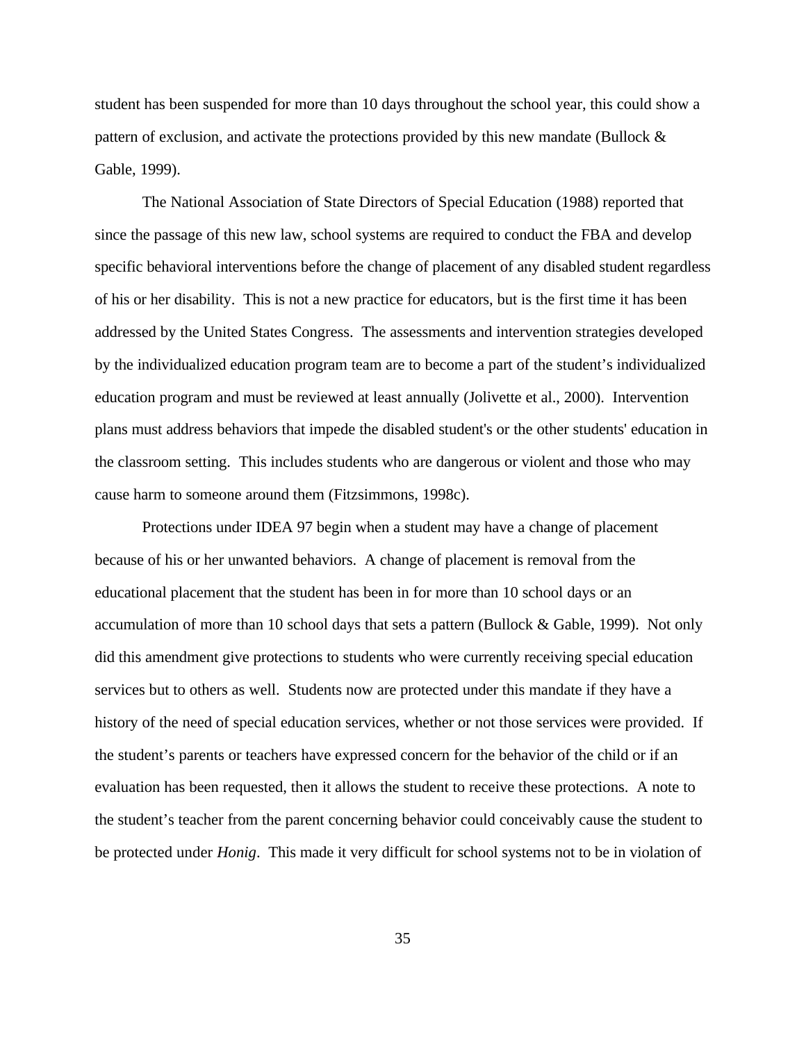student has been suspended for more than 10 days throughout the school year, this could show a pattern of exclusion, and activate the protections provided by this new mandate (Bullock & Gable, 1999).

The National Association of State Directors of Special Education (1988) reported that since the passage of this new law, school systems are required to conduct the FBA and develop specific behavioral interventions before the change of placement of any disabled student regardless of his or her disability. This is not a new practice for educators, but is the first time it has been addressed by the United States Congress. The assessments and intervention strategies developed by the individualized education program team are to become a part of the student's individualized education program and must be reviewed at least annually (Jolivette et al., 2000). Intervention plans must address behaviors that impede the disabled student's or the other students' education in the classroom setting. This includes students who are dangerous or violent and those who may cause harm to someone around them (Fitzsimmons, 1998c).

Protections under IDEA 97 begin when a student may have a change of placement because of his or her unwanted behaviors. A change of placement is removal from the educational placement that the student has been in for more than 10 school days or an accumulation of more than 10 school days that sets a pattern (Bullock & Gable, 1999). Not only did this amendment give protections to students who were currently receiving special education services but to others as well. Students now are protected under this mandate if they have a history of the need of special education services, whether or not those services were provided. If the student's parents or teachers have expressed concern for the behavior of the child or if an evaluation has been requested, then it allows the student to receive these protections. A note to the student's teacher from the parent concerning behavior could conceivably cause the student to be protected under *Honig*. This made it very difficult for school systems not to be in violation of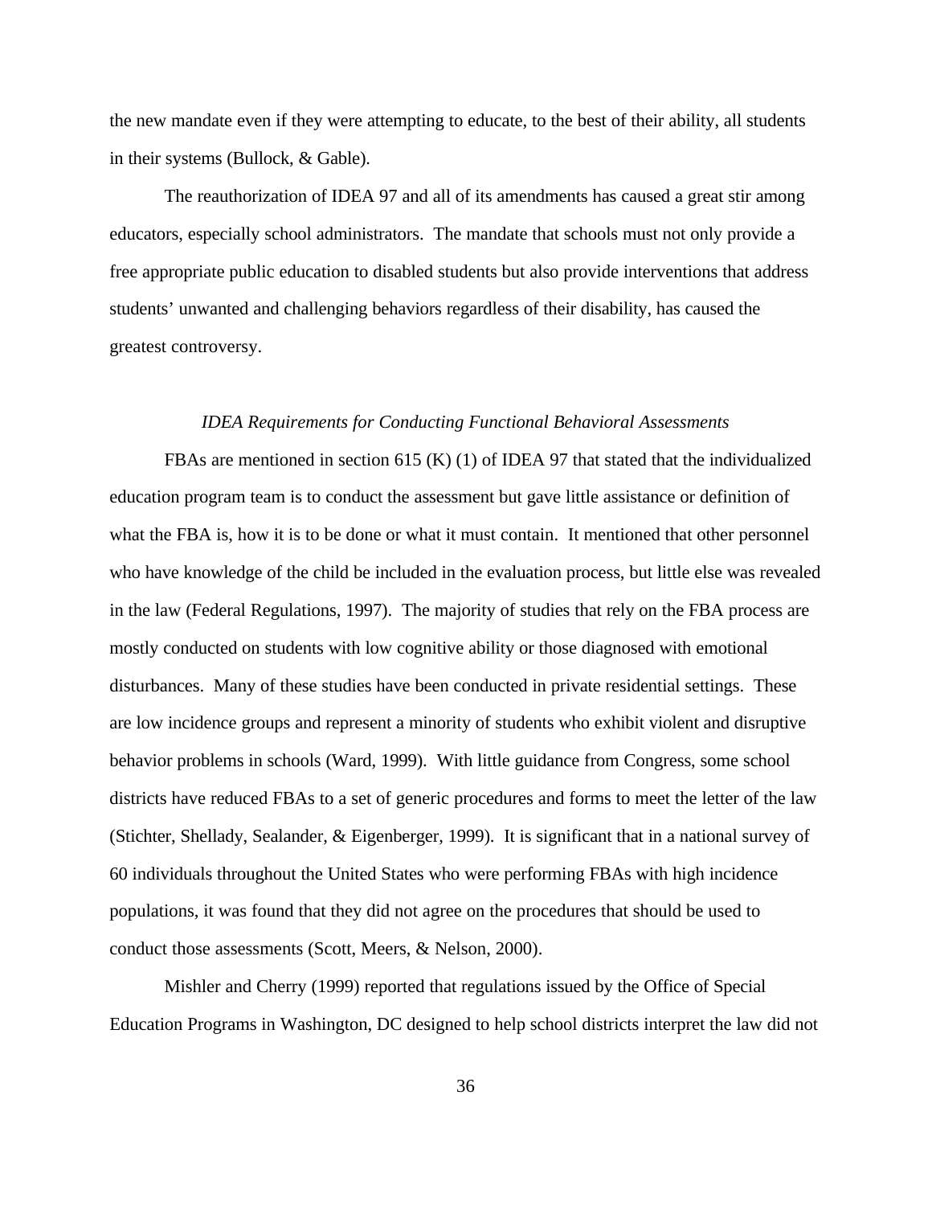the new mandate even if they were attempting to educate, to the best of their ability, all students in their systems (Bullock, & Gable).

The reauthorization of IDEA 97 and all of its amendments has caused a great stir among educators, especially school administrators. The mandate that schools must not only provide a free appropriate public education to disabled students but also provide interventions that address students' unwanted and challenging behaviors regardless of their disability, has caused the greatest controversy.

### *IDEA Requirements for Conducting Functional Behavioral Assessments*

FBAs are mentioned in section 615 (K) (1) of IDEA 97 that stated that the individualized education program team is to conduct the assessment but gave little assistance or definition of what the FBA is, how it is to be done or what it must contain. It mentioned that other personnel who have knowledge of the child be included in the evaluation process, but little else was revealed in the law (Federal Regulations, 1997). The majority of studies that rely on the FBA process are mostly conducted on students with low cognitive ability or those diagnosed with emotional disturbances. Many of these studies have been conducted in private residential settings. These are low incidence groups and represent a minority of students who exhibit violent and disruptive behavior problems in schools (Ward, 1999). With little guidance from Congress, some school districts have reduced FBAs to a set of generic procedures and forms to meet the letter of the law (Stichter, Shellady, Sealander, & Eigenberger, 1999). It is significant that in a national survey of 60 individuals throughout the United States who were performing FBAs with high incidence populations, it was found that they did not agree on the procedures that should be used to conduct those assessments (Scott, Meers, & Nelson, 2000).

Mishler and Cherry (1999) reported that regulations issued by the Office of Special Education Programs in Washington, DC designed to help school districts interpret the law did not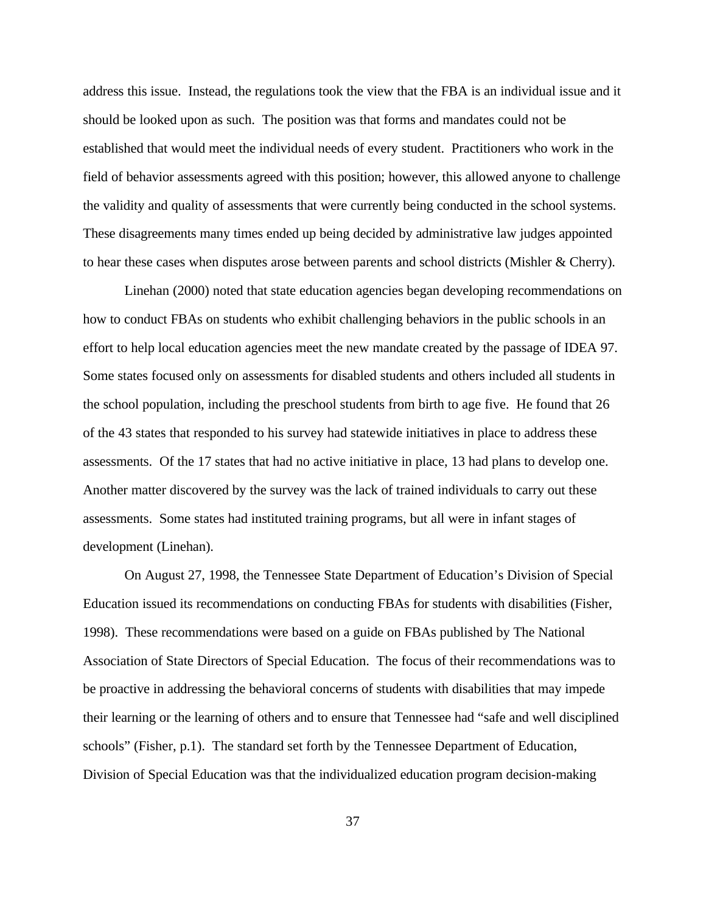address this issue. Instead, the regulations took the view that the FBA is an individual issue and it should be looked upon as such. The position was that forms and mandates could not be established that would meet the individual needs of every student. Practitioners who work in the field of behavior assessments agreed with this position; however, this allowed anyone to challenge the validity and quality of assessments that were currently being conducted in the school systems. These disagreements many times ended up being decided by administrative law judges appointed to hear these cases when disputes arose between parents and school districts (Mishler & Cherry).

Linehan (2000) noted that state education agencies began developing recommendations on how to conduct FBAs on students who exhibit challenging behaviors in the public schools in an effort to help local education agencies meet the new mandate created by the passage of IDEA 97. Some states focused only on assessments for disabled students and others included all students in the school population, including the preschool students from birth to age five. He found that 26 of the 43 states that responded to his survey had statewide initiatives in place to address these assessments. Of the 17 states that had no active initiative in place, 13 had plans to develop one. Another matter discovered by the survey was the lack of trained individuals to carry out these assessments. Some states had instituted training programs, but all were in infant stages of development (Linehan).

On August 27, 1998, the Tennessee State Department of Education's Division of Special Education issued its recommendations on conducting FBAs for students with disabilities (Fisher, 1998). These recommendations were based on a guide on FBAs published by The National Association of State Directors of Special Education. The focus of their recommendations was to be proactive in addressing the behavioral concerns of students with disabilities that may impede their learning or the learning of others and to ensure that Tennessee had "safe and well disciplined schools" (Fisher, p.1). The standard set forth by the Tennessee Department of Education, Division of Special Education was that the individualized education program decision-making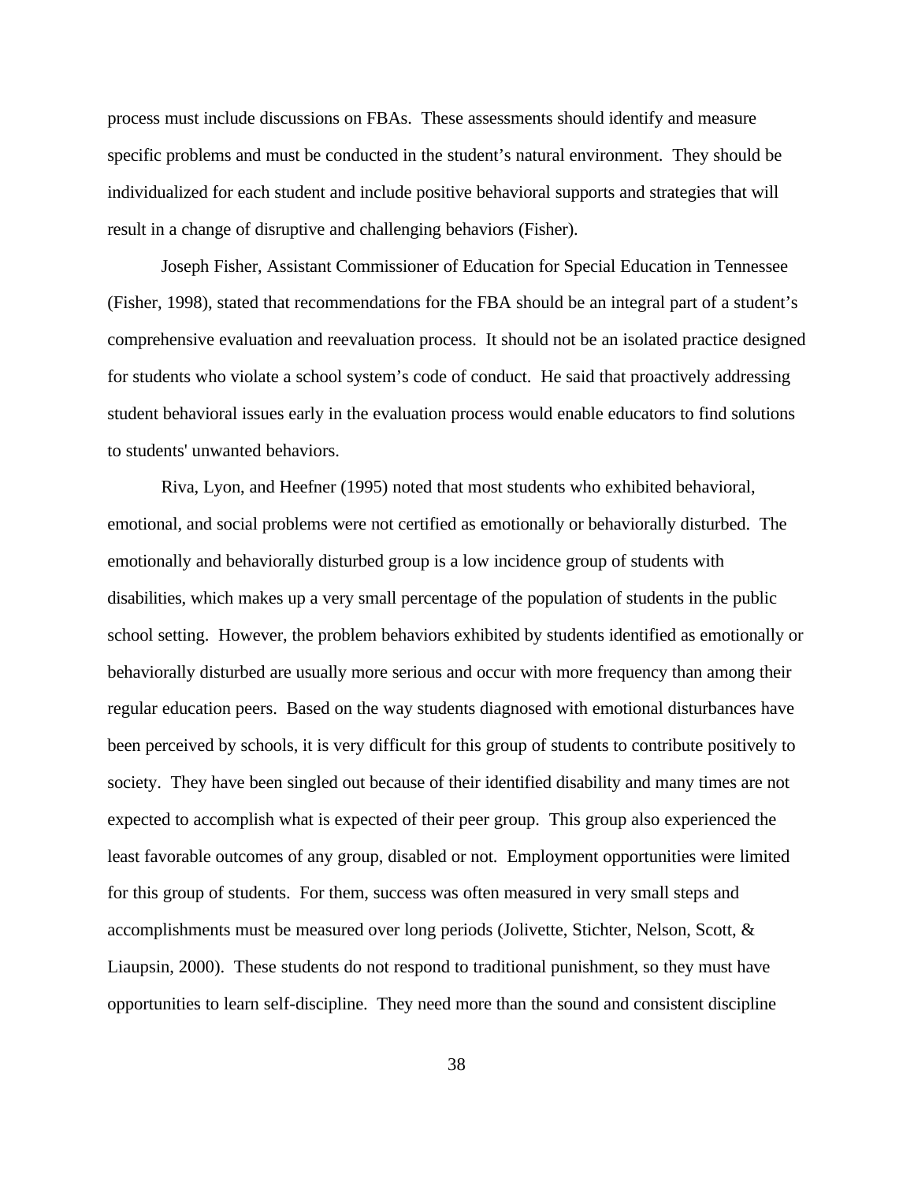process must include discussions on FBAs. These assessments should identify and measure specific problems and must be conducted in the student's natural environment. They should be individualized for each student and include positive behavioral supports and strategies that will result in a change of disruptive and challenging behaviors (Fisher).

Joseph Fisher, Assistant Commissioner of Education for Special Education in Tennessee (Fisher, 1998), stated that recommendations for the FBA should be an integral part of a student's comprehensive evaluation and reevaluation process. It should not be an isolated practice designed for students who violate a school system's code of conduct. He said that proactively addressing student behavioral issues early in the evaluation process would enable educators to find solutions to students' unwanted behaviors.

Riva, Lyon, and Heefner (1995) noted that most students who exhibited behavioral, emotional, and social problems were not certified as emotionally or behaviorally disturbed. The emotionally and behaviorally disturbed group is a low incidence group of students with disabilities, which makes up a very small percentage of the population of students in the public school setting. However, the problem behaviors exhibited by students identified as emotionally or behaviorally disturbed are usually more serious and occur with more frequency than among their regular education peers. Based on the way students diagnosed with emotional disturbances have been perceived by schools, it is very difficult for this group of students to contribute positively to society. They have been singled out because of their identified disability and many times are not expected to accomplish what is expected of their peer group. This group also experienced the least favorable outcomes of any group, disabled or not. Employment opportunities were limited for this group of students. For them, success was often measured in very small steps and accomplishments must be measured over long periods (Jolivette, Stichter, Nelson, Scott, & Liaupsin, 2000). These students do not respond to traditional punishment, so they must have opportunities to learn self-discipline. They need more than the sound and consistent discipline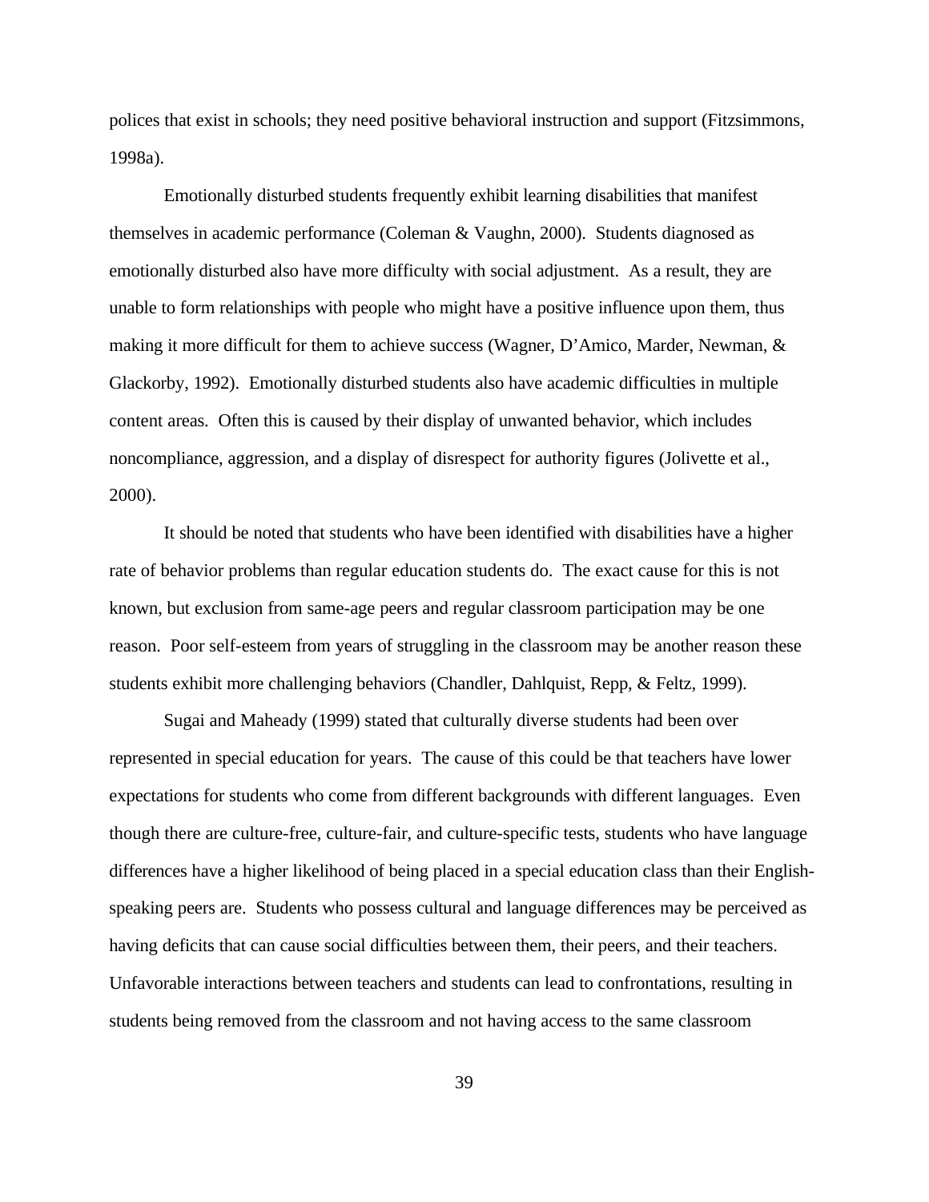polices that exist in schools; they need positive behavioral instruction and support (Fitzsimmons, 1998a).

Emotionally disturbed students frequently exhibit learning disabilities that manifest themselves in academic performance (Coleman & Vaughn, 2000). Students diagnosed as emotionally disturbed also have more difficulty with social adjustment. As a result, they are unable to form relationships with people who might have a positive influence upon them, thus making it more difficult for them to achieve success (Wagner, D'Amico, Marder, Newman, & Glackorby, 1992). Emotionally disturbed students also have academic difficulties in multiple content areas. Often this is caused by their display of unwanted behavior, which includes noncompliance, aggression, and a display of disrespect for authority figures (Jolivette et al., 2000).

It should be noted that students who have been identified with disabilities have a higher rate of behavior problems than regular education students do. The exact cause for this is not known, but exclusion from same-age peers and regular classroom participation may be one reason. Poor self-esteem from years of struggling in the classroom may be another reason these students exhibit more challenging behaviors (Chandler, Dahlquist, Repp, & Feltz, 1999).

Sugai and Maheady (1999) stated that culturally diverse students had been over represented in special education for years. The cause of this could be that teachers have lower expectations for students who come from different backgrounds with different languages. Even though there are culture-free, culture-fair, and culture-specific tests, students who have language differences have a higher likelihood of being placed in a special education class than their English-speaking peers are. Students who possess cultural and language differences may be perceived as having deficits that can cause social difficulties between them, their peers, and their teachers. Unfavorable interactions between teachers and students can lead to confrontations, resulting in students being removed from the classroom and not having access to the same classroom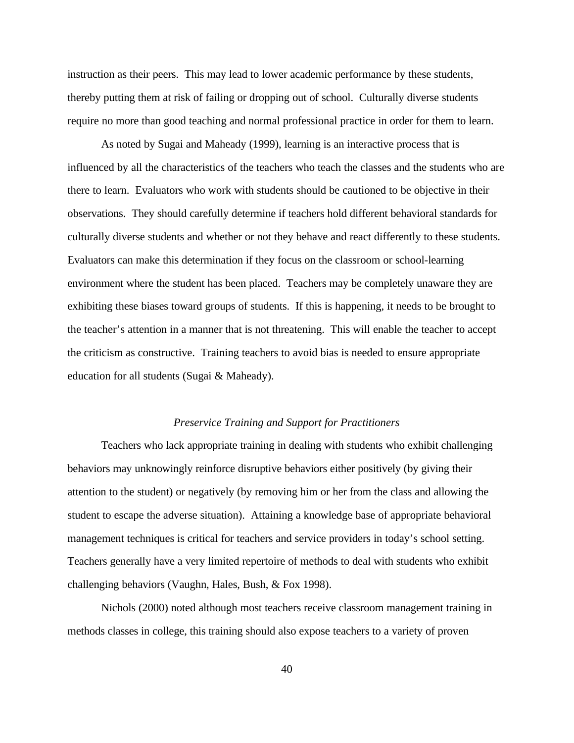instruction as their peers. This may lead to lower academic performance by these students, thereby putting them at risk of failing or dropping out of school. Culturally diverse students require no more than good teaching and normal professional practice in order for them to learn.

As noted by Sugai and Maheady (1999), learning is an interactive process that is influenced by all the characteristics of the teachers who teach the classes and the students who are there to learn. Evaluators who work with students should be cautioned to be objective in their observations. They should carefully determine if teachers hold different behavioral standards for culturally diverse students and whether or not they behave and react differently to these students. Evaluators can make this determination if they focus on the classroom or school-learning environment where the student has been placed. Teachers may be completely unaware they are exhibiting these biases toward groups of students. If this is happening, it needs to be brought to the teacher's attention in a manner that is not threatening. This will enable the teacher to accept the criticism as constructive. Training teachers to avoid bias is needed to ensure appropriate education for all students (Sugai & Maheady).

### *Preservice Training and Support for Practitioners*

Teachers who lack appropriate training in dealing with students who exhibit challenging behaviors may unknowingly reinforce disruptive behaviors either positively (by giving their attention to the student) or negatively (by removing him or her from the class and allowing the student to escape the adverse situation). Attaining a knowledge base of appropriate behavioral management techniques is critical for teachers and service providers in today's school setting. Teachers generally have a very limited repertoire of methods to deal with students who exhibit challenging behaviors (Vaughn, Hales, Bush, & Fox 1998).

Nichols (2000) noted although most teachers receive classroom management training in methods classes in college, this training should also expose teachers to a variety of proven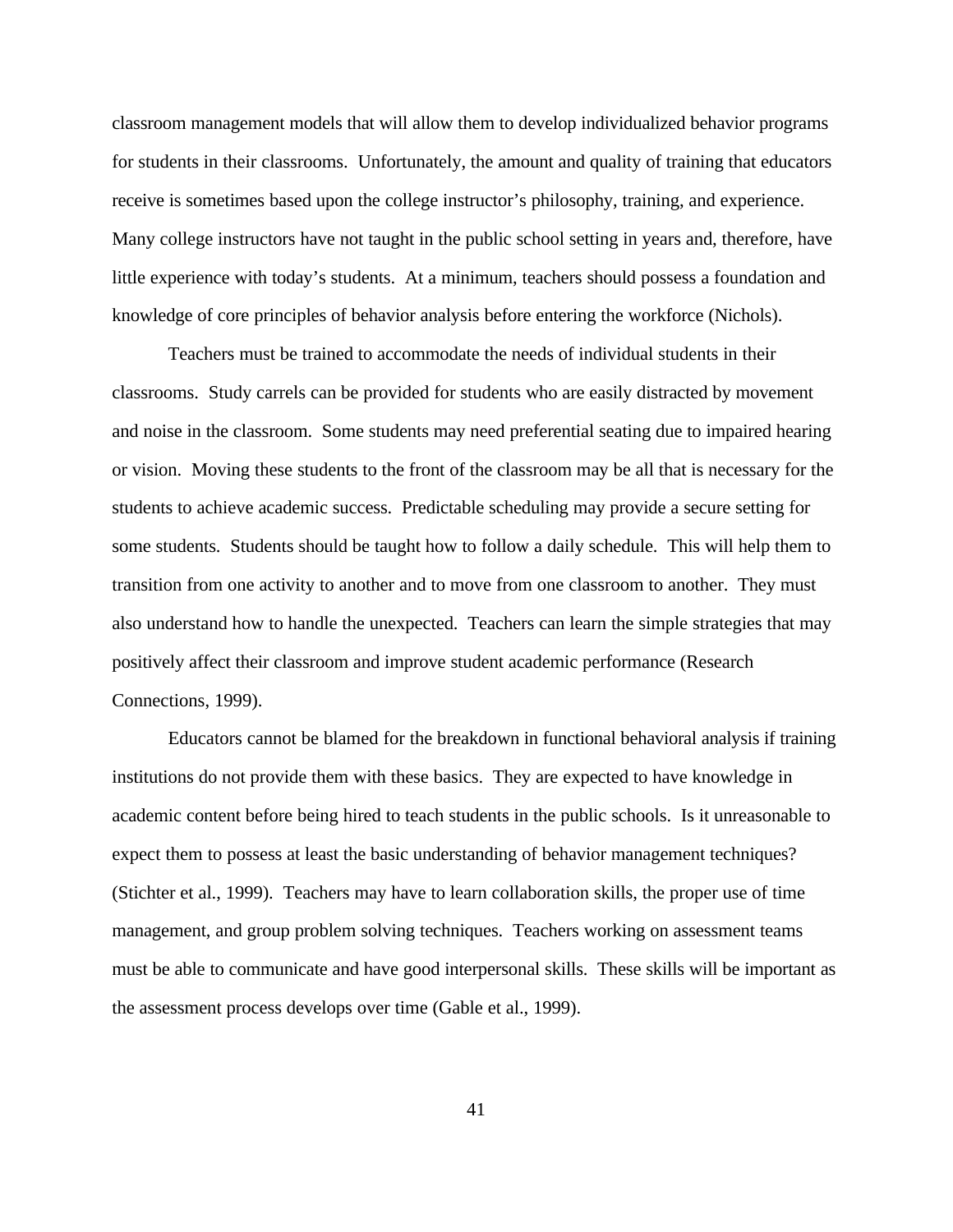classroom management models that will allow them to develop individualized behavior programs for students in their classrooms. Unfortunately, the amount and quality of training that educators receive is sometimes based upon the college instructor's philosophy, training, and experience. Many college instructors have not taught in the public school setting in years and, therefore, have little experience with today's students. At a minimum, teachers should possess a foundation and knowledge of core principles of behavior analysis before entering the workforce (Nichols).

Teachers must be trained to accommodate the needs of individual students in their classrooms. Study carrels can be provided for students who are easily distracted by movement and noise in the classroom. Some students may need preferential seating due to impaired hearing or vision. Moving these students to the front of the classroom may be all that is necessary for the students to achieve academic success. Predictable scheduling may provide a secure setting for some students. Students should be taught how to follow a daily schedule. This will help them to transition from one activity to another and to move from one classroom to another. They must also understand how to handle the unexpected. Teachers can learn the simple strategies that may positively affect their classroom and improve student academic performance (Research Connections, 1999).

Educators cannot be blamed for the breakdown in functional behavioral analysis if training institutions do not provide them with these basics. They are expected to have knowledge in academic content before being hired to teach students in the public schools. Is it unreasonable to expect them to possess at least the basic understanding of behavior management techniques? (Stichter et al., 1999). Teachers may have to learn collaboration skills, the proper use of time management, and group problem solving techniques. Teachers working on assessment teams must be able to communicate and have good interpersonal skills. These skills will be important as the assessment process develops over time (Gable et al., 1999).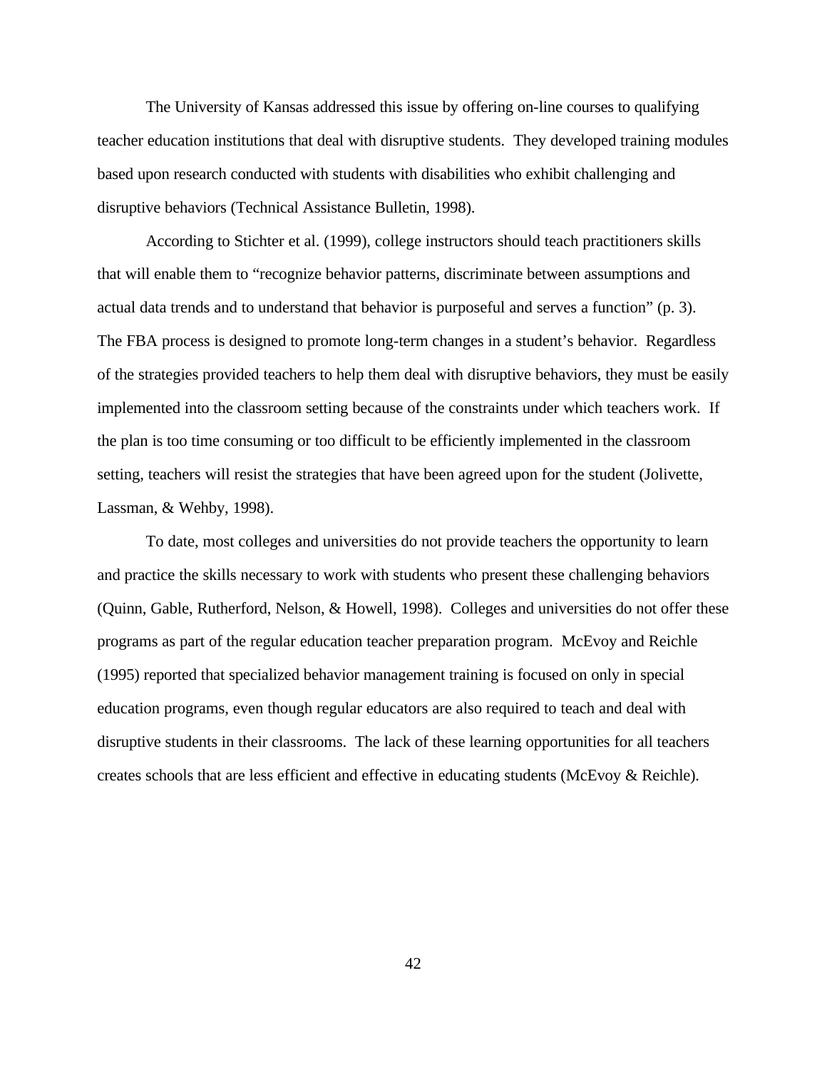The University of Kansas addressed this issue by offering on-line courses to qualifying teacher education institutions that deal with disruptive students. They developed training modules based upon research conducted with students with disabilities who exhibit challenging and disruptive behaviors (Technical Assistance Bulletin, 1998).

According to Stichter et al. (1999), college instructors should teach practitioners skills that will enable them to "recognize behavior patterns, discriminate between assumptions and actual data trends and to understand that behavior is purposeful and serves a function" (p. 3). The FBA process is designed to promote long-term changes in a student's behavior. Regardless of the strategies provided teachers to help them deal with disruptive behaviors, they must be easily implemented into the classroom setting because of the constraints under which teachers work. If the plan is too time consuming or too difficult to be efficiently implemented in the classroom setting, teachers will resist the strategies that have been agreed upon for the student (Jolivette, Lassman, & Wehby, 1998).

To date, most colleges and universities do not provide teachers the opportunity to learn and practice the skills necessary to work with students who present these challenging behaviors (Quinn, Gable, Rutherford, Nelson, & Howell, 1998). Colleges and universities do not offer these programs as part of the regular education teacher preparation program. McEvoy and Reichle (1995) reported that specialized behavior management training is focused on only in special education programs, even though regular educators are also required to teach and deal with disruptive students in their classrooms. The lack of these learning opportunities for all teachers creates schools that are less efficient and effective in educating students (McEvoy & Reichle).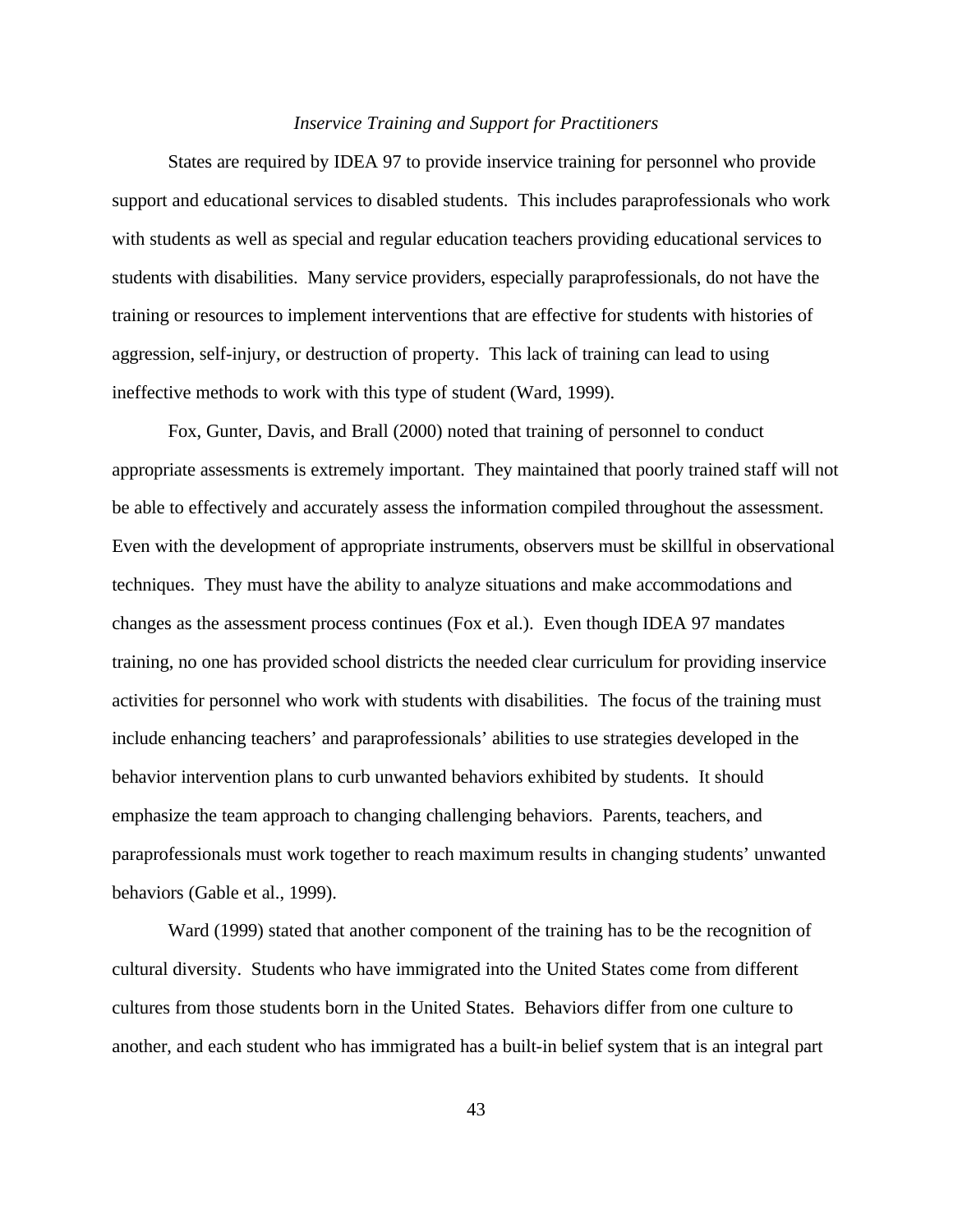### *Inservice Training and Support for Practitioners*

States are required by IDEA 97 to provide inservice training for personnel who provide support and educational services to disabled students. This includes paraprofessionals who work with students as well as special and regular education teachers providing educational services to students with disabilities. Many service providers, especially paraprofessionals, do not have the training or resources to implement interventions that are effective for students with histories of aggression, self-injury, or destruction of property. This lack of training can lead to using ineffective methods to work with this type of student (Ward, 1999).

Fox, Gunter, Davis, and Brall (2000) noted that training of personnel to conduct appropriate assessments is extremely important. They maintained that poorly trained staff will not be able to effectively and accurately assess the information compiled throughout the assessment. Even with the development of appropriate instruments, observers must be skillful in observational techniques. They must have the ability to analyze situations and make accommodations and changes as the assessment process continues (Fox et al.). Even though IDEA 97 mandates training, no one has provided school districts the needed clear curriculum for providing inservice activities for personnel who work with students with disabilities. The focus of the training must include enhancing teachers' and paraprofessionals' abilities to use strategies developed in the behavior intervention plans to curb unwanted behaviors exhibited by students. It should emphasize the team approach to changing challenging behaviors. Parents, teachers, and paraprofessionals must work together to reach maximum results in changing students' unwanted behaviors (Gable et al., 1999).

Ward (1999) stated that another component of the training has to be the recognition of cultural diversity. Students who have immigrated into the United States come from different cultures from those students born in the United States. Behaviors differ from one culture to another, and each student who has immigrated has a built-in belief system that is an integral part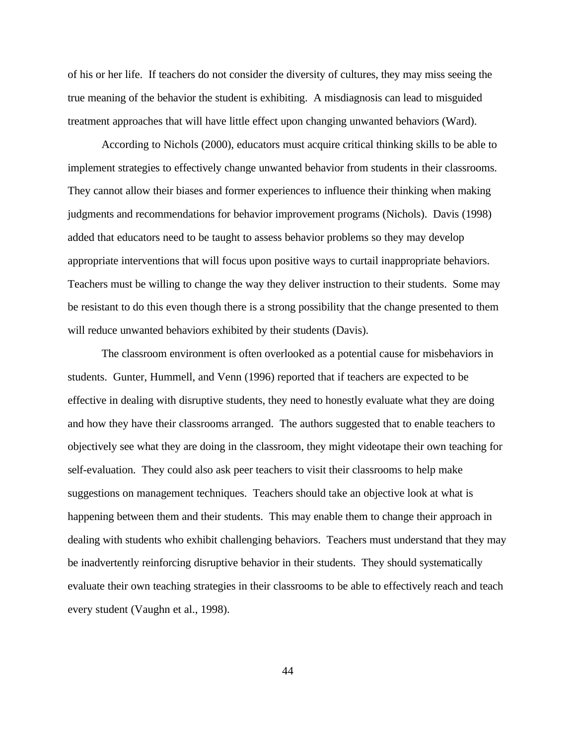of his or her life. If teachers do not consider the diversity of cultures, they may miss seeing the true meaning of the behavior the student is exhibiting. A misdiagnosis can lead to misguided treatment approaches that will have little effect upon changing unwanted behaviors (Ward).

According to Nichols (2000), educators must acquire critical thinking skills to be able to implement strategies to effectively change unwanted behavior from students in their classrooms. They cannot allow their biases and former experiences to influence their thinking when making judgments and recommendations for behavior improvement programs (Nichols). Davis (1998) added that educators need to be taught to assess behavior problems so they may develop appropriate interventions that will focus upon positive ways to curtail inappropriate behaviors. Teachers must be willing to change the way they deliver instruction to their students. Some may be resistant to do this even though there is a strong possibility that the change presented to them will reduce unwanted behaviors exhibited by their students (Davis).

The classroom environment is often overlooked as a potential cause for misbehaviors in students. Gunter, Hummell, and Venn (1996) reported that if teachers are expected to be effective in dealing with disruptive students, they need to honestly evaluate what they are doing and how they have their classrooms arranged. The authors suggested that to enable teachers to objectively see what they are doing in the classroom, they might videotape their own teaching for self-evaluation. They could also ask peer teachers to visit their classrooms to help make suggestions on management techniques. Teachers should take an objective look at what is happening between them and their students. This may enable them to change their approach in dealing with students who exhibit challenging behaviors. Teachers must understand that they may be inadvertently reinforcing disruptive behavior in their students. They should systematically evaluate their own teaching strategies in their classrooms to be able to effectively reach and teach every student (Vaughn et al., 1998).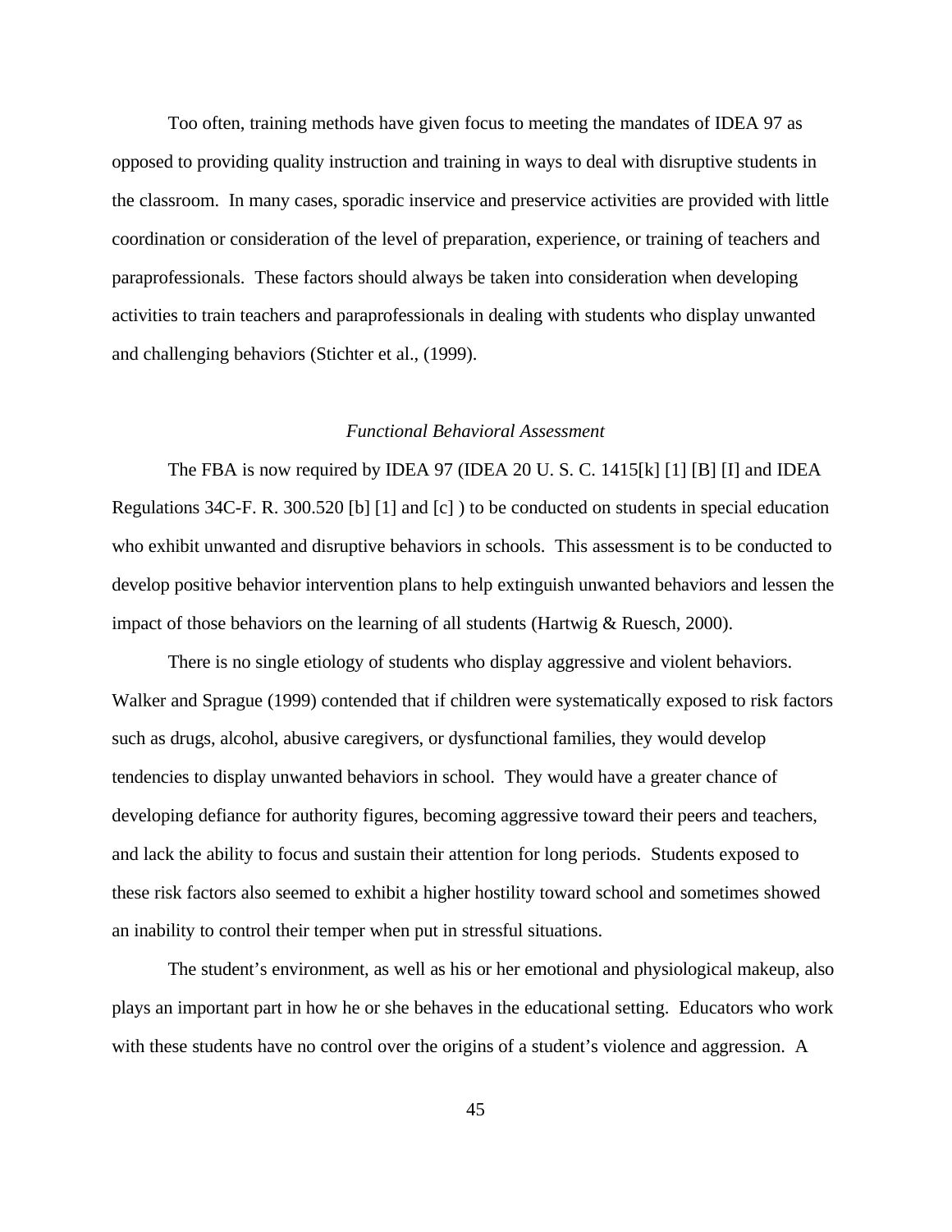Too often, training methods have given focus to meeting the mandates of IDEA 97 as opposed to providing quality instruction and training in ways to deal with disruptive students in the classroom. In many cases, sporadic inservice and preservice activities are provided with little coordination or consideration of the level of preparation, experience, or training of teachers and paraprofessionals. These factors should always be taken into consideration when developing activities to train teachers and paraprofessionals in dealing with students who display unwanted and challenging behaviors (Stichter et al., (1999).

### *Functional Behavioral Assessment*

The FBA is now required by IDEA 97 (IDEA 20 U. S. C. 1415[k] [1] [B] [I] and IDEA Regulations 34C-F. R. 300.520 [b] [1] and [c] ) to be conducted on students in special education who exhibit unwanted and disruptive behaviors in schools. This assessment is to be conducted to develop positive behavior intervention plans to help extinguish unwanted behaviors and lessen the impact of those behaviors on the learning of all students (Hartwig & Ruesch, 2000).

There is no single etiology of students who display aggressive and violent behaviors. Walker and Sprague (1999) contended that if children were systematically exposed to risk factors such as drugs, alcohol, abusive caregivers, or dysfunctional families, they would develop tendencies to display unwanted behaviors in school. They would have a greater chance of developing defiance for authority figures, becoming aggressive toward their peers and teachers, and lack the ability to focus and sustain their attention for long periods. Students exposed to these risk factors also seemed to exhibit a higher hostility toward school and sometimes showed an inability to control their temper when put in stressful situations.

The student's environment, as well as his or her emotional and physiological makeup, also plays an important part in how he or she behaves in the educational setting. Educators who work with these students have no control over the origins of a student's violence and aggression. A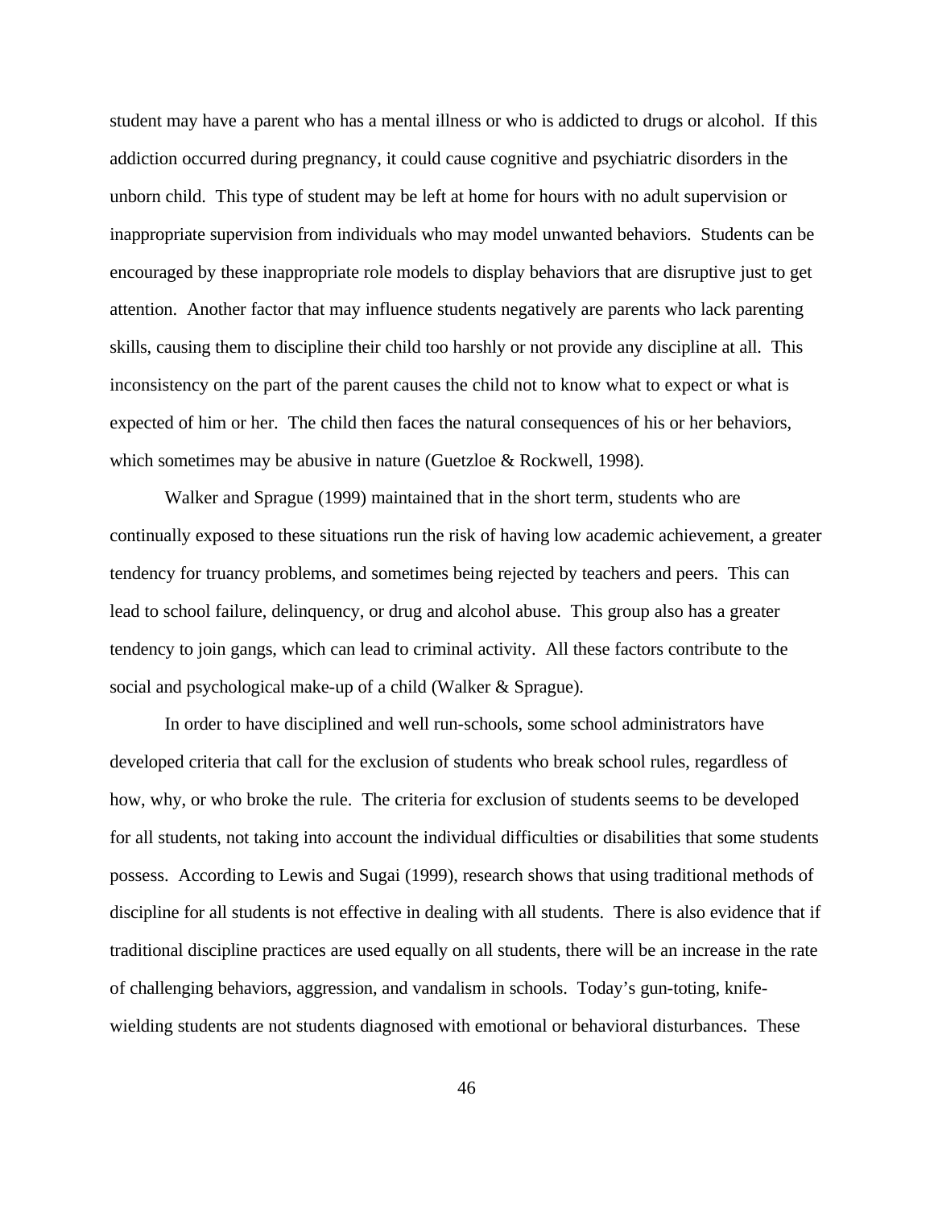student may have a parent who has a mental illness or who is addicted to drugs or alcohol. If this addiction occurred during pregnancy, it could cause cognitive and psychiatric disorders in the unborn child. This type of student may be left at home for hours with no adult supervision or inappropriate supervision from individuals who may model unwanted behaviors. Students can be encouraged by these inappropriate role models to display behaviors that are disruptive just to get attention. Another factor that may influence students negatively are parents who lack parenting skills, causing them to discipline their child too harshly or not provide any discipline at all. This inconsistency on the part of the parent causes the child not to know what to expect or what is expected of him or her. The child then faces the natural consequences of his or her behaviors, which sometimes may be abusive in nature (Guetzloe & Rockwell, 1998).

Walker and Sprague (1999) maintained that in the short term, students who are continually exposed to these situations run the risk of having low academic achievement, a greater tendency for truancy problems, and sometimes being rejected by teachers and peers. This can lead to school failure, delinquency, or drug and alcohol abuse. This group also has a greater tendency to join gangs, which can lead to criminal activity. All these factors contribute to the social and psychological make-up of a child (Walker & Sprague).

In order to have disciplined and well run-schools, some school administrators have developed criteria that call for the exclusion of students who break school rules, regardless of how, why, or who broke the rule. The criteria for exclusion of students seems to be developed for all students, not taking into account the individual difficulties or disabilities that some students possess. According to Lewis and Sugai (1999), research shows that using traditional methods of discipline for all students is not effective in dealing with all students. There is also evidence that if traditional discipline practices are used equally on all students, there will be an increase in the rate of challenging behaviors, aggression, and vandalism in schools. Today's gun-toting, knife-wielding students are not students diagnosed with emotional or behavioral disturbances. These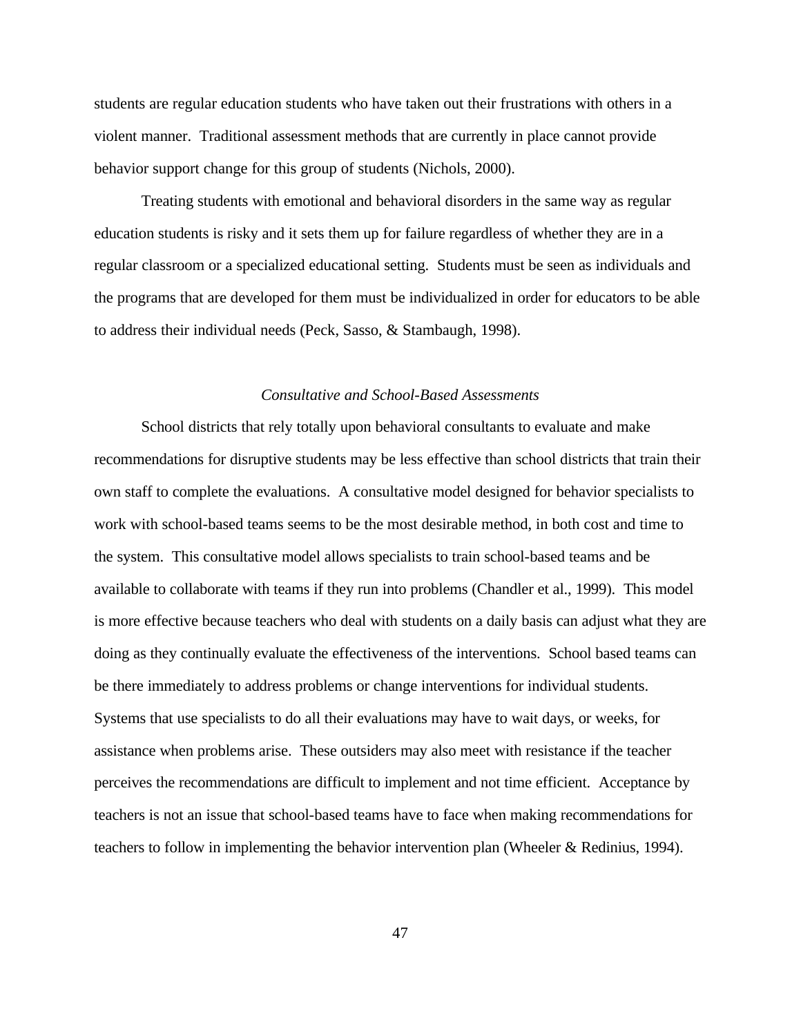students are regular education students who have taken out their frustrations with others in a violent manner. Traditional assessment methods that are currently in place cannot provide behavior support change for this group of students (Nichols, 2000).

Treating students with emotional and behavioral disorders in the same way as regular education students is risky and it sets them up for failure regardless of whether they are in a regular classroom or a specialized educational setting. Students must be seen as individuals and the programs that are developed for them must be individualized in order for educators to be able to address their individual needs (Peck, Sasso, & Stambaugh, 1998).

### *Consultative and School-Based Assessments*

School districts that rely totally upon behavioral consultants to evaluate and make recommendations for disruptive students may be less effective than school districts that train their own staff to complete the evaluations. A consultative model designed for behavior specialists to work with school-based teams seems to be the most desirable method, in both cost and time to the system. This consultative model allows specialists to train school-based teams and be available to collaborate with teams if they run into problems (Chandler et al., 1999). This model is more effective because teachers who deal with students on a daily basis can adjust what they are doing as they continually evaluate the effectiveness of the interventions. School based teams can be there immediately to address problems or change interventions for individual students. Systems that use specialists to do all their evaluations may have to wait days, or weeks, for assistance when problems arise. These outsiders may also meet with resistance if the teacher perceives the recommendations are difficult to implement and not time efficient. Acceptance by teachers is not an issue that school-based teams have to face when making recommendations for teachers to follow in implementing the behavior intervention plan (Wheeler & Redinius, 1994).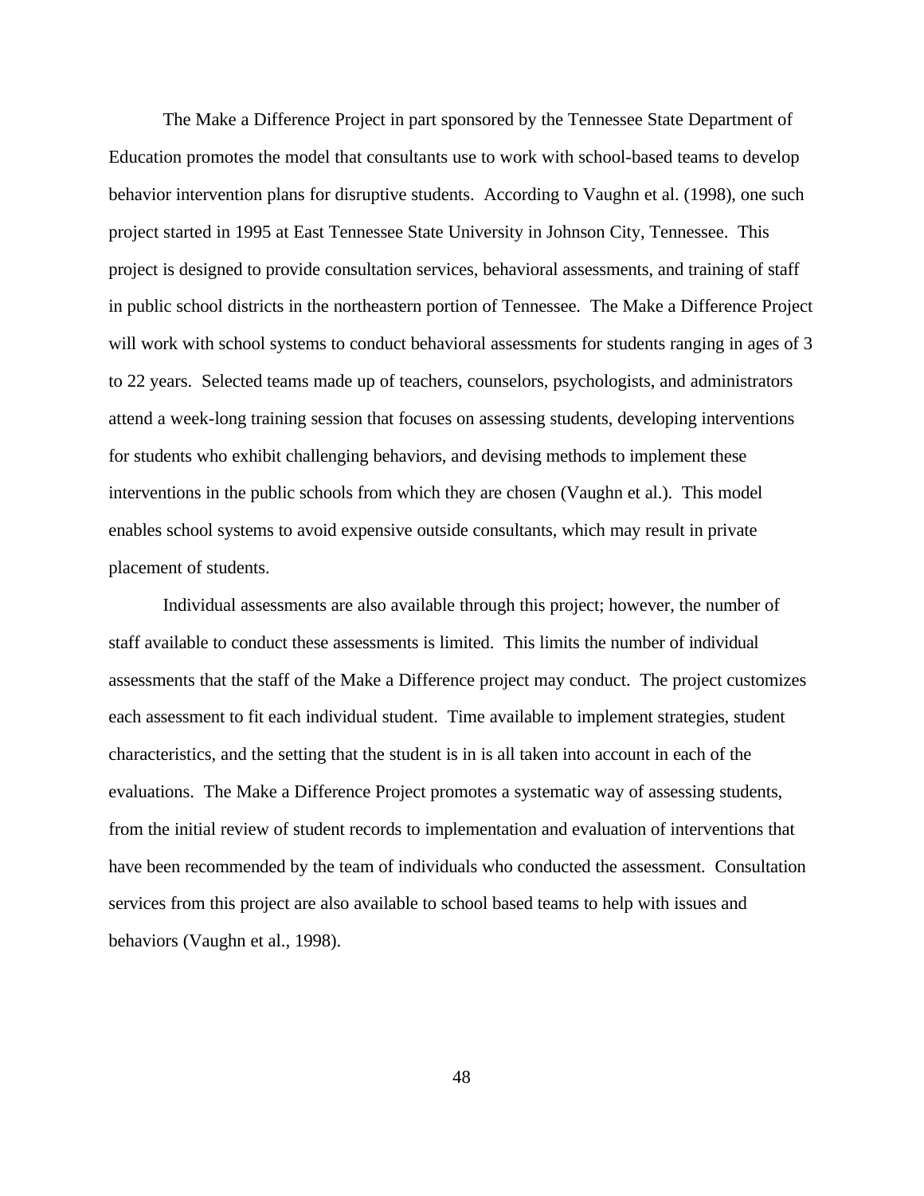The Make a Difference Project in part sponsored by the Tennessee State Department of Education promotes the model that consultants use to work with school-based teams to develop behavior intervention plans for disruptive students. According to Vaughn et al. (1998), one such project started in 1995 at East Tennessee State University in Johnson City, Tennessee. This project is designed to provide consultation services, behavioral assessments, and training of staff in public school districts in the northeastern portion of Tennessee. The Make a Difference Project will work with school systems to conduct behavioral assessments for students ranging in ages of 3 to 22 years. Selected teams made up of teachers, counselors, psychologists, and administrators attend a week-long training session that focuses on assessing students, developing interventions for students who exhibit challenging behaviors, and devising methods to implement these interventions in the public schools from which they are chosen (Vaughn et al.). This model enables school systems to avoid expensive outside consultants, which may result in private placement of students.

Individual assessments are also available through this project; however, the number of staff available to conduct these assessments is limited. This limits the number of individual assessments that the staff of the Make a Difference project may conduct. The project customizes each assessment to fit each individual student. Time available to implement strategies, student characteristics, and the setting that the student is in is all taken into account in each of the evaluations. The Make a Difference Project promotes a systematic way of assessing students, from the initial review of student records to implementation and evaluation of interventions that have been recommended by the team of individuals who conducted the assessment. Consultation services from this project are also available to school based teams to help with issues and behaviors (Vaughn et al., 1998).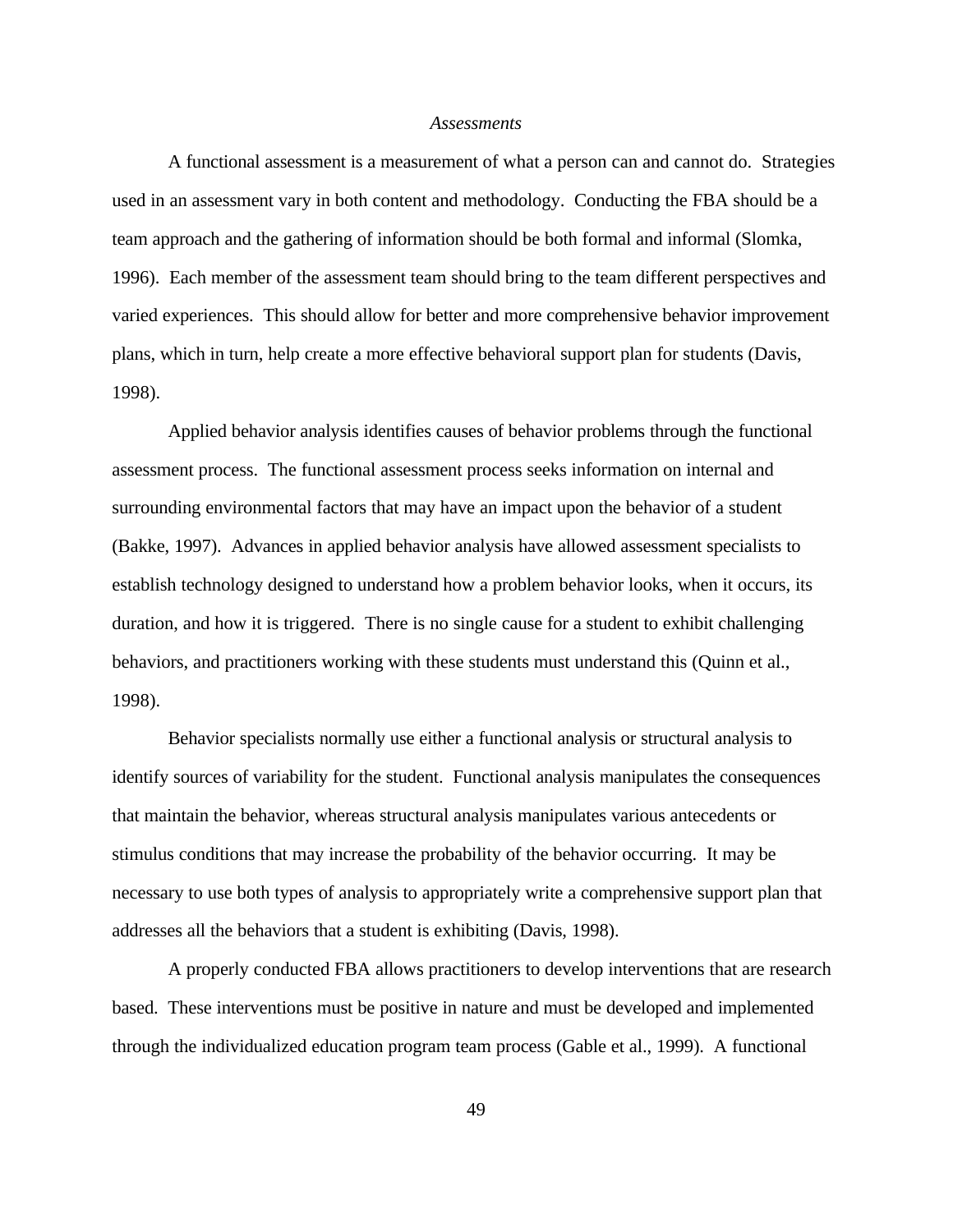*Assessments*

A functional assessment is a measurement of what a person can and cannot do. Strategies used in an assessment vary in both content and methodology. Conducting the FBA should be a team approach and the gathering of information should be both formal and informal (Slomka, 1996). Each member of the assessment team should bring to the team different perspectives and varied experiences. This should allow for better and more comprehensive behavior improvement plans, which in turn, help create a more effective behavioral support plan for students (Davis, 1998).

Applied behavior analysis identifies causes of behavior problems through the functional assessment process. The functional assessment process seeks information on internal and surrounding environmental factors that may have an impact upon the behavior of a student (Bakke, 1997). Advances in applied behavior analysis have allowed assessment specialists to establish technology designed to understand how a problem behavior looks, when it occurs, its duration, and how it is triggered. There is no single cause for a student to exhibit challenging behaviors, and practitioners working with these students must understand this (Quinn et al., 1998).

Behavior specialists normally use either a functional analysis or structural analysis to identify sources of variability for the student. Functional analysis manipulates the consequences that maintain the behavior, whereas structural analysis manipulates various antecedents or stimulus conditions that may increase the probability of the behavior occurring. It may be necessary to use both types of analysis to appropriately write a comprehensive support plan that addresses all the behaviors that a student is exhibiting (Davis, 1998).

A properly conducted FBA allows practitioners to develop interventions that are research based. These interventions must be positive in nature and must be developed and implemented through the individualized education program team process (Gable et al., 1999). A functional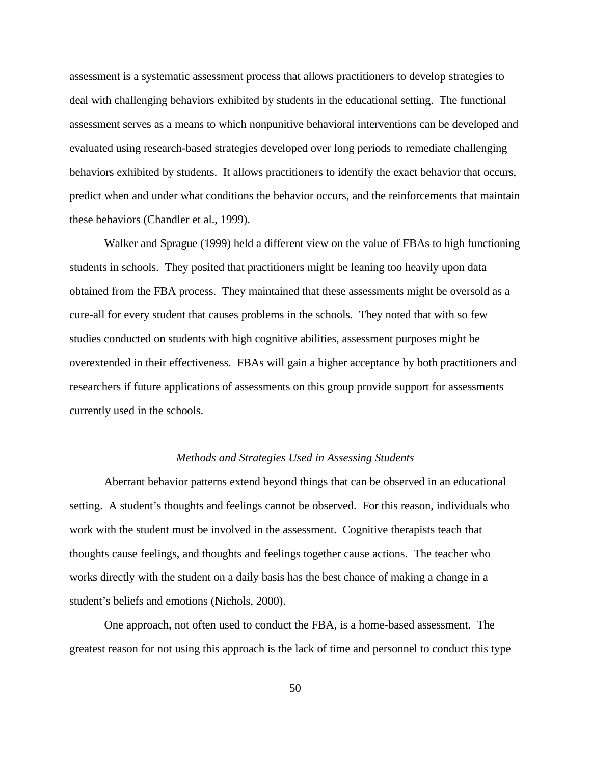assessment is a systematic assessment process that allows practitioners to develop strategies to deal with challenging behaviors exhibited by students in the educational setting. The functional assessment serves as a means to which nonpunitive behavioral interventions can be developed and evaluated using research-based strategies developed over long periods to remediate challenging behaviors exhibited by students. It allows practitioners to identify the exact behavior that occurs, predict when and under what conditions the behavior occurs, and the reinforcements that maintain these behaviors (Chandler et al., 1999).

Walker and Sprague (1999) held a different view on the value of FBAs to high functioning students in schools. They posited that practitioners might be leaning too heavily upon data obtained from the FBA process. They maintained that these assessments might be oversold as a cure-all for every student that causes problems in the schools. They noted that with so few studies conducted on students with high cognitive abilities, assessment purposes might be overextended in their effectiveness. FBAs will gain a higher acceptance by both practitioners and researchers if future applications of assessments on this group provide support for assessments currently used in the schools.

### *Methods and Strategies Used in Assessing Students*

Aberrant behavior patterns extend beyond things that can be observed in an educational setting. A student's thoughts and feelings cannot be observed. For this reason, individuals who work with the student must be involved in the assessment. Cognitive therapists teach that thoughts cause feelings, and thoughts and feelings together cause actions. The teacher who works directly with the student on a daily basis has the best chance of making a change in a student's beliefs and emotions (Nichols, 2000).

One approach, not often used to conduct the FBA, is a home-based assessment. The greatest reason for not using this approach is the lack of time and personnel to conduct this type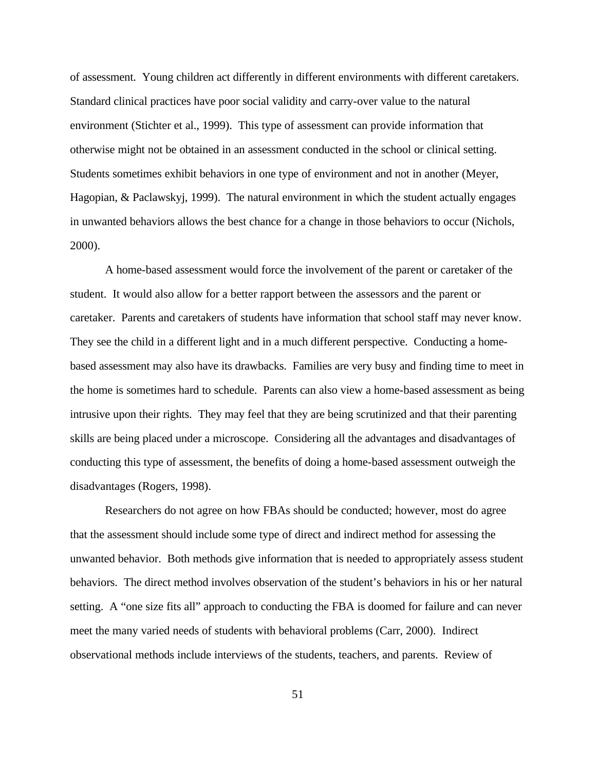of assessment. Young children act differently in different environments with different caretakers. Standard clinical practices have poor social validity and carry-over value to the natural environment (Stichter et al., 1999). This type of assessment can provide information that otherwise might not be obtained in an assessment conducted in the school or clinical setting. Students sometimes exhibit behaviors in one type of environment and not in another (Meyer, Hagopian, & Paclawskyj, 1999). The natural environment in which the student actually engages in unwanted behaviors allows the best chance for a change in those behaviors to occur (Nichols, 2000).

A home-based assessment would force the involvement of the parent or caretaker of the student. It would also allow for a better rapport between the assessors and the parent or caretaker. Parents and caretakers of students have information that school staff may never know. They see the child in a different light and in a much different perspective. Conducting a home-based assessment may also have its drawbacks. Families are very busy and finding time to meet in the home is sometimes hard to schedule. Parents can also view a home-based assessment as being intrusive upon their rights. They may feel that they are being scrutinized and that their parenting skills are being placed under a microscope. Considering all the advantages and disadvantages of conducting this type of assessment, the benefits of doing a home-based assessment outweigh the disadvantages (Rogers, 1998).

Researchers do not agree on how FBAs should be conducted; however, most do agree that the assessment should include some type of direct and indirect method for assessing the unwanted behavior. Both methods give information that is needed to appropriately assess student behaviors. The direct method involves observation of the student's behaviors in his or her natural setting. A "one size fits all" approach to conducting the FBA is doomed for failure and can never meet the many varied needs of students with behavioral problems (Carr, 2000). Indirect observational methods include interviews of the students, teachers, and parents. Review of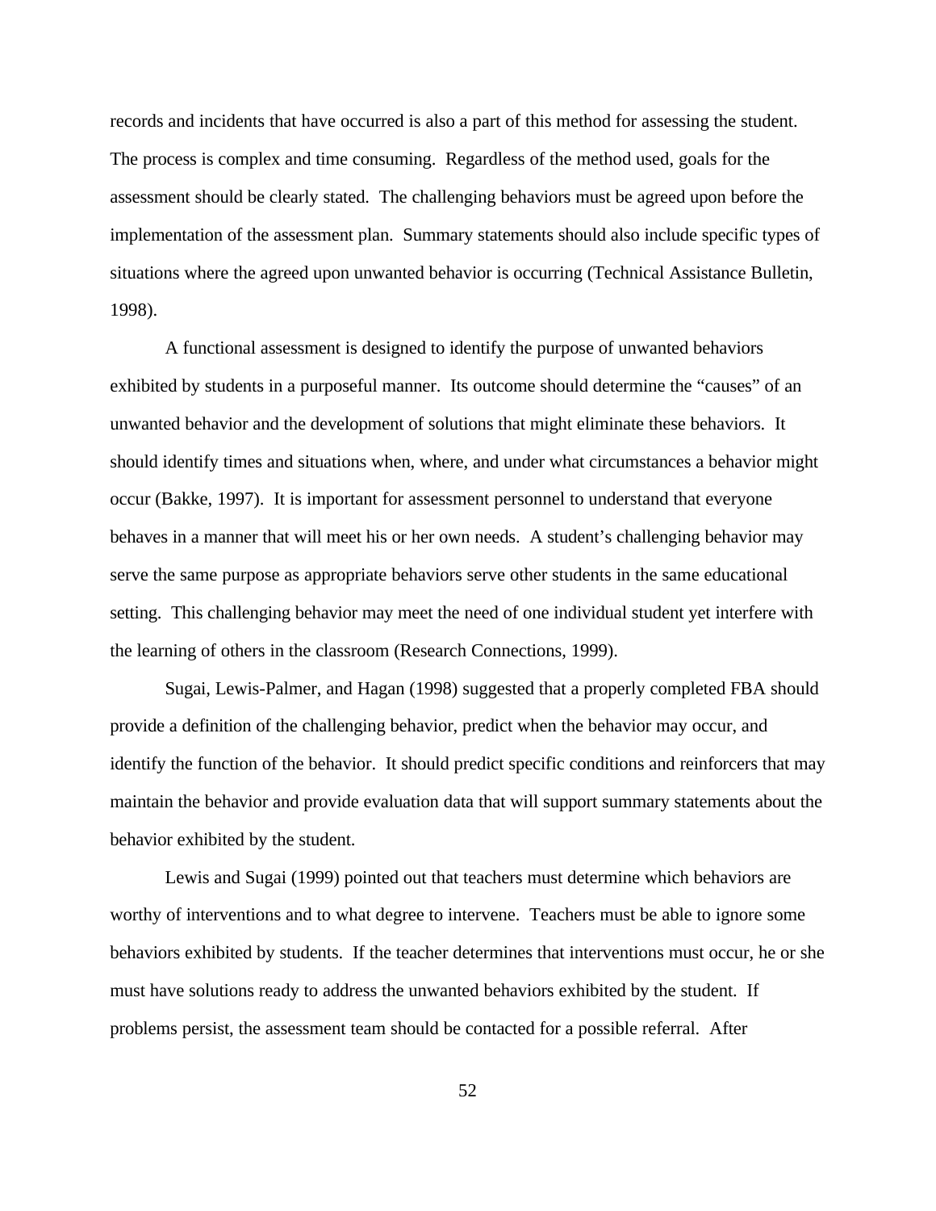records and incidents that have occurred is also a part of this method for assessing the student. The process is complex and time consuming. Regardless of the method used, goals for the assessment should be clearly stated. The challenging behaviors must be agreed upon before the implementation of the assessment plan. Summary statements should also include specific types of situations where the agreed upon unwanted behavior is occurring (Technical Assistance Bulletin, 1998).

A functional assessment is designed to identify the purpose of unwanted behaviors exhibited by students in a purposeful manner. Its outcome should determine the "causes" of an unwanted behavior and the development of solutions that might eliminate these behaviors. It should identify times and situations when, where, and under what circumstances a behavior might occur (Bakke, 1997). It is important for assessment personnel to understand that everyone behaves in a manner that will meet his or her own needs. A student's challenging behavior may serve the same purpose as appropriate behaviors serve other students in the same educational setting. This challenging behavior may meet the need of one individual student yet interfere with the learning of others in the classroom (Research Connections, 1999).

Sugai, Lewis-Palmer, and Hagan (1998) suggested that a properly completed FBA should provide a definition of the challenging behavior, predict when the behavior may occur, and identify the function of the behavior. It should predict specific conditions and reinforcers that may maintain the behavior and provide evaluation data that will support summary statements about the behavior exhibited by the student.

Lewis and Sugai (1999) pointed out that teachers must determine which behaviors are worthy of interventions and to what degree to intervene. Teachers must be able to ignore some behaviors exhibited by students. If the teacher determines that interventions must occur, he or she must have solutions ready to address the unwanted behaviors exhibited by the student. If problems persist, the assessment team should be contacted for a possible referral. After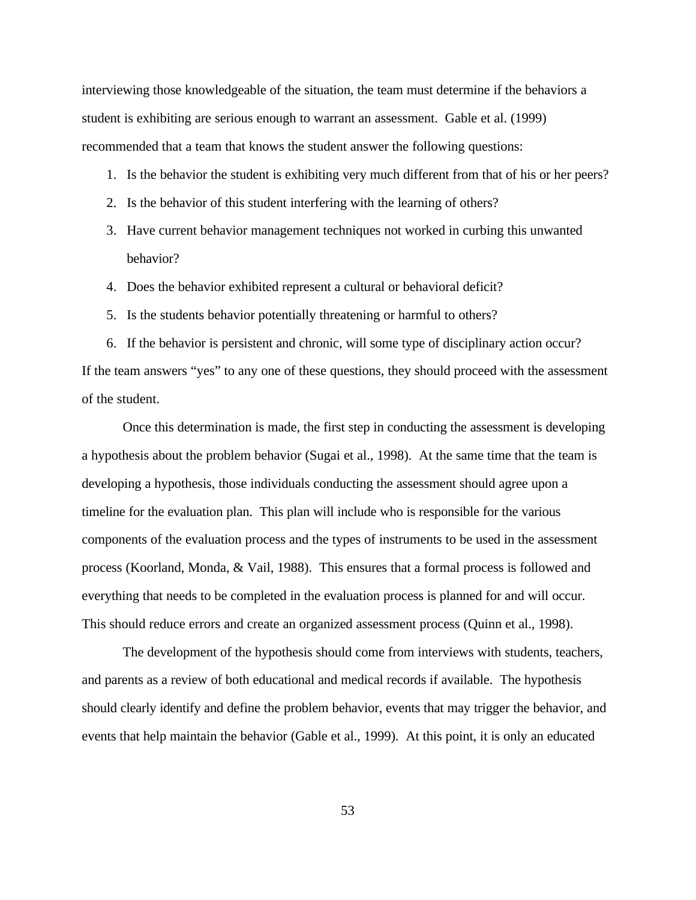interviewing those knowledgeable of the situation, the team must determine if the behaviors a student is exhibiting are serious enough to warrant an assessment. Gable et al. (1999) recommended that a team that knows the student answer the following questions:

1. Is the behavior the student is exhibiting very much different from that of his or her peers?
2. Is the behavior of this student interfering with the learning of others?
3. Have current behavior management techniques not worked in curbing this unwanted behavior?
4. Does the behavior exhibited represent a cultural or behavioral deficit?
5. Is the students behavior potentially threatening or harmful to others?
6. If the behavior is persistent and chronic, will some type of disciplinary action occur?

If the team answers "yes" to any one of these questions, they should proceed with the assessment of the student.

Once this determination is made, the first step in conducting the assessment is developing a hypothesis about the problem behavior (Sugai et al., 1998). At the same time that the team is developing a hypothesis, those individuals conducting the assessment should agree upon a timeline for the evaluation plan. This plan will include who is responsible for the various components of the evaluation process and the types of instruments to be used in the assessment process (Koorland, Monda, & Vail, 1988). This ensures that a formal process is followed and everything that needs to be completed in the evaluation process is planned for and will occur. This should reduce errors and create an organized assessment process (Quinn et al., 1998).

The development of the hypothesis should come from interviews with students, teachers, and parents as a review of both educational and medical records if available. The hypothesis should clearly identify and define the problem behavior, events that may trigger the behavior, and events that help maintain the behavior (Gable et al., 1999). At this point, it is only an educated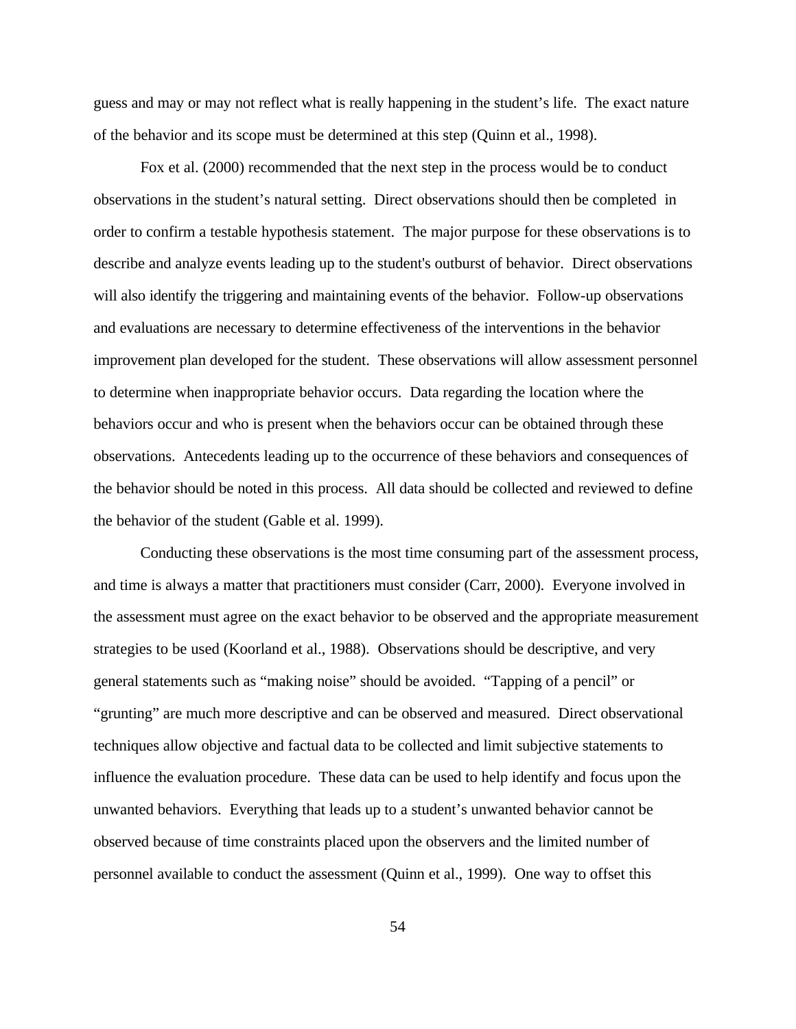guess and may or may not reflect what is really happening in the student's life. The exact nature of the behavior and its scope must be determined at this step (Quinn et al., 1998).

Fox et al. (2000) recommended that the next step in the process would be to conduct observations in the student's natural setting. Direct observations should then be completed in order to confirm a testable hypothesis statement. The major purpose for these observations is to describe and analyze events leading up to the student's outburst of behavior. Direct observations will also identify the triggering and maintaining events of the behavior. Follow-up observations and evaluations are necessary to determine effectiveness of the interventions in the behavior improvement plan developed for the student. These observations will allow assessment personnel to determine when inappropriate behavior occurs. Data regarding the location where the behaviors occur and who is present when the behaviors occur can be obtained through these observations. Antecedents leading up to the occurrence of these behaviors and consequences of the behavior should be noted in this process. All data should be collected and reviewed to define the behavior of the student (Gable et al. 1999).

Conducting these observations is the most time consuming part of the assessment process, and time is always a matter that practitioners must consider (Carr, 2000). Everyone involved in the assessment must agree on the exact behavior to be observed and the appropriate measurement strategies to be used (Koorland et al., 1988). Observations should be descriptive, and very general statements such as "making noise" should be avoided. "Tapping of a pencil" or "grunting" are much more descriptive and can be observed and measured. Direct observational techniques allow objective and factual data to be collected and limit subjective statements to influence the evaluation procedure. These data can be used to help identify and focus upon the unwanted behaviors. Everything that leads up to a student's unwanted behavior cannot be observed because of time constraints placed upon the observers and the limited number of personnel available to conduct the assessment (Quinn et al., 1999). One way to offset this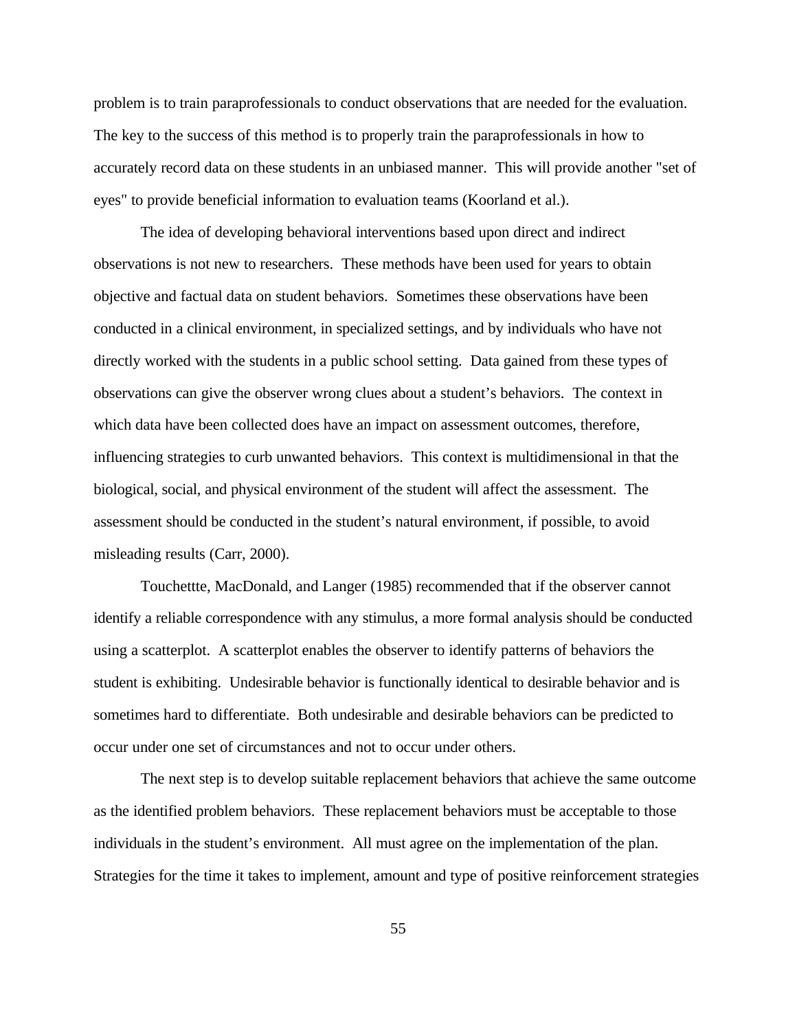problem is to train paraprofessionals to conduct observations that are needed for the evaluation. The key to the success of this method is to properly train the paraprofessionals in how to accurately record data on these students in an unbiased manner. This will provide another "set of eyes" to provide beneficial information to evaluation teams (Koorland et al.).

The idea of developing behavioral interventions based upon direct and indirect observations is not new to researchers. These methods have been used for years to obtain objective and factual data on student behaviors. Sometimes these observations have been conducted in a clinical environment, in specialized settings, and by individuals who have not directly worked with the students in a public school setting. Data gained from these types of observations can give the observer wrong clues about a student's behaviors. The context in which data have been collected does have an impact on assessment outcomes, therefore, influencing strategies to curb unwanted behaviors. This context is multidimensional in that the biological, social, and physical environment of the student will affect the assessment. The assessment should be conducted in the student's natural environment, if possible, to avoid misleading results (Carr, 2000).

Touchettte, MacDonald, and Langer (1985) recommended that if the observer cannot identify a reliable correspondence with any stimulus, a more formal analysis should be conducted using a scatterplot. A scatterplot enables the observer to identify patterns of behaviors the student is exhibiting. Undesirable behavior is functionally identical to desirable behavior and is sometimes hard to differentiate. Both undesirable and desirable behaviors can be predicted to occur under one set of circumstances and not to occur under others.

The next step is to develop suitable replacement behaviors that achieve the same outcome as the identified problem behaviors. These replacement behaviors must be acceptable to those individuals in the student's environment. All must agree on the implementation of the plan. Strategies for the time it takes to implement, amount and type of positive reinforcement strategies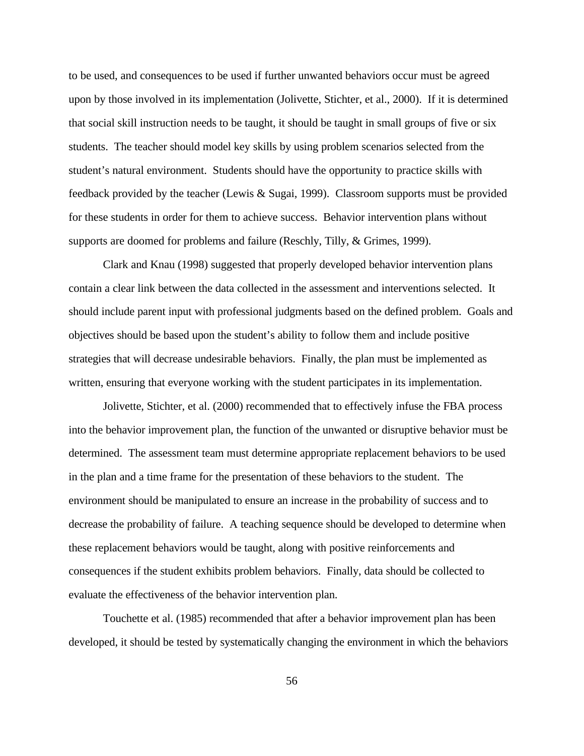to be used, and consequences to be used if further unwanted behaviors occur must be agreed upon by those involved in its implementation (Jolivette, Stichter, et al., 2000). If it is determined that social skill instruction needs to be taught, it should be taught in small groups of five or six students. The teacher should model key skills by using problem scenarios selected from the student's natural environment. Students should have the opportunity to practice skills with feedback provided by the teacher (Lewis & Sugai, 1999). Classroom supports must be provided for these students in order for them to achieve success. Behavior intervention plans without supports are doomed for problems and failure (Reschly, Tilly, & Grimes, 1999).

Clark and Knau (1998) suggested that properly developed behavior intervention plans contain a clear link between the data collected in the assessment and interventions selected. It should include parent input with professional judgments based on the defined problem. Goals and objectives should be based upon the student's ability to follow them and include positive strategies that will decrease undesirable behaviors. Finally, the plan must be implemented as written, ensuring that everyone working with the student participates in its implementation.

Jolivette, Stichter, et al. (2000) recommended that to effectively infuse the FBA process into the behavior improvement plan, the function of the unwanted or disruptive behavior must be determined. The assessment team must determine appropriate replacement behaviors to be used in the plan and a time frame for the presentation of these behaviors to the student. The environment should be manipulated to ensure an increase in the probability of success and to decrease the probability of failure. A teaching sequence should be developed to determine when these replacement behaviors would be taught, along with positive reinforcements and consequences if the student exhibits problem behaviors. Finally, data should be collected to evaluate the effectiveness of the behavior intervention plan.

Touchette et al. (1985) recommended that after a behavior improvement plan has been developed, it should be tested by systematically changing the environment in which the behaviors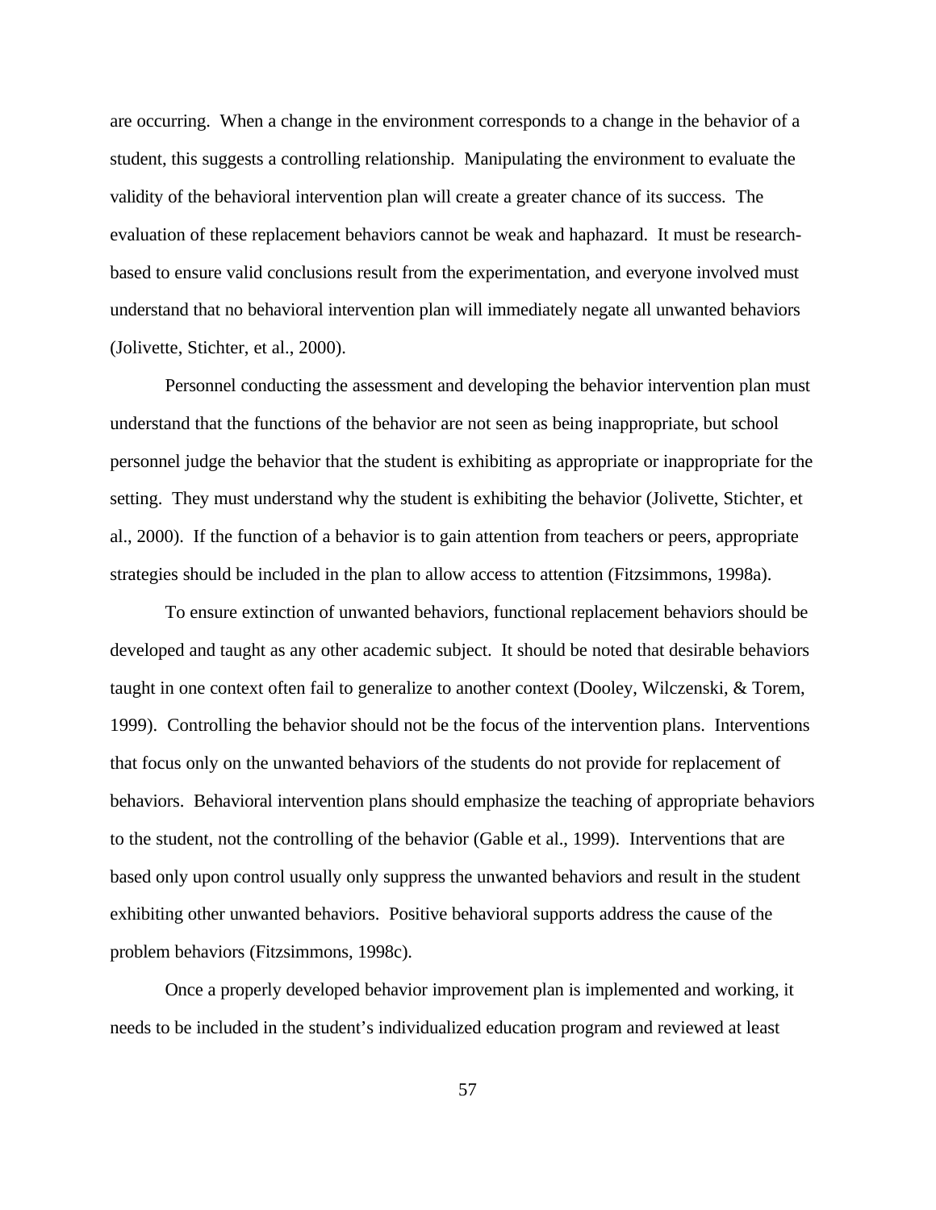are occurring. When a change in the environment corresponds to a change in the behavior of a student, this suggests a controlling relationship. Manipulating the environment to evaluate the validity of the behavioral intervention plan will create a greater chance of its success. The evaluation of these replacement behaviors cannot be weak and haphazard. It must be research-based to ensure valid conclusions result from the experimentation, and everyone involved must understand that no behavioral intervention plan will immediately negate all unwanted behaviors (Jolivette, Stichter, et al., 2000).

Personnel conducting the assessment and developing the behavior intervention plan must understand that the functions of the behavior are not seen as being inappropriate, but school personnel judge the behavior that the student is exhibiting as appropriate or inappropriate for the setting. They must understand why the student is exhibiting the behavior (Jolivette, Stichter, et al., 2000). If the function of a behavior is to gain attention from teachers or peers, appropriate strategies should be included in the plan to allow access to attention (Fitzsimmons, 1998a).

To ensure extinction of unwanted behaviors, functional replacement behaviors should be developed and taught as any other academic subject. It should be noted that desirable behaviors taught in one context often fail to generalize to another context (Dooley, Wilczenski, & Torem, 1999). Controlling the behavior should not be the focus of the intervention plans. Interventions that focus only on the unwanted behaviors of the students do not provide for replacement of behaviors. Behavioral intervention plans should emphasize the teaching of appropriate behaviors to the student, not the controlling of the behavior (Gable et al., 1999). Interventions that are based only upon control usually only suppress the unwanted behaviors and result in the student exhibiting other unwanted behaviors. Positive behavioral supports address the cause of the problem behaviors (Fitzsimmons, 1998c).

Once a properly developed behavior improvement plan is implemented and working, it needs to be included in the student's individualized education program and reviewed at least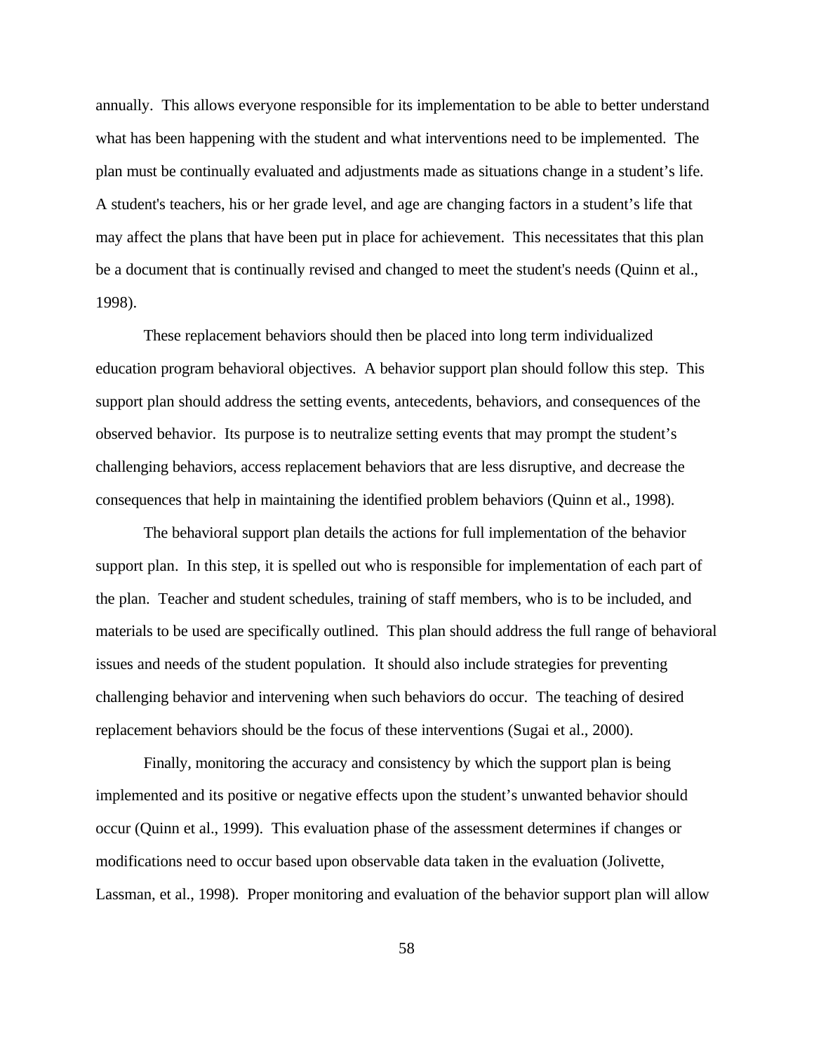annually. This allows everyone responsible for its implementation to be able to better understand what has been happening with the student and what interventions need to be implemented. The plan must be continually evaluated and adjustments made as situations change in a student's life. A student's teachers, his or her grade level, and age are changing factors in a student's life that may affect the plans that have been put in place for achievement. This necessitates that this plan be a document that is continually revised and changed to meet the student's needs (Quinn et al., 1998).

These replacement behaviors should then be placed into long term individualized education program behavioral objectives. A behavior support plan should follow this step. This support plan should address the setting events, antecedents, behaviors, and consequences of the observed behavior. Its purpose is to neutralize setting events that may prompt the student's challenging behaviors, access replacement behaviors that are less disruptive, and decrease the consequences that help in maintaining the identified problem behaviors (Quinn et al., 1998).

The behavioral support plan details the actions for full implementation of the behavior support plan. In this step, it is spelled out who is responsible for implementation of each part of the plan. Teacher and student schedules, training of staff members, who is to be included, and materials to be used are specifically outlined. This plan should address the full range of behavioral issues and needs of the student population. It should also include strategies for preventing challenging behavior and intervening when such behaviors do occur. The teaching of desired replacement behaviors should be the focus of these interventions (Sugai et al., 2000).

Finally, monitoring the accuracy and consistency by which the support plan is being implemented and its positive or negative effects upon the student's unwanted behavior should occur (Quinn et al., 1999). This evaluation phase of the assessment determines if changes or modifications need to occur based upon observable data taken in the evaluation (Jolivette, Lassman, et al., 1998). Proper monitoring and evaluation of the behavior support plan will allow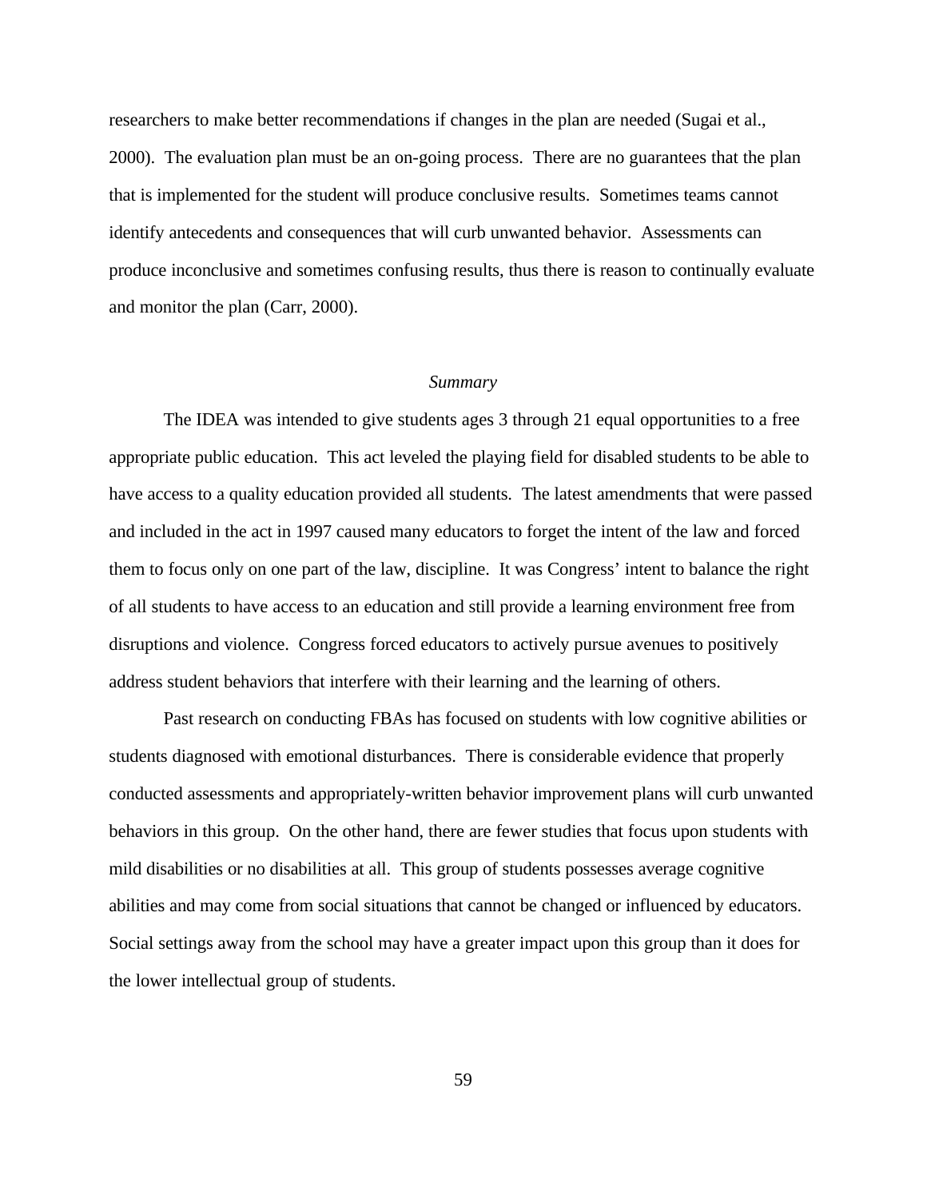researchers to make better recommendations if changes in the plan are needed (Sugai et al., 2000). The evaluation plan must be an on-going process. There are no guarantees that the plan that is implemented for the student will produce conclusive results. Sometimes teams cannot identify antecedents and consequences that will curb unwanted behavior. Assessments can produce inconclusive and sometimes confusing results, thus there is reason to continually evaluate and monitor the plan (Carr, 2000).

### *Summary*

The IDEA was intended to give students ages 3 through 21 equal opportunities to a free appropriate public education. This act leveled the playing field for disabled students to be able to have access to a quality education provided all students. The latest amendments that were passed and included in the act in 1997 caused many educators to forget the intent of the law and forced them to focus only on one part of the law, discipline. It was Congress' intent to balance the right of all students to have access to an education and still provide a learning environment free from disruptions and violence. Congress forced educators to actively pursue avenues to positively address student behaviors that interfere with their learning and the learning of others.

Past research on conducting FBAs has focused on students with low cognitive abilities or students diagnosed with emotional disturbances. There is considerable evidence that properly conducted assessments and appropriately-written behavior improvement plans will curb unwanted behaviors in this group. On the other hand, there are fewer studies that focus upon students with mild disabilities or no disabilities at all. This group of students possesses average cognitive abilities and may come from social situations that cannot be changed or influenced by educators. Social settings away from the school may have a greater impact upon this group than it does for the lower intellectual group of students.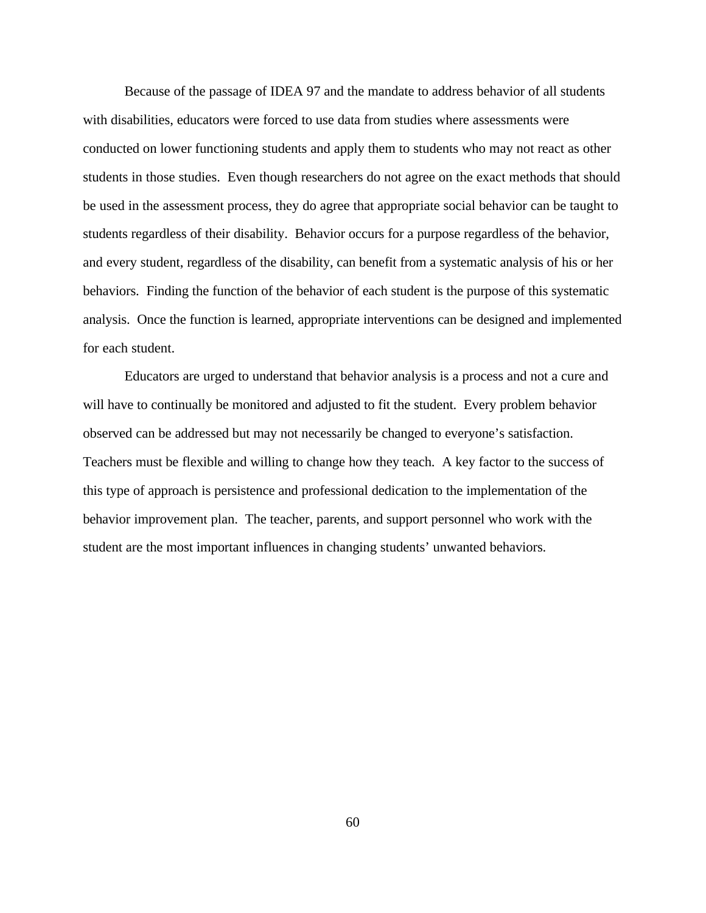Because of the passage of IDEA 97 and the mandate to address behavior of all students with disabilities, educators were forced to use data from studies where assessments were conducted on lower functioning students and apply them to students who may not react as other students in those studies. Even though researchers do not agree on the exact methods that should be used in the assessment process, they do agree that appropriate social behavior can be taught to students regardless of their disability. Behavior occurs for a purpose regardless of the behavior, and every student, regardless of the disability, can benefit from a systematic analysis of his or her behaviors. Finding the function of the behavior of each student is the purpose of this systematic analysis. Once the function is learned, appropriate interventions can be designed and implemented for each student.

Educators are urged to understand that behavior analysis is a process and not a cure and will have to continually be monitored and adjusted to fit the student. Every problem behavior observed can be addressed but may not necessarily be changed to everyone's satisfaction. Teachers must be flexible and willing to change how they teach. A key factor to the success of this type of approach is persistence and professional dedication to the implementation of the behavior improvement plan. The teacher, parents, and support personnel who work with the student are the most important influences in changing students' unwanted behaviors.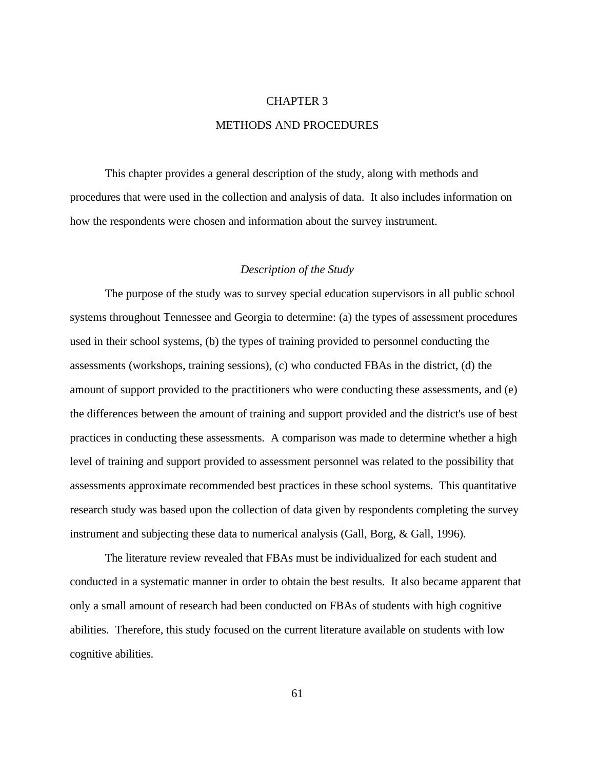# CHAPTER 3

# METHODS AND PROCEDURES

This chapter provides a general description of the study, along with methods and procedures that were used in the collection and analysis of data. It also includes information on how the respondents were chosen and information about the survey instrument.

## *Description of the Study*

The purpose of the study was to survey special education supervisors in all public school systems throughout Tennessee and Georgia to determine: (a) the types of assessment procedures used in their school systems, (b) the types of training provided to personnel conducting the assessments (workshops, training sessions), (c) who conducted FBAs in the district, (d) the amount of support provided to the practitioners who were conducting these assessments, and (e) the differences between the amount of training and support provided and the district's use of best practices in conducting these assessments. A comparison was made to determine whether a high level of training and support provided to assessment personnel was related to the possibility that assessments approximate recommended best practices in these school systems. This quantitative research study was based upon the collection of data given by respondents completing the survey instrument and subjecting these data to numerical analysis (Gall, Borg, & Gall, 1996).

The literature review revealed that FBAs must be individualized for each student and conducted in a systematic manner in order to obtain the best results. It also became apparent that only a small amount of research had been conducted on FBAs of students with high cognitive abilities. Therefore, this study focused on the current literature available on students with low cognitive abilities.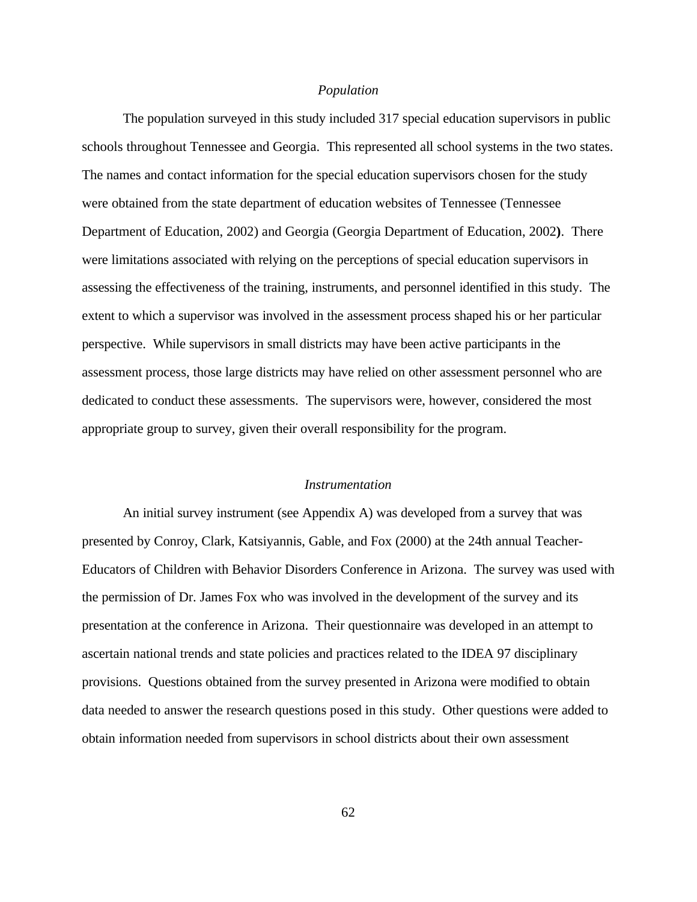*Population*

The population surveyed in this study included 317 special education supervisors in public schools throughout Tennessee and Georgia. This represented all school systems in the two states. The names and contact information for the special education supervisors chosen for the study were obtained from the state department of education websites of Tennessee (Tennessee Department of Education, 2002) and Georgia (Georgia Department of Education, 2002**)**. There were limitations associated with relying on the perceptions of special education supervisors in assessing the effectiveness of the training, instruments, and personnel identified in this study. The extent to which a supervisor was involved in the assessment process shaped his or her particular perspective. While supervisors in small districts may have been active participants in the assessment process, those large districts may have relied on other assessment personnel who are dedicated to conduct these assessments. The supervisors were, however, considered the most appropriate group to survey, given their overall responsibility for the program.

*Instrumentation*

An initial survey instrument (see Appendix A) was developed from a survey that was presented by Conroy, Clark, Katsiyannis, Gable, and Fox (2000) at the 24th annual Teacher-Educators of Children with Behavior Disorders Conference in Arizona. The survey was used with the permission of Dr. James Fox who was involved in the development of the survey and its presentation at the conference in Arizona. Their questionnaire was developed in an attempt to ascertain national trends and state policies and practices related to the IDEA 97 disciplinary provisions. Questions obtained from the survey presented in Arizona were modified to obtain data needed to answer the research questions posed in this study. Other questions were added to obtain information needed from supervisors in school districts about their own assessment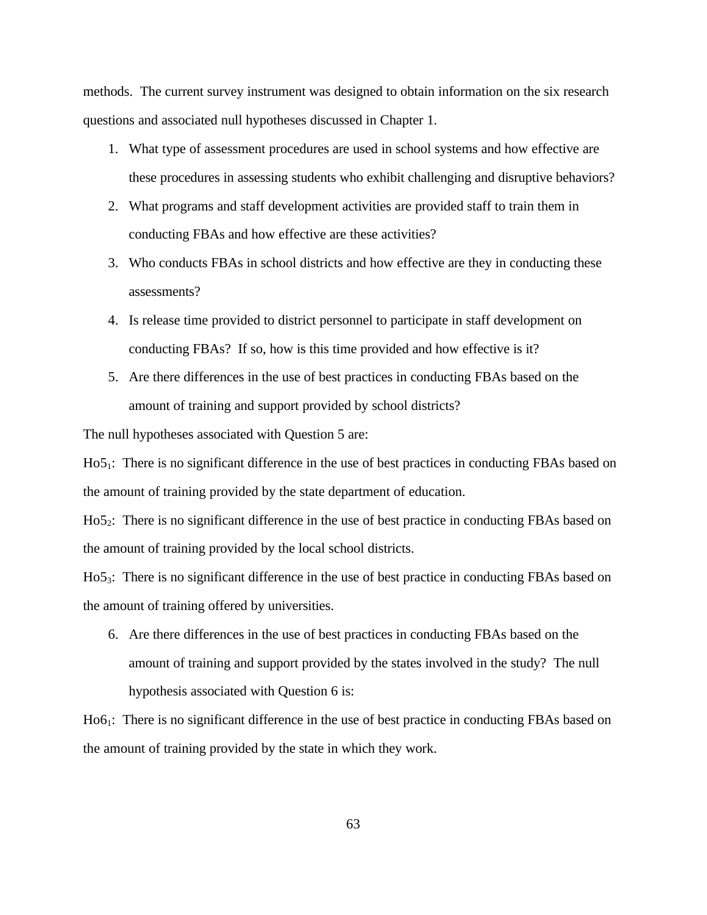methods. The current survey instrument was designed to obtain information on the six research questions and associated null hypotheses discussed in Chapter 1.

1. What type of assessment procedures are used in school systems and how effective are these procedures in assessing students who exhibit challenging and disruptive behaviors?
2. What programs and staff development activities are provided staff to train them in conducting FBAs and how effective are these activities?
3. Who conducts FBAs in school districts and how effective are they in conducting these assessments?
4. Is release time provided to district personnel to participate in staff development on conducting FBAs? If so, how is this time provided and how effective is it?
5. Are there differences in the use of best practices in conducting FBAs based on the amount of training and support provided by school districts?

The null hypotheses associated with Question 5 are:

$Ho5_1$: There is no significant difference in the use of best practices in conducting FBAs based on the amount of training provided by the state department of education.

$Ho5_2$: There is no significant difference in the use of best practice in conducting FBAs based on the amount of training provided by the local school districts.

$Ho5_3$: There is no significant difference in the use of best practice in conducting FBAs based on the amount of training offered by universities.

6. Are there differences in the use of best practices in conducting FBAs based on the amount of training and support provided by the states involved in the study? The null hypothesis associated with Question 6 is:

$Ho6_1$: There is no significant difference in the use of best practice in conducting FBAs based on the amount of training provided by the state in which they work.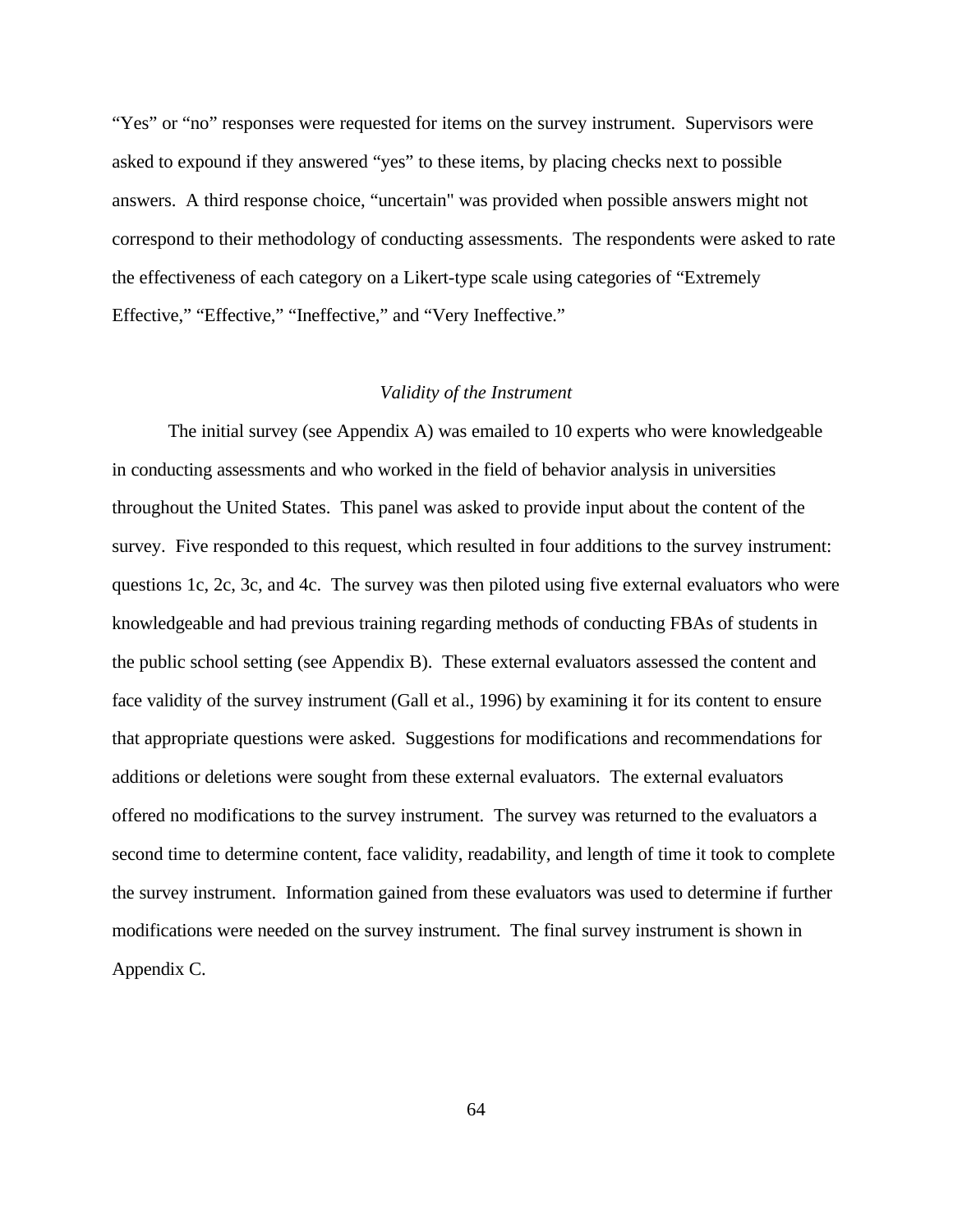"Yes" or "no" responses were requested for items on the survey instrument. Supervisors were asked to expound if they answered "yes" to these items, by placing checks next to possible answers. A third response choice, "uncertain" was provided when possible answers might not correspond to their methodology of conducting assessments. The respondents were asked to rate the effectiveness of each category on a Likert-type scale using categories of "Extremely Effective," "Effective," "Ineffective," and "Very Ineffective."

### *Validity of the Instrument*

The initial survey (see Appendix A) was emailed to 10 experts who were knowledgeable in conducting assessments and who worked in the field of behavior analysis in universities throughout the United States. This panel was asked to provide input about the content of the survey. Five responded to this request, which resulted in four additions to the survey instrument: questions 1c, 2c, 3c, and 4c. The survey was then piloted using five external evaluators who were knowledgeable and had previous training regarding methods of conducting FBAs of students in the public school setting (see Appendix B). These external evaluators assessed the content and face validity of the survey instrument (Gall et al., 1996) by examining it for its content to ensure that appropriate questions were asked. Suggestions for modifications and recommendations for additions or deletions were sought from these external evaluators. The external evaluators offered no modifications to the survey instrument. The survey was returned to the evaluators a second time to determine content, face validity, readability, and length of time it took to complete the survey instrument. Information gained from these evaluators was used to determine if further modifications were needed on the survey instrument. The final survey instrument is shown in Appendix C.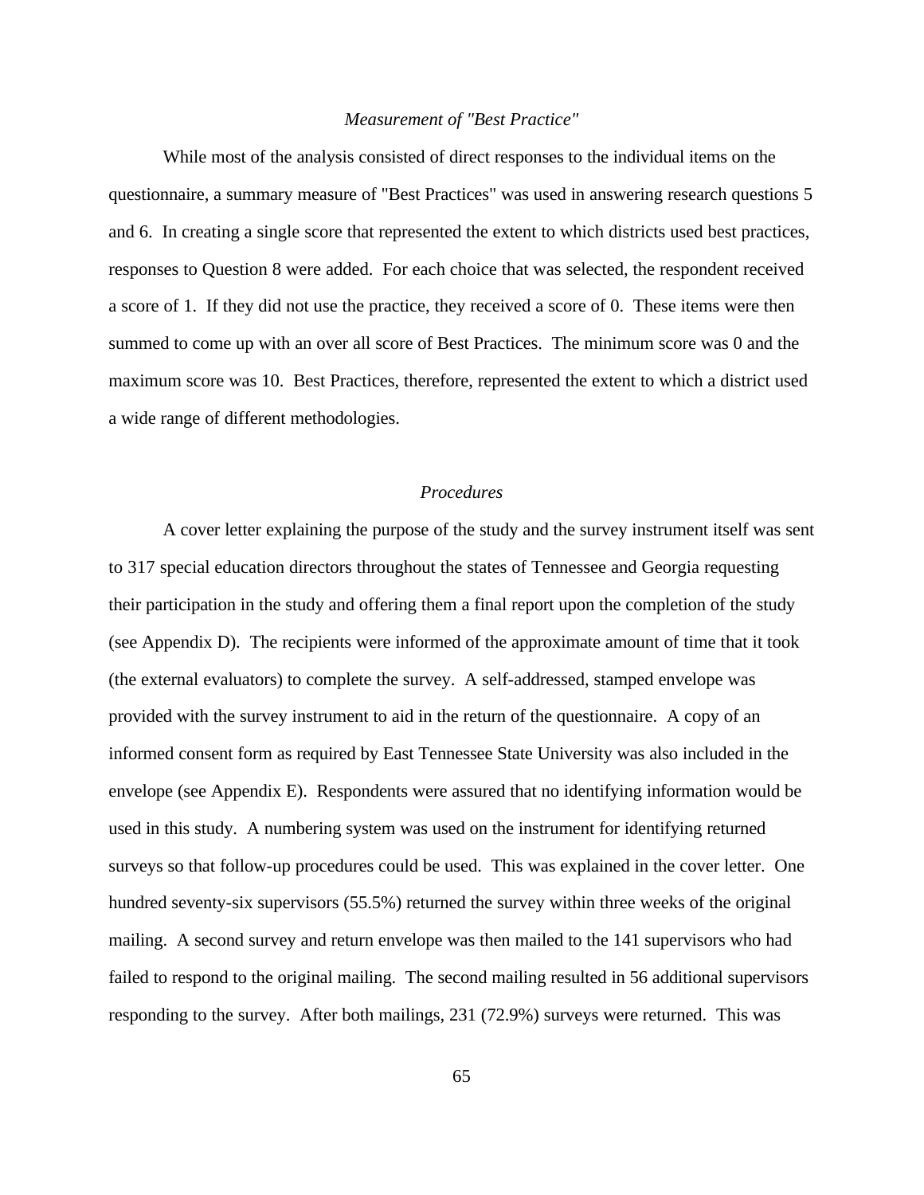### *Measurement of "Best Practice"*

While most of the analysis consisted of direct responses to the individual items on the questionnaire, a summary measure of "Best Practices" was used in answering research questions 5 and 6. In creating a single score that represented the extent to which districts used best practices, responses to Question 8 were added. For each choice that was selected, the respondent received a score of 1. If they did not use the practice, they received a score of 0. These items were then summed to come up with an over all score of Best Practices. The minimum score was 0 and the maximum score was 10. Best Practices, therefore, represented the extent to which a district used a wide range of different methodologies.

### *Procedures*

A cover letter explaining the purpose of the study and the survey instrument itself was sent to 317 special education directors throughout the states of Tennessee and Georgia requesting their participation in the study and offering them a final report upon the completion of the study (see Appendix D). The recipients were informed of the approximate amount of time that it took (the external evaluators) to complete the survey. A self-addressed, stamped envelope was provided with the survey instrument to aid in the return of the questionnaire. A copy of an informed consent form as required by East Tennessee State University was also included in the envelope (see Appendix E). Respondents were assured that no identifying information would be used in this study. A numbering system was used on the instrument for identifying returned surveys so that follow-up procedures could be used. This was explained in the cover letter. One hundred seventy-six supervisors (55.5%) returned the survey within three weeks of the original mailing. A second survey and return envelope was then mailed to the 141 supervisors who had failed to respond to the original mailing. The second mailing resulted in 56 additional supervisors responding to the survey. After both mailings, 231 (72.9%) surveys were returned. This was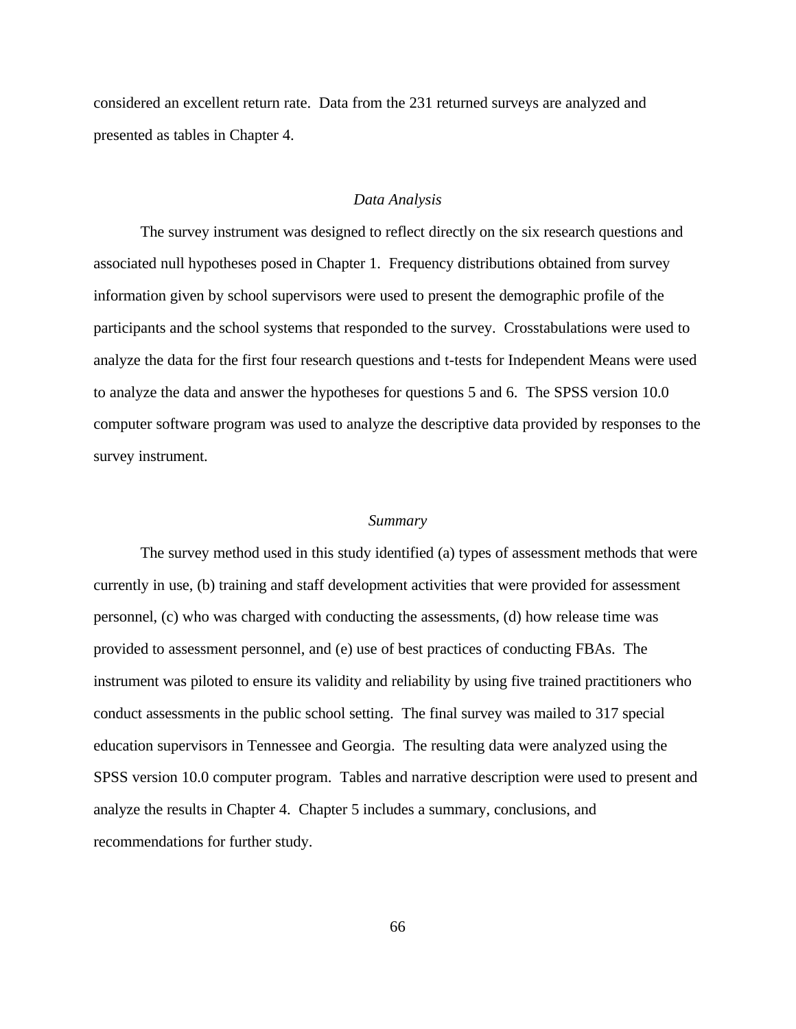considered an excellent return rate. Data from the 231 returned surveys are analyzed and presented as tables in Chapter 4.

### *Data Analysis*

The survey instrument was designed to reflect directly on the six research questions and associated null hypotheses posed in Chapter 1. Frequency distributions obtained from survey information given by school supervisors were used to present the demographic profile of the participants and the school systems that responded to the survey. Crosstabulations were used to analyze the data for the first four research questions and t-tests for Independent Means were used to analyze the data and answer the hypotheses for questions 5 and 6. The SPSS version 10.0 computer software program was used to analyze the descriptive data provided by responses to the survey instrument.

### *Summary*

The survey method used in this study identified (a) types of assessment methods that were currently in use, (b) training and staff development activities that were provided for assessment personnel, (c) who was charged with conducting the assessments, (d) how release time was provided to assessment personnel, and (e) use of best practices of conducting FBAs. The instrument was piloted to ensure its validity and reliability by using five trained practitioners who conduct assessments in the public school setting. The final survey was mailed to 317 special education supervisors in Tennessee and Georgia. The resulting data were analyzed using the SPSS version 10.0 computer program. Tables and narrative description were used to present and analyze the results in Chapter 4. Chapter 5 includes a summary, conclusions, and recommendations for further study.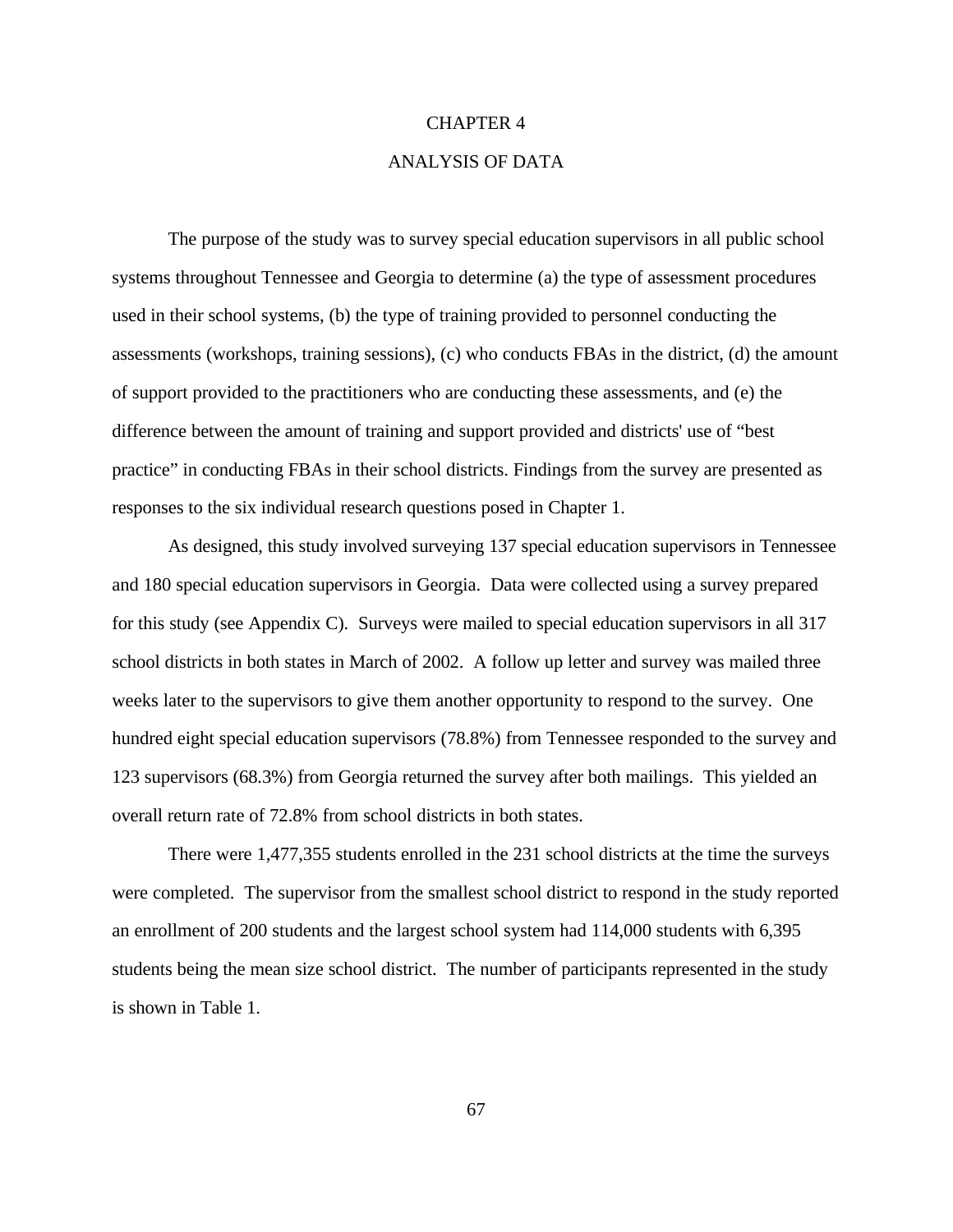# CHAPTER 4

# ANALYSIS OF DATA

The purpose of the study was to survey special education supervisors in all public school systems throughout Tennessee and Georgia to determine (a) the type of assessment procedures used in their school systems, (b) the type of training provided to personnel conducting the assessments (workshops, training sessions), (c) who conducts FBAs in the district, (d) the amount of support provided to the practitioners who are conducting these assessments, and (e) the difference between the amount of training and support provided and districts' use of "best practice" in conducting FBAs in their school districts. Findings from the survey are presented as responses to the six individual research questions posed in Chapter 1.

As designed, this study involved surveying 137 special education supervisors in Tennessee and 180 special education supervisors in Georgia. Data were collected using a survey prepared for this study (see Appendix C). Surveys were mailed to special education supervisors in all 317 school districts in both states in March of 2002. A follow up letter and survey was mailed three weeks later to the supervisors to give them another opportunity to respond to the survey. One hundred eight special education supervisors (78.8%) from Tennessee responded to the survey and 123 supervisors (68.3%) from Georgia returned the survey after both mailings. This yielded an overall return rate of 72.8% from school districts in both states.

There were 1,477,355 students enrolled in the 231 school districts at the time the surveys were completed. The supervisor from the smallest school district to respond in the study reported an enrollment of 200 students and the largest school system had 114,000 students with 6,395 students being the mean size school district. The number of participants represented in the study is shown in Table 1.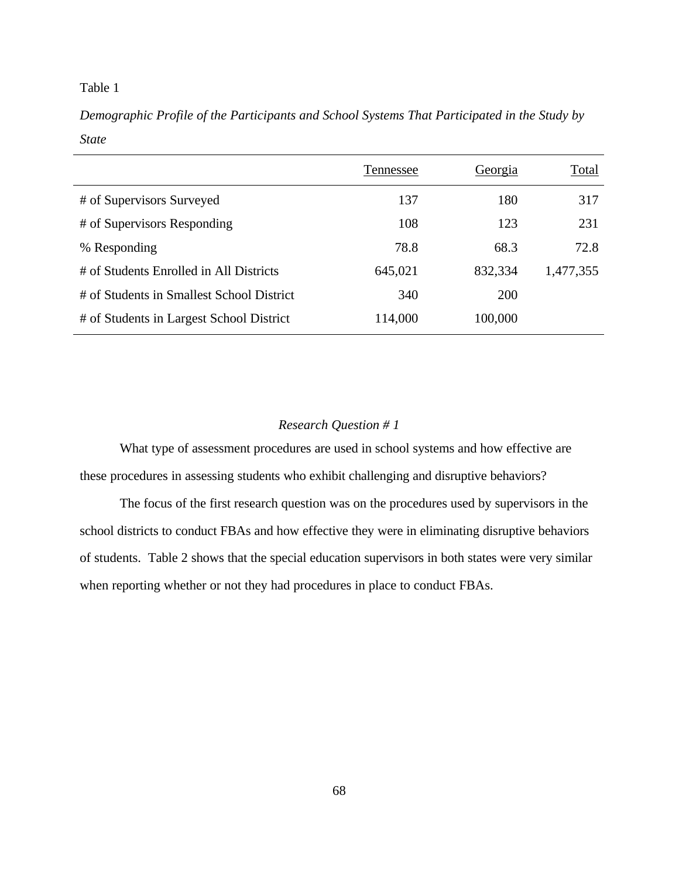Table 1

*Demographic Profile of the Participants and School Systems That Participated in the Study by State*

| | Tennessee | Georgia | Total |
|---|---|---|---|
| # of Supervisors Surveyed | 137 | 180 | 317 |
| # of Supervisors Responding | 108 | 123 | 231 |
| % Responding | 78.8 | 68.3 | 72.8 |
| # of Students Enrolled in All Districts | 645,021 | 832,334 | 1,477,355 |
| # of Students in Smallest School District | 340 | 200 | |
| # of Students in Largest School District | 114,000 | 100,000 | |

### *Research Question # 1*

What type of assessment procedures are used in school systems and how effective are these procedures in assessing students who exhibit challenging and disruptive behaviors?

The focus of the first research question was on the procedures used by supervisors in the school districts to conduct FBAs and how effective they were in eliminating disruptive behaviors of students. Table 2 shows that the special education supervisors in both states were very similar when reporting whether or not they had procedures in place to conduct FBAs.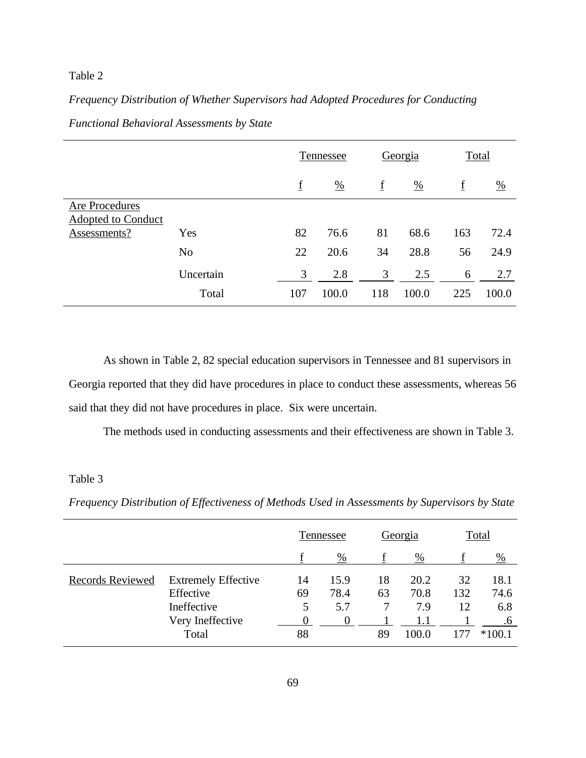Table 2

*Frequency Distribution of Whether Supervisors had Adopted Procedures for Conducting Functional Behavioral Assessments by State*

| | | Tennessee | | Georgia | | Total | |
|---|---|---|---|---|---|---|---|
| | | f | % | f | % | f | % |
| Are Procedures Adopted to Conduct Assessments? | Yes | 82 | 76.6 | 81 | 68.6 | 163 | 72.4 |
| | No | 22 | 20.6 | 34 | 28.8 | 56 | 24.9 |
| | Uncertain | 3 | 2.8 | 3 | 2.5 | 6 | 2.7 |
| | Total | 107 | 100.0 | 118 | 100.0 | 225 | 100.0 |

As shown in Table 2, 82 special education supervisors in Tennessee and 81 supervisors in Georgia reported that they did have procedures in place to conduct these assessments, whereas 56 said that they did not have procedures in place. Six were uncertain.

The methods used in conducting assessments and their effectiveness are shown in Table 3.

Table 3

*Frequency Distribution of Effectiveness of Methods Used in Assessments by Supervisors by State*

| | | Tennessee | | Georgia | | Total | |
|---|---|---|---|---|---|---|---|
| | | f | % | f | % | f | % |
| Records Reviewed | Extremely Effective | 14 | 15.9 | 18 | 20.2 | 32 | 18.1 |
| | Effective | 69 | 78.4 | 63 | 70.8 | 132 | 74.6 |
| | Ineffective | 5 | 5.7 | 7 | 7.9 | 12 | 6.8 |
| | Very Ineffective | 0 | 0 | 1 | 1.1 | 1 | .6 |
| | Total | 88 | | 89 | 100.0 | 177 | *100.1 |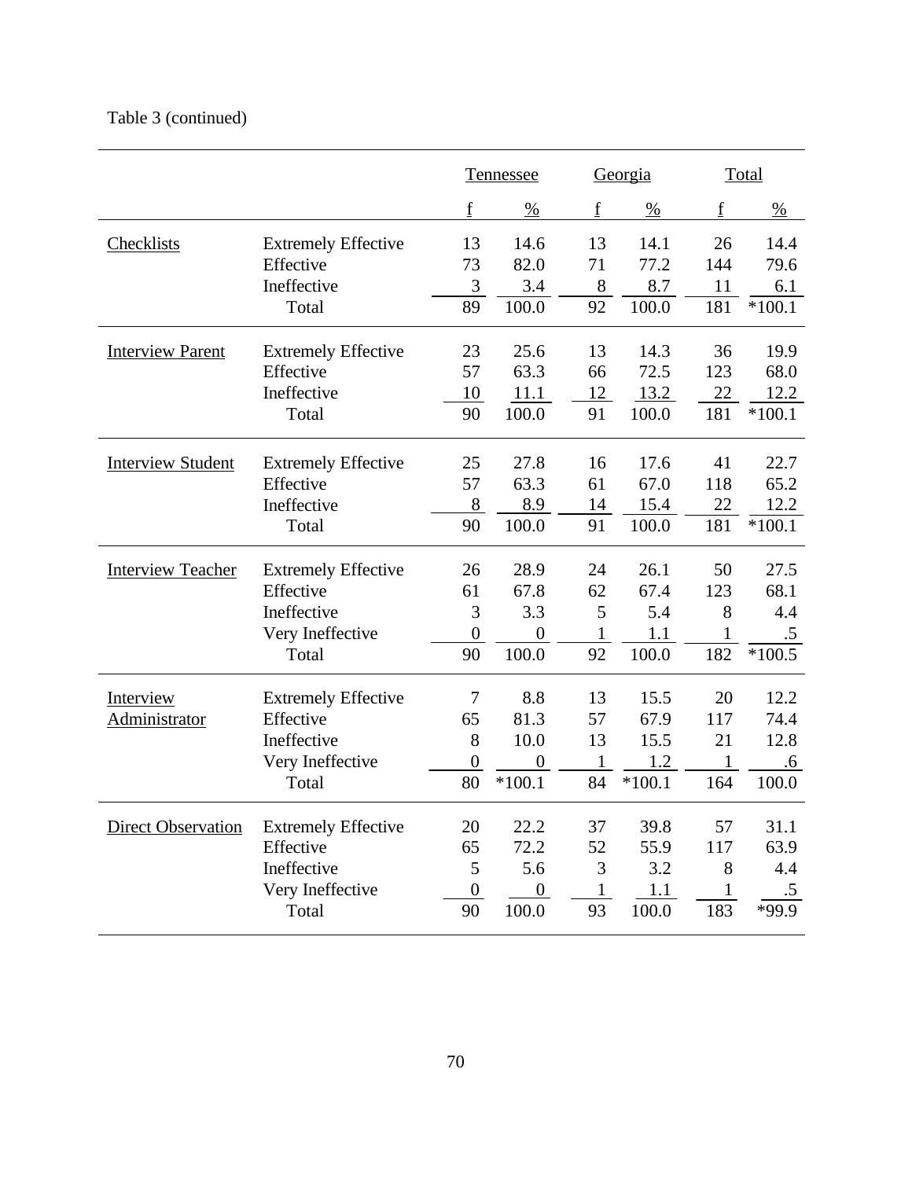Table 3 (continued)

| | | Tennessee | | Georgia | | Total | |
|---|---|---|---|---|---|---|---|
| | | f | % | f | % | f | % |
| Checklists | Extremely Effective | 13 | 14.6 | 13 | 14.1 | 26 | 14.4 |
| | Effective | 73 | 82.0 | 71 | 77.2 | 144 | 79.6 |
| | Ineffective | 3 | 3.4 | 8 | 8.7 | 11 | 6.1 |
| | Total | 89 | 100.0 | 92 | 100.0 | 181 | *100.1 |
| Interview Parent | Extremely Effective | 23 | 25.6 | 13 | 14.3 | 36 | 19.9 |
| | Effective | 57 | 63.3 | 66 | 72.5 | 123 | 68.0 |
| | Ineffective | 10 | 11.1 | 12 | 13.2 | 22 | 12.2 |
| | Total | 90 | 100.0 | 91 | 100.0 | 181 | *100.1 |
| Interview Student | Extremely Effective | 25 | 27.8 | 16 | 17.6 | 41 | 22.7 |
| | Effective | 57 | 63.3 | 61 | 67.0 | 118 | 65.2 |
| | Ineffective | 8 | 8.9 | 14 | 15.4 | 22 | 12.2 |
| | Total | 90 | 100.0 | 91 | 100.0 | 181 | *100.1 |
| Interview Teacher | Extremely Effective | 26 | 28.9 | 24 | 26.1 | 50 | 27.5 |
| | Effective | 61 | 67.8 | 62 | 67.4 | 123 | 68.1 |
| | Ineffective | 3 | 3.3 | 5 | 5.4 | 8 | 4.4 |
| | Very Ineffective | 0 | 0 | 1 | 1.1 | 1 | .5 |
| | Total | 90 | 100.0 | 92 | 100.0 | 182 | *100.5 |
| Interview Administrator | Extremely Effective | 7 | 8.8 | 13 | 15.5 | 20 | 12.2 |
| | Effective | 65 | 81.3 | 57 | 67.9 | 117 | 74.4 |
| | Ineffective | 8 | 10.0 | 13 | 15.5 | 21 | 12.8 |
| | Very Ineffective | 0 | 0 | 1 | 1.2 | 1 | .6 |
| | Total | 80 | *100.1 | 84 | *100.1 | 164 | 100.0 |
| Direct Observation | Extremely Effective | 20 | 22.2 | 37 | 39.8 | 57 | 31.1 |
| | Effective | 65 | 72.2 | 52 | 55.9 | 117 | 63.9 |
| | Ineffective | 5 | 5.6 | 3 | 3.2 | 8 | 4.4 |
| | Very Ineffective | 0 | 0 | 1 | 1.1 | 1 | .5 |
| | Total | 90 | 100.0 | 93 | 100.0 | 183 | *99.9 |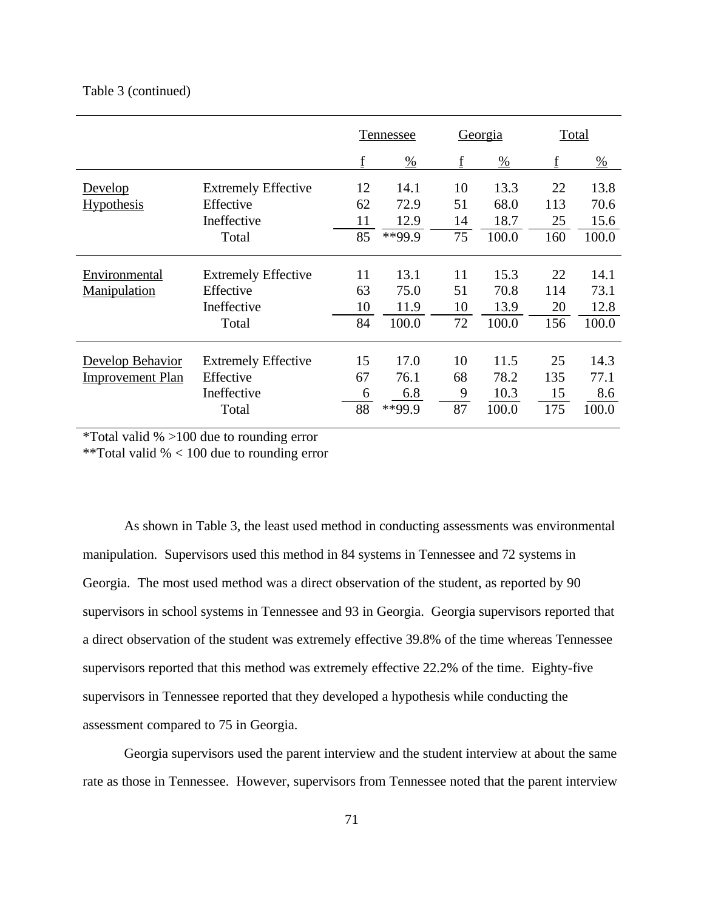Table 3 (continued)

| | | Tennessee | | Georgia | | Total | |
|---|---|---|---|---|---|---|---|
| | | f | % | f | % | f | % |
| Develop Hypothesis | Extremely Effective | 12 | 14.1 | 10 | 13.3 | 22 | 13.8 |
| | Effective | 62 | 72.9 | 51 | 68.0 | 113 | 70.6 |
| | Ineffective | 11 | 12.9 | 14 | 18.7 | 25 | 15.6 |
| | Total | 85 | **99.9 | 75 | 100.0 | 160 | 100.0 |
| Environmental Manipulation | Extremely Effective | 11 | 13.1 | 11 | 15.3 | 22 | 14.1 |
| | Effective | 63 | 75.0 | 51 | 70.8 | 114 | 73.1 |
| | Ineffective | 10 | 11.9 | 10 | 13.9 | 20 | 12.8 |
| | Total | 84 | 100.0 | 72 | 100.0 | 156 | 100.0 |
| Develop Behavior Improvement Plan | Extremely Effective | 15 | 17.0 | 10 | 11.5 | 25 | 14.3 |
| | Effective | 67 | 76.1 | 68 | 78.2 | 135 | 77.1 |
| | Ineffective | 6 | 6.8 | 9 | 10.3 | 15 | 8.6 |
| | Total | 88 | **99.9 | 87 | 100.0 | 175 | 100.0 |

*Total valid % >100 due to rounding error
**Total valid % < 100 due to rounding error

As shown in Table 3, the least used method in conducting assessments was environmental manipulation. Supervisors used this method in 84 systems in Tennessee and 72 systems in Georgia. The most used method was a direct observation of the student, as reported by 90 supervisors in school systems in Tennessee and 93 in Georgia. Georgia supervisors reported that a direct observation of the student was extremely effective 39.8% of the time whereas Tennessee supervisors reported that this method was extremely effective 22.2% of the time. Eighty-five supervisors in Tennessee reported that they developed a hypothesis while conducting the assessment compared to 75 in Georgia.

Georgia supervisors used the parent interview and the student interview at about the same rate as those in Tennessee. However, supervisors from Tennessee noted that the parent interview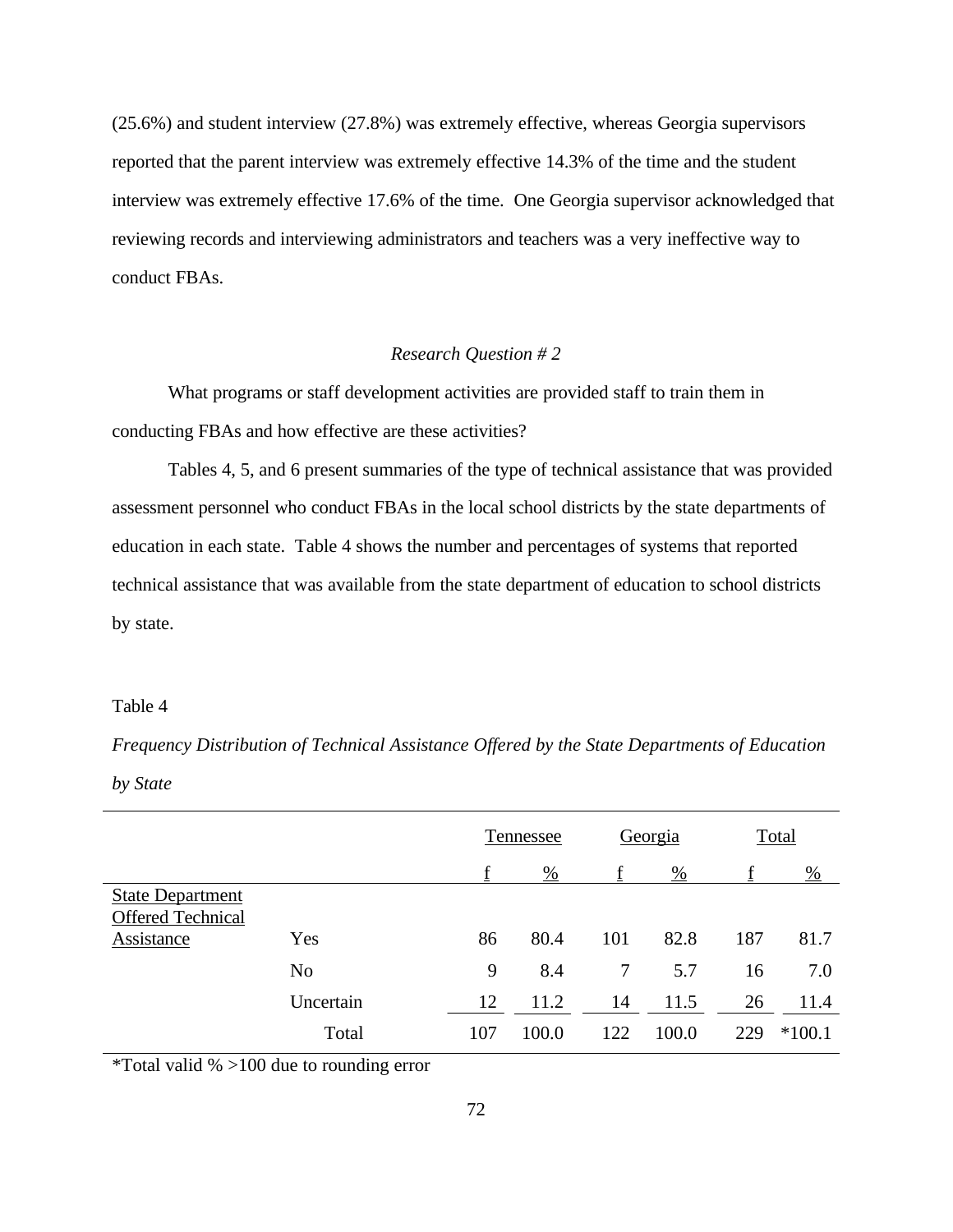(25.6%) and student interview (27.8%) was extremely effective, whereas Georgia supervisors reported that the parent interview was extremely effective 14.3% of the time and the student interview was extremely effective 17.6% of the time. One Georgia supervisor acknowledged that reviewing records and interviewing administrators and teachers was a very ineffective way to conduct FBAs.

### *Research Question # 2*

What programs or staff development activities are provided staff to train them in conducting FBAs and how effective are these activities?

Tables 4, 5, and 6 present summaries of the type of technical assistance that was provided assessment personnel who conduct FBAs in the local school districts by the state departments of education in each state. Table 4 shows the number and percentages of systems that reported technical assistance that was available from the state department of education to school districts by state.

Table 4

*Frequency Distribution of Technical Assistance Offered by the State Departments of Education by State*

| | | Tennessee | | Georgia | | Total | |
|---|---|---|---|---|---|---|---|
| | | f | % | f | % | f | % |
| State Department Offered Technical Assistance | Yes | 86 | 80.4 | 101 | 82.8 | 187 | 81.7 |
| | No | 9 | 8.4 | 7 | 5.7 | 16 | 7.0 |
| | Uncertain | 12 | 11.2 | 14 | 11.5 | 26 | 11.4 |
| | Total | 107 | 100.0 | 122 | 100.0 | 229 | *100.1 |

*Total valid % >100 due to rounding error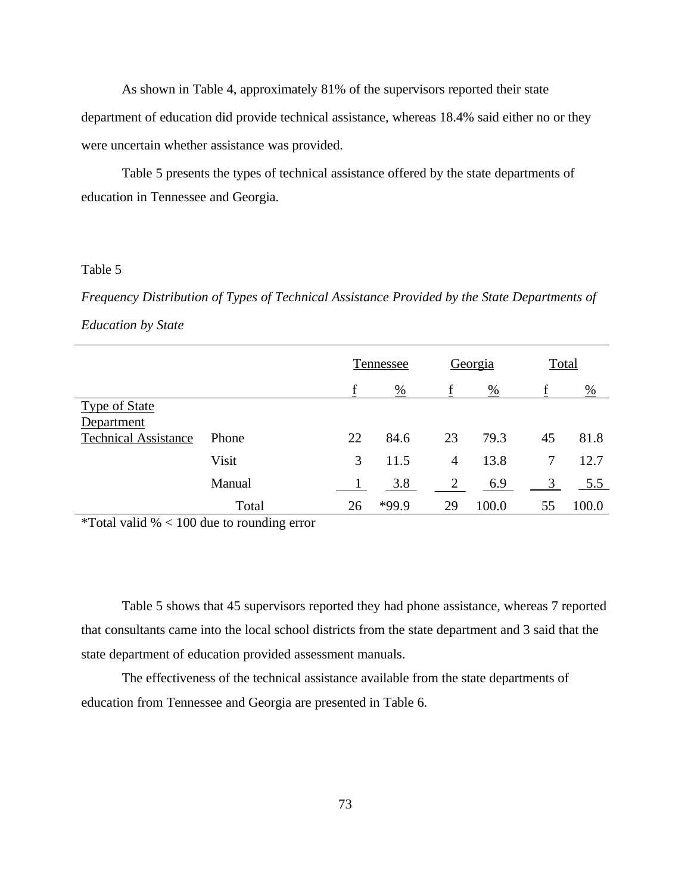As shown in Table 4, approximately 81% of the supervisors reported their state department of education did provide technical assistance, whereas 18.4% said either no or they were uncertain whether assistance was provided.

Table 5 presents the types of technical assistance offered by the state departments of education in Tennessee and Georgia.

Table 5

*Frequency Distribution of Types of Technical Assistance Provided by the State Departments of Education by State*

| | | Tennessee | | Georgia | | Total | |
|---|---|---|---|---|---|---|---|
| | | f | % | f | % | f | % |
| Type of State Department Technical Assistance | Phone | 22 | 84.6 | 23 | 79.3 | 45 | 81.8 |
| | Visit | 3 | 11.5 | 4 | 13.8 | 7 | 12.7 |
| | Manual | 1 | 3.8 | 2 | 6.9 | 3 | 5.5 |
| | Total | 26 | *99.9 | 29 | 100.0 | 55 | 100.0 |

*Total valid % < 100 due to rounding error

Table 5 shows that 45 supervisors reported they had phone assistance, whereas 7 reported that consultants came into the local school districts from the state department and 3 said that the state department of education provided assessment manuals.

The effectiveness of the technical assistance available from the state departments of education from Tennessee and Georgia are presented in Table 6.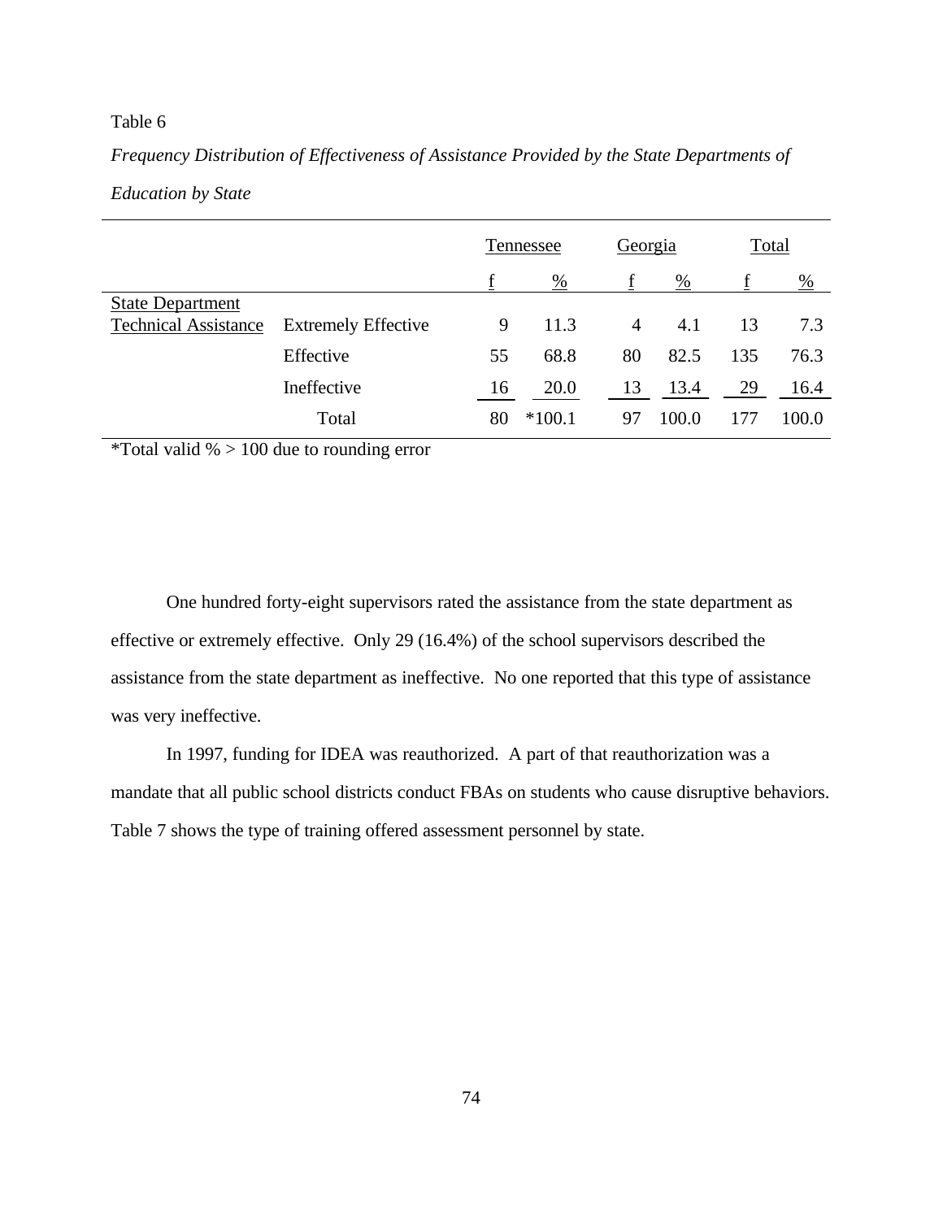Table 6

*Frequency Distribution of Effectiveness of Assistance Provided by the State Departments of Education by State*

| | | Tennessee | | Georgia | | Total | |
|---|---|---|---|---|---|---|---|
| | | f | % | f | % | f | % |
| State Department Technical Assistance | Extremely Effective | 9 | 11.3 | 4 | 4.1 | 13 | 7.3 |
| | Effective | 55 | 68.8 | 80 | 82.5 | 135 | 76.3 |
| | Ineffective | 16 | 20.0 | 13 | 13.4 | 29 | 16.4 |
| | Total | 80 | *100.1 | 97 | 100.0 | 177 | 100.0 |

*Total valid % > 100 due to rounding error

One hundred forty-eight supervisors rated the assistance from the state department as effective or extremely effective. Only 29 (16.4%) of the school supervisors described the assistance from the state department as ineffective. No one reported that this type of assistance was very ineffective.

In 1997, funding for IDEA was reauthorized. A part of that reauthorization was a mandate that all public school districts conduct FBAs on students who cause disruptive behaviors. Table 7 shows the type of training offered assessment personnel by state.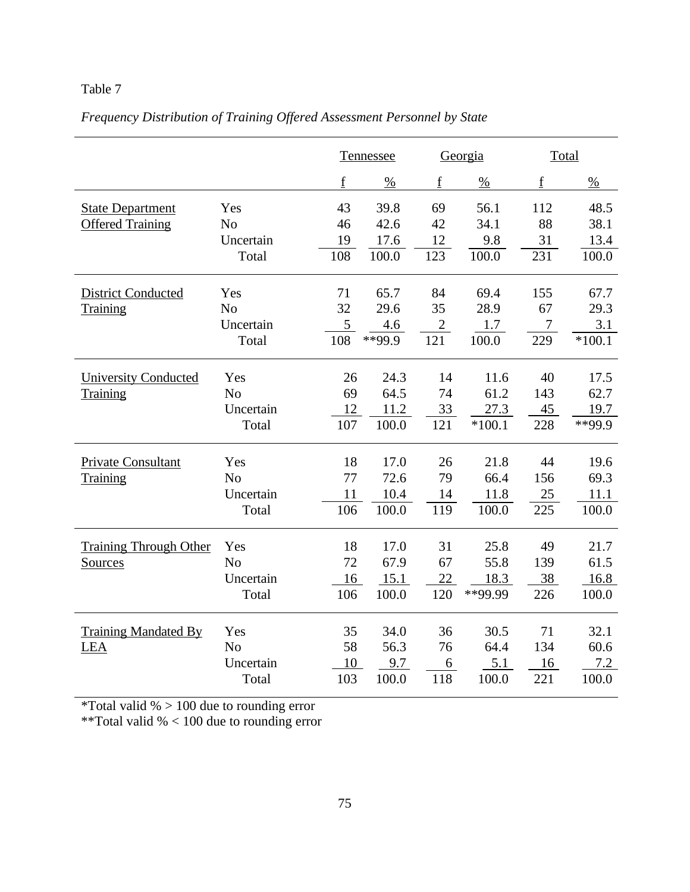Table 7

*Frequency Distribution of Training Offered Assessment Personnel by State*

| | | Tennessee | | Georgia | | Total | |
|---|---|---|---|---|---|---|---|
| | | f | % | f | % | f | % |
| State Department Offered Training | Yes | 43 | 39.8 | 69 | 56.1 | 112 | 48.5 |
| | No | 46 | 42.6 | 42 | 34.1 | 88 | 38.1 |
| | Uncertain | 19 | 17.6 | 12 | 9.8 | 31 | 13.4 |
| | Total | 108 | 100.0 | 123 | 100.0 | 231 | 100.0 |
| District Conducted Training | Yes | 71 | 65.7 | 84 | 69.4 | 155 | 67.7 |
| | No | 32 | 29.6 | 35 | 28.9 | 67 | 29.3 |
| | Uncertain | 5 | 4.6 | 2 | 1.7 | 7 | 3.1 |
| | Total | 108 | **99.9 | 121 | 100.0 | 229 | *100.1 |
| University Conducted Training | Yes | 26 | 24.3 | 14 | 11.6 | 40 | 17.5 |
| | No | 69 | 64.5 | 74 | 61.2 | 143 | 62.7 |
| | Uncertain | 12 | 11.2 | 33 | 27.3 | 45 | 19.7 |
| | Total | 107 | 100.0 | 121 | *100.1 | 228 | **99.9 |
| Private Consultant Training | Yes | 18 | 17.0 | 26 | 21.8 | 44 | 19.6 |
| | No | 77 | 72.6 | 79 | 66.4 | 156 | 69.3 |
| | Uncertain | 11 | 10.4 | 14 | 11.8 | 25 | 11.1 |
| | Total | 106 | 100.0 | 119 | 100.0 | 225 | 100.0 |
| Training Through Other Sources | Yes | 18 | 17.0 | 31 | 25.8 | 49 | 21.7 |
| | No | 72 | 67.9 | 67 | 55.8 | 139 | 61.5 |
| | Uncertain | 16 | 15.1 | 22 | 18.3 | 38 | 16.8 |
| | Total | 106 | 100.0 | 120 | **99.99 | 226 | 100.0 |
| Training Mandated By LEA | Yes | 35 | 34.0 | 36 | 30.5 | 71 | 32.1 |
| | No | 58 | 56.3 | 76 | 64.4 | 134 | 60.6 |
| | Uncertain | 10 | 9.7 | 6 | 5.1 | 16 | 7.2 |
| | Total | 103 | 100.0 | 118 | 100.0 | 221 | 100.0 |

*Total valid % > 100 due to rounding error
**Total valid % < 100 due to rounding error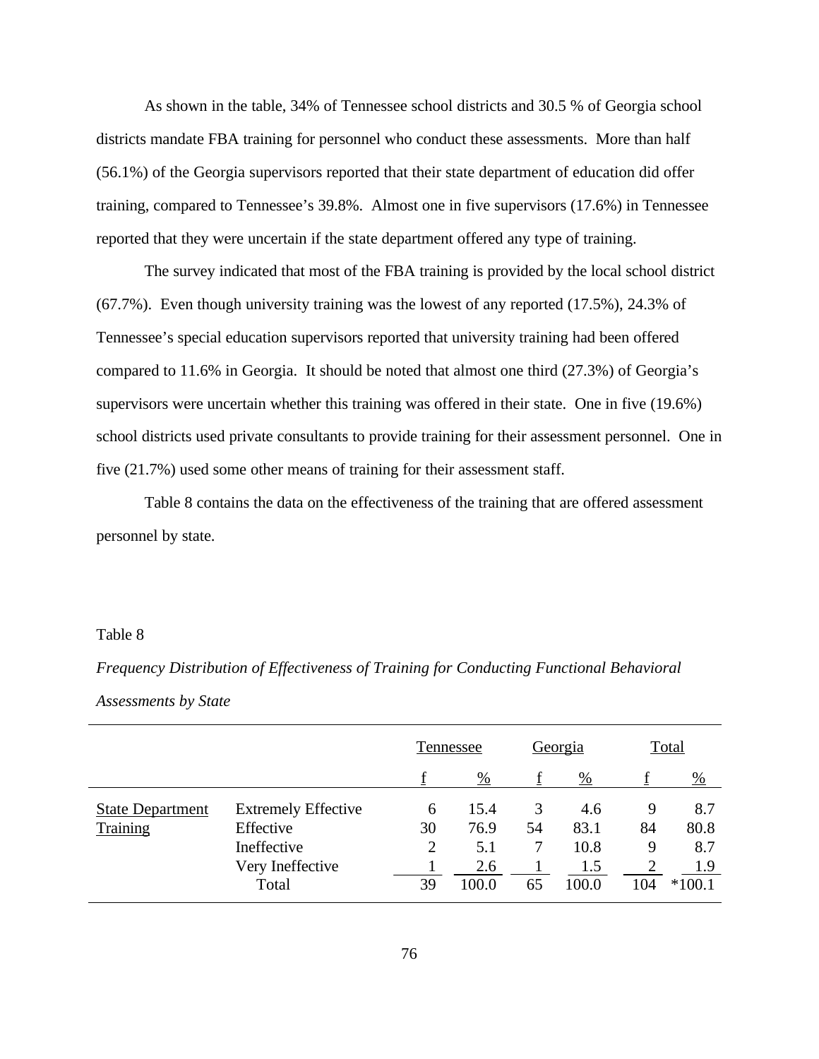As shown in the table, 34% of Tennessee school districts and 30.5 % of Georgia school districts mandate FBA training for personnel who conduct these assessments. More than half (56.1%) of the Georgia supervisors reported that their state department of education did offer training, compared to Tennessee's 39.8%. Almost one in five supervisors (17.6%) in Tennessee reported that they were uncertain if the state department offered any type of training.

The survey indicated that most of the FBA training is provided by the local school district (67.7%). Even though university training was the lowest of any reported (17.5%), 24.3% of Tennessee's special education supervisors reported that university training had been offered compared to 11.6% in Georgia. It should be noted that almost one third (27.3%) of Georgia's supervisors were uncertain whether this training was offered in their state. One in five (19.6%) school districts used private consultants to provide training for their assessment personnel. One in five (21.7%) used some other means of training for their assessment staff.

Table 8 contains the data on the effectiveness of the training that are offered assessment personnel by state.

Table 8

*Frequency Distribution of Effectiveness of Training for Conducting Functional Behavioral Assessments by State*

| | | Tennessee | | Georgia | | Total | |
|---|---|---|---|---|---|---|---|
| | | f | % | f | % | f | % |
| State Department Training | Extremely Effective | 6 | 15.4 | 3 | 4.6 | 9 | 8.7 |
| | Effective | 30 | 76.9 | 54 | 83.1 | 84 | 80.8 |
| | Ineffective | 2 | 5.1 | 7 | 10.8 | 9 | 8.7 |
| | Very Ineffective | 1 | 2.6 | 1 | 1.5 | 2 | 1.9 |
| | Total | 39 | 100.0 | 65 | 100.0 | 104 | *100.1 |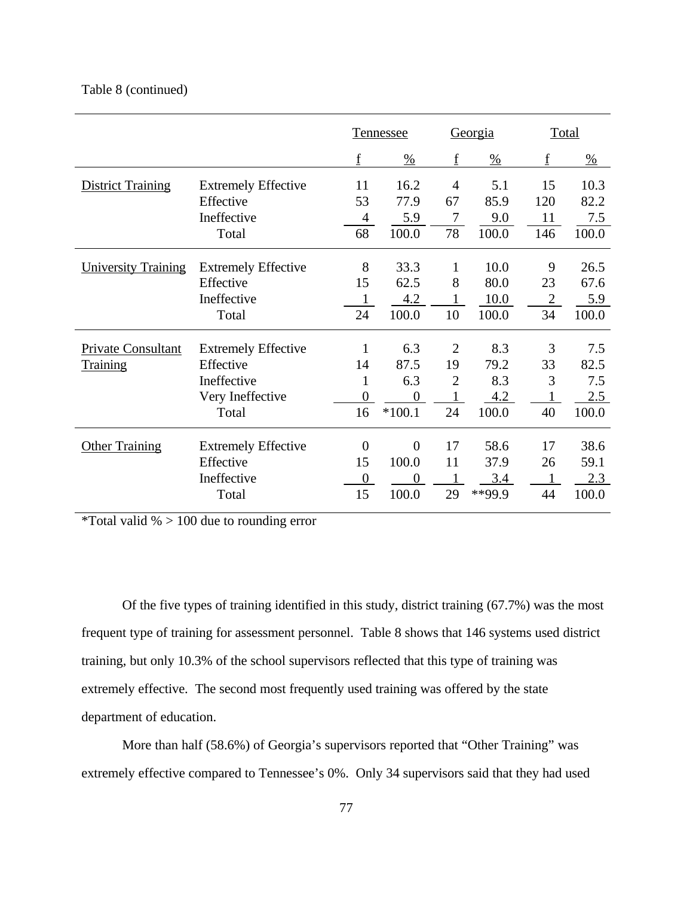Table 8 (continued)

| | | Tennessee | | Georgia | | Total | |
|---|---|---|---|---|---|---|---|
| | | f | % | f | % | f | % |
| District Training | Extremely Effective | 11 | 16.2 | 4 | 5.1 | 15 | 10.3 |
| | Effective | 53 | 77.9 | 67 | 85.9 | 120 | 82.2 |
| | Ineffective | 4 | 5.9 | 7 | 9.0 | 11 | 7.5 |
| | Total | 68 | 100.0 | 78 | 100.0 | 146 | 100.0 |
| University Training | Extremely Effective | 8 | 33.3 | 1 | 10.0 | 9 | 26.5 |
| | Effective | 15 | 62.5 | 8 | 80.0 | 23 | 67.6 |
| | Ineffective | 1 | 4.2 | 1 | 10.0 | 2 | 5.9 |
| | Total | 24 | 100.0 | 10 | 100.0 | 34 | 100.0 |
| Private Consultant Training | Extremely Effective | 1 | 6.3 | 2 | 8.3 | 3 | 7.5 |
| | Effective | 14 | 87.5 | 19 | 79.2 | 33 | 82.5 |
| | Ineffective | 1 | 6.3 | 2 | 8.3 | 3 | 7.5 |
| | Very Ineffective | 0 | 0 | 1 | 4.2 | 1 | 2.5 |
| | Total | 16 | *100.1 | 24 | 100.0 | 40 | 100.0 |
| Other Training | Extremely Effective | 0 | 0 | 17 | 58.6 | 17 | 38.6 |
| | Effective | 15 | 100.0 | 11 | 37.9 | 26 | 59.1 |
| | Ineffective | 0 | 0 | 1 | 3.4 | 1 | 2.3 |
| | Total | 15 | 100.0 | 29 | **99.9 | 44 | 100.0 |

*Total valid % > 100 due to rounding error

Of the five types of training identified in this study, district training (67.7%) was the most frequent type of training for assessment personnel. Table 8 shows that 146 systems used district training, but only 10.3% of the school supervisors reflected that this type of training was extremely effective. The second most frequently used training was offered by the state department of education.

More than half (58.6%) of Georgia's supervisors reported that "Other Training" was extremely effective compared to Tennessee's 0%. Only 34 supervisors said that they had used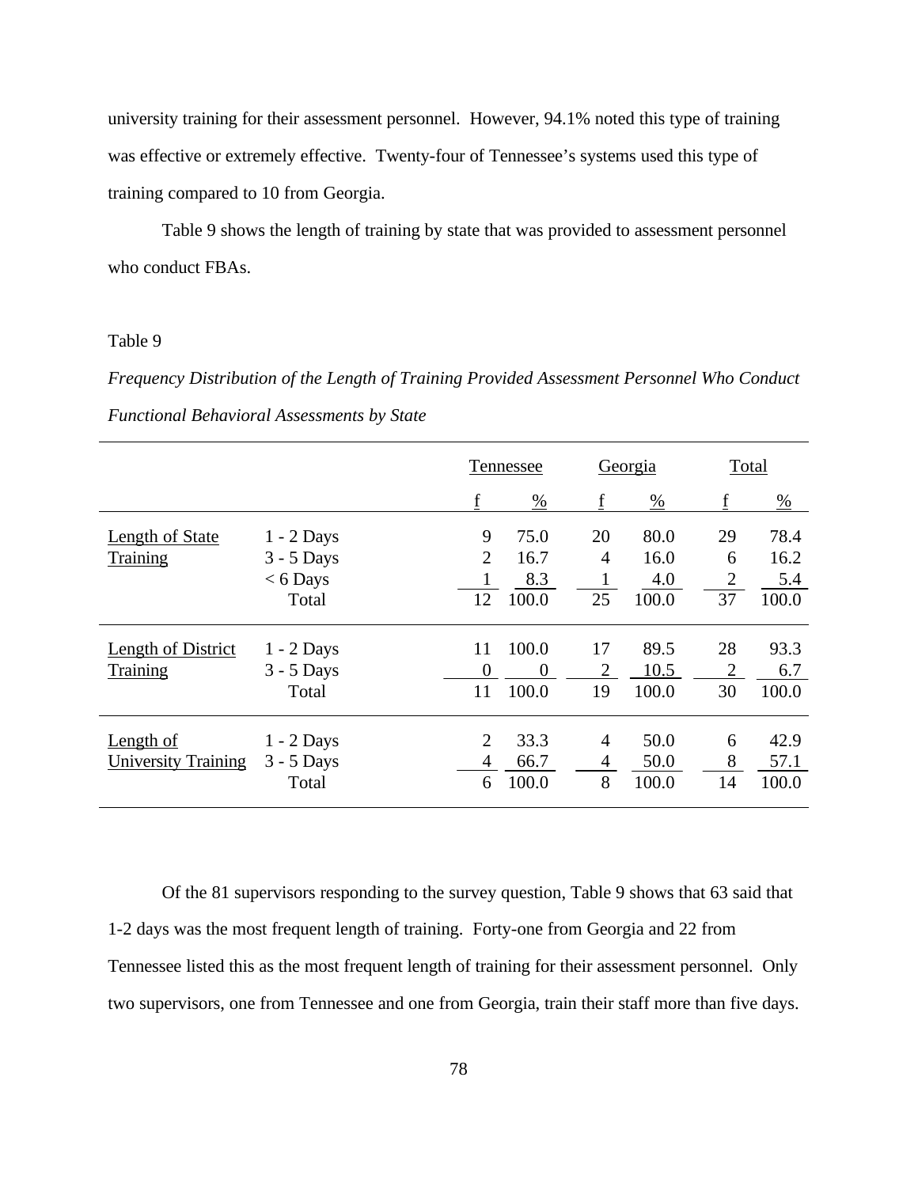university training for their assessment personnel. However, 94.1% noted this type of training was effective or extremely effective. Twenty-four of Tennessee's systems used this type of training compared to 10 from Georgia.

Table 9 shows the length of training by state that was provided to assessment personnel who conduct FBAs.

Table 9

*Frequency Distribution of the Length of Training Provided Assessment Personnel Who Conduct Functional Behavioral Assessments by State*

| | | Tennessee | | Georgia | | Total | |
|---|---|---|---|---|---|---|---|
| | | f | % | f | % | f | % |
| Length of State Training | 1 - 2 Days | 9 | 75.0 | 20 | 80.0 | 29 | 78.4 |
| | 3 - 5 Days | 2 | 16.7 | 4 | 16.0 | 6 | 16.2 |
| | < 6 Days | 1 | 8.3 | 1 | 4.0 | 2 | 5.4 |
| | Total | 12 | 100.0 | 25 | 100.0 | 37 | 100.0 |
| Length of District Training | 1 - 2 Days | 11 | 100.0 | 17 | 89.5 | 28 | 93.3 |
| | 3 - 5 Days | 0 | 0 | 2 | 10.5 | 2 | 6.7 |
| | Total | 11 | 100.0 | 19 | 100.0 | 30 | 100.0 |
| Length of University Training | 1 - 2 Days | 2 | 33.3 | 4 | 50.0 | 6 | 42.9 |
| | 3 - 5 Days | 4 | 66.7 | 4 | 50.0 | 8 | 57.1 |
| | Total | 6 | 100.0 | 8 | 100.0 | 14 | 100.0 |

Of the 81 supervisors responding to the survey question, Table 9 shows that 63 said that 1-2 days was the most frequent length of training. Forty-one from Georgia and 22 from Tennessee listed this as the most frequent length of training for their assessment personnel. Only two supervisors, one from Tennessee and one from Georgia, train their staff more than five days.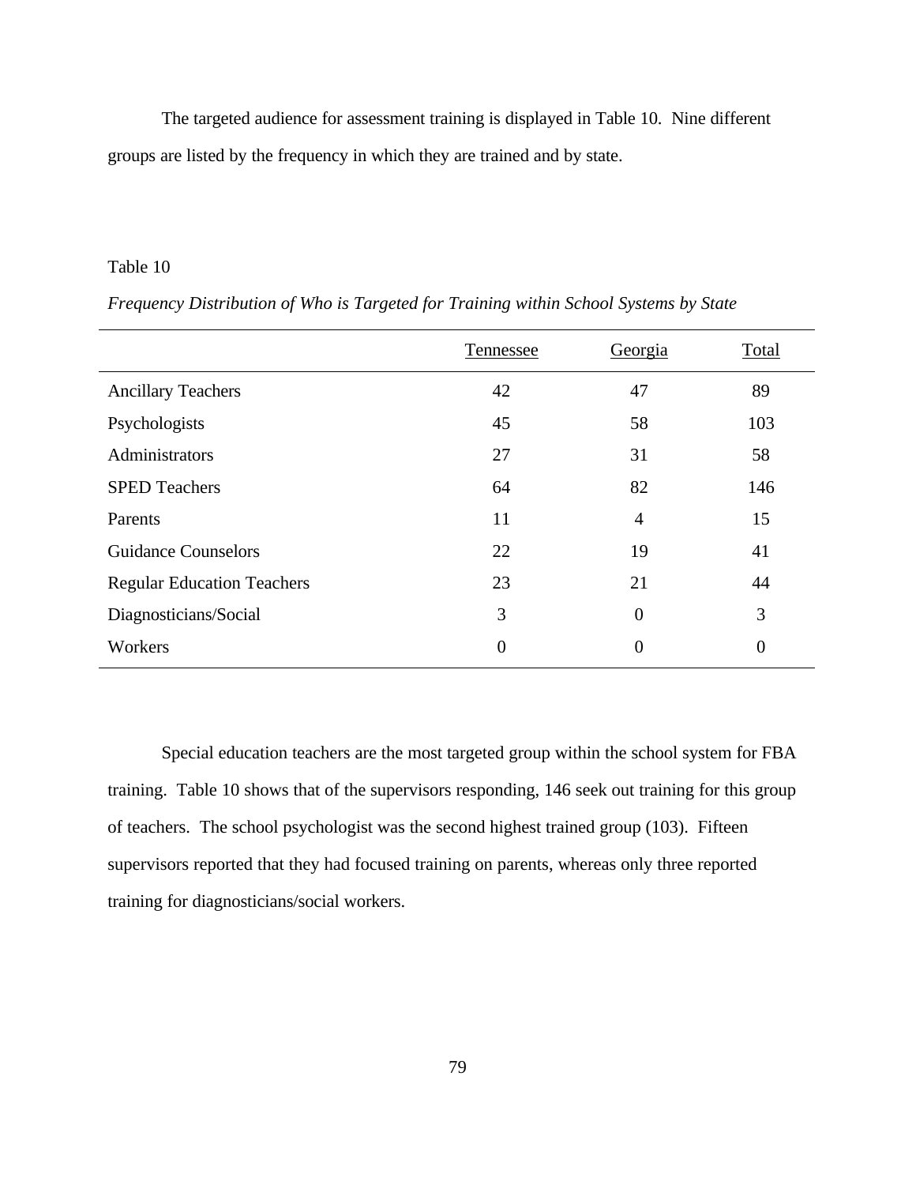The targeted audience for assessment training is displayed in Table 10. Nine different groups are listed by the frequency in which they are trained and by state.

Table 10

*Frequency Distribution of Who is Targeted for Training within School Systems by State*

| | Tennessee | Georgia | Total |
|---|---|---|---|
| Ancillary Teachers | 42 | 47 | 89 |
| Psychologists | 45 | 58 | 103 |
| Administrators | 27 | 31 | 58 |
| SPED Teachers | 64 | 82 | 146 |
| Parents | 11 | 4 | 15 |
| Guidance Counselors | 22 | 19 | 41 |
| Regular Education Teachers | 23 | 21 | 44 |
| Diagnosticians/Social | 3 | 0 | 3 |
| Workers | 0 | 0 | 0 |

Special education teachers are the most targeted group within the school system for FBA training. Table 10 shows that of the supervisors responding, 146 seek out training for this group of teachers. The school psychologist was the second highest trained group (103). Fifteen supervisors reported that they had focused training on parents, whereas only three reported training for diagnosticians/social workers.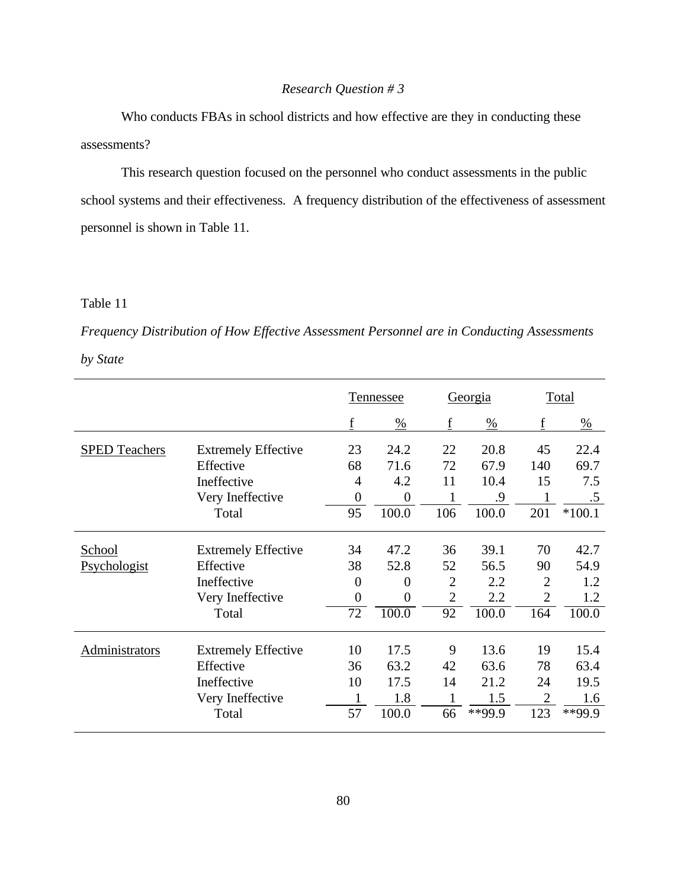*Research Question # 3*

Who conducts FBAs in school districts and how effective are they in conducting these assessments?

This research question focused on the personnel who conduct assessments in the public school systems and their effectiveness. A frequency distribution of the effectiveness of assessment personnel is shown in Table 11.

Table 11

*Frequency Distribution of How Effective Assessment Personnel are in Conducting Assessments by State*

| | | Tennessee | | Georgia | | Total | |
|---|---|---|---|---|---|---|---|
| | | f | % | f | % | f | % |
| SPED Teachers | Extremely Effective | 23 | 24.2 | 22 | 20.8 | 45 | 22.4 |
| | Effective | 68 | 71.6 | 72 | 67.9 | 140 | 69.7 |
| | Ineffective | 4 | 4.2 | 11 | 10.4 | 15 | 7.5 |
| | Very Ineffective | 0 | 0 | 1 | .9 | 1 | .5 |
| | Total | 95 | 100.0 | 106 | 100.0 | 201 | *100.1 |
| School Psychologist | Extremely Effective | 34 | 47.2 | 36 | 39.1 | 70 | 42.7 |
| | Effective | 38 | 52.8 | 52 | 56.5 | 90 | 54.9 |
| | Ineffective | 0 | 0 | 2 | 2.2 | 2 | 1.2 |
| | Very Ineffective | 0 | 0 | 2 | 2.2 | 2 | 1.2 |
| | Total | 72 | 100.0 | 92 | 100.0 | 164 | 100.0 |
| Administrators | Extremely Effective | 10 | 17.5 | 9 | 13.6 | 19 | 15.4 |
| | Effective | 36 | 63.2 | 42 | 63.6 | 78 | 63.4 |
| | Ineffective | 10 | 17.5 | 14 | 21.2 | 24 | 19.5 |
| | Very Ineffective | 1 | 1.8 | 1 | 1.5 | 2 | 1.6 |
| | Total | 57 | 100.0 | 66 | **99.9 | 123 | **99.9 |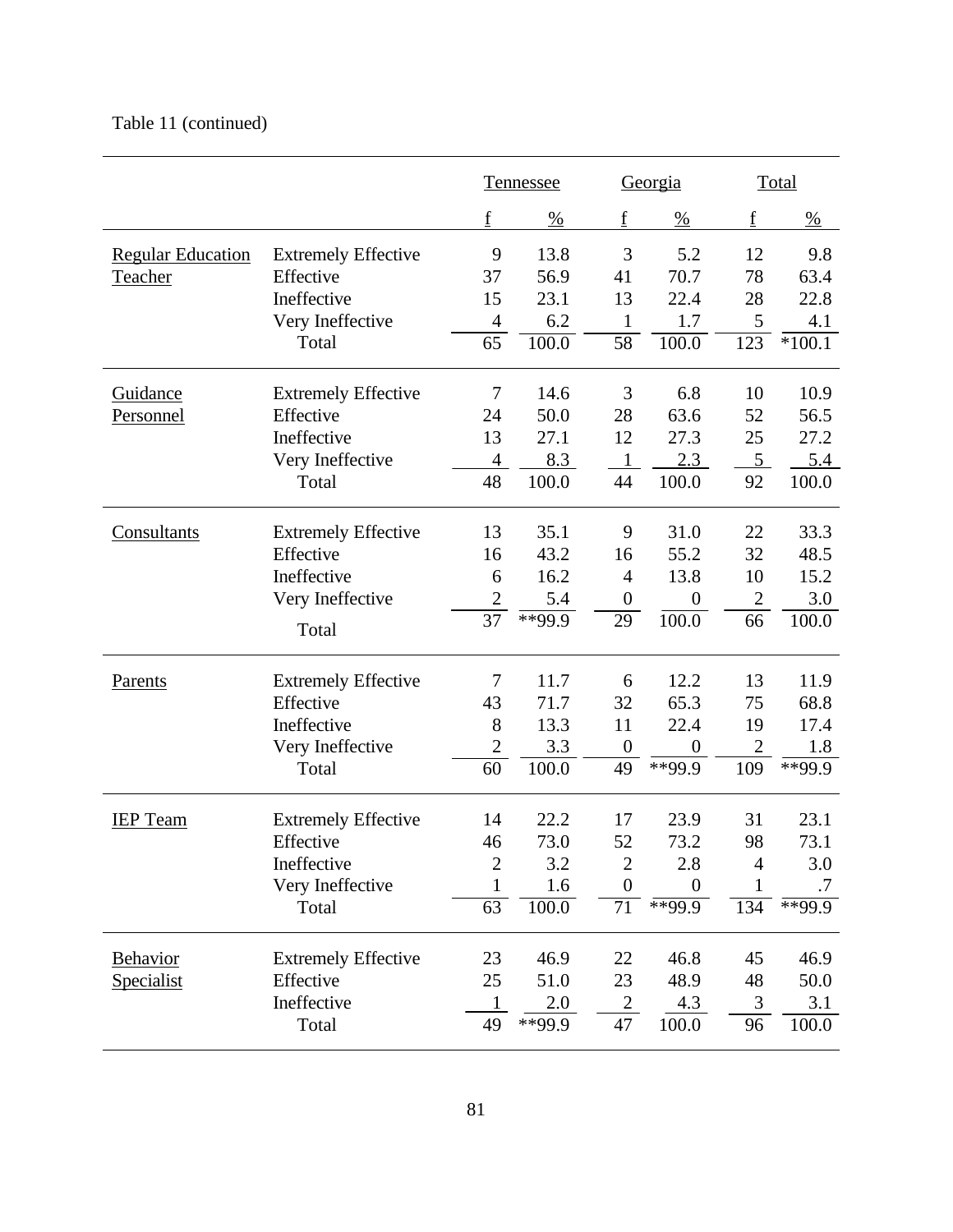Table 11 (continued)

| | | Tennessee | | Georgia | | Total | |
|---|---|---|---|---|---|---|---|
| | | f | % | f | % | f | % |
| Regular Education Teacher | Extremely Effective | 9 | 13.8 | 3 | 5.2 | 12 | 9.8 |
| | Effective | 37 | 56.9 | 41 | 70.7 | 78 | 63.4 |
| | Ineffective | 15 | 23.1 | 13 | 22.4 | 28 | 22.8 |
| | Very Ineffective | 4 | 6.2 | 1 | 1.7 | 5 | 4.1 |
| | Total | 65 | 100.0 | 58 | 100.0 | 123 | *100.1 |
| Guidance Personnel | Extremely Effective | 7 | 14.6 | 3 | 6.8 | 10 | 10.9 |
| | Effective | 24 | 50.0 | 28 | 63.6 | 52 | 56.5 |
| | Ineffective | 13 | 27.1 | 12 | 27.3 | 25 | 27.2 |
| | Very Ineffective | 4 | 8.3 | 1 | 2.3 | 5 | 5.4 |
| | Total | 48 | 100.0 | 44 | 100.0 | 92 | 100.0 |
| Consultants | Extremely Effective | 13 | 35.1 | 9 | 31.0 | 22 | 33.3 |
| | Effective | 16 | 43.2 | 16 | 55.2 | 32 | 48.5 |
| | Ineffective | 6 | 16.2 | 4 | 13.8 | 10 | 15.2 |
| | Very Ineffective | 2 | 5.4 | 0 | 0 | 2 | 3.0 |
| | Total | 37 | **99.9 | 29 | 100.0 | 66 | 100.0 |
| Parents | Extremely Effective | 7 | 11.7 | 6 | 12.2 | 13 | 11.9 |
| | Effective | 43 | 71.7 | 32 | 65.3 | 75 | 68.8 |
| | Ineffective | 8 | 13.3 | 11 | 22.4 | 19 | 17.4 |
| | Very Ineffective | 2 | 3.3 | 0 | 0 | 2 | 1.8 |
| | Total | 60 | 100.0 | 49 | **99.9 | 109 | **99.9 |
| IEP Team | Extremely Effective | 14 | 22.2 | 17 | 23.9 | 31 | 23.1 |
| | Effective | 46 | 73.0 | 52 | 73.2 | 98 | 73.1 |
| | Ineffective | 2 | 3.2 | 2 | 2.8 | 4 | 3.0 |
| | Very Ineffective | 1 | 1.6 | 0 | 0 | 1 | .7 |
| | Total | 63 | 100.0 | 71 | **99.9 | 134 | **99.9 |
| Behavior Specialist | Extremely Effective | 23 | 46.9 | 22 | 46.8 | 45 | 46.9 |
| | Effective | 25 | 51.0 | 23 | 48.9 | 48 | 50.0 |
| | Ineffective | 1 | 2.0 | 2 | 4.3 | 3 | 3.1 |
| | Total | 49 | **99.9 | 47 | 100.0 | 96 | 100.0 |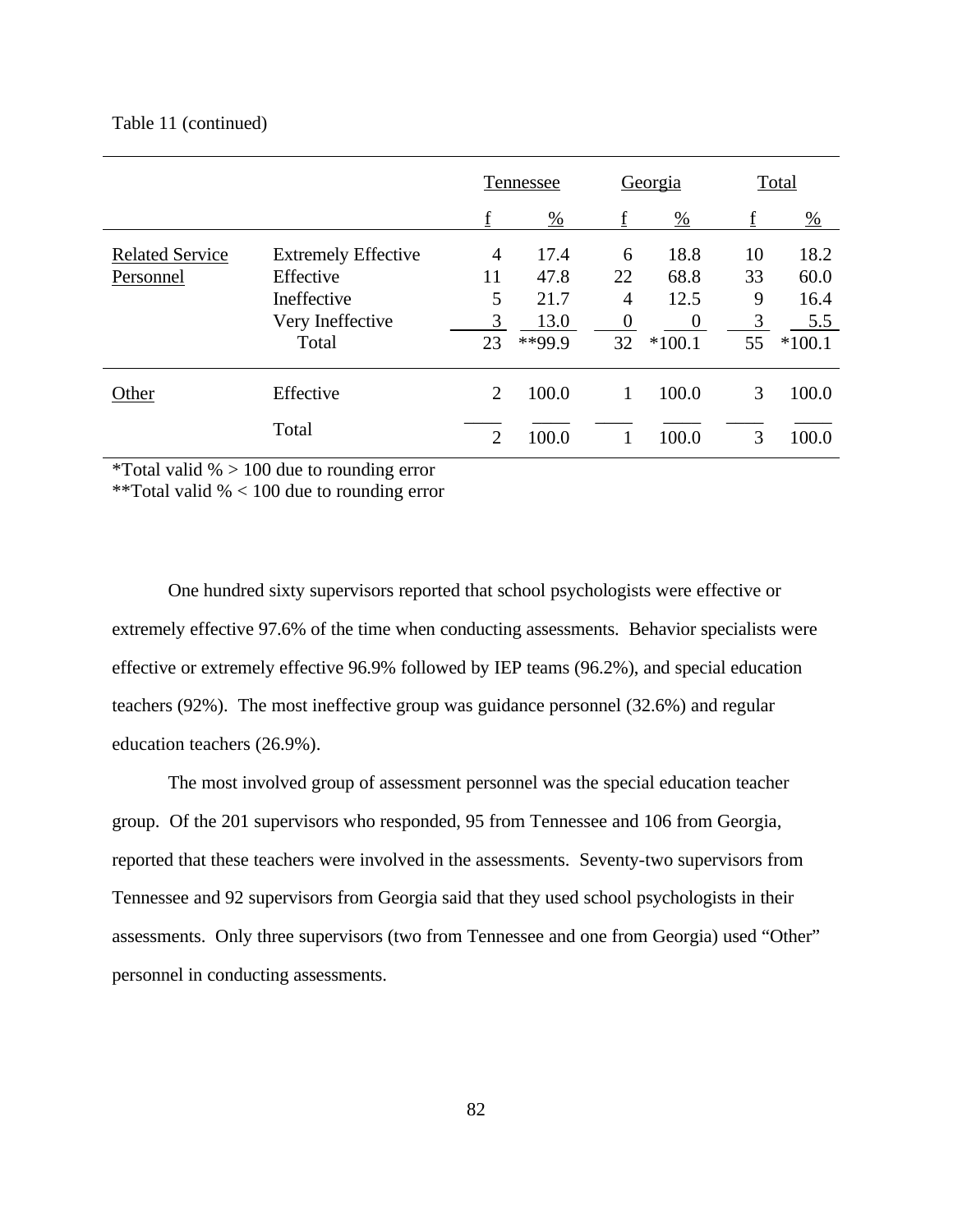Table 11 (continued)

| | | Tennessee | | Georgia | | Total | |
|---|---|---|---|---|---|---|---|
| | | f | % | f | % | f | % |
| Related Service Personnel | Extremely Effective | 4 | 17.4 | 6 | 18.8 | 10 | 18.2 |
| | Effective | 11 | 47.8 | 22 | 68.8 | 33 | 60.0 |
| | Ineffective | 5 | 21.7 | 4 | 12.5 | 9 | 16.4 |
| | Very Ineffective | 3 | 13.0 | 0 | 0 | 3 | 5.5 |
| | Total | 23 | **99.9 | 32 | *100.1 | 55 | *100.1 |
| Other | Effective | 2 | 100.0 | 1 | 100.0 | 3 | 100.0 |
| | Total | 2 | 100.0 | 1 | 100.0 | 3 | 100.0 |

*Total valid % > 100 due to rounding error
**Total valid % < 100 due to rounding error

One hundred sixty supervisors reported that school psychologists were effective or extremely effective 97.6% of the time when conducting assessments. Behavior specialists were effective or extremely effective 96.9% followed by IEP teams (96.2%), and special education teachers (92%). The most ineffective group was guidance personnel (32.6%) and regular education teachers (26.9%).

The most involved group of assessment personnel was the special education teacher group. Of the 201 supervisors who responded, 95 from Tennessee and 106 from Georgia, reported that these teachers were involved in the assessments. Seventy-two supervisors from Tennessee and 92 supervisors from Georgia said that they used school psychologists in their assessments. Only three supervisors (two from Tennessee and one from Georgia) used “Other” personnel in conducting assessments.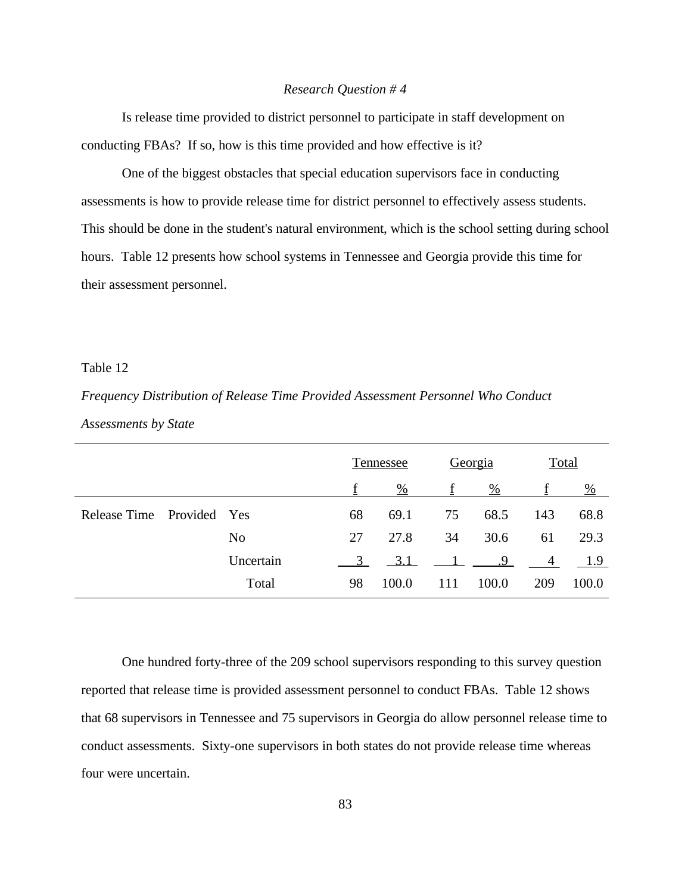*Research Question # 4*

Is release time provided to district personnel to participate in staff development on conducting FBAs? If so, how is this time provided and how effective is it?

One of the biggest obstacles that special education supervisors face in conducting assessments is how to provide release time for district personnel to effectively assess students. This should be done in the student's natural environment, which is the school setting during school hours. Table 12 presents how school systems in Tennessee and Georgia provide this time for their assessment personnel.

Table 12

*Frequency Distribution of Release Time Provided Assessment Personnel Who Conduct Assessments by State*

| | | | Tennessee | | Georgia | | Total | |
|---|---|---|---|---|---|---|---|---|
| | | | f | % | f | % | f | % |
| Release Time | Provided | Yes | 68 | 69.1 | 75 | 68.5 | 143 | 68.8 |
| | | No | 27 | 27.8 | 34 | 30.6 | 61 | 29.3 |
| | | Uncertain | 3 | 3.1 | 1 | .9 | 4 | 1.9 |
| | | Total | 98 | 100.0 | 111 | 100.0 | 209 | 100.0 |

One hundred forty-three of the 209 school supervisors responding to this survey question reported that release time is provided assessment personnel to conduct FBAs. Table 12 shows that 68 supervisors in Tennessee and 75 supervisors in Georgia do allow personnel release time to conduct assessments. Sixty-one supervisors in both states do not provide release time whereas four were uncertain.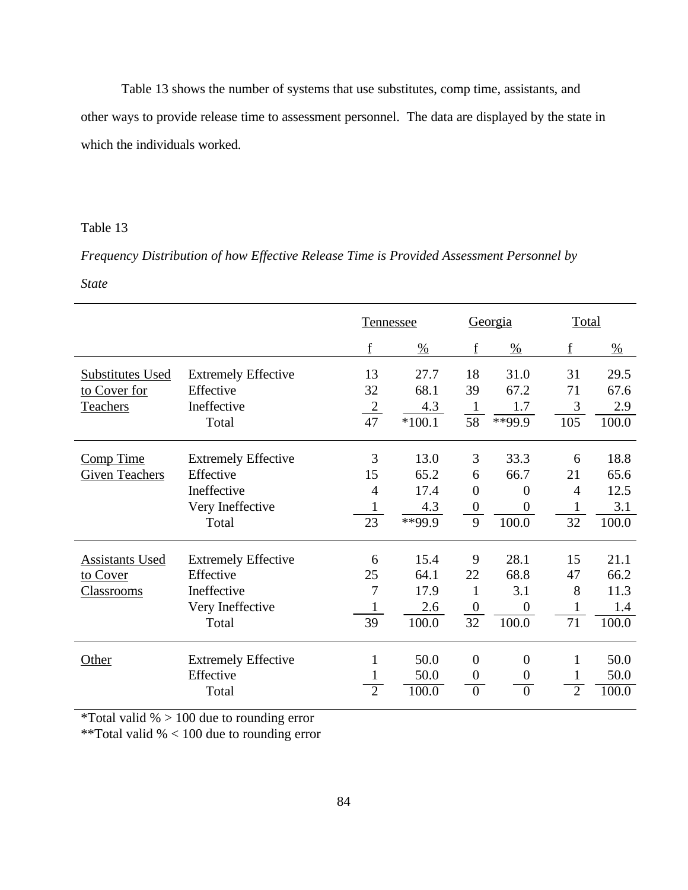Table 13 shows the number of systems that use substitutes, comp time, assistants, and other ways to provide release time to assessment personnel. The data are displayed by the state in which the individuals worked.

Table 13

*Frequency Distribution of how Effective Release Time is Provided Assessment Personnel by State*

| | | Tennessee | | Georgia | | Total | |
|---|---|---|---|---|---|---|---|
| | | f | % | f | % | f | % |
| Substitutes Used to Cover for Teachers | Extremely Effective | 13 | 27.7 | 18 | 31.0 | 31 | 29.5 |
| | Effective | 32 | 68.1 | 39 | 67.2 | 71 | 67.6 |
| | Ineffective | 2 | 4.3 | 1 | 1.7 | 3 | 2.9 |
| | Total | 47 | *100.1 | 58 | **99.9 | 105 | 100.0 |
| Comp Time Given Teachers | Extremely Effective | 3 | 13.0 | 3 | 33.3 | 6 | 18.8 |
| | Effective | 15 | 65.2 | 6 | 66.7 | 21 | 65.6 |
| | Ineffective | 4 | 17.4 | 0 | 0 | 4 | 12.5 |
| | Very Ineffective | 1 | 4.3 | 0 | 0 | 1 | 3.1 |
| | Total | 23 | **99.9 | 9 | 100.0 | 32 | 100.0 |
| Assistants Used to Cover Classrooms | Extremely Effective | 6 | 15.4 | 9 | 28.1 | 15 | 21.1 |
| | Effective | 25 | 64.1 | 22 | 68.8 | 47 | 66.2 |
| | Ineffective | 7 | 17.9 | 1 | 3.1 | 8 | 11.3 |
| | Very Ineffective | 1 | 2.6 | 0 | 0 | 1 | 1.4 |
| | Total | 39 | 100.0 | 32 | 100.0 | 71 | 100.0 |
| Other | Extremely Effective | 1 | 50.0 | 0 | 0 | 1 | 50.0 |
| | Effective | 1 | 50.0 | 0 | 0 | 1 | 50.0 |
| | Total | 2 | 100.0 | 0 | 0 | 2 | 100.0 |

*Total valid % > 100 due to rounding error

**Total valid % < 100 due to rounding error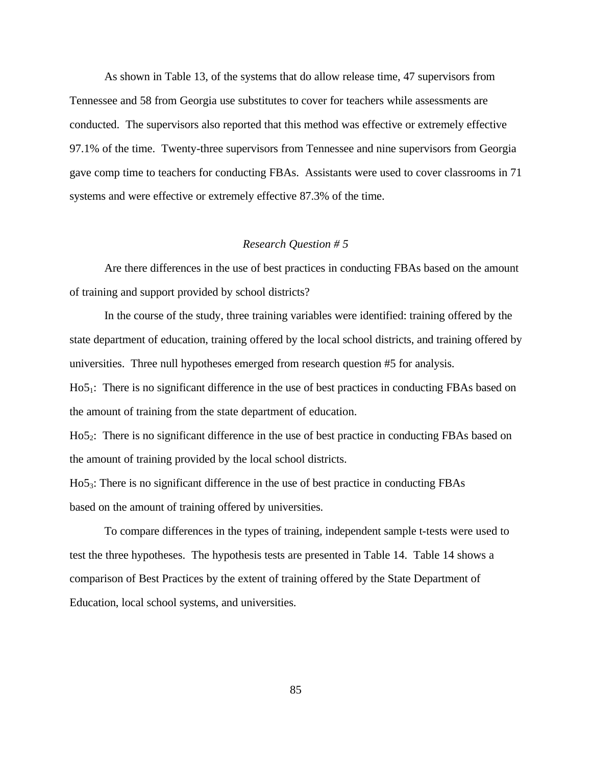As shown in Table 13, of the systems that do allow release time, 47 supervisors from Tennessee and 58 from Georgia use substitutes to cover for teachers while assessments are conducted. The supervisors also reported that this method was effective or extremely effective 97.1% of the time. Twenty-three supervisors from Tennessee and nine supervisors from Georgia gave comp time to teachers for conducting FBAs. Assistants were used to cover classrooms in 71 systems and were effective or extremely effective 87.3% of the time.

### *Research Question # 5*

Are there differences in the use of best practices in conducting FBAs based on the amount of training and support provided by school districts?

In the course of the study, three training variables were identified: training offered by the state department of education, training offered by the local school districts, and training offered by universities. Three null hypotheses emerged from research question #5 for analysis.

$Ho5_1$: There is no significant difference in the use of best practices in conducting FBAs based on the amount of training from the state department of education.

$Ho5_2$: There is no significant difference in the use of best practice in conducting FBAs based on the amount of training provided by the local school districts.

$Ho5_3$: There is no significant difference in the use of best practice in conducting FBAs based on the amount of training offered by universities.

To compare differences in the types of training, independent sample t-tests were used to test the three hypotheses. The hypothesis tests are presented in Table 14. Table 14 shows a comparison of Best Practices by the extent of training offered by the State Department of Education, local school systems, and universities.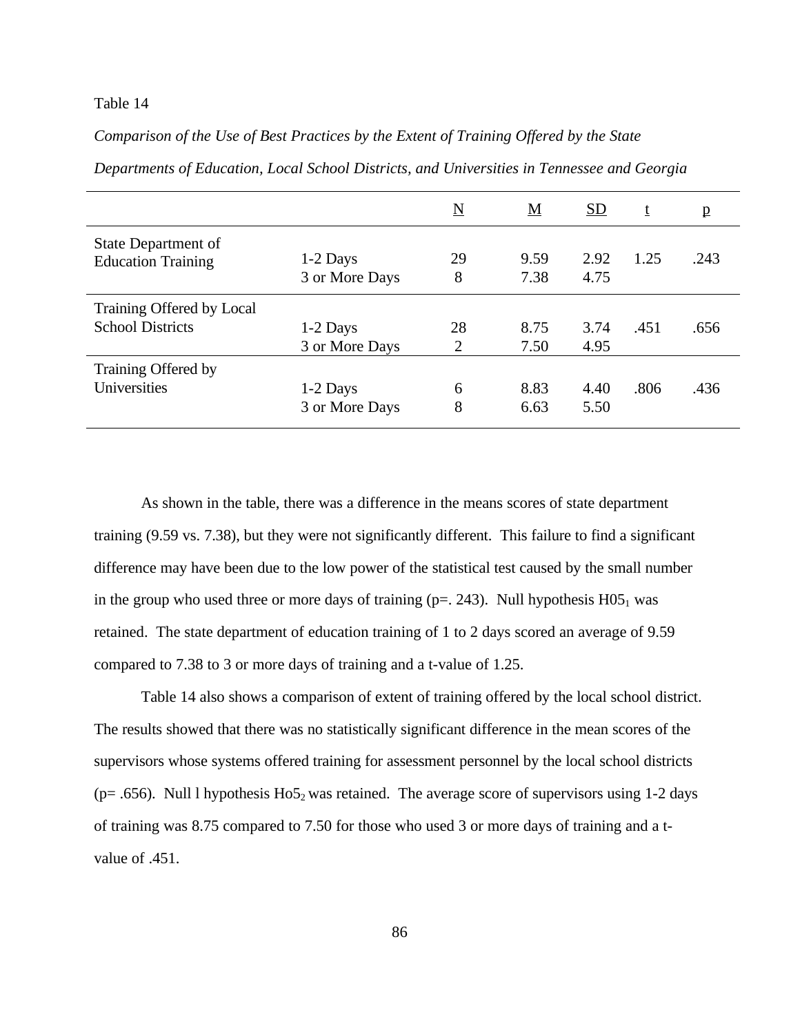Table 14

*Comparison of the Use of Best Practices by the Extent of Training Offered by the State Departments of Education, Local School Districts, and Universities in Tennessee and Georgia*

| | | N | M | SD | t | p |
|---|---|---|---|---|---|---|
| State Department of Education Training | 1-2 Days | 29 | 9.59 | 2.92 | 1.25 | .243 |
| | 3 or More Days | 8 | 7.38 | 4.75 | | |
| Training Offered by Local School Districts | 1-2 Days | 28 | 8.75 | 3.74 | .451 | .656 |
| | 3 or More Days | 2 | 7.50 | 4.95 | | |
| Training Offered by Universities | 1-2 Days | 6 | 8.83 | 4.40 | .806 | .436 |
| | 3 or More Days | 8 | 6.63 | 5.50 | | |

As shown in the table, there was a difference in the means scores of state department training (9.59 vs. 7.38), but they were not significantly different. This failure to find a significant difference may have been due to the low power of the statistical test caused by the small number in the group who used three or more days of training (p=. 243). Null hypothesis $H05_1$ was retained. The state department of education training of 1 to 2 days scored an average of 9.59 compared to 7.38 to 3 or more days of training and a t-value of 1.25.

Table 14 also shows a comparison of extent of training offered by the local school district. The results showed that there was no statistically significant difference in the mean scores of the supervisors whose systems offered training for assessment personnel by the local school districts (p= .656). Null l hypothesis $Ho5_2$ was retained. The average score of supervisors using 1-2 days of training was 8.75 compared to 7.50 for those who used 3 or more days of training and a t-value of .451.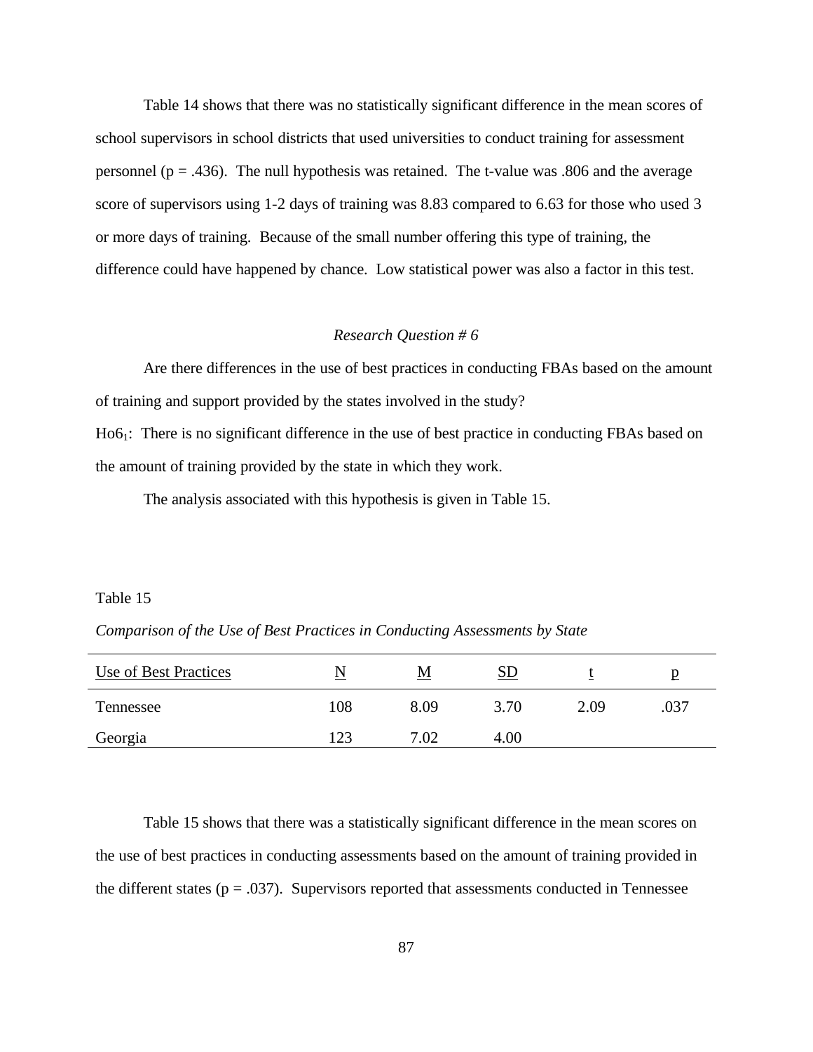Table 14 shows that there was no statistically significant difference in the mean scores of school supervisors in school districts that used universities to conduct training for assessment personnel ($p = .436$). The null hypothesis was retained. The t-value was .806 and the average score of supervisors using 1-2 days of training was 8.83 compared to 6.63 for those who used 3 or more days of training. Because of the small number offering this type of training, the difference could have happened by chance. Low statistical power was also a factor in this test.

### *Research Question # 6*

Are there differences in the use of best practices in conducting FBAs based on the amount of training and support provided by the states involved in the study?

$Ho6_1$: There is no significant difference in the use of best practice in conducting FBAs based on the amount of training provided by the state in which they work.

The analysis associated with this hypothesis is given in Table 15.

Table 15

*Comparison of the Use of Best Practices in Conducting Assessments by State*

| Use of Best Practices | N | M | SD | t | p |
|---|---|---|---|---|---|
| Tennessee | 108 | 8.09 | 3.70 | 2.09 | .037 |
| Georgia | 123 | 7.02 | 4.00 | | |

Table 15 shows that there was a statistically significant difference in the mean scores on the use of best practices in conducting assessments based on the amount of training provided in the different states ($p = .037$). Supervisors reported that assessments conducted in Tennessee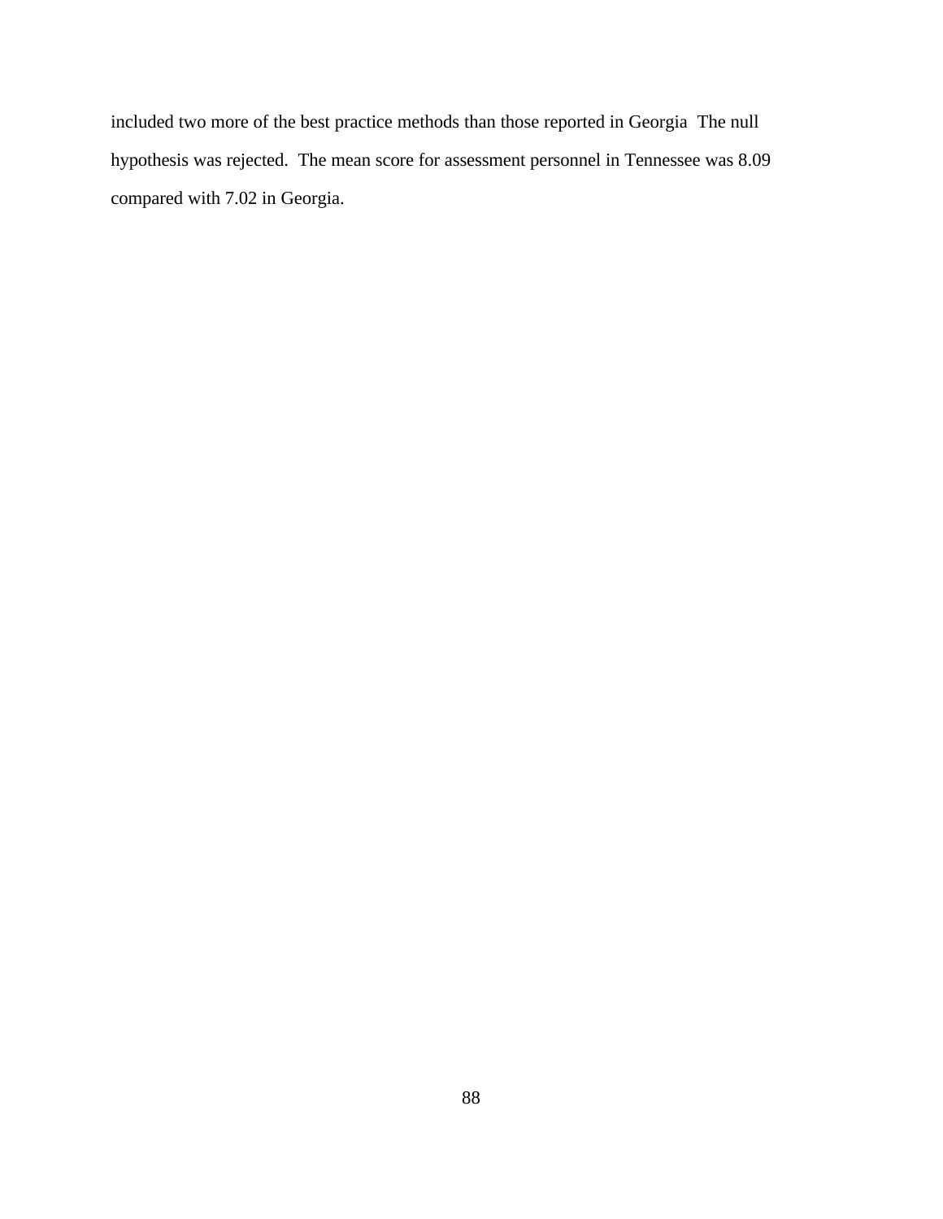included two more of the best practice methods than those reported in Georgia  The null hypothesis was rejected.  The mean score for assessment personnel in Tennessee was 8.09 compared with 7.02 in Georgia.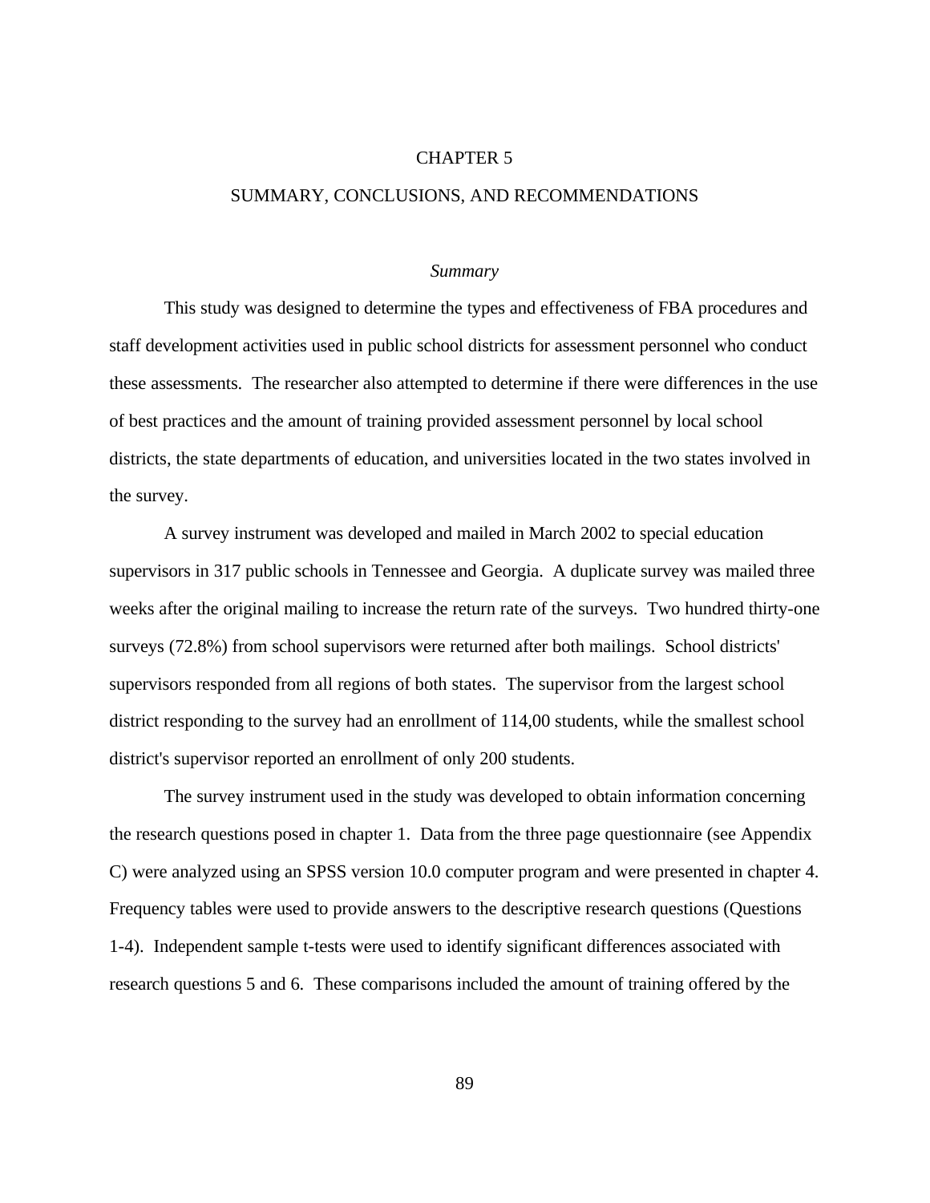# CHAPTER 5

# SUMMARY, CONCLUSIONS, AND RECOMMENDATIONS

## *Summary*

This study was designed to determine the types and effectiveness of FBA procedures and staff development activities used in public school districts for assessment personnel who conduct these assessments. The researcher also attempted to determine if there were differences in the use of best practices and the amount of training provided assessment personnel by local school districts, the state departments of education, and universities located in the two states involved in the survey.

A survey instrument was developed and mailed in March 2002 to special education supervisors in 317 public schools in Tennessee and Georgia. A duplicate survey was mailed three weeks after the original mailing to increase the return rate of the surveys. Two hundred thirty-one surveys (72.8%) from school supervisors were returned after both mailings. School districts' supervisors responded from all regions of both states. The supervisor from the largest school district responding to the survey had an enrollment of 114,00 students, while the smallest school district's supervisor reported an enrollment of only 200 students.

The survey instrument used in the study was developed to obtain information concerning the research questions posed in chapter 1. Data from the three page questionnaire (see Appendix C) were analyzed using an SPSS version 10.0 computer program and were presented in chapter 4. Frequency tables were used to provide answers to the descriptive research questions (Questions 1-4). Independent sample t-tests were used to identify significant differences associated with research questions 5 and 6. These comparisons included the amount of training offered by the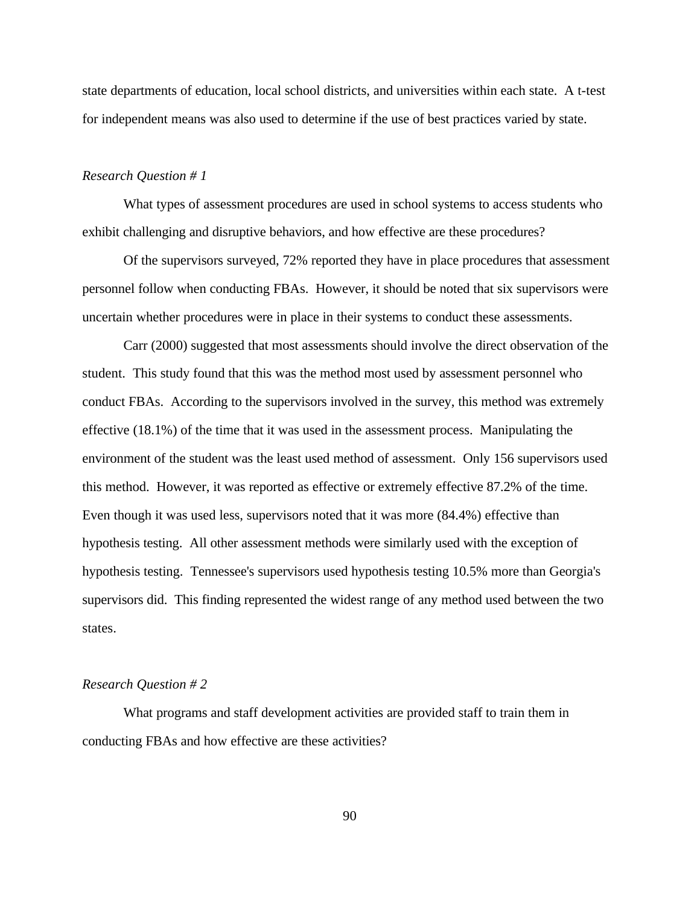state departments of education, local school districts, and universities within each state. A t-test for independent means was also used to determine if the use of best practices varied by state.

*Research Question # 1*

What types of assessment procedures are used in school systems to access students who exhibit challenging and disruptive behaviors, and how effective are these procedures?

Of the supervisors surveyed, 72% reported they have in place procedures that assessment personnel follow when conducting FBAs. However, it should be noted that six supervisors were uncertain whether procedures were in place in their systems to conduct these assessments.

Carr (2000) suggested that most assessments should involve the direct observation of the student. This study found that this was the method most used by assessment personnel who conduct FBAs. According to the supervisors involved in the survey, this method was extremely effective (18.1%) of the time that it was used in the assessment process. Manipulating the environment of the student was the least used method of assessment. Only 156 supervisors used this method. However, it was reported as effective or extremely effective 87.2% of the time. Even though it was used less, supervisors noted that it was more (84.4%) effective than hypothesis testing. All other assessment methods were similarly used with the exception of hypothesis testing. Tennessee's supervisors used hypothesis testing 10.5% more than Georgia's supervisors did. This finding represented the widest range of any method used between the two states.

*Research Question # 2*

What programs and staff development activities are provided staff to train them in conducting FBAs and how effective are these activities?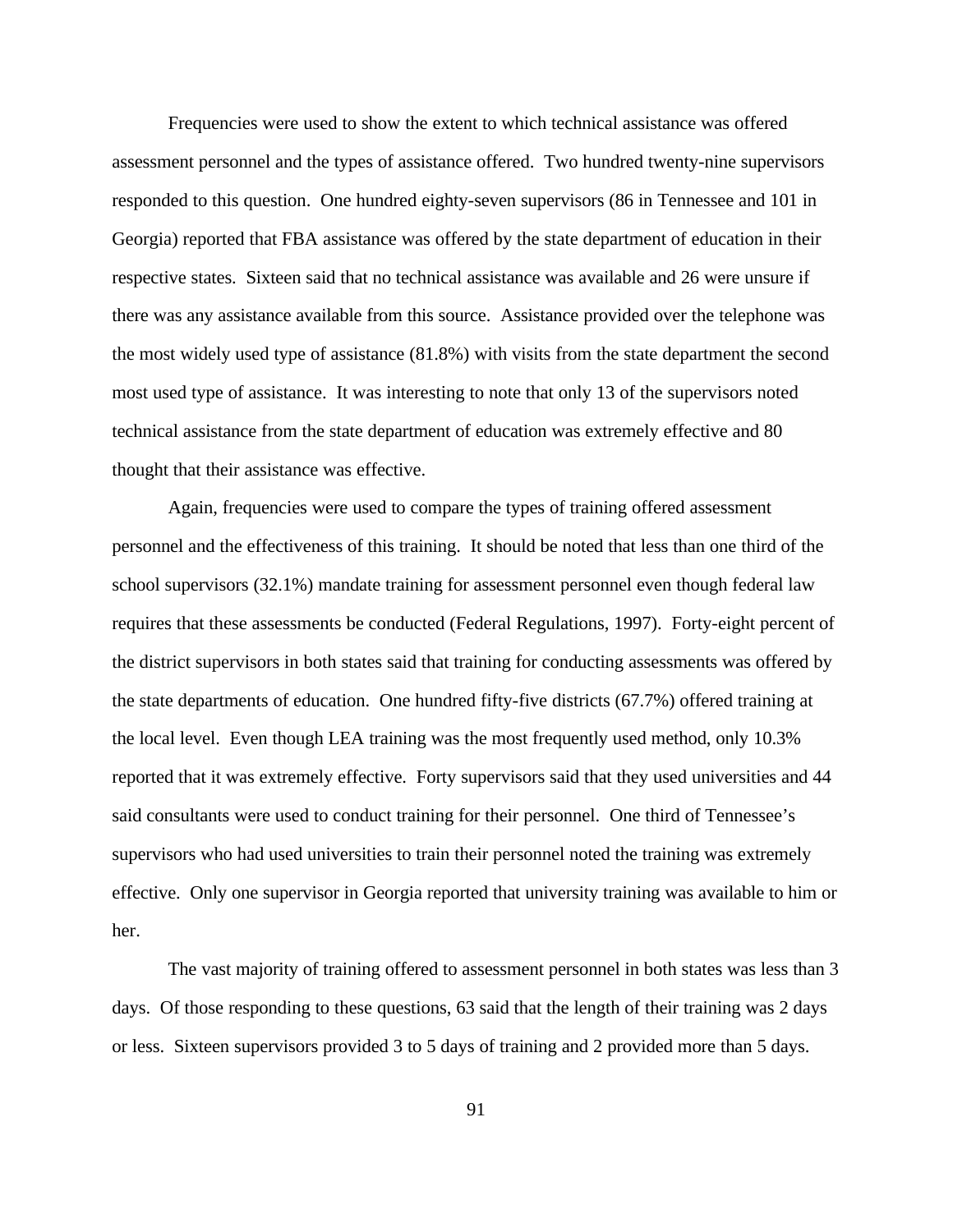Frequencies were used to show the extent to which technical assistance was offered assessment personnel and the types of assistance offered. Two hundred twenty-nine supervisors responded to this question. One hundred eighty-seven supervisors (86 in Tennessee and 101 in Georgia) reported that FBA assistance was offered by the state department of education in their respective states. Sixteen said that no technical assistance was available and 26 were unsure if there was any assistance available from this source. Assistance provided over the telephone was the most widely used type of assistance (81.8%) with visits from the state department the second most used type of assistance. It was interesting to note that only 13 of the supervisors noted technical assistance from the state department of education was extremely effective and 80 thought that their assistance was effective.

Again, frequencies were used to compare the types of training offered assessment personnel and the effectiveness of this training. It should be noted that less than one third of the school supervisors (32.1%) mandate training for assessment personnel even though federal law requires that these assessments be conducted (Federal Regulations, 1997). Forty-eight percent of the district supervisors in both states said that training for conducting assessments was offered by the state departments of education. One hundred fifty-five districts (67.7%) offered training at the local level. Even though LEA training was the most frequently used method, only 10.3% reported that it was extremely effective. Forty supervisors said that they used universities and 44 said consultants were used to conduct training for their personnel. One third of Tennessee's supervisors who had used universities to train their personnel noted the training was extremely effective. Only one supervisor in Georgia reported that university training was available to him or her.

The vast majority of training offered to assessment personnel in both states was less than 3 days. Of those responding to these questions, 63 said that the length of their training was 2 days or less. Sixteen supervisors provided 3 to 5 days of training and 2 provided more than 5 days.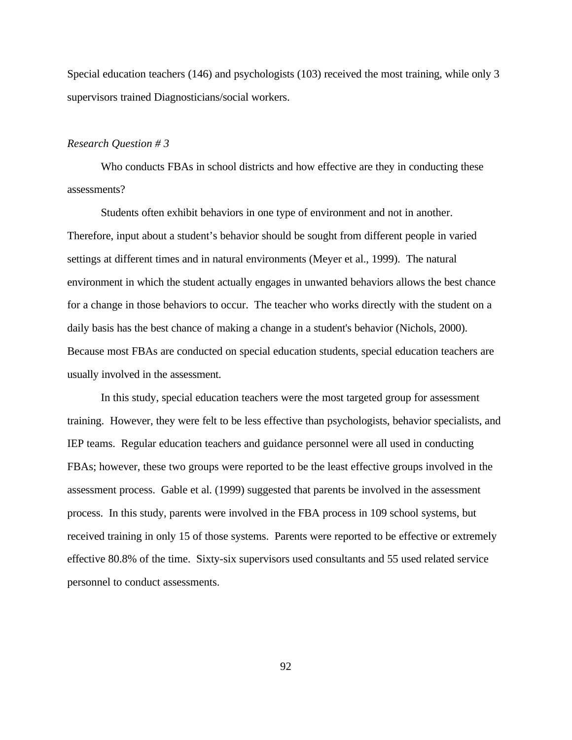Special education teachers (146) and psychologists (103) received the most training, while only 3 supervisors trained Diagnosticians/social workers.

*Research Question # 3*

Who conducts FBAs in school districts and how effective are they in conducting these assessments?

Students often exhibit behaviors in one type of environment and not in another. Therefore, input about a student's behavior should be sought from different people in varied settings at different times and in natural environments (Meyer et al., 1999). The natural environment in which the student actually engages in unwanted behaviors allows the best chance for a change in those behaviors to occur. The teacher who works directly with the student on a daily basis has the best chance of making a change in a student's behavior (Nichols, 2000). Because most FBAs are conducted on special education students, special education teachers are usually involved in the assessment.

In this study, special education teachers were the most targeted group for assessment training. However, they were felt to be less effective than psychologists, behavior specialists, and IEP teams. Regular education teachers and guidance personnel were all used in conducting FBAs; however, these two groups were reported to be the least effective groups involved in the assessment process. Gable et al. (1999) suggested that parents be involved in the assessment process. In this study, parents were involved in the FBA process in 109 school systems, but received training in only 15 of those systems. Parents were reported to be effective or extremely effective 80.8% of the time. Sixty-six supervisors used consultants and 55 used related service personnel to conduct assessments.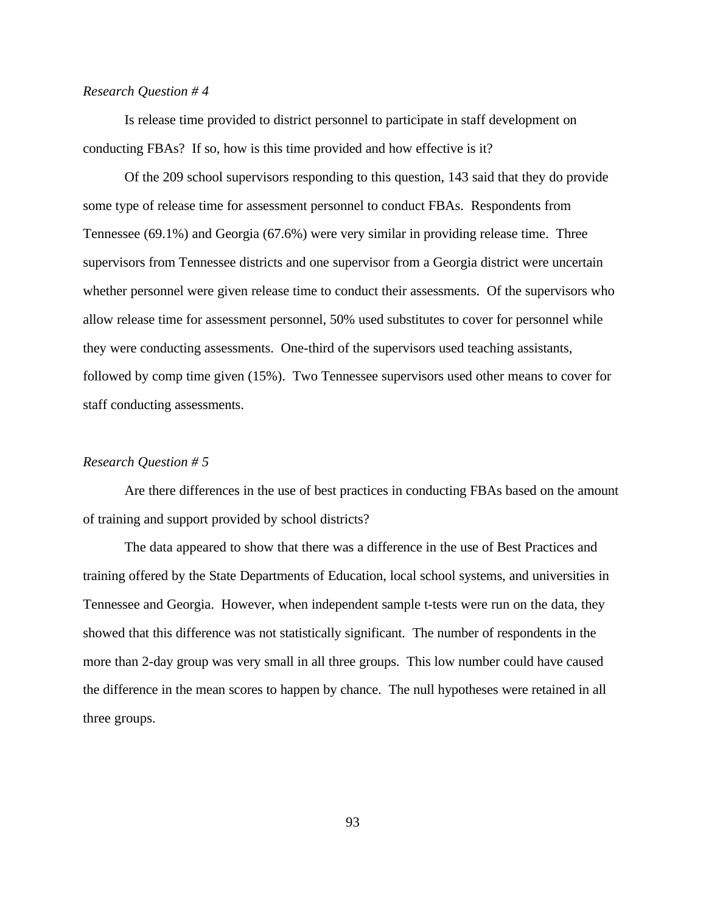*Research Question # 4*

Is release time provided to district personnel to participate in staff development on conducting FBAs? If so, how is this time provided and how effective is it?

Of the 209 school supervisors responding to this question, 143 said that they do provide some type of release time for assessment personnel to conduct FBAs. Respondents from Tennessee (69.1%) and Georgia (67.6%) were very similar in providing release time. Three supervisors from Tennessee districts and one supervisor from a Georgia district were uncertain whether personnel were given release time to conduct their assessments. Of the supervisors who allow release time for assessment personnel, 50% used substitutes to cover for personnel while they were conducting assessments. One-third of the supervisors used teaching assistants, followed by comp time given (15%). Two Tennessee supervisors used other means to cover for staff conducting assessments.

*Research Question # 5*

Are there differences in the use of best practices in conducting FBAs based on the amount of training and support provided by school districts?

The data appeared to show that there was a difference in the use of Best Practices and training offered by the State Departments of Education, local school systems, and universities in Tennessee and Georgia. However, when independent sample t-tests were run on the data, they showed that this difference was not statistically significant. The number of respondents in the more than 2-day group was very small in all three groups. This low number could have caused the difference in the mean scores to happen by chance. The null hypotheses were retained in all three groups.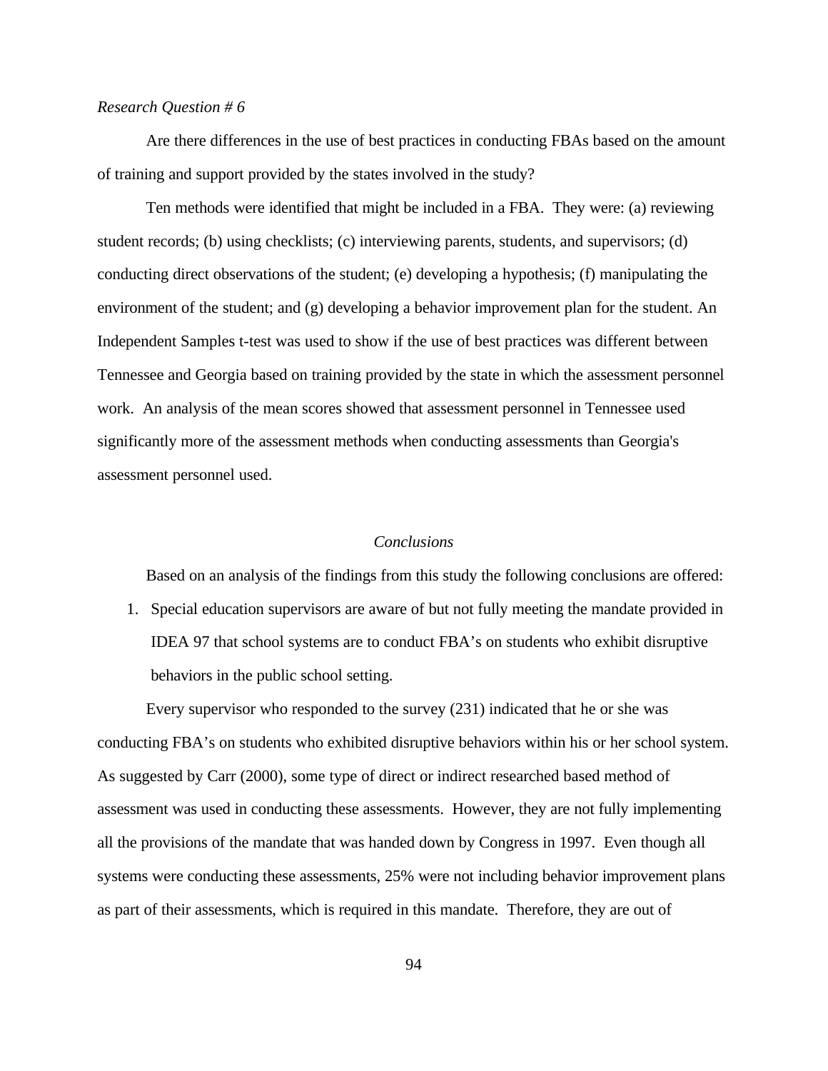*Research Question # 6*

Are there differences in the use of best practices in conducting FBAs based on the amount of training and support provided by the states involved in the study?

Ten methods were identified that might be included in a FBA. They were: (a) reviewing student records; (b) using checklists; (c) interviewing parents, students, and supervisors; (d) conducting direct observations of the student; (e) developing a hypothesis; (f) manipulating the environment of the student; and (g) developing a behavior improvement plan for the student. An Independent Samples t-test was used to show if the use of best practices was different between Tennessee and Georgia based on training provided by the state in which the assessment personnel work. An analysis of the mean scores showed that assessment personnel in Tennessee used significantly more of the assessment methods when conducting assessments than Georgia's assessment personnel used.

## *Conclusions*

Based on an analysis of the findings from this study the following conclusions are offered:

1. Special education supervisors are aware of but not fully meeting the mandate provided in IDEA 97 that school systems are to conduct FBA's on students who exhibit disruptive behaviors in the public school setting.

Every supervisor who responded to the survey (231) indicated that he or she was conducting FBA's on students who exhibited disruptive behaviors within his or her school system. As suggested by Carr (2000), some type of direct or indirect researched based method of assessment was used in conducting these assessments. However, they are not fully implementing all the provisions of the mandate that was handed down by Congress in 1997. Even though all systems were conducting these assessments, 25% were not including behavior improvement plans as part of their assessments, which is required in this mandate. Therefore, they are out of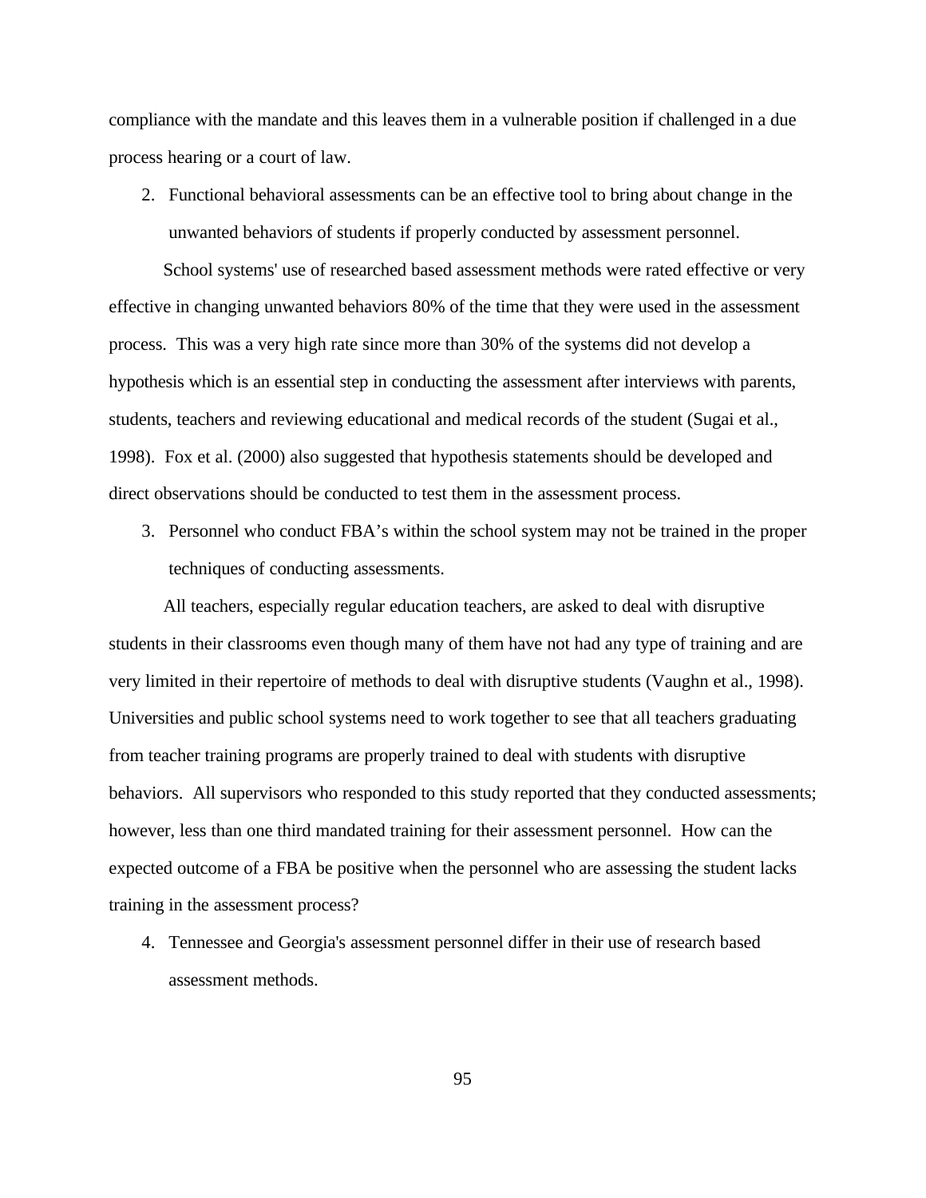compliance with the mandate and this leaves them in a vulnerable position if challenged in a due process hearing or a court of law.

2. Functional behavioral assessments can be an effective tool to bring about change in the unwanted behaviors of students if properly conducted by assessment personnel.

School systems' use of researched based assessment methods were rated effective or very effective in changing unwanted behaviors 80% of the time that they were used in the assessment process. This was a very high rate since more than 30% of the systems did not develop a hypothesis which is an essential step in conducting the assessment after interviews with parents, students, teachers and reviewing educational and medical records of the student (Sugai et al., 1998). Fox et al. (2000) also suggested that hypothesis statements should be developed and direct observations should be conducted to test them in the assessment process.

3. Personnel who conduct FBA's within the school system may not be trained in the proper techniques of conducting assessments.

All teachers, especially regular education teachers, are asked to deal with disruptive students in their classrooms even though many of them have not had any type of training and are very limited in their repertoire of methods to deal with disruptive students (Vaughn et al., 1998). Universities and public school systems need to work together to see that all teachers graduating from teacher training programs are properly trained to deal with students with disruptive behaviors. All supervisors who responded to this study reported that they conducted assessments; however, less than one third mandated training for their assessment personnel. How can the expected outcome of a FBA be positive when the personnel who are assessing the student lacks training in the assessment process?

4. Tennessee and Georgia's assessment personnel differ in their use of research based assessment methods.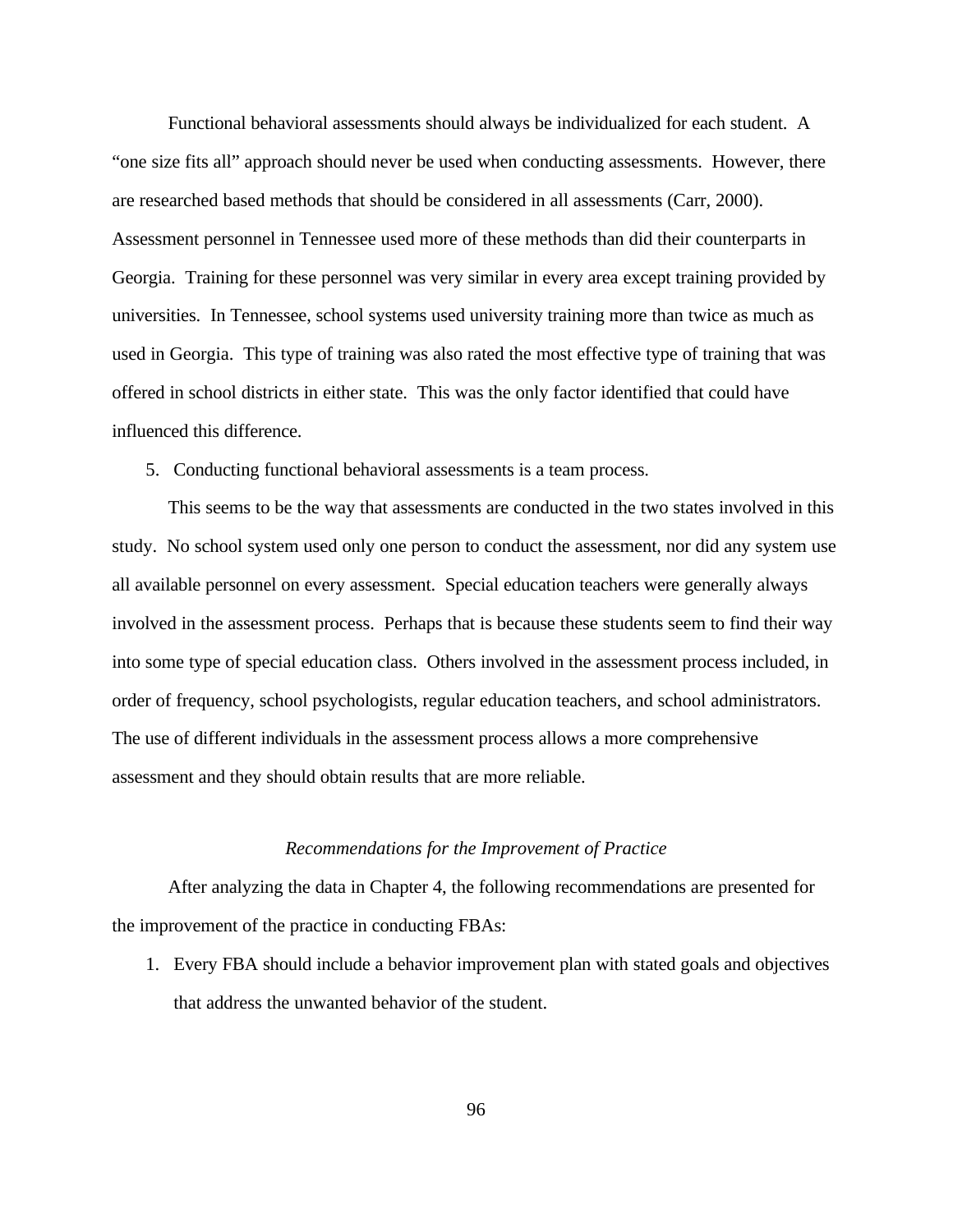Functional behavioral assessments should always be individualized for each student. A "one size fits all" approach should never be used when conducting assessments. However, there are researched based methods that should be considered in all assessments (Carr, 2000). Assessment personnel in Tennessee used more of these methods than did their counterparts in Georgia. Training for these personnel was very similar in every area except training provided by universities. In Tennessee, school systems used university training more than twice as much as used in Georgia. This type of training was also rated the most effective type of training that was offered in school districts in either state. This was the only factor identified that could have influenced this difference.

5. Conducting functional behavioral assessments is a team process.

This seems to be the way that assessments are conducted in the two states involved in this study. No school system used only one person to conduct the assessment, nor did any system use all available personnel on every assessment. Special education teachers were generally always involved in the assessment process. Perhaps that is because these students seem to find their way into some type of special education class. Others involved in the assessment process included, in order of frequency, school psychologists, regular education teachers, and school administrators. The use of different individuals in the assessment process allows a more comprehensive assessment and they should obtain results that are more reliable.

### *Recommendations for the Improvement of Practice*

After analyzing the data in Chapter 4, the following recommendations are presented for the improvement of the practice in conducting FBAs:

1. Every FBA should include a behavior improvement plan with stated goals and objectives that address the unwanted behavior of the student.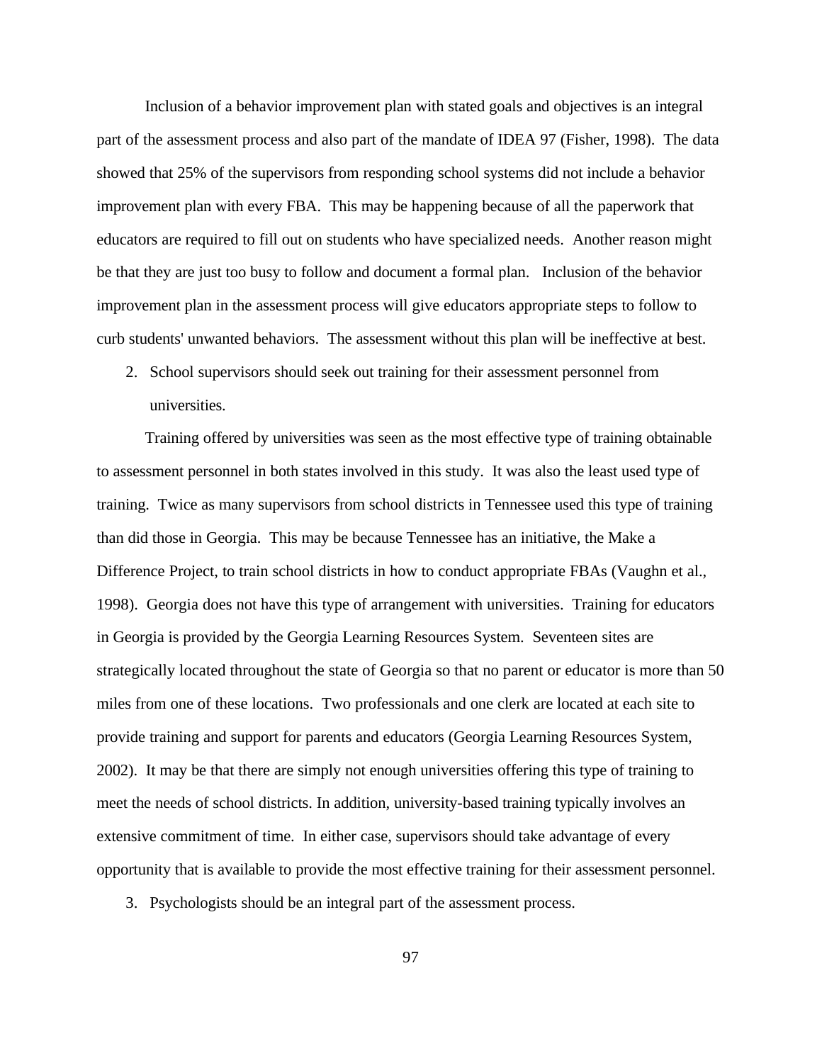Inclusion of a behavior improvement plan with stated goals and objectives is an integral part of the assessment process and also part of the mandate of IDEA 97 (Fisher, 1998). The data showed that 25% of the supervisors from responding school systems did not include a behavior improvement plan with every FBA. This may be happening because of all the paperwork that educators are required to fill out on students who have specialized needs. Another reason might be that they are just too busy to follow and document a formal plan. Inclusion of the behavior improvement plan in the assessment process will give educators appropriate steps to follow to curb students' unwanted behaviors. The assessment without this plan will be ineffective at best.

2. School supervisors should seek out training for their assessment personnel from universities.

Training offered by universities was seen as the most effective type of training obtainable to assessment personnel in both states involved in this study. It was also the least used type of training. Twice as many supervisors from school districts in Tennessee used this type of training than did those in Georgia. This may be because Tennessee has an initiative, the Make a Difference Project, to train school districts in how to conduct appropriate FBAs (Vaughn et al., 1998). Georgia does not have this type of arrangement with universities. Training for educators in Georgia is provided by the Georgia Learning Resources System. Seventeen sites are strategically located throughout the state of Georgia so that no parent or educator is more than 50 miles from one of these locations. Two professionals and one clerk are located at each site to provide training and support for parents and educators (Georgia Learning Resources System, 2002). It may be that there are simply not enough universities offering this type of training to meet the needs of school districts. In addition, university-based training typically involves an extensive commitment of time. In either case, supervisors should take advantage of every opportunity that is available to provide the most effective training for their assessment personnel.

3. Psychologists should be an integral part of the assessment process.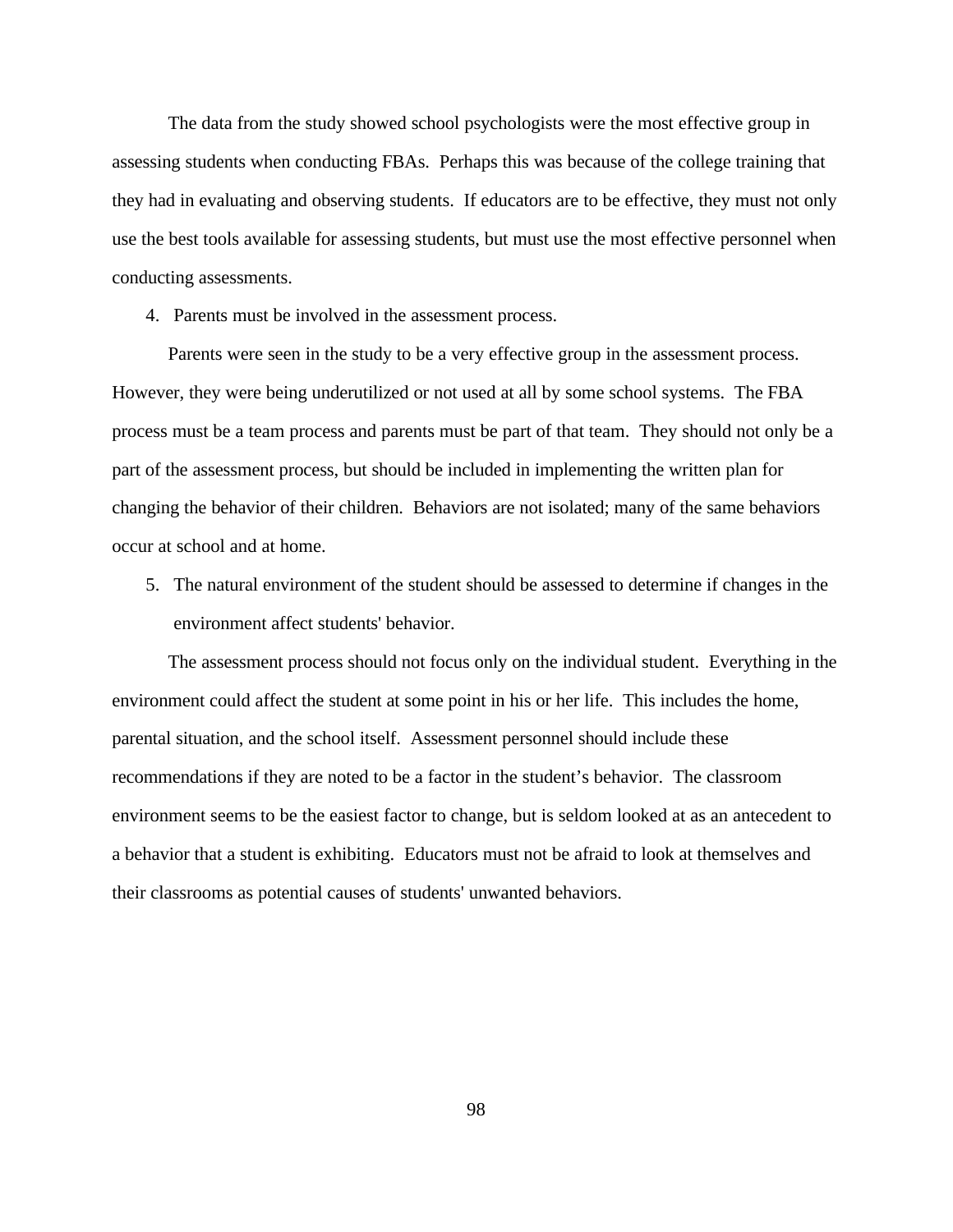The data from the study showed school psychologists were the most effective group in assessing students when conducting FBAs.  Perhaps this was because of the college training that they had in evaluating and observing students.  If educators are to be effective, they must not only use the best tools available for assessing students, but must use the most effective personnel when conducting assessments.

4. Parents must be involved in the assessment process.

Parents were seen in the study to be a very effective group in the assessment process. However, they were being underutilized or not used at all by some school systems.  The FBA process must be a team process and parents must be part of that team.  They should not only be a part of the assessment process, but should be included in implementing the written plan for changing the behavior of their children.  Behaviors are not isolated; many of the same behaviors occur at school and at home.

5. The natural environment of the student should be assessed to determine if changes in the environment affect students' behavior.

The assessment process should not focus only on the individual student.  Everything in the environment could affect the student at some point in his or her life.  This includes the home, parental situation, and the school itself.  Assessment personnel should include these recommendations if they are noted to be a factor in the student's behavior.  The classroom environment seems to be the easiest factor to change, but is seldom looked at as an antecedent to a behavior that a student is exhibiting.  Educators must not be afraid to look at themselves and their classrooms as potential causes of students' unwanted behaviors.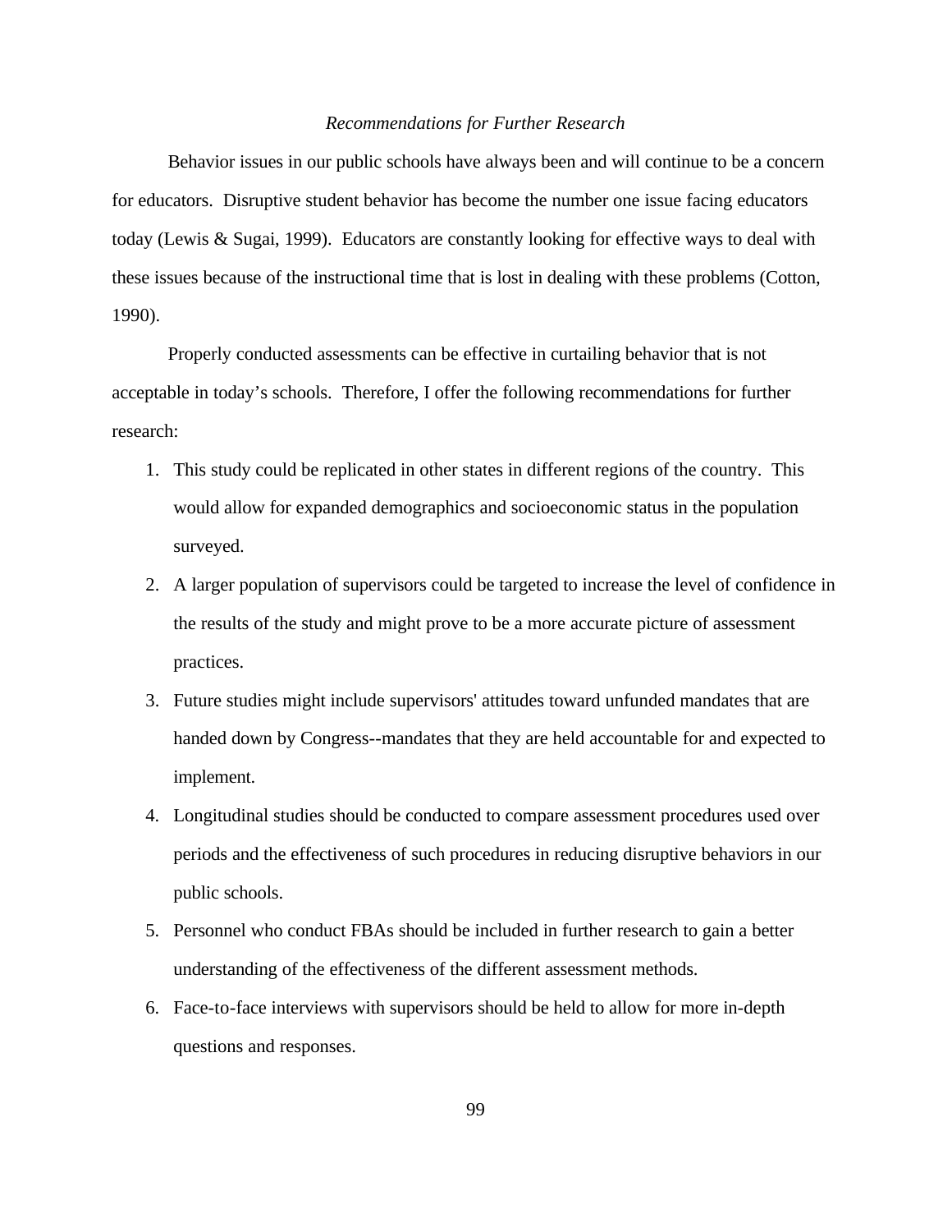*Recommendations for Further Research*

Behavior issues in our public schools have always been and will continue to be a concern for educators. Disruptive student behavior has become the number one issue facing educators today (Lewis & Sugai, 1999). Educators are constantly looking for effective ways to deal with these issues because of the instructional time that is lost in dealing with these problems (Cotton, 1990).

Properly conducted assessments can be effective in curtailing behavior that is not acceptable in today's schools. Therefore, I offer the following recommendations for further research:

1. This study could be replicated in other states in different regions of the country. This would allow for expanded demographics and socioeconomic status in the population surveyed.
2. A larger population of supervisors could be targeted to increase the level of confidence in the results of the study and might prove to be a more accurate picture of assessment practices.
3. Future studies might include supervisors' attitudes toward unfunded mandates that are handed down by Congress--mandates that they are held accountable for and expected to implement.
4. Longitudinal studies should be conducted to compare assessment procedures used over periods and the effectiveness of such procedures in reducing disruptive behaviors in our public schools.
5. Personnel who conduct FBAs should be included in further research to gain a better understanding of the effectiveness of the different assessment methods.
6. Face-to-face interviews with supervisors should be held to allow for more in-depth questions and responses.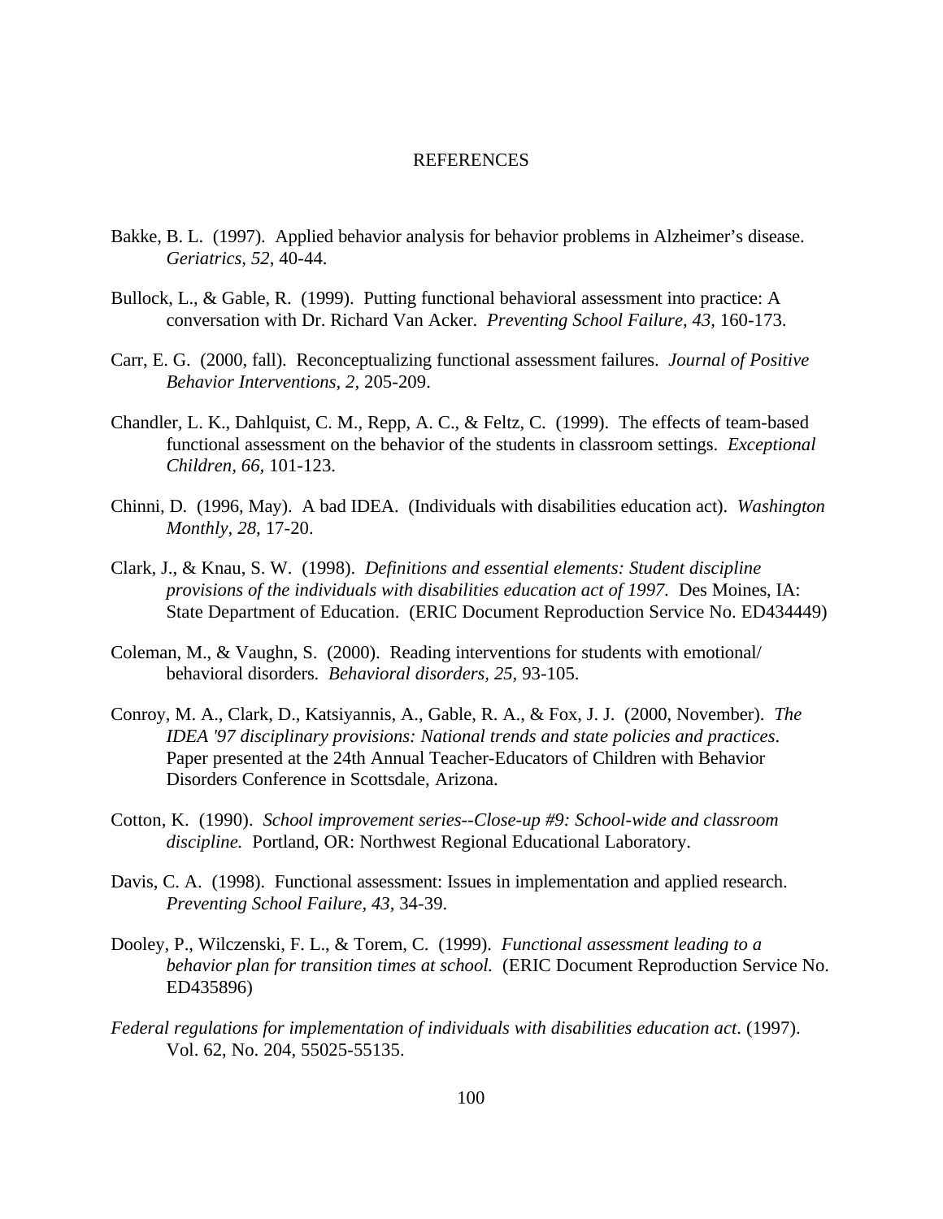# REFERENCES

Bakke, B. L. (1997). Applied behavior analysis for behavior problems in Alzheimer's disease. *Geriatrics, 52*, 40-44.

Bullock, L., & Gable, R. (1999). Putting functional behavioral assessment into practice: A conversation with Dr. Richard Van Acker. *Preventing School Failure, 43*, 160-173.

Carr, E. G. (2000, fall). Reconceptualizing functional assessment failures. *Journal of Positive Behavior Interventions, 2,* 205-209.

Chandler, L. K., Dahlquist, C. M., Repp, A. C., & Feltz, C. (1999). The effects of team-based functional assessment on the behavior of the students in classroom settings. *Exceptional Children, 66,* 101-123.

Chinni, D. (1996, May). A bad IDEA. (Individuals with disabilities education act). *Washington Monthly, 28,* 17-20.

Clark, J., & Knau, S. W. (1998). *Definitions and essential elements: Student discipline provisions of the individuals with disabilities education act of 1997.* Des Moines, IA: State Department of Education. (ERIC Document Reproduction Service No. ED434449)

Coleman, M., & Vaughn, S. (2000). Reading interventions for students with emotional/ behavioral disorders. *Behavioral disorders, 25,* 93-105.

Conroy, M. A., Clark, D., Katsiyannis, A., Gable, R. A., & Fox, J. J. (2000, November). *The IDEA '97 disciplinary provisions: National trends and state policies and practices*. Paper presented at the 24th Annual Teacher-Educators of Children with Behavior Disorders Conference in Scottsdale, Arizona.

Cotton, K. (1990). *School improvement series--Close-up #9: School-wide and classroom discipline.* Portland, OR: Northwest Regional Educational Laboratory.

Davis, C. A. (1998). Functional assessment: Issues in implementation and applied research. *Preventing School Failure, 43,* 34-39.

Dooley, P., Wilczenski, F. L., & Torem, C. (1999). *Functional assessment leading to a behavior plan for transition times at school.* (ERIC Document Reproduction Service No. ED435896)

*Federal regulations for implementation of individuals with disabilities education act*. (1997). Vol. 62, No. 204, 55025-55135.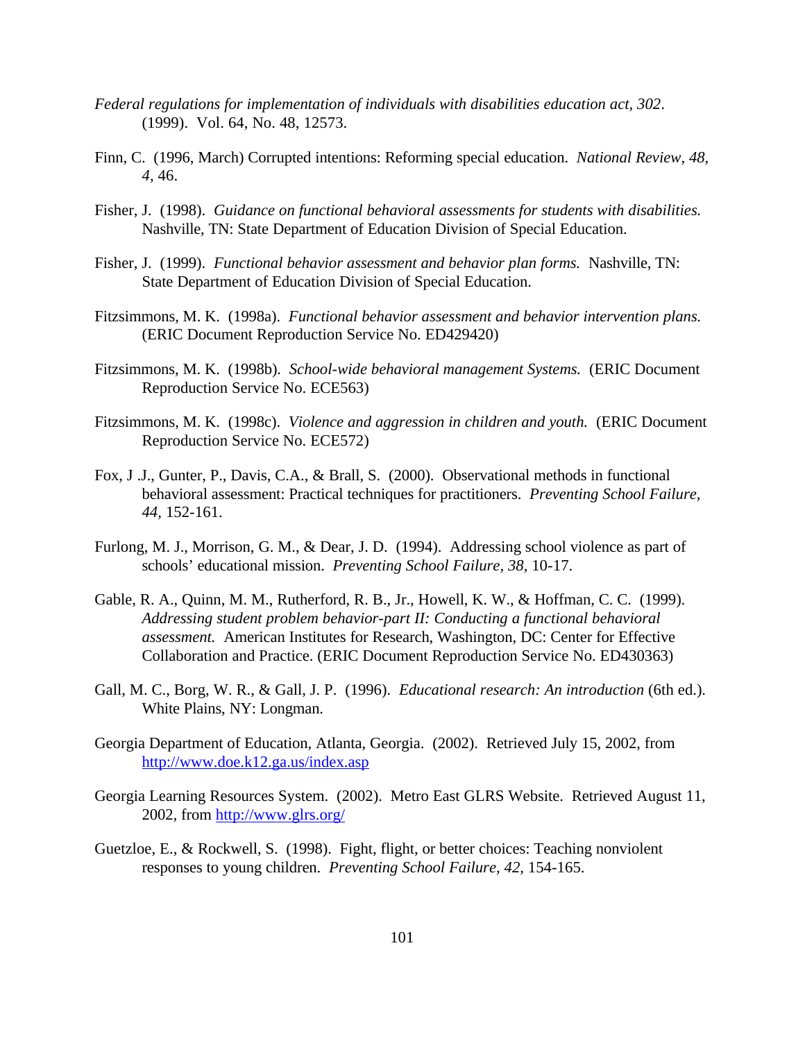*Federal regulations for implementation of individuals with disabilities education act, 302*. (1999). Vol. 64, No. 48, 12573.

Finn, C. (1996, March) Corrupted intentions: Reforming special education. *National Review, 48, 4*, 46.

Fisher, J. (1998). *Guidance on functional behavioral assessments for students with disabilities.* Nashville, TN: State Department of Education Division of Special Education.

Fisher, J. (1999). *Functional behavior assessment and behavior plan forms.* Nashville, TN: State Department of Education Division of Special Education.

Fitzsimmons, M. K. (1998a). *Functional behavior assessment and behavior intervention plans.* (ERIC Document Reproduction Service No. ED429420)

Fitzsimmons, M. K. (1998b). *School-wide behavioral management Systems.* (ERIC Document Reproduction Service No. ECE563)

Fitzsimmons, M. K. (1998c). *Violence and aggression in children and youth.* (ERIC Document Reproduction Service No. ECE572)

Fox, J .J., Gunter, P., Davis, C.A., & Brall, S. (2000). Observational methods in functional behavioral assessment: Practical techniques for practitioners. *Preventing School Failure, 44*, 152-161.

Furlong, M. J., Morrison, G. M., & Dear, J. D. (1994). Addressing school violence as part of schools' educational mission. *Preventing School Failure, 38,* 10-17.

Gable, R. A., Quinn, M. M., Rutherford, R. B., Jr., Howell, K. W., & Hoffman, C. C. (1999). *Addressing student problem behavior-part II: Conducting a functional behavioral assessment.* American Institutes for Research, Washington, DC: Center for Effective Collaboration and Practice. (ERIC Document Reproduction Service No. ED430363)

Gall, M. C., Borg, W. R., & Gall, J. P. (1996). *Educational research: An introduction* (6th ed.). White Plains, NY: Longman.

Georgia Department of Education, Atlanta, Georgia. (2002). Retrieved July 15, 2002, from http://www.doe.k12.ga.us/index.asp

Georgia Learning Resources System. (2002). Metro East GLRS Website. Retrieved August 11, 2002, from http://www.glrs.org/

Guetzloe, E., & Rockwell, S. (1998). Fight, flight, or better choices: Teaching nonviolent responses to young children. *Preventing School Failure, 42,* 154-165.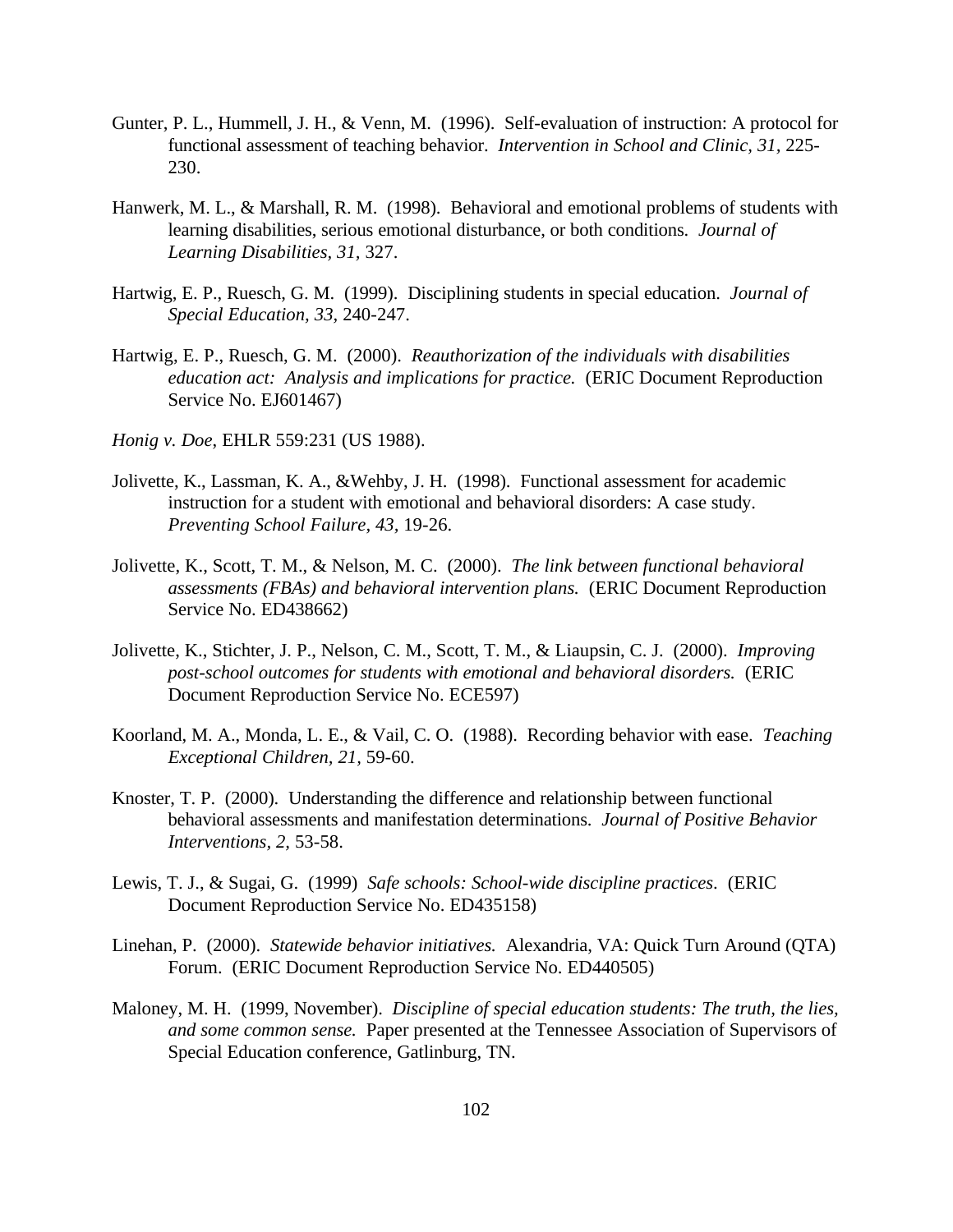Gunter, P. L., Hummell, J. H., & Venn, M. (1996). Self-evaluation of instruction: A protocol for functional assessment of teaching behavior. *Intervention in School and Clinic, 31,* 225-230.

Hanwerk, M. L., & Marshall, R. M. (1998). Behavioral and emotional problems of students with learning disabilities, serious emotional disturbance, or both conditions. *Journal of Learning Disabilities, 31,* 327.

Hartwig, E. P., Ruesch, G. M. (1999). Disciplining students in special education. *Journal of Special Education, 33,* 240-247.

Hartwig, E. P., Ruesch, G. M. (2000). *Reauthorization of the individuals with disabilities education act: Analysis and implications for practice.* (ERIC Document Reproduction Service No. EJ601467)

*Honig v. Doe*, EHLR 559:231 (US 1988).

Jolivette, K., Lassman, K. A., &Wehby, J. H. (1998). Functional assessment for academic instruction for a student with emotional and behavioral disorders: A case study. *Preventing School Failure, 43,* 19-26.

Jolivette, K., Scott, T. M., & Nelson, M. C. (2000). *The link between functional behavioral assessments (FBAs) and behavioral intervention plans.* (ERIC Document Reproduction Service No. ED438662)

Jolivette, K., Stichter, J. P., Nelson, C. M., Scott, T. M., & Liaupsin, C. J. (2000). *Improving post-school outcomes for students with emotional and behavioral disorders.* (ERIC Document Reproduction Service No. ECE597)

Koorland, M. A., Monda, L. E., & Vail, C. O. (1988). Recording behavior with ease. *Teaching Exceptional Children, 21,* 59-60.

Knoster, T. P. (2000). Understanding the difference and relationship between functional behavioral assessments and manifestation determinations. *Journal of Positive Behavior Interventions, 2,* 53-58.

Lewis, T. J., & Sugai, G. (1999) *Safe schools: School-wide discipline practices*. (ERIC Document Reproduction Service No. ED435158)

Linehan, P. (2000). *Statewide behavior initiatives.* Alexandria, VA: Quick Turn Around (QTA) Forum. (ERIC Document Reproduction Service No. ED440505)

Maloney, M. H. (1999, November). *Discipline of special education students: The truth, the lies, and some common sense.* Paper presented at the Tennessee Association of Supervisors of Special Education conference, Gatlinburg, TN.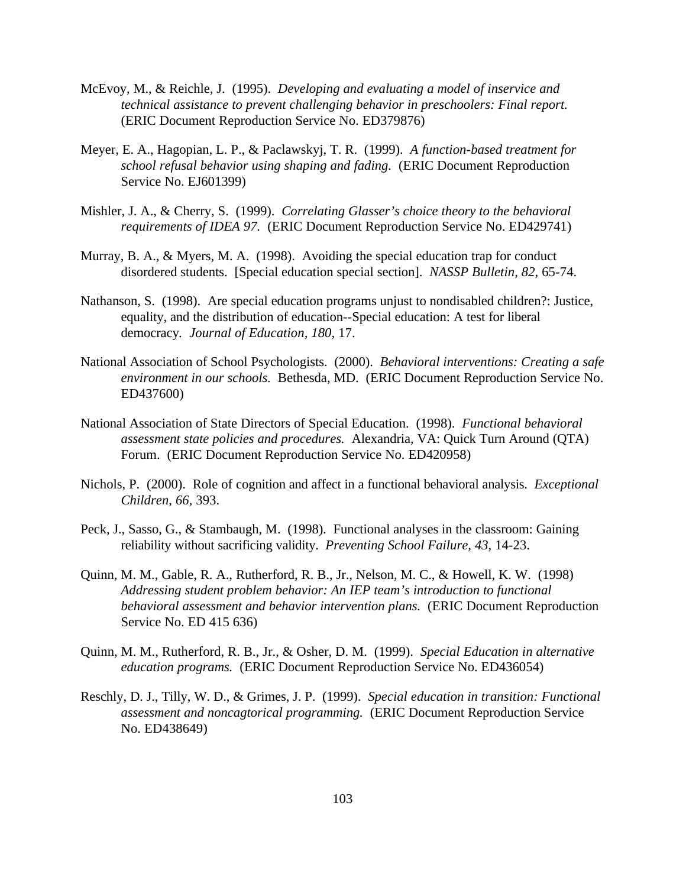McEvoy, M., & Reichle, J. (1995). *Developing and evaluating a model of inservice and technical assistance to prevent challenging behavior in preschoolers: Final report.* (ERIC Document Reproduction Service No. ED379876)

Meyer, E. A., Hagopian, L. P., & Paclawskyj, T. R. (1999). *A function-based treatment for school refusal behavior using shaping and fading.* (ERIC Document Reproduction Service No. EJ601399)

Mishler, J. A., & Cherry, S. (1999). *Correlating Glasser's choice theory to the behavioral requirements of IDEA 97.* (ERIC Document Reproduction Service No. ED429741)

Murray, B. A., & Myers, M. A. (1998). Avoiding the special education trap for conduct disordered students. [Special education special section]. *NASSP Bulletin, 82,* 65-74.

Nathanson, S. (1998). Are special education programs unjust to nondisabled children?: Justice, equality, and the distribution of education--Special education: A test for liberal democracy. *Journal of Education, 180,* 17.

National Association of School Psychologists. (2000). *Behavioral interventions: Creating a safe environment in our schools.* Bethesda, MD. (ERIC Document Reproduction Service No. ED437600)

National Association of State Directors of Special Education. (1998). *Functional behavioral assessment state policies and procedures.* Alexandria, VA: Quick Turn Around (QTA) Forum. (ERIC Document Reproduction Service No. ED420958)

Nichols, P. (2000). Role of cognition and affect in a functional behavioral analysis. *Exceptional Children, 66,* 393.

Peck, J., Sasso, G., & Stambaugh, M. (1998). Functional analyses in the classroom: Gaining reliability without sacrificing validity. *Preventing School Failure, 43,* 14-23.

Quinn, M. M., Gable, R. A., Rutherford, R. B., Jr., Nelson, M. C., & Howell, K. W. (1998) *Addressing student problem behavior: An IEP team's introduction to functional behavioral assessment and behavior intervention plans.* (ERIC Document Reproduction Service No. ED 415 636)

Quinn, M. M., Rutherford, R. B., Jr., & Osher, D. M. (1999). *Special Education in alternative education programs.* (ERIC Document Reproduction Service No. ED436054)

Reschly, D. J., Tilly, W. D., & Grimes, J. P. (1999). *Special education in transition: Functional assessment and noncagtorical programming.* (ERIC Document Reproduction Service No. ED438649)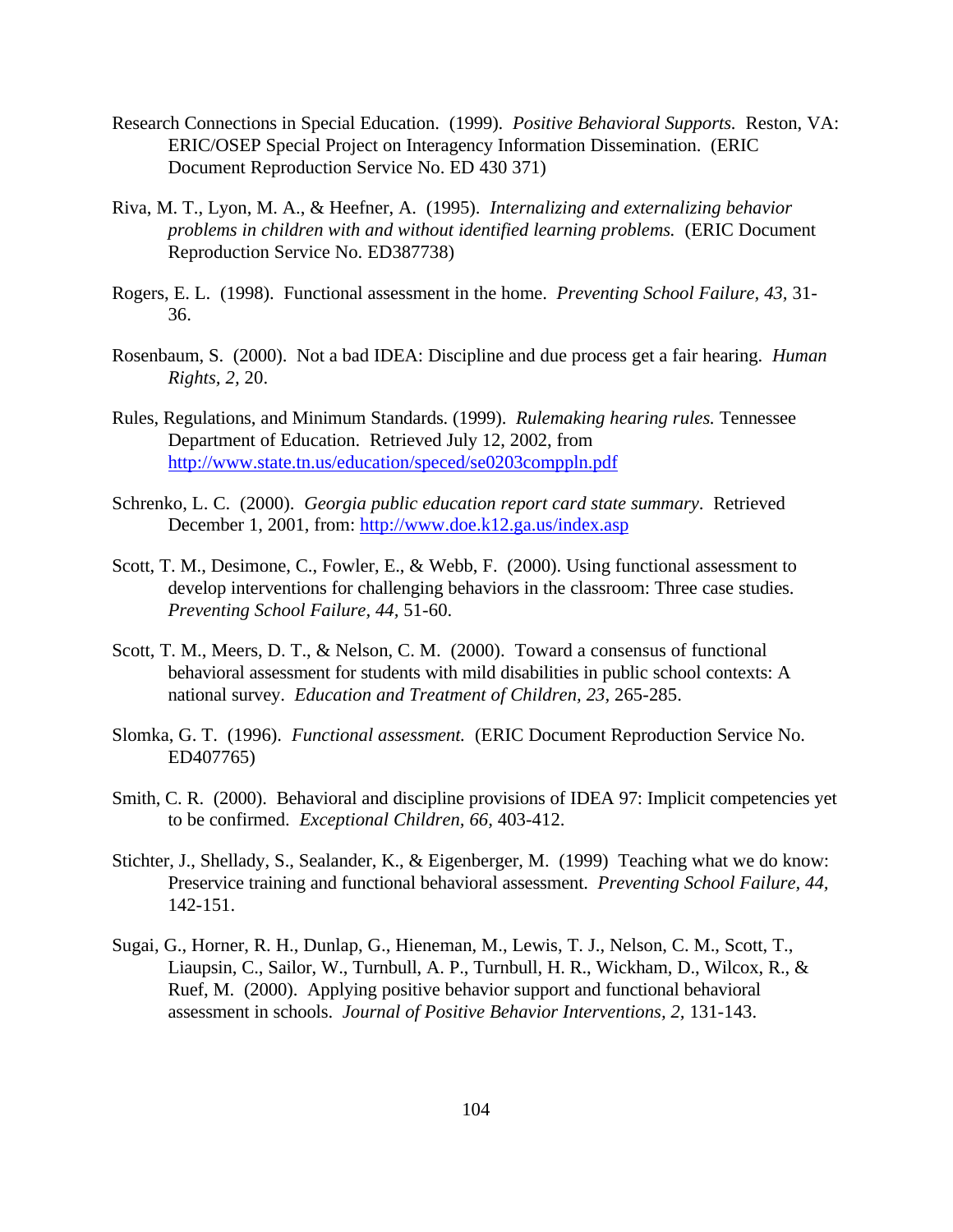Research Connections in Special Education. (1999). *Positive Behavioral Supports.* Reston, VA: ERIC/OSEP Special Project on Interagency Information Dissemination. (ERIC Document Reproduction Service No. ED 430 371)

Riva, M. T., Lyon, M. A., & Heefner, A. (1995). *Internalizing and externalizing behavior problems in children with and without identified learning problems.* (ERIC Document Reproduction Service No. ED387738)

Rogers, E. L. (1998). Functional assessment in the home. *Preventing School Failure, 43,* 31-36.

Rosenbaum, S. (2000). Not a bad IDEA: Discipline and due process get a fair hearing. *Human Rights, 2,* 20.

Rules, Regulations, and Minimum Standards. (1999). *Rulemaking hearing rules.* Tennessee Department of Education. Retrieved July 12, 2002, from http://www.state.tn.us/education/speced/se0203comppln.pdf

Schrenko, L. C. (2000). *Georgia public education report card state summary*. Retrieved December 1, 2001, from: http://www.doe.k12.ga.us/index.asp

Scott, T. M., Desimone, C., Fowler, E., & Webb, F. (2000). Using functional assessment to develop interventions for challenging behaviors in the classroom: Three case studies. *Preventing School Failure, 44,* 51-60.

Scott, T. M., Meers, D. T., & Nelson, C. M. (2000). Toward a consensus of functional behavioral assessment for students with mild disabilities in public school contexts: A national survey. *Education and Treatment of Children, 23,* 265-285.

Slomka, G. T. (1996). *Functional assessment.* (ERIC Document Reproduction Service No. ED407765)

Smith, C. R. (2000). Behavioral and discipline provisions of IDEA 97: Implicit competencies yet to be confirmed. *Exceptional Children, 66,* 403-412.

Stichter, J., Shellady, S., Sealander, K., & Eigenberger, M. (1999) Teaching what we do know: Preservice training and functional behavioral assessment. *Preventing School Failure, 44,* 142-151.

Sugai, G., Horner, R. H., Dunlap, G., Hieneman, M., Lewis, T. J., Nelson, C. M., Scott, T., Liaupsin, C., Sailor, W., Turnbull, A. P., Turnbull, H. R., Wickham, D., Wilcox, R., & Ruef, M. (2000). Applying positive behavior support and functional behavioral assessment in schools. *Journal of Positive Behavior Interventions, 2,* 131-143.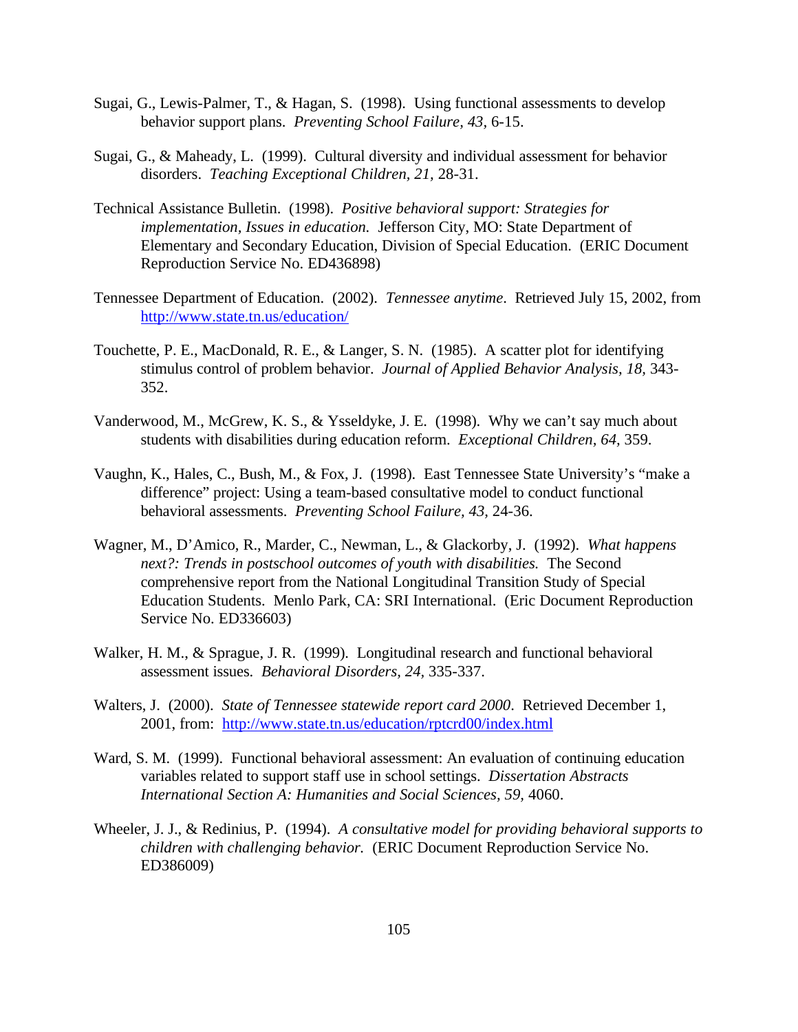Sugai, G., Lewis-Palmer, T., & Hagan, S. (1998). Using functional assessments to develop behavior support plans. *Preventing School Failure, 43,* 6-15.

Sugai, G., & Maheady, L. (1999). Cultural diversity and individual assessment for behavior disorders. *Teaching Exceptional Children, 21,* 28-31.

Technical Assistance Bulletin. (1998). *Positive behavioral support: Strategies for implementation, Issues in education.* Jefferson City, MO: State Department of Elementary and Secondary Education, Division of Special Education. (ERIC Document Reproduction Service No. ED436898)

Tennessee Department of Education. (2002). *Tennessee anytime*. Retrieved July 15, 2002, from http://www.state.tn.us/education/

Touchette, P. E., MacDonald, R. E., & Langer, S. N. (1985). A scatter plot for identifying stimulus control of problem behavior. *Journal of Applied Behavior Analysis, 18,* 343-352.

Vanderwood, M., McGrew, K. S., & Ysseldyke, J. E. (1998). Why we can't say much about students with disabilities during education reform. *Exceptional Children, 64,* 359.

Vaughn, K., Hales, C., Bush, M., & Fox, J. (1998). East Tennessee State University's "make a difference" project: Using a team-based consultative model to conduct functional behavioral assessments. *Preventing School Failure, 43,* 24-36.

Wagner, M., D'Amico, R., Marder, C., Newman, L., & Glackorby, J. (1992). *What happens next?: Trends in postschool outcomes of youth with disabilities.* The Second comprehensive report from the National Longitudinal Transition Study of Special Education Students. Menlo Park, CA: SRI International. (Eric Document Reproduction Service No. ED336603)

Walker, H. M., & Sprague, J. R. (1999). Longitudinal research and functional behavioral assessment issues. *Behavioral Disorders, 24,* 335-337.

Walters, J. (2000). *State of Tennessee statewide report card 2000*. Retrieved December 1, 2001, from: http://www.state.tn.us/education/rptcrd00/index.html

Ward, S. M. (1999). Functional behavioral assessment: An evaluation of continuing education variables related to support staff use in school settings. *Dissertation Abstracts International Section A: Humanities and Social Sciences, 59,* 4060.

Wheeler, J. J., & Redinius, P. (1994). *A consultative model for providing behavioral supports to children with challenging behavior.* (ERIC Document Reproduction Service No. ED386009)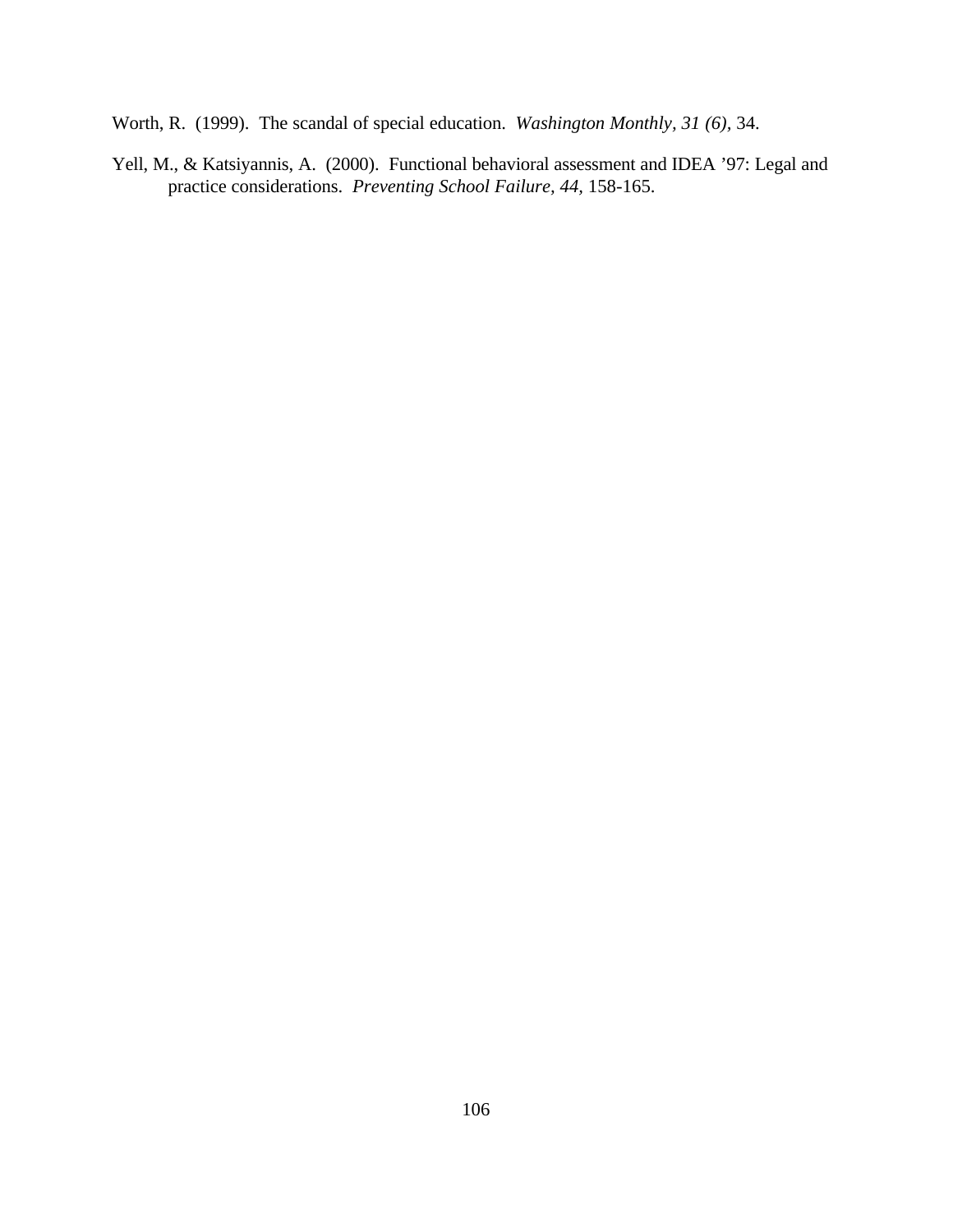Worth, R. (1999). The scandal of special education. *Washington Monthly, 31 (6),* 34.

Yell, M., & Katsiyannis, A. (2000). Functional behavioral assessment and IDEA ’97: Legal and practice considerations. *Preventing School Failure, 44,* 158-165.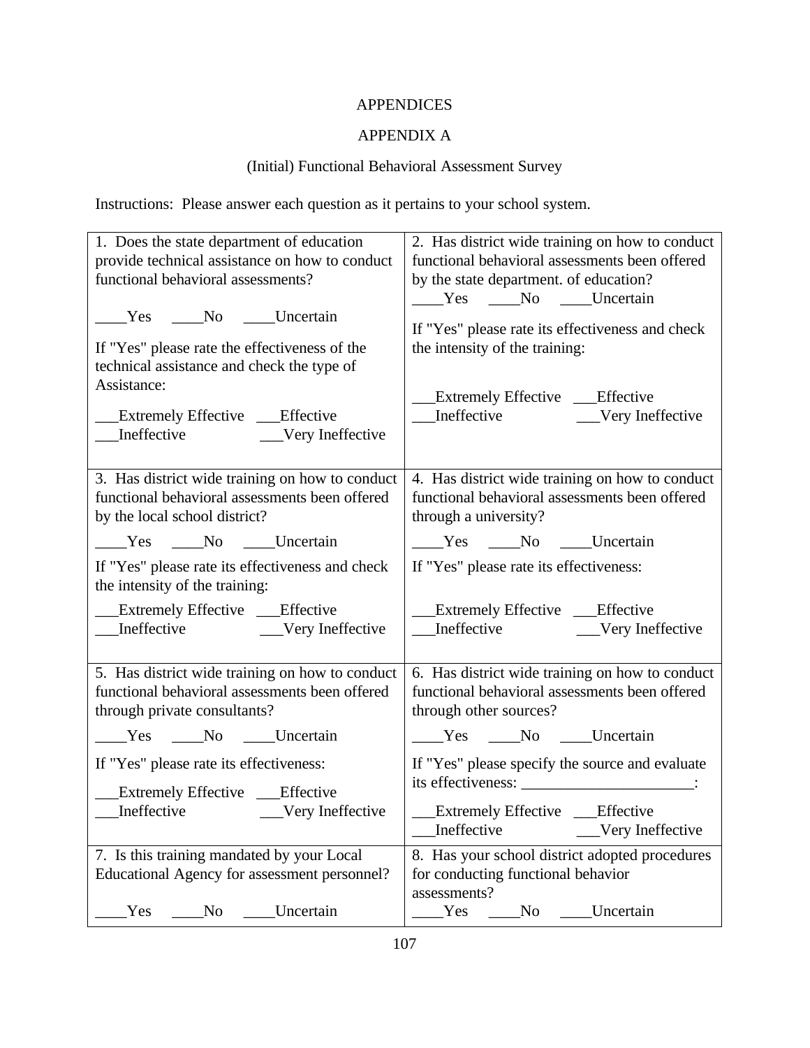# APPENDICES

## APPENDIX A

### (Initial) Functional Behavioral Assessment Survey

Instructions: Please answer each question as it pertains to your school system.

| | |
|---|---|
| 1. Does the state department of education provide technical assistance on how to conduct functional behavioral assessments?<br><br>____Yes ____No ____Uncertain<br><br>If "Yes" please rate the effectiveness of the technical assistance and check the type of Assistance:<br><br>___Extremely Effective ___Effective<br>___Ineffective ___Very Ineffective | 2. Has district wide training on how to conduct functional behavioral assessments been offered by the state department. of education?<br>____Yes ____No ____Uncertain<br><br>If "Yes" please rate its effectiveness and check the intensity of the training:<br><br>___Extremely Effective ___Effective<br>___Ineffective ___Very Ineffective |
| 3. Has district wide training on how to conduct functional behavioral assessments been offered by the local school district?<br><br>____Yes ____No ____Uncertain<br><br>If "Yes" please rate its effectiveness and check the intensity of the training:<br><br>___Extremely Effective ___Effective<br>___Ineffective ___Very Ineffective | 4. Has district wide training on how to conduct functional behavioral assessments been offered through a university?<br><br>____Yes ____No ____Uncertain<br><br>If "Yes" please rate its effectiveness:<br><br>___Extremely Effective ___Effective<br>___Ineffective ___Very Ineffective |
| 5. Has district wide training on how to conduct functional behavioral assessments been offered through private consultants?<br><br>____Yes ____No ____Uncertain<br><br>If "Yes" please rate its effectiveness:<br><br>___Extremely Effective ___Effective<br>___Ineffective ___Very Ineffective | 6. Has district wide training on how to conduct functional behavioral assessments been offered through other sources?<br><br>____Yes ____No ____Uncertain<br><br>If "Yes" please specify the source and evaluate its effectiveness: ______________________:<br><br>___Extremely Effective ___Effective<br>___Ineffective ___Very Ineffective |
| 7. Is this training mandated by your Local Educational Agency for assessment personnel?<br><br>____Yes ____No ____Uncertain | 8. Has your school district adopted procedures for conducting functional behavior assessments?<br>____Yes ____No ____Uncertain |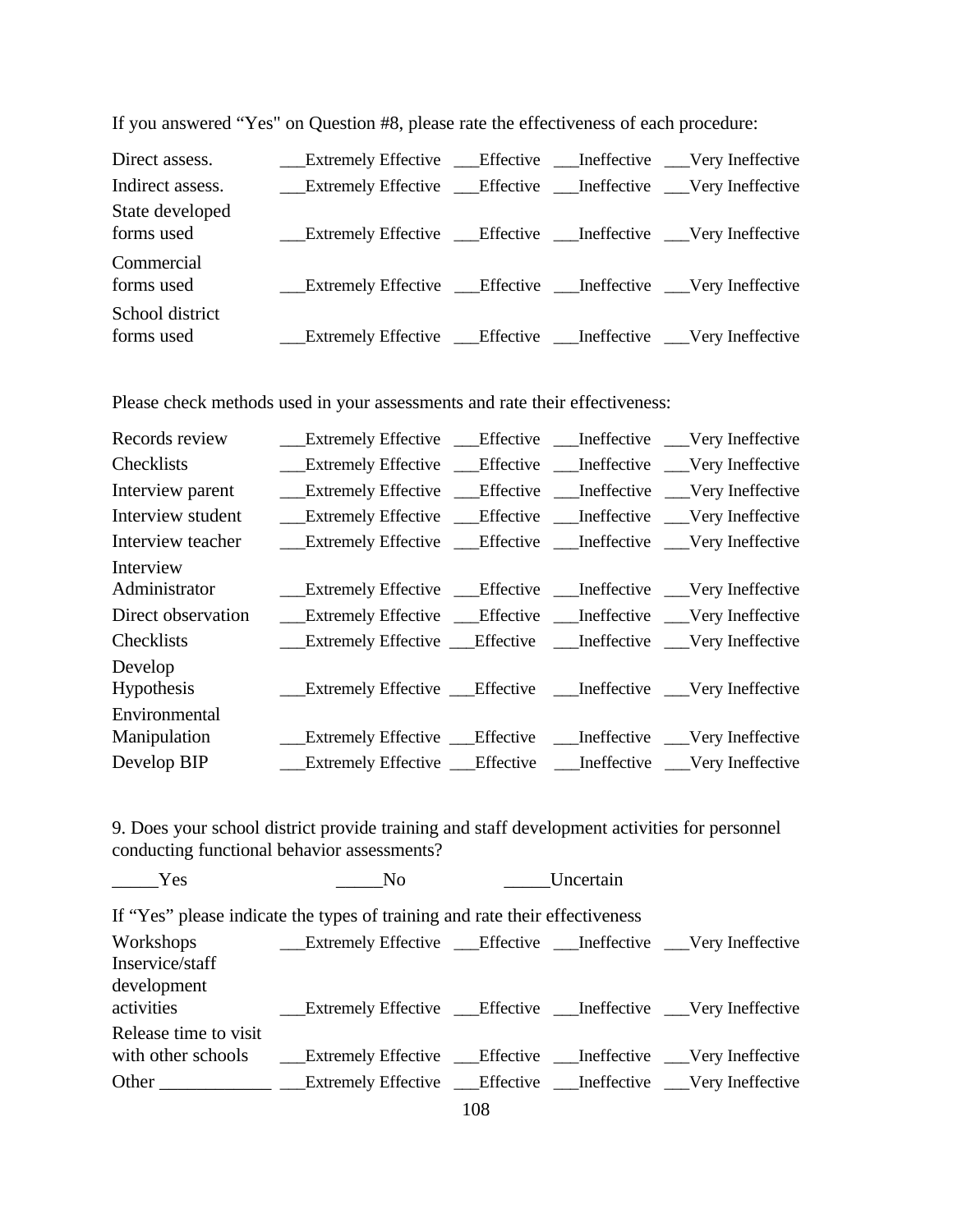If you answered “Yes" on Question #8, please rate the effectiveness of each procedure:

| | | | | |
|---|---|---|---|---|
| Direct assess. | ___Extremely Effective | ___Effective | ___Ineffective | ___Very Ineffective |
| Indirect assess. | ___Extremely Effective | ___Effective | ___Ineffective | ___Very Ineffective |
| State developed forms used | ___Extremely Effective | ___Effective | ___Ineffective | ___Very Ineffective |
| Commercial forms used | ___Extremely Effective | ___Effective | ___Ineffective | ___Very Ineffective |
| School district forms used | ___Extremely Effective | ___Effective | ___Ineffective | ___Very Ineffective |

Please check methods used in your assessments and rate their effectiveness:

| | | | | |
|---|---|---|---|---|
| Records review | ___Extremely Effective | ___Effective | ___Ineffective | ___Very Ineffective |
| Checklists | ___Extremely Effective | ___Effective | ___Ineffective | ___Very Ineffective |
| Interview parent | ___Extremely Effective | ___Effective | ___Ineffective | ___Very Ineffective |
| Interview student | ___Extremely Effective | ___Effective | ___Ineffective | ___Very Ineffective |
| Interview teacher | ___Extremely Effective | ___Effective | ___Ineffective | ___Very Ineffective |
| Interview Administrator | ___Extremely Effective | ___Effective | ___Ineffective | ___Very Ineffective |
| Direct observation | ___Extremely Effective | ___Effective | ___Ineffective | ___Very Ineffective |
| Checklists | ___Extremely Effective | ___Effective | ___Ineffective | ___Very Ineffective |
| Develop Hypothesis | ___Extremely Effective | ___Effective | ___Ineffective | ___Very Ineffective |
| Environmental Manipulation | ___Extremely Effective | ___Effective | ___Ineffective | ___Very Ineffective |
| Develop BIP | ___Extremely Effective | ___Effective | ___Ineffective | ___Very Ineffective |

9. Does your school district provide training and staff development activities for personnel conducting functional behavior assessments?

_____Yes _____No _____Uncertain

If “Yes” please indicate the types of training and rate their effectiveness

| | | | | |
|---|---|---|---|---|
| Workshops | ___Extremely Effective | ___Effective | ___Ineffective | ___Very Ineffective |
| Inservice/staff development activities | ___Extremely Effective | ___Effective | ___Ineffective | ___Very Ineffective |
| Release time to visit with other schools | ___Extremely Effective | ___Effective | ___Ineffective | ___Very Ineffective |
| Other ____________ | ___Extremely Effective | ___Effective | ___Ineffective | ___Very Ineffective |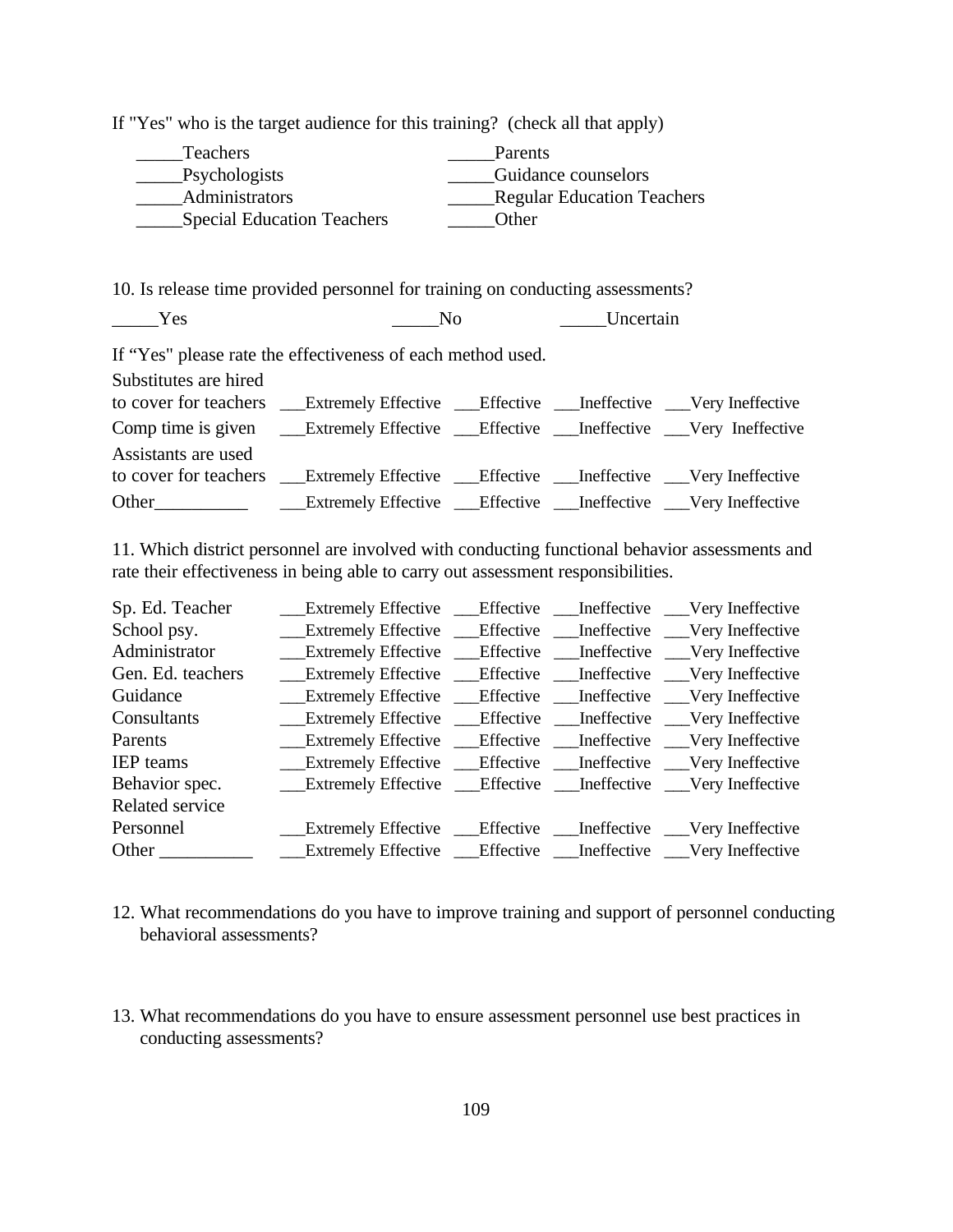If "Yes" who is the target audience for this training? (check all that apply)

_____Teachers _____Parents
_____Psychologists _____Guidance counselors
_____Administrators _____Regular Education Teachers
_____Special Education Teachers _____Other

10. Is release time provided personnel for training on conducting assessments?

_____Yes _____No _____Uncertain

If "Yes" please rate the effectiveness of each method used.

| | | | | |
|---|---|---|---|---|
| Substitutes are hired to cover for teachers | ___Extremely Effective | ___Effective | ___Ineffective | ___Very Ineffective |
| Comp time is given | ___Extremely Effective | ___Effective | ___Ineffective | ___Very Ineffective |
| Assistants are used to cover for teachers | ___Extremely Effective | ___Effective | ___Ineffective | ___Very Ineffective |
| Other__________ | ___Extremely Effective | ___Effective | ___Ineffective | ___Very Ineffective |

11. Which district personnel are involved with conducting functional behavior assessments and rate their effectiveness in being able to carry out assessment responsibilities.

| | | | | |
|---|---|---|---|---|
| Sp. Ed. Teacher | ___Extremely Effective | ___Effective | ___Ineffective | ___Very Ineffective |
| School psy. | ___Extremely Effective | ___Effective | ___Ineffective | ___Very Ineffective |
| Administrator | ___Extremely Effective | ___Effective | ___Ineffective | ___Very Ineffective |
| Gen. Ed. teachers | ___Extremely Effective | ___Effective | ___Ineffective | ___Very Ineffective |
| Guidance | ___Extremely Effective | ___Effective | ___Ineffective | ___Very Ineffective |
| Consultants | ___Extremely Effective | ___Effective | ___Ineffective | ___Very Ineffective |
| Parents | ___Extremely Effective | ___Effective | ___Ineffective | ___Very Ineffective |
| IEP teams | ___Extremely Effective | ___Effective | ___Ineffective | ___Very Ineffective |
| Behavior spec. | ___Extremely Effective | ___Effective | ___Ineffective | ___Very Ineffective |
| Related service Personnel | ___Extremely Effective | ___Effective | ___Ineffective | ___Very Ineffective |
| Other __________ | ___Extremely Effective | ___Effective | ___Ineffective | ___Very Ineffective |

12. What recommendations do you have to improve training and support of personnel conducting behavioral assessments?

13. What recommendations do you have to ensure assessment personnel use best practices in conducting assessments?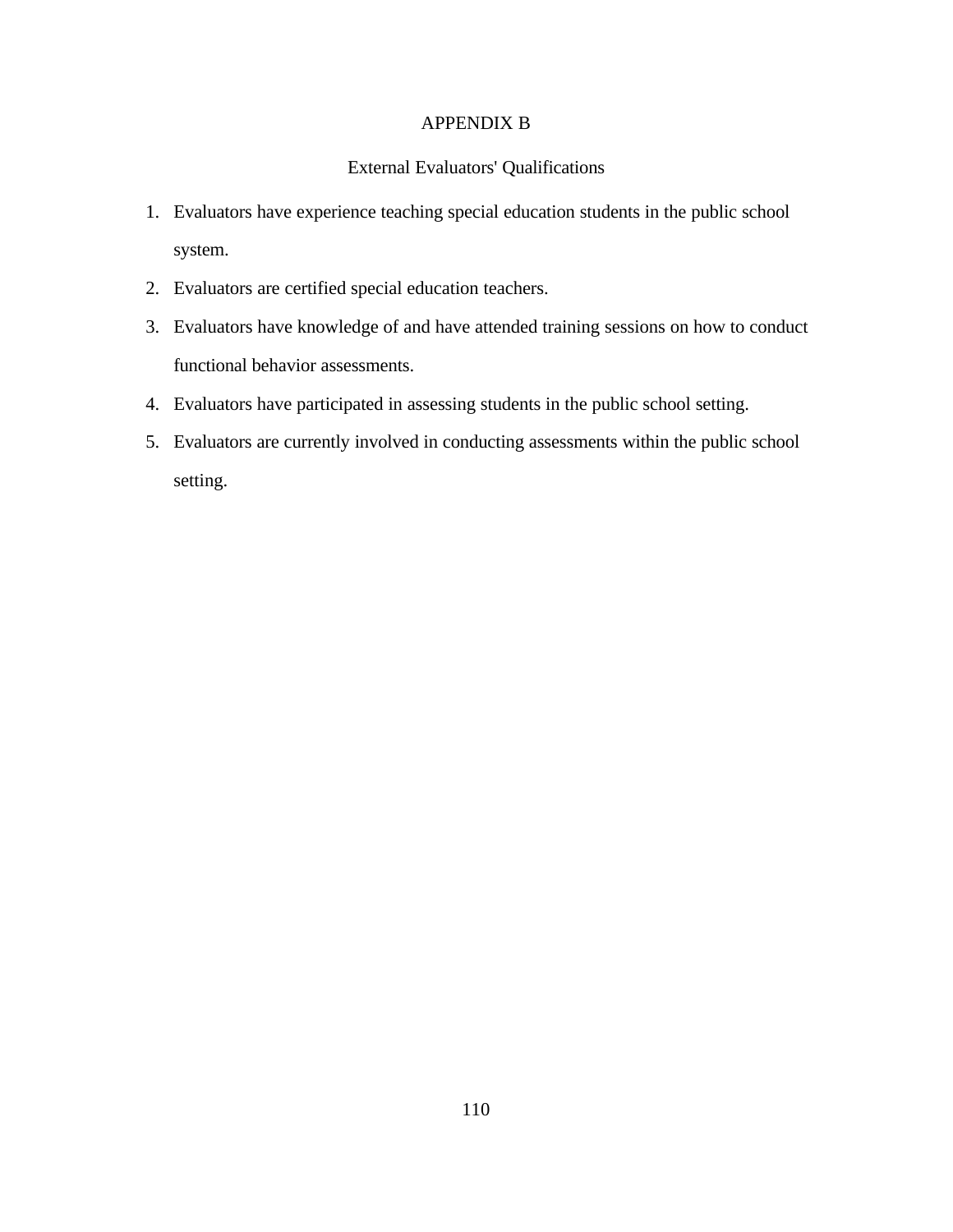# APPENDIX B

## External Evaluators' Qualifications

1. Evaluators have experience teaching special education students in the public school system.
2. Evaluators are certified special education teachers.
3. Evaluators have knowledge of and have attended training sessions on how to conduct functional behavior assessments.
4. Evaluators have participated in assessing students in the public school setting.
5. Evaluators are currently involved in conducting assessments within the public school setting.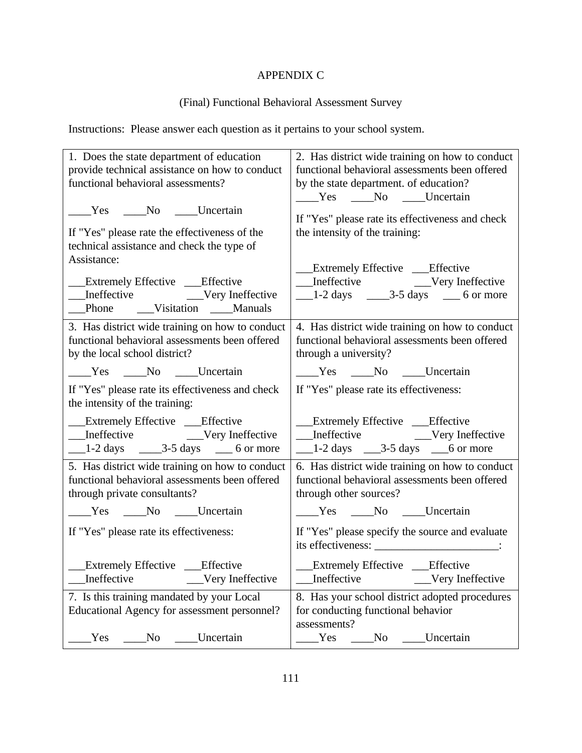# APPENDIX C

## (Final) Functional Behavioral Assessment Survey

Instructions: Please answer each question as it pertains to your school system.

| | |
|---|---|
| 1. Does the state department of education provide technical assistance on how to conduct functional behavioral assessments?<br><br>____Yes ____No ____Uncertain<br><br>If "Yes" please rate the effectiveness of the technical assistance and check the type of Assistance:<br><br>___Extremely Effective ___Effective<br>___Ineffective ___Very Ineffective<br>___Phone ___Visitation ____Manuals | 2. Has district wide training on how to conduct functional behavioral assessments been offered by the state department. of education?<br>____Yes ____No ____Uncertain<br><br>If "Yes" please rate its effectiveness and check the intensity of the training:<br><br>___Extremely Effective ___Effective<br>___Ineffective ___Very Ineffective<br>___1-2 days ____3-5 days ___ 6 or more |
| 3. Has district wide training on how to conduct functional behavioral assessments been offered by the local school district?<br><br>____Yes ____No ____Uncertain<br><br>If "Yes" please rate its effectiveness and check the intensity of the training:<br><br>___Extremely Effective ___Effective<br>___Ineffective ___Very Ineffective<br>___1-2 days ____3-5 days ___ 6 or more | 4. Has district wide training on how to conduct functional behavioral assessments been offered through a university?<br><br>____Yes ____No ____Uncertain<br><br>If "Yes" please rate its effectiveness:<br><br>___Extremely Effective ___Effective<br>___Ineffective ___Very Ineffective<br>___1-2 days ___3-5 days ___6 or more |
| 5. Has district wide training on how to conduct functional behavioral assessments been offered through private consultants?<br><br>____Yes ____No ____Uncertain<br><br>If "Yes" please rate its effectiveness:<br><br>___Extremely Effective ___Effective<br>___Ineffective ___Very Ineffective | 6. Has district wide training on how to conduct functional behavioral assessments been offered through other sources?<br><br>____Yes ____No ____Uncertain<br><br>If "Yes" please specify the source and evaluate its effectiveness: ______________________:<br><br>___Extremely Effective ___Effective<br>___Ineffective ___Very Ineffective |
| 7. Is this training mandated by your Local Educational Agency for assessment personnel?<br><br>____Yes ____No ____Uncertain | 8. Has your school district adopted procedures for conducting functional behavior assessments?<br>____Yes ____No ____Uncertain |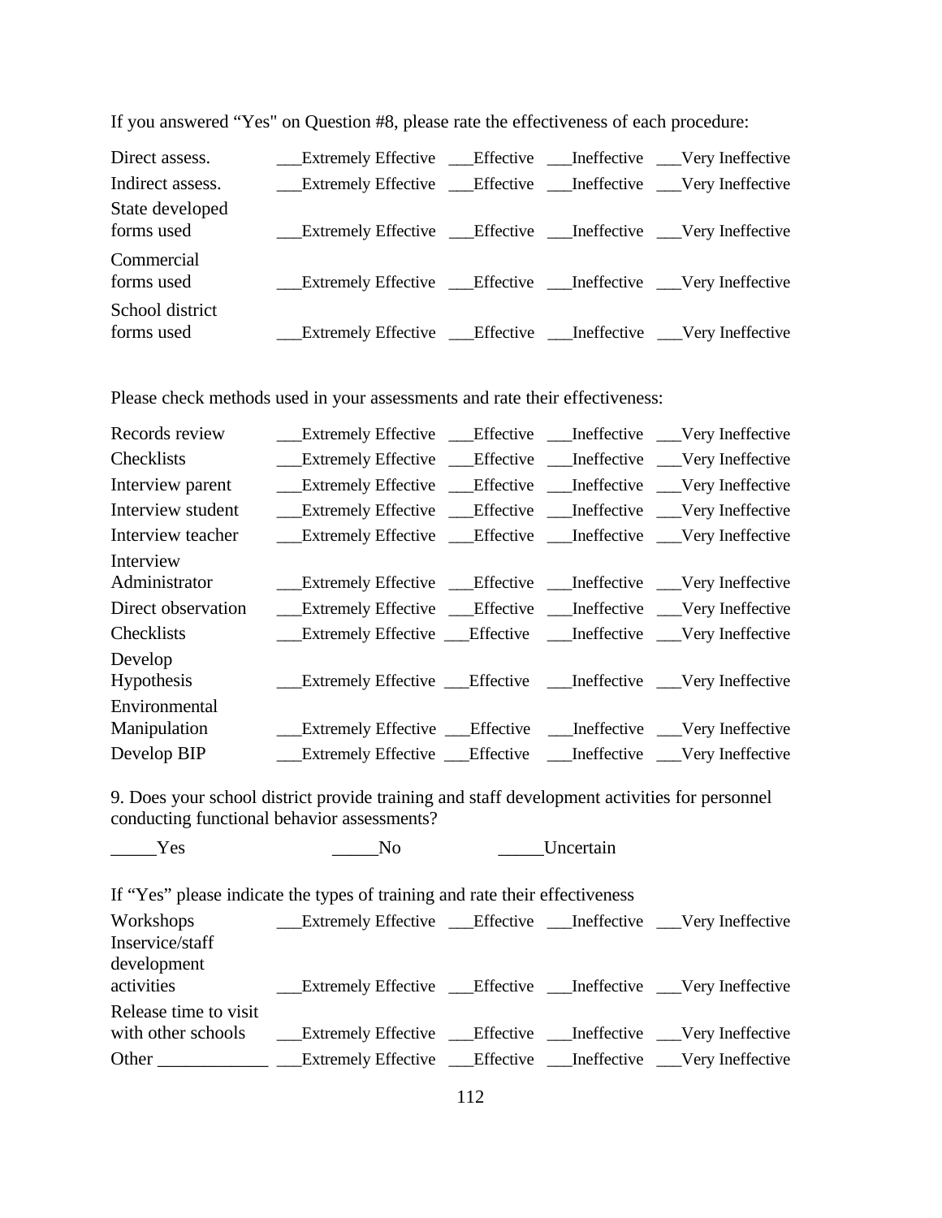If you answered “Yes" on Question #8, please rate the effectiveness of each procedure:

| | | | | |
|---|---|---|---|---|
| Direct assess. | ___Extremely Effective | ___Effective | ___Ineffective | ___Very Ineffective |
| Indirect assess. | ___Extremely Effective | ___Effective | ___Ineffective | ___Very Ineffective |
| State developed forms used | ___Extremely Effective | ___Effective | ___Ineffective | ___Very Ineffective |
| Commercial forms used | ___Extremely Effective | ___Effective | ___Ineffective | ___Very Ineffective |
| School district forms used | ___Extremely Effective | ___Effective | ___Ineffective | ___Very Ineffective |

Please check methods used in your assessments and rate their effectiveness:

| | | | | |
|---|---|---|---|---|
| Records review | ___Extremely Effective | ___Effective | ___Ineffective | ___Very Ineffective |
| Checklists | ___Extremely Effective | ___Effective | ___Ineffective | ___Very Ineffective |
| Interview parent | ___Extremely Effective | ___Effective | ___Ineffective | ___Very Ineffective |
| Interview student | ___Extremely Effective | ___Effective | ___Ineffective | ___Very Ineffective |
| Interview teacher | ___Extremely Effective | ___Effective | ___Ineffective | ___Very Ineffective |
| Interview Administrator | ___Extremely Effective | ___Effective | ___Ineffective | ___Very Ineffective |
| Direct observation | ___Extremely Effective | ___Effective | ___Ineffective | ___Very Ineffective |
| Checklists | ___Extremely Effective | ___Effective | ___Ineffective | ___Very Ineffective |
| Develop Hypothesis | ___Extremely Effective | ___Effective | ___Ineffective | ___Very Ineffective |
| Environmental Manipulation | ___Extremely Effective | ___Effective | ___Ineffective | ___Very Ineffective |
| Develop BIP | ___Extremely Effective | ___Effective | ___Ineffective | ___Very Ineffective |

9. Does your school district provide training and staff development activities for personnel conducting functional behavior assessments?

_____Yes _____No _____Uncertain

If “Yes” please indicate the types of training and rate their effectiveness

| | | | | |
|---|---|---|---|---|
| Workshops | ___Extremely Effective | ___Effective | ___Ineffective | ___Very Ineffective |
| Inservice/staff development activities | ___Extremely Effective | ___Effective | ___Ineffective | ___Very Ineffective |
| Release time to visit with other schools | ___Extremely Effective | ___Effective | ___Ineffective | ___Very Ineffective |
| Other ____________ | ___Extremely Effective | ___Effective | ___Ineffective | ___Very Ineffective |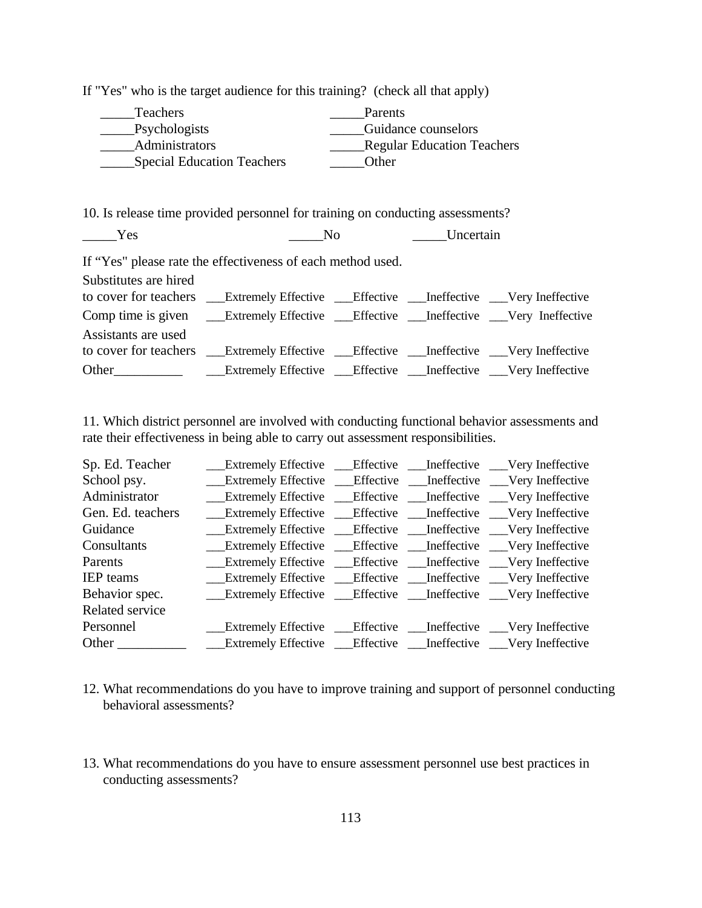If "Yes" who is the target audience for this training? (check all that apply)

_____Teachers
_____Psychologists
_____Administrators
_____Special Education Teachers
_____Parents
_____Guidance counselors
_____Regular Education Teachers
_____Other

10. Is release time provided personnel for training on conducting assessments?

_____Yes _____No _____Uncertain

If "Yes" please rate the effectiveness of each method used.

Substitutes are hired to cover for teachers ___Extremely Effective ___Effective ___Ineffective ___Very Ineffective

Comp time is given ___Extremely Effective ___Effective ___Ineffective ___Very Ineffective

Assistants are used to cover for teachers ___Extremely Effective ___Effective ___Ineffective ___Very Ineffective

Other__________ ___Extremely Effective ___Effective ___Ineffective ___Very Ineffective

11. Which district personnel are involved with conducting functional behavior assessments and rate their effectiveness in being able to carry out assessment responsibilities.

Sp. Ed. Teacher ___Extremely Effective ___Effective ___Ineffective ___Very Ineffective

School psy. ___Extremely Effective ___Effective ___Ineffective ___Very Ineffective

Administrator ___Extremely Effective ___Effective ___Ineffective ___Very Ineffective

Gen. Ed. teachers ___Extremely Effective ___Effective ___Ineffective ___Very Ineffective

Guidance ___Extremely Effective ___Effective ___Ineffective ___Very Ineffective

Consultants ___Extremely Effective ___Effective ___Ineffective ___Very Ineffective

Parents ___Extremely Effective ___Effective ___Ineffective ___Very Ineffective

IEP teams ___Extremely Effective ___Effective ___Ineffective ___Very Ineffective

Behavior spec. ___Extremely Effective ___Effective ___Ineffective ___Very Ineffective

Related service Personnel ___Extremely Effective ___Effective ___Ineffective ___Very Ineffective

Other __________ ___Extremely Effective ___Effective ___Ineffective ___Very Ineffective

12. What recommendations do you have to improve training and support of personnel conducting behavioral assessments?

13. What recommendations do you have to ensure assessment personnel use best practices in conducting assessments?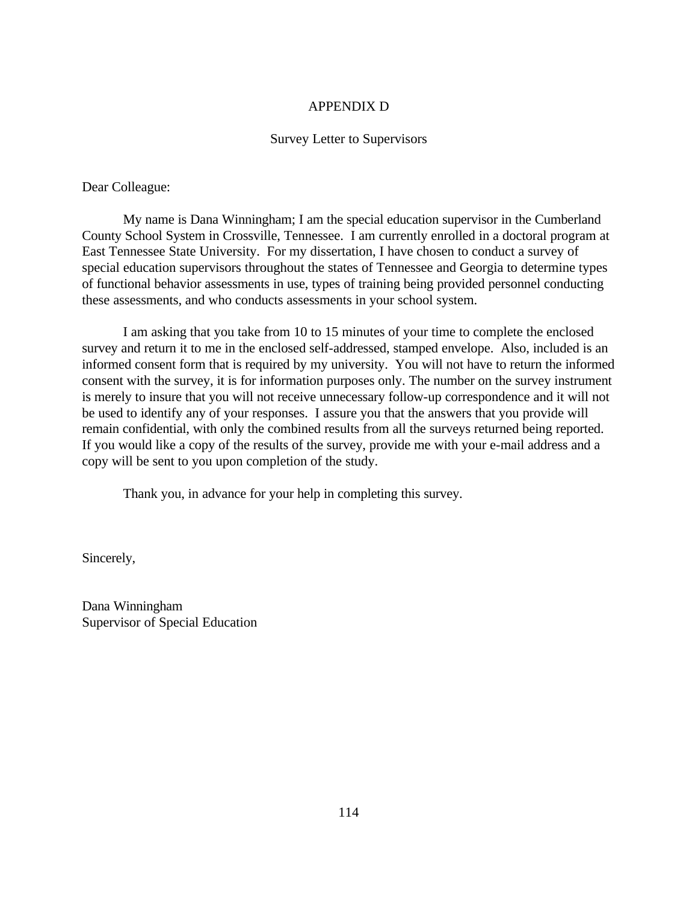# APPENDIX D

## Survey Letter to Supervisors

Dear Colleague:

My name is Dana Winningham; I am the special education supervisor in the Cumberland County School System in Crossville, Tennessee. I am currently enrolled in a doctoral program at East Tennessee State University. For my dissertation, I have chosen to conduct a survey of special education supervisors throughout the states of Tennessee and Georgia to determine types of functional behavior assessments in use, types of training being provided personnel conducting these assessments, and who conducts assessments in your school system.

I am asking that you take from 10 to 15 minutes of your time to complete the enclosed survey and return it to me in the enclosed self-addressed, stamped envelope. Also, included is an informed consent form that is required by my university. You will not have to return the informed consent with the survey, it is for information purposes only. The number on the survey instrument is merely to insure that you will not receive unnecessary follow-up correspondence and it will not be used to identify any of your responses. I assure you that the answers that you provide will remain confidential, with only the combined results from all the surveys returned being reported. If you would like a copy of the results of the survey, provide me with your e-mail address and a copy will be sent to you upon completion of the study.

Thank you, in advance for your help in completing this survey.

Sincerely,

Dana Winningham
Supervisor of Special Education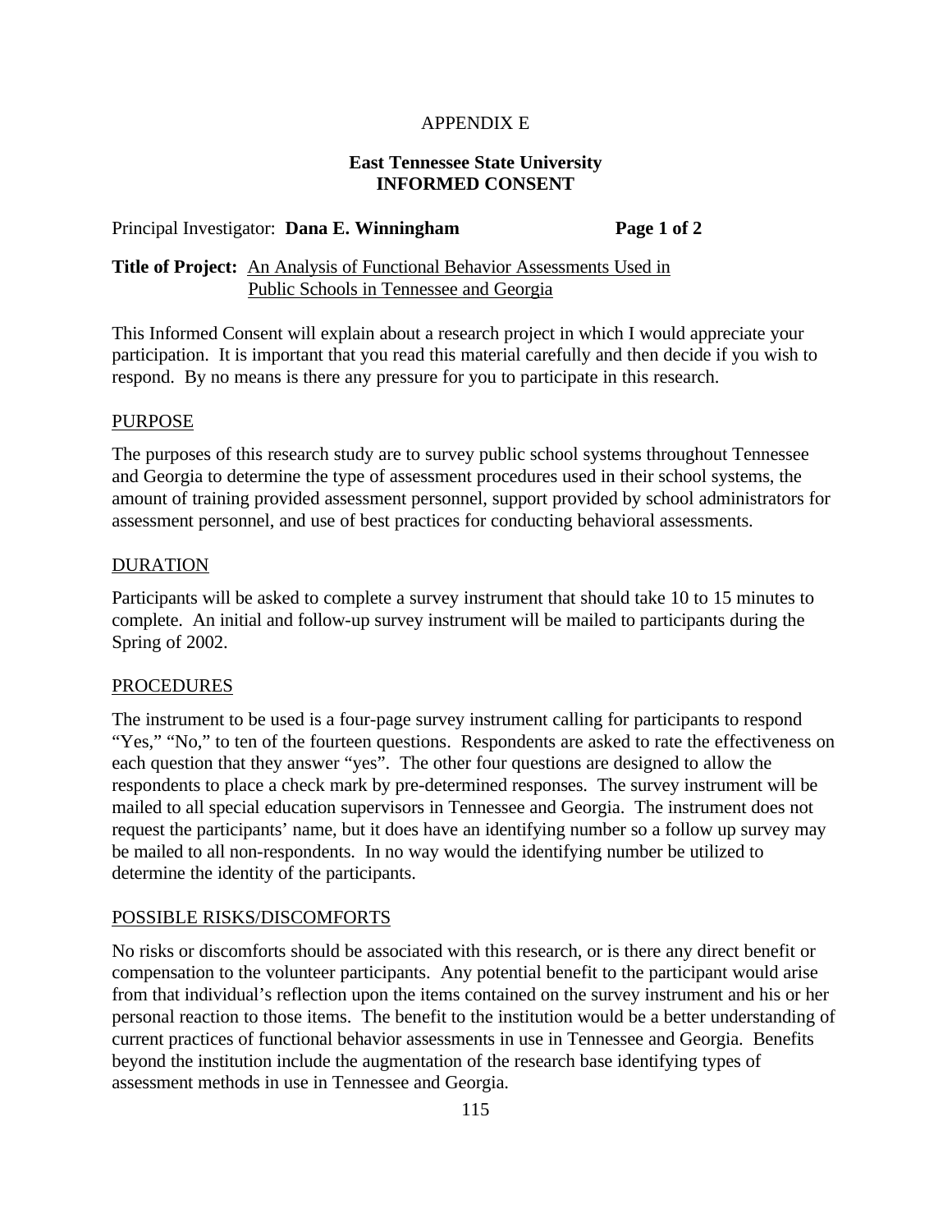APPENDIX E

**East Tennessee State University**
**INFORMED CONSENT**

Principal Investigator: **Dana E. Winningham**

**Title of Project:** An Analysis of Functional Behavior Assessments Used in Public Schools in Tennessee and Georgia

This Informed Consent will explain about a research project in which I would appreciate your participation. It is important that you read this material carefully and then decide if you wish to respond. By no means is there any pressure for you to participate in this research.

PURPOSE

The purposes of this research study are to survey public school systems throughout Tennessee and Georgia to determine the type of assessment procedures used in their school systems, the amount of training provided assessment personnel, support provided by school administrators for assessment personnel, and use of best practices for conducting behavioral assessments.

DURATION

Participants will be asked to complete a survey instrument that should take 10 to 15 minutes to complete. An initial and follow-up survey instrument will be mailed to participants during the Spring of 2002.

PROCEDURES

The instrument to be used is a four-page survey instrument calling for participants to respond "Yes," "No," to ten of the fourteen questions. Respondents are asked to rate the effectiveness on each question that they answer "yes". The other four questions are designed to allow the respondents to place a check mark by pre-determined responses. The survey instrument will be mailed to all special education supervisors in Tennessee and Georgia. The instrument does not request the participants' name, but it does have an identifying number so a follow up survey may be mailed to all non-respondents. In no way would the identifying number be utilized to determine the identity of the participants.

POSSIBLE RISKS/DISCOMFORTS

No risks or discomforts should be associated with this research, or is there any direct benefit or compensation to the volunteer participants. Any potential benefit to the participant would arise from that individual's reflection upon the items contained on the survey instrument and his or her personal reaction to those items. The benefit to the institution would be a better understanding of current practices of functional behavior assessments in use in Tennessee and Georgia. Benefits beyond the institution include the augmentation of the research base identifying types of assessment methods in use in Tennessee and Georgia.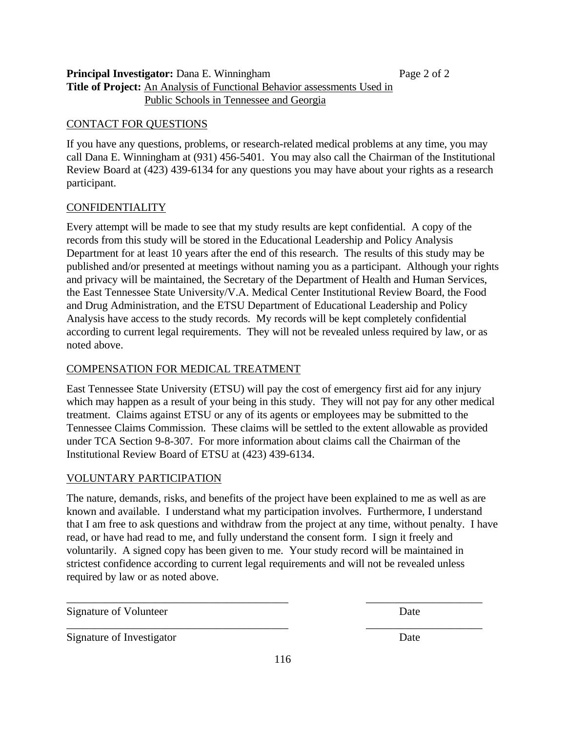**Principal Investigator:** Dana E. Winningham

**Title of Project:** An Analysis of Functional Behavior assessments Used in Public Schools in Tennessee and Georgia

CONTACT FOR QUESTIONS

If you have any questions, problems, or research-related medical problems at any time, you may call Dana E. Winningham at (931) 456-5401. You may also call the Chairman of the Institutional Review Board at (423) 439-6134 for any questions you may have about your rights as a research participant.

CONFIDENTIALITY

Every attempt will be made to see that my study results are kept confidential. A copy of the records from this study will be stored in the Educational Leadership and Policy Analysis Department for at least 10 years after the end of this research. The results of this study may be published and/or presented at meetings without naming you as a participant. Although your rights and privacy will be maintained, the Secretary of the Department of Health and Human Services, the East Tennessee State University/V.A. Medical Center Institutional Review Board, the Food and Drug Administration, and the ETSU Department of Educational Leadership and Policy Analysis have access to the study records. My records will be kept completely confidential according to current legal requirements. They will not be revealed unless required by law, or as noted above.

COMPENSATION FOR MEDICAL TREATMENT

East Tennessee State University (ETSU) will pay the cost of emergency first aid for any injury which may happen as a result of your being in this study. They will not pay for any other medical treatment. Claims against ETSU or any of its agents or employees may be submitted to the Tennessee Claims Commission. These claims will be settled to the extent allowable as provided under TCA Section 9-8-307. For more information about claims call the Chairman of the Institutional Review Board of ETSU at (423) 439-6134.

VOLUNTARY PARTICIPATION

The nature, demands, risks, and benefits of the project have been explained to me as well as are known and available. I understand what my participation involves. Furthermore, I understand that I am free to ask questions and withdraw from the project at any time, without penalty. I have read, or have had read to me, and fully understand the consent form. I sign it freely and voluntarily. A signed copy has been given to me. Your study record will be maintained in strictest confidence according to current legal requirements and will not be revealed unless required by law or as noted above.

\_\_\_\_\_\_\_\_\_\_\_\_\_\_\_\_\_\_\_\_\_\_\_\_\_\_\_\_\_\_\_\_\_\_\_\_\_\_\_\_ \_\_\_\_\_\_\_\_\_\_\_\_\_\_\_\_\_\_\_\_\_

Signature of Volunteer Date

\_\_\_\_\_\_\_\_\_\_\_\_\_\_\_\_\_\_\_\_\_\_\_\_\_\_\_\_\_\_\_\_\_\_\_\_\_\_\_\_ \_\_\_\_\_\_\_\_\_\_\_\_\_\_\_\_\_\_\_\_\_

Signature of Investigator Date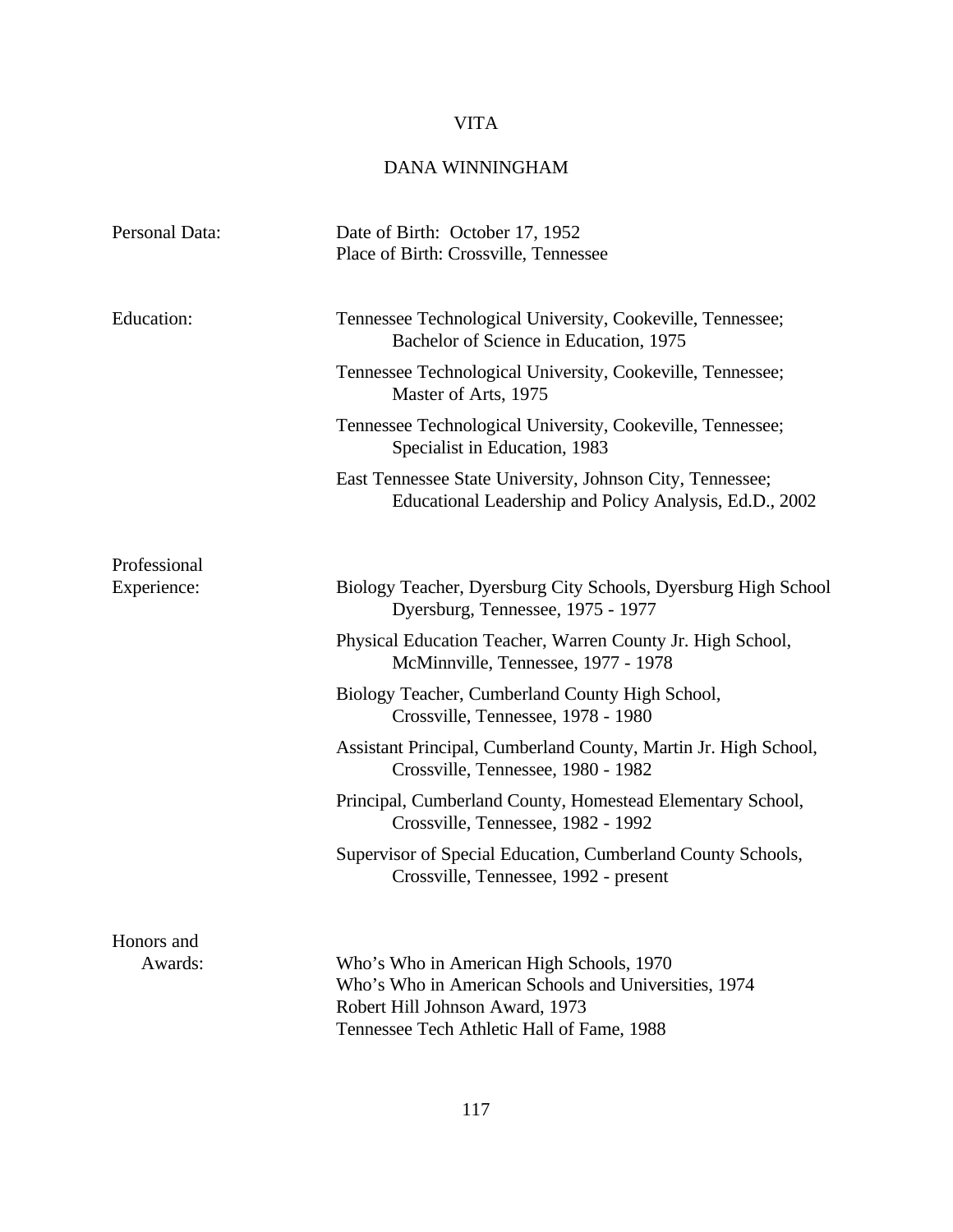# VITA

## DANA WINNINGHAM

Personal Data:

Date of Birth: October 17, 1952
Place of Birth: Crossville, Tennessee

Education:

Tennessee Technological University, Cookeville, Tennessee;
Bachelor of Science in Education, 1975

Tennessee Technological University, Cookeville, Tennessee;
Master of Arts, 1975

Tennessee Technological University, Cookeville, Tennessee;
Specialist in Education, 1983

East Tennessee State University, Johnson City, Tennessee;
Educational Leadership and Policy Analysis, Ed.D., 2002

Professional Experience:

Biology Teacher, Dyersburg City Schools, Dyersburg High School
Dyersburg, Tennessee, 1975 - 1977

Physical Education Teacher, Warren County Jr. High School,
McMinnville, Tennessee, 1977 - 1978

Biology Teacher, Cumberland County High School,
Crossville, Tennessee, 1978 - 1980

Assistant Principal, Cumberland County, Martin Jr. High School,
Crossville, Tennessee, 1980 - 1982

Principal, Cumberland County, Homestead Elementary School,
Crossville, Tennessee, 1982 - 1992

Supervisor of Special Education, Cumberland County Schools,
Crossville, Tennessee, 1992 - present

Honors and Awards:

Who's Who in American High Schools, 1970
Who's Who in American Schools and Universities, 1974
Robert Hill Johnson Award, 1973
Tennessee Tech Athletic Hall of Fame, 1988